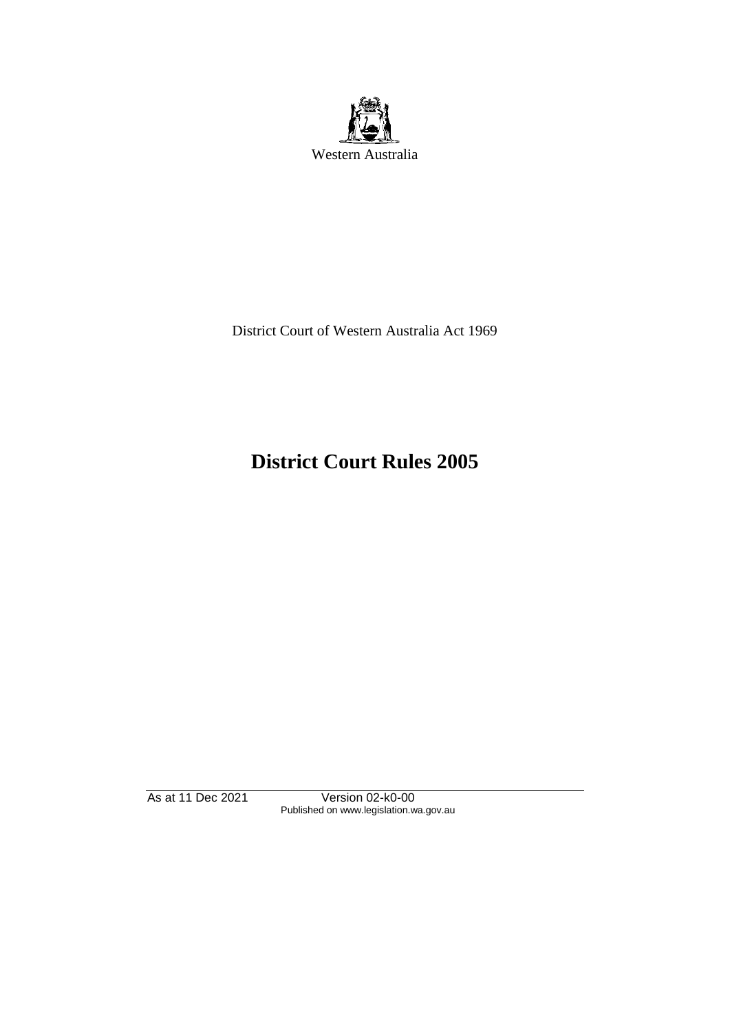Western Australia

District Court of Western Australia Act 1969

# District Court Rules 2005

As at 11 Dec 2021 Version 02-k0-00
Published on www.legislation.wa.gov.au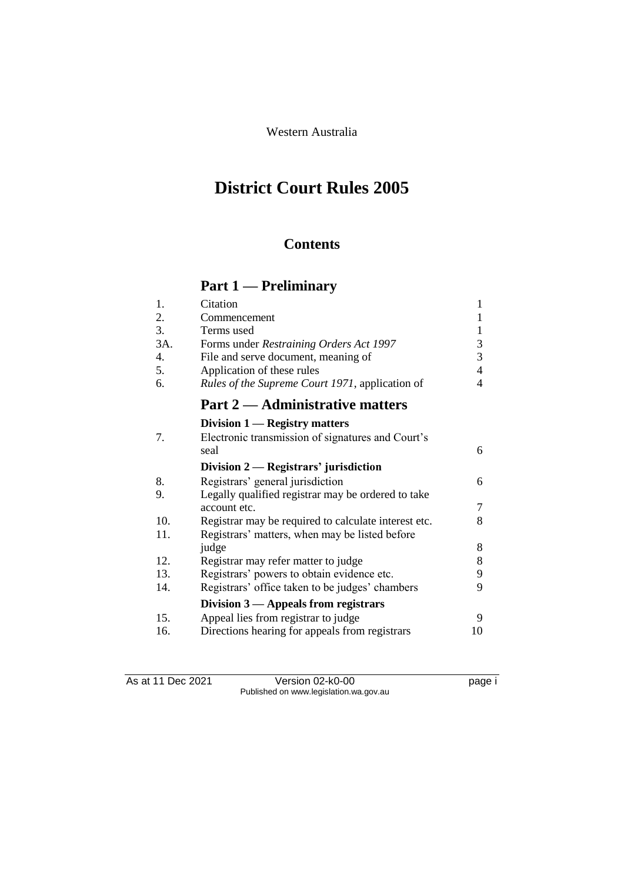Western Australia

# District Court Rules 2005

## Contents

## Part 1 — Preliminary

| | | |
|---|---|---|
| 1. | Citation | 1 |
| 2. | Commencement | 1 |
| 3. | Terms used | 1 |
| 3A. | Forms under *Restraining Orders Act 1997* | 3 |
| 4. | File and serve document, meaning of | 3 |
| 5. | Application of these rules | 4 |
| 6. | *Rules of the Supreme Court 1971*, application of | 4 |

## Part 2 — Administrative matters

### Division 1 — Registry matters

| | | |
|---|---|---|
| 7. | Electronic transmission of signatures and Court's seal | 6 |

### Division 2 — Registrars' jurisdiction

| | | |
|---|---|---|
| 8. | Registrars' general jurisdiction | 6 |
| 9. | Legally qualified registrar may be ordered to take account etc. | 7 |
| 10. | Registrar may be required to calculate interest etc. | 8 |
| 11. | Registrars' matters, when may be listed before judge | 8 |
| 12. | Registrar may refer matter to judge | 8 |
| 13. | Registrars' powers to obtain evidence etc. | 9 |
| 14. | Registrars' office taken to be judges' chambers | 9 |

### Division 3 — Appeals from registrars

| | | |
|---|---|---|
| 15. | Appeal lies from registrar to judge | 9 |
| 16. | Directions hearing for appeals from registrars | 10 |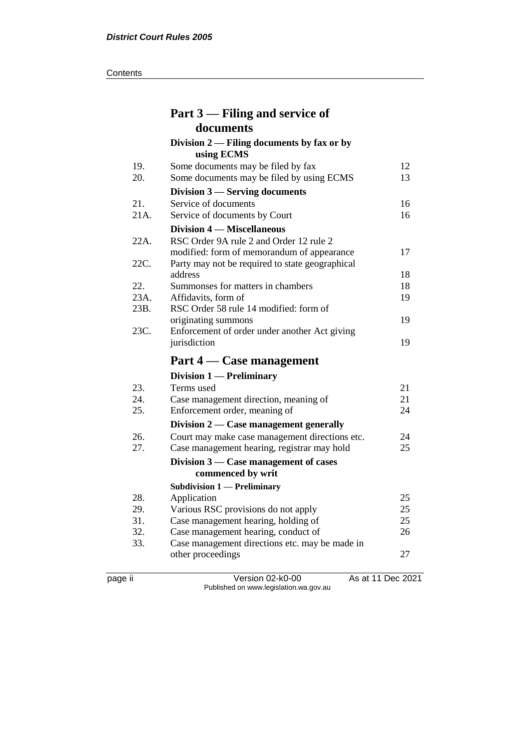## Part 3 — Filing and service of documents

### Division 2 — Filing documents by fax or by using ECMS

| | | |
|---|---|---|
| 19. | Some documents may be filed by fax | 12 |
| 20. | Some documents may be filed by using ECMS | 13 |

### Division 3 — Serving documents

| | | |
|---|---|---|
| 21. | Service of documents | 16 |
| 21A. | Service of documents by Court | 16 |

### Division 4 — Miscellaneous

| | | |
|---|---|---|
| 22A. | RSC Order 9A rule 2 and Order 12 rule 2 modified: form of memorandum of appearance | 17 |
| 22C. | Party may not be required to state geographical address | 18 |
| 22. | Summonses for matters in chambers | 18 |
| 23A. | Affidavits, form of | 19 |
| 23B. | RSC Order 58 rule 14 modified: form of originating summons | 19 |
| 23C. | Enforcement of order under another Act giving jurisdiction | 19 |

## Part 4 — Case management

### Division 1 — Preliminary

| | | |
|---|---|---|
| 23. | Terms used | 21 |
| 24. | Case management direction, meaning of | 21 |
| 25. | Enforcement order, meaning of | 24 |

### Division 2 — Case management generally

| | | |
|---|---|---|
| 26. | Court may make case management directions etc. | 24 |
| 27. | Case management hearing, registrar may hold | 25 |

### Division 3 — Case management of cases commenced by writ

#### Subdivision 1 — Preliminary

| | | |
|---|---|---|
| 28. | Application | 25 |
| 29. | Various RSC provisions do not apply | 25 |
| 31. | Case management hearing, holding of | 25 |
| 32. | Case management hearing, conduct of | 26 |
| 33. | Case management directions etc. may be made in other proceedings | 27 |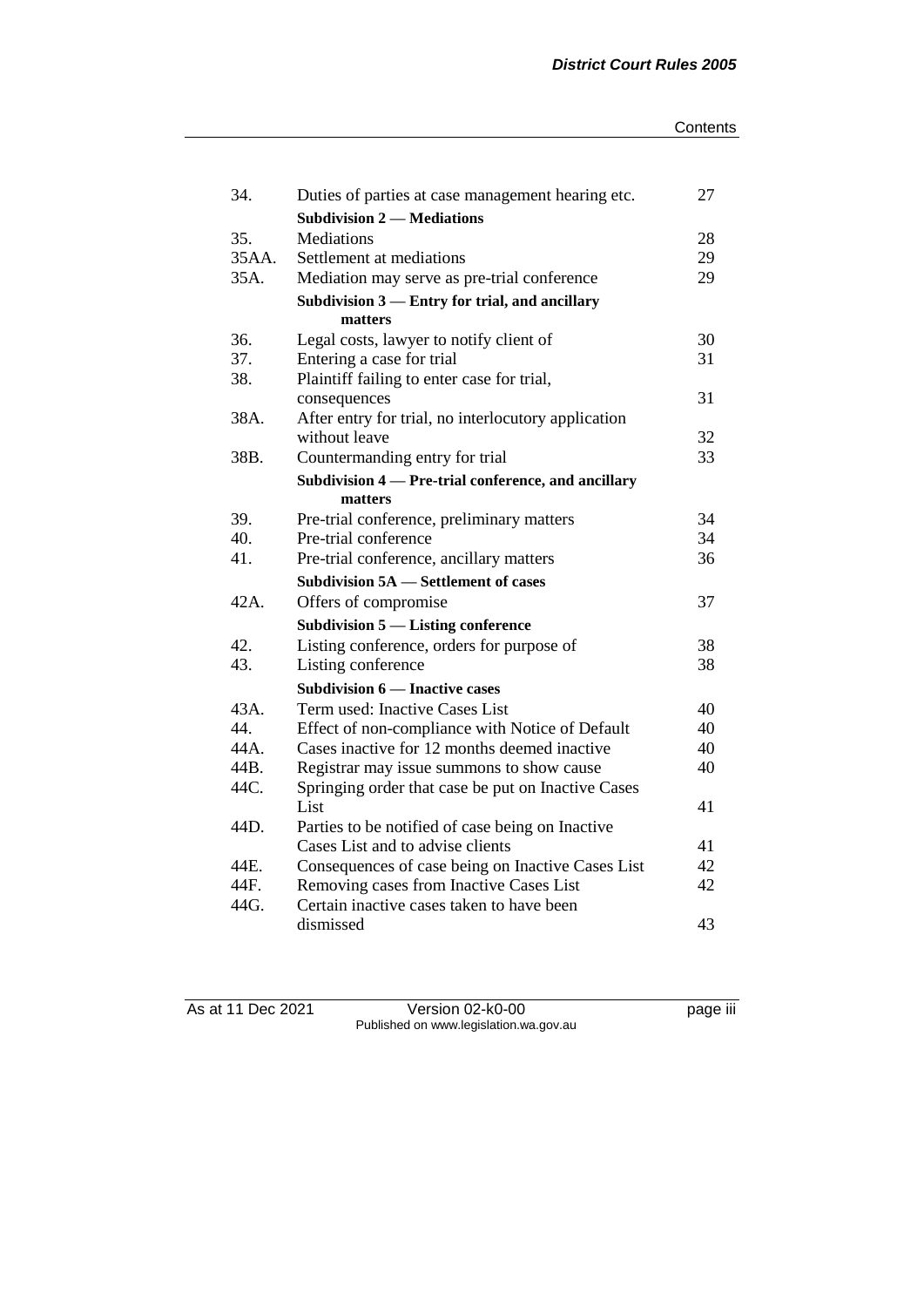| | | |
|---|---|---|
| 34. | Duties of parties at case management hearing etc. | 27 |
| | **Subdivision 2 — Mediations** | |
| 35. | Mediations | 28 |
| 35AA. | Settlement at mediations | 29 |
| 35A. | Mediation may serve as pre-trial conference | 29 |
| | **Subdivision 3 — Entry for trial, and ancillary matters** | |
| 36. | Legal costs, lawyer to notify client of | 30 |
| 37. | Entering a case for trial | 31 |
| 38. | Plaintiff failing to enter case for trial, consequences | 31 |
| 38A. | After entry for trial, no interlocutory application without leave | 32 |
| 38B. | Countermanding entry for trial | 33 |
| | **Subdivision 4 — Pre-trial conference, and ancillary matters** | |
| 39. | Pre-trial conference, preliminary matters | 34 |
| 40. | Pre-trial conference | 34 |
| 41. | Pre-trial conference, ancillary matters | 36 |
| | **Subdivision 5A — Settlement of cases** | |
| 42A. | Offers of compromise | 37 |
| | **Subdivision 5 — Listing conference** | |
| 42. | Listing conference, orders for purpose of | 38 |
| 43. | Listing conference | 38 |
| | **Subdivision 6 — Inactive cases** | |
| 43A. | Term used: Inactive Cases List | 40 |
| 44. | Effect of non-compliance with Notice of Default | 40 |
| 44A. | Cases inactive for 12 months deemed inactive | 40 |
| 44B. | Registrar may issue summons to show cause | 40 |
| 44C. | Springing order that case be put on Inactive Cases List | 41 |
| 44D. | Parties to be notified of case being on Inactive Cases List and to advise clients | 41 |
| 44E. | Consequences of case being on Inactive Cases List | 42 |
| 44F. | Removing cases from Inactive Cases List | 42 |
| 44G. | Certain inactive cases taken to have been dismissed | 43 |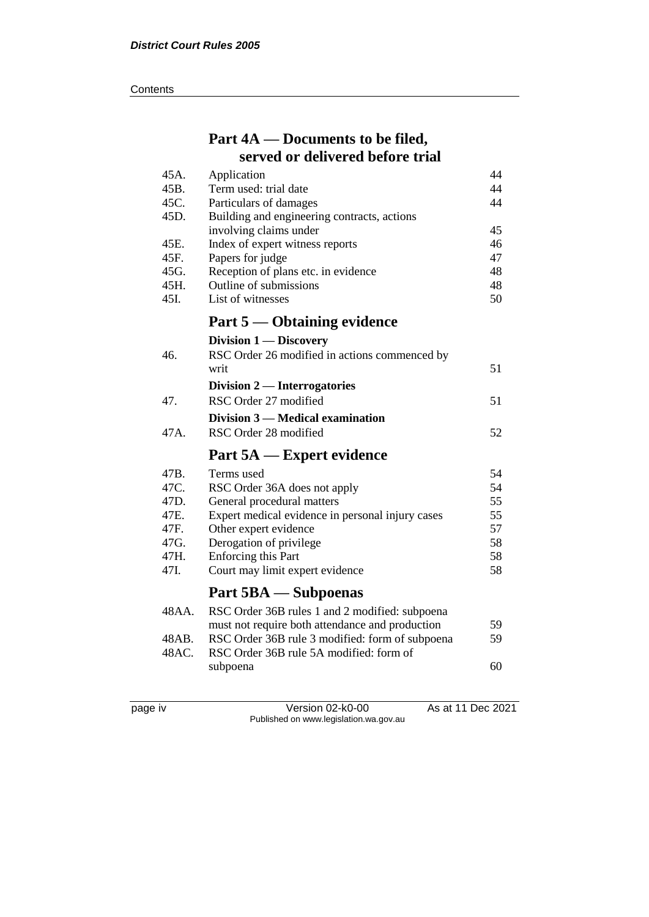## Part 4A — Documents to be filed, served or delivered before trial

| | | |
|---|---|---|
| 45A. | Application | 44 |
| 45B. | Term used: trial date | 44 |
| 45C. | Particulars of damages | 44 |
| 45D. | Building and engineering contracts, actions involving claims under | 45 |
| 45E. | Index of expert witness reports | 46 |
| 45F. | Papers for judge | 47 |
| 45G. | Reception of plans etc. in evidence | 48 |
| 45H. | Outline of submissions | 48 |
| 45I. | List of witnesses | 50 |

## Part 5 — Obtaining evidence

### Division 1 — Discovery

| | | |
|---|---|---|
| 46. | RSC Order 26 modified in actions commenced by writ | 51 |

### Division 2 — Interrogatories

| | | |
|---|---|---|
| 47. | RSC Order 27 modified | 51 |

### Division 3 — Medical examination

| | | |
|---|---|---|
| 47A. | RSC Order 28 modified | 52 |

## Part 5A — Expert evidence

| | | |
|---|---|---|
| 47B. | Terms used | 54 |
| 47C. | RSC Order 36A does not apply | 54 |
| 47D. | General procedural matters | 55 |
| 47E. | Expert medical evidence in personal injury cases | 55 |
| 47F. | Other expert evidence | 57 |
| 47G. | Derogation of privilege | 58 |
| 47H. | Enforcing this Part | 58 |
| 47I. | Court may limit expert evidence | 58 |

## Part 5BA — Subpoenas

| | | |
|---|---|---|
| 48AA. | RSC Order 36B rules 1 and 2 modified: subpoena must not require both attendance and production | 59 |
| 48AB. | RSC Order 36B rule 3 modified: form of subpoena | 59 |
| 48AC. | RSC Order 36B rule 5A modified: form of subpoena | 60 |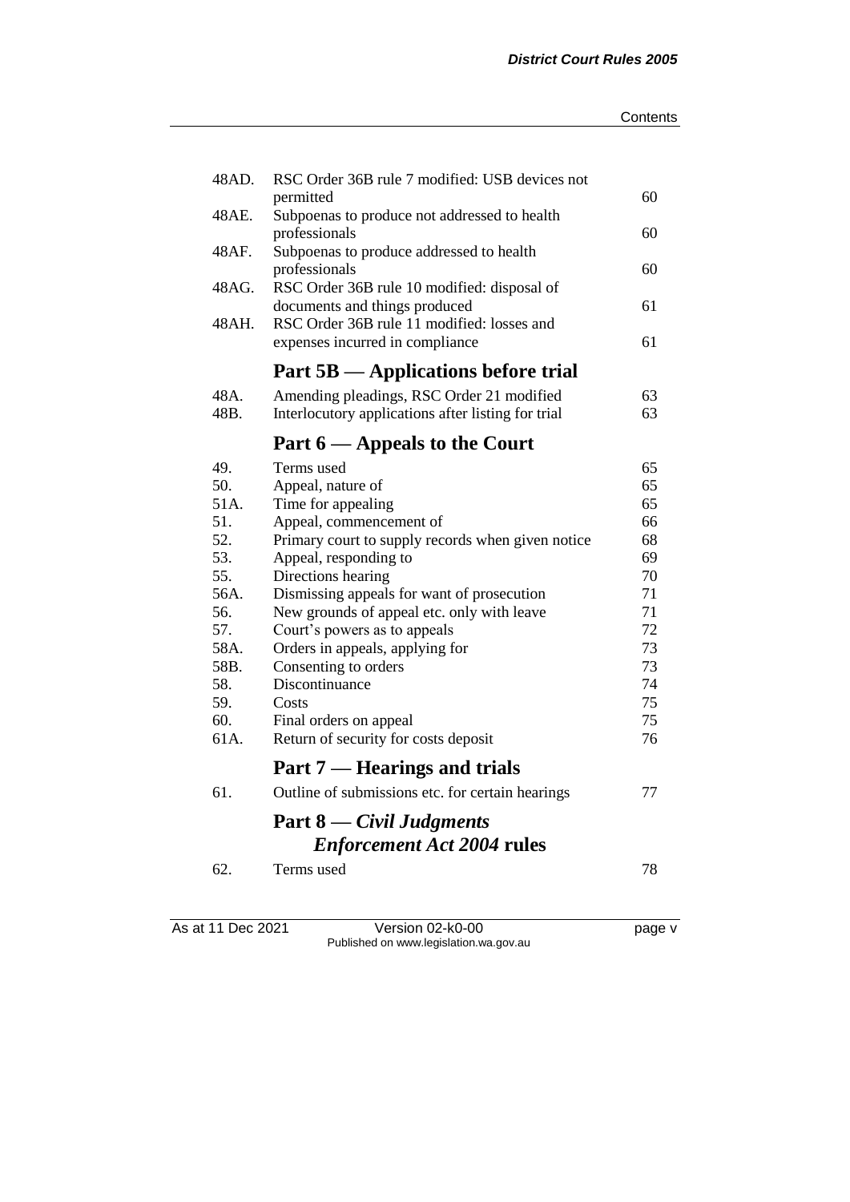| | | |
|---|---|---|
| 48AD. | RSC Order 36B rule 7 modified: USB devices not permitted | 60 |
| 48AE. | Subpoenas to produce not addressed to health professionals | 60 |
| 48AF. | Subpoenas to produce addressed to health professionals | 60 |
| 48AG. | RSC Order 36B rule 10 modified: disposal of documents and things produced | 61 |
| 48AH. | RSC Order 36B rule 11 modified: losses and expenses incurred in compliance | 61 |

## Part 5B — Applications before trial

| | | |
|---|---|---|
| 48A. | Amending pleadings, RSC Order 21 modified | 63 |
| 48B. | Interlocutory applications after listing for trial | 63 |

## Part 6 — Appeals to the Court

| | | |
|---|---|---|
| 49. | Terms used | 65 |
| 50. | Appeal, nature of | 65 |
| 51A. | Time for appealing | 65 |
| 51. | Appeal, commencement of | 66 |
| 52. | Primary court to supply records when given notice | 68 |
| 53. | Appeal, responding to | 69 |
| 55. | Directions hearing | 70 |
| 56A. | Dismissing appeals for want of prosecution | 71 |
| 56. | New grounds of appeal etc. only with leave | 71 |
| 57. | Court's powers as to appeals | 72 |
| 58A. | Orders in appeals, applying for | 73 |
| 58B. | Consenting to orders | 73 |
| 58. | Discontinuance | 74 |
| 59. | Costs | 75 |
| 60. | Final orders on appeal | 75 |
| 61A. | Return of security for costs deposit | 76 |

## Part 7 — Hearings and trials

| | | |
|---|---|---|
| 61. | Outline of submissions etc. for certain hearings | 77 |

## Part 8 — *Civil Judgments Enforcement Act 2004* rules

| | | |
|---|---|---|
| 62. | Terms used | 78 |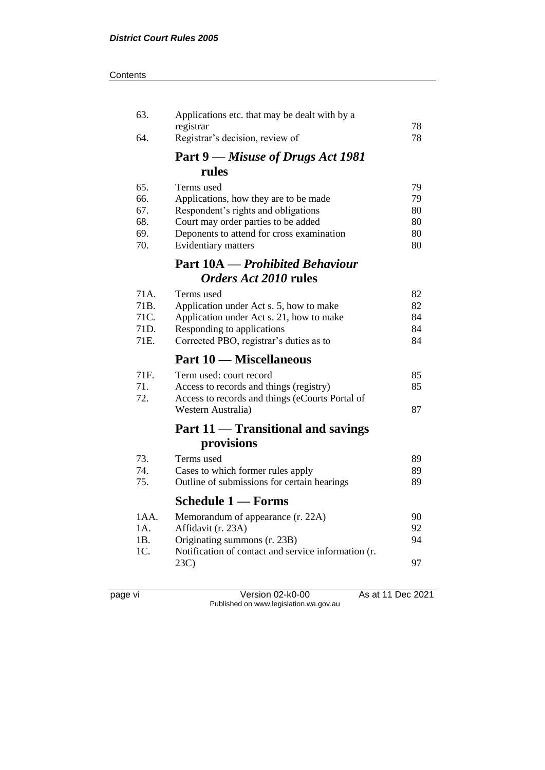| | | |
|---|---|---|
| 63. | Applications etc. that may be dealt with by a registrar | 78 |
| 64. | Registrar's decision, review of | 78 |

## Part 9 — *Misuse of Drugs Act 1981* rules

| | | |
|---|---|---|
| 65. | Terms used | 79 |
| 66. | Applications, how they are to be made | 79 |
| 67. | Respondent's rights and obligations | 80 |
| 68. | Court may order parties to be added | 80 |
| 69. | Deponents to attend for cross examination | 80 |
| 70. | Evidentiary matters | 80 |

## Part 10A — *Prohibited Behaviour Orders Act 2010* rules

| | | |
|---|---|---|
| 71A. | Terms used | 82 |
| 71B. | Application under Act s. 5, how to make | 82 |
| 71C. | Application under Act s. 21, how to make | 84 |
| 71D. | Responding to applications | 84 |
| 71E. | Corrected PBO, registrar's duties as to | 84 |

## Part 10 — Miscellaneous

| | | |
|---|---|---|
| 71F. | Term used: court record | 85 |
| 71. | Access to records and things (registry) | 85 |
| 72. | Access to records and things (eCourts Portal of Western Australia) | 87 |

## Part 11 — Transitional and savings provisions

| | | |
|---|---|---|
| 73. | Terms used | 89 |
| 74. | Cases to which former rules apply | 89 |
| 75. | Outline of submissions for certain hearings | 89 |

## Schedule 1 — Forms

| | | |
|---|---|---|
| 1AA. | Memorandum of appearance (r. 22A) | 90 |
| 1A. | Affidavit (r. 23A) | 92 |
| 1B. | Originating summons (r. 23B) | 94 |
| 1C. | Notification of contact and service information (r. 23C) | 97 |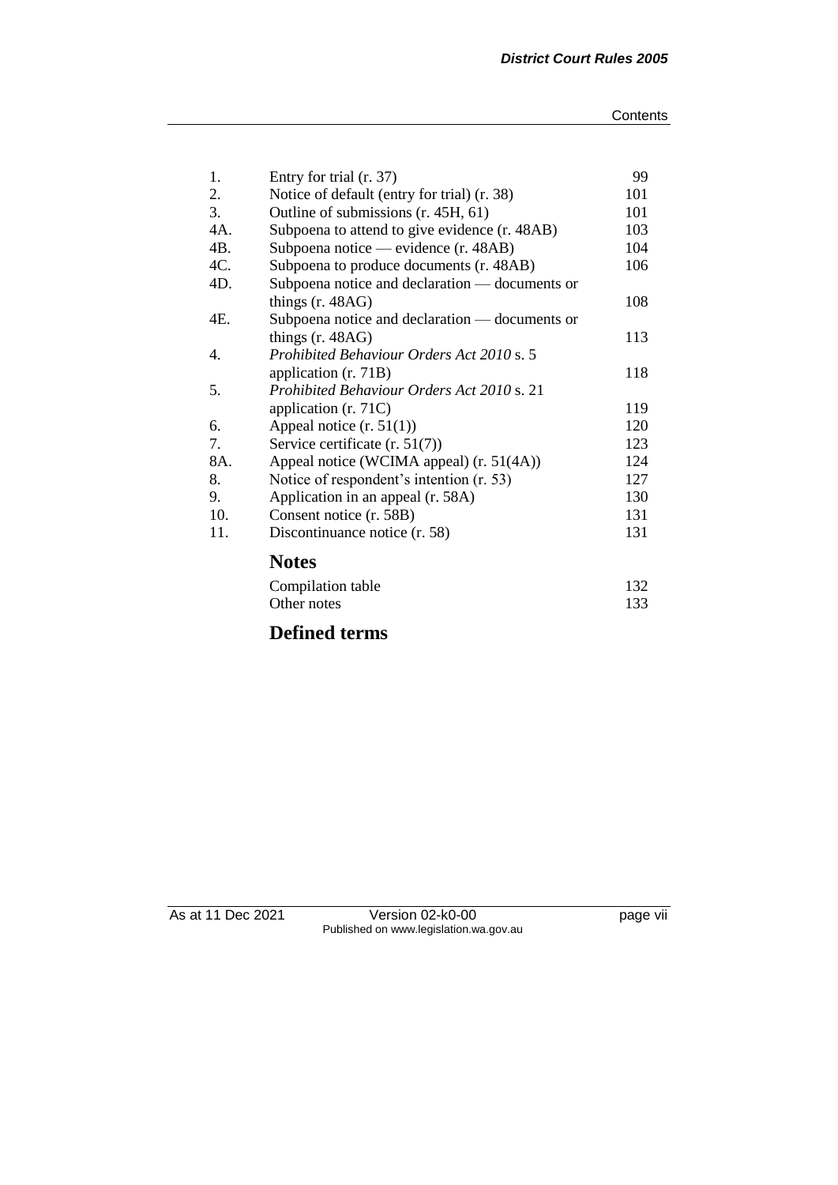| | | |
|---|---|---|
| 1. | Entry for trial (r. 37) | 99 |
| 2. | Notice of default (entry for trial) (r. 38) | 101 |
| 3. | Outline of submissions (r. 45H, 61) | 101 |
| 4A. | Subpoena to attend to give evidence (r. 48AB) | 103 |
| 4B. | Subpoena notice — evidence (r. 48AB) | 104 |
| 4C. | Subpoena to produce documents (r. 48AB) | 106 |
| 4D. | Subpoena notice and declaration — documents or things (r. 48AG) | 108 |
| 4E. | Subpoena notice and declaration — documents or things (r. 48AG) | 113 |
| 4. | *Prohibited Behaviour Orders Act 2010* s. 5 application (r. 71B) | 118 |
| 5. | *Prohibited Behaviour Orders Act 2010* s. 21 application (r. 71C) | 119 |
| 6. | Appeal notice (r. 51(1)) | 120 |
| 7. | Service certificate (r. 51(7)) | 123 |
| 8A. | Appeal notice (WCIMA appeal) (r. 51(4A)) | 124 |
| 8. | Notice of respondent's intention (r. 53) | 127 |
| 9. | Application in an appeal (r. 58A) | 130 |
| 10. | Consent notice (r. 58B) | 131 |
| 11. | Discontinuance notice (r. 58) | 131 |

## Notes

| | |
|---|---|
| Compilation table | 132 |
| Other notes | 133 |

## Defined terms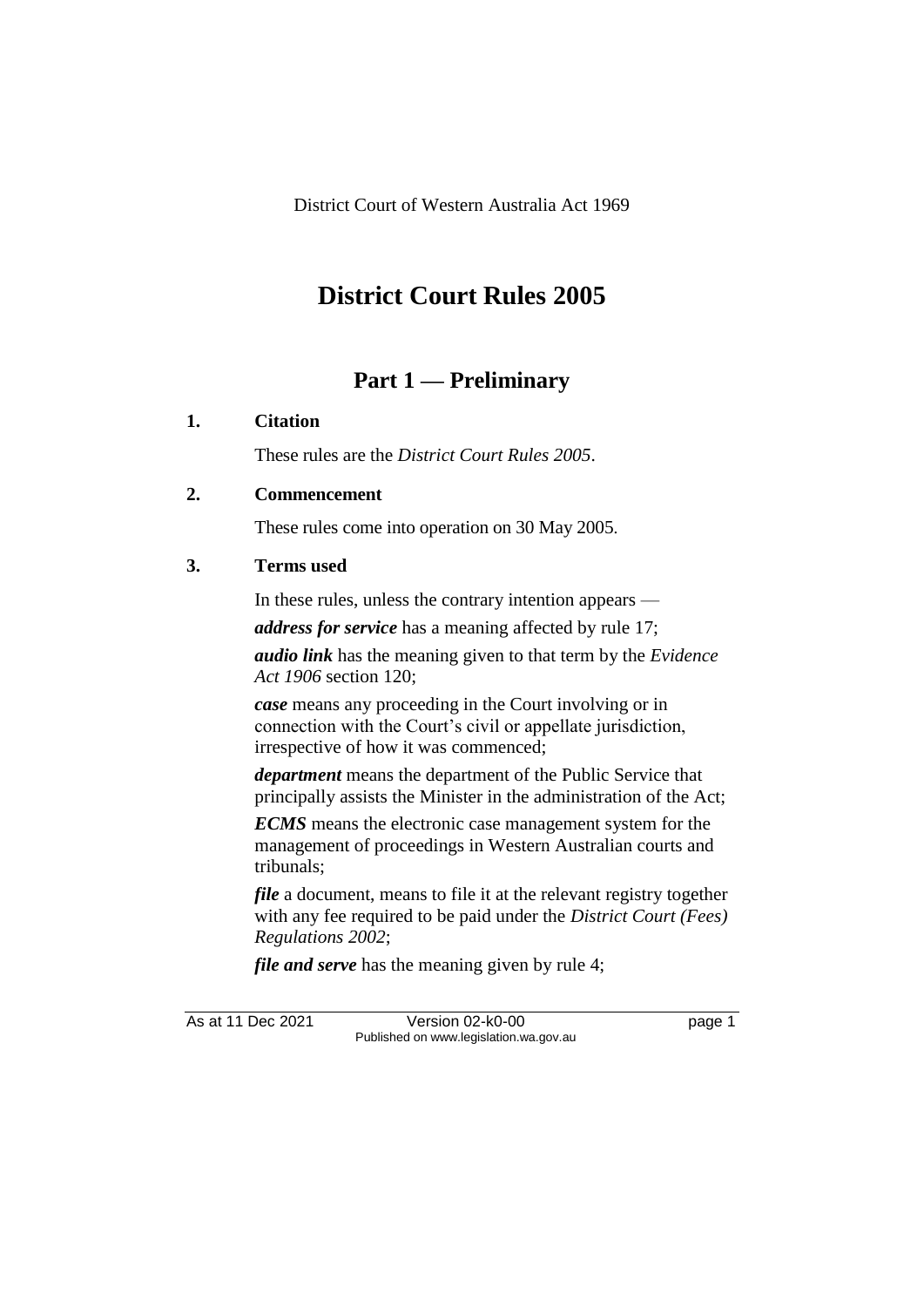District Court of Western Australia Act 1969

# District Court Rules 2005

## Part 1 — Preliminary

### 1. Citation

These rules are the *District Court Rules 2005*.

### 2. Commencement

These rules come into operation on 30 May 2005.

### 3. Terms used

In these rules, unless the contrary intention appears —

***address for service*** has a meaning affected by rule 17;

***audio link*** has the meaning given to that term by the *Evidence Act 1906* section 120;

***case*** means any proceeding in the Court involving or in connection with the Court's civil or appellate jurisdiction, irrespective of how it was commenced;

***department*** means the department of the Public Service that principally assists the Minister in the administration of the Act;

***ECMS*** means the electronic case management system for the management of proceedings in Western Australian courts and tribunals;

***file*** a document, means to file it at the relevant registry together with any fee required to be paid under the *District Court (Fees) Regulations 2002*;

***file and serve*** has the meaning given by rule 4;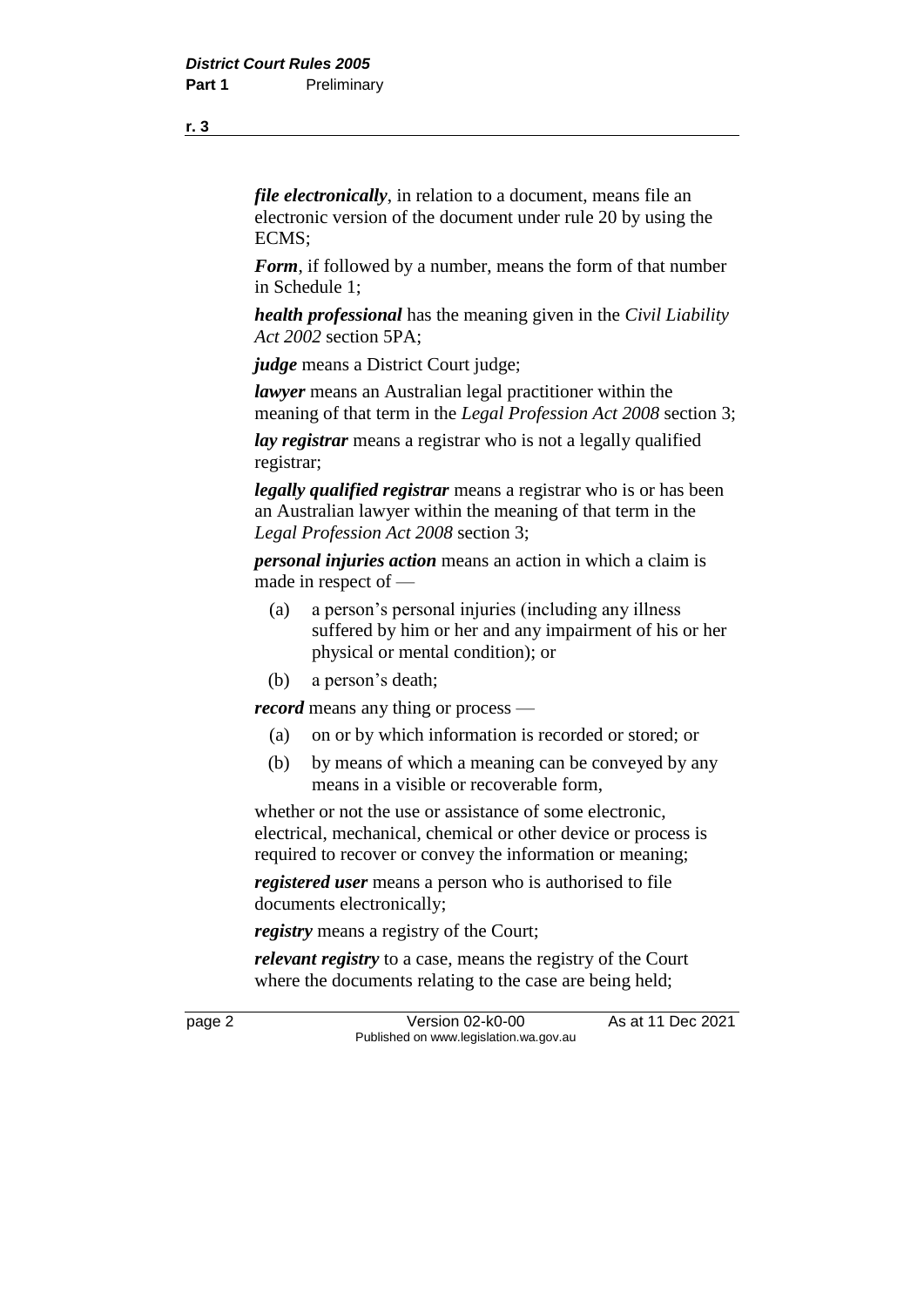***file electronically***, in relation to a document, means file an electronic version of the document under rule 20 by using the ECMS;

***Form***, if followed by a number, means the form of that number in Schedule 1;

***health professional*** has the meaning given in the *Civil Liability Act 2002* section 5PA;

***judge*** means a District Court judge;

***lawyer*** means an Australian legal practitioner within the meaning of that term in the *Legal Profession Act 2008* section 3;

***lay registrar*** means a registrar who is not a legally qualified registrar;

***legally qualified registrar*** means a registrar who is or has been an Australian lawyer within the meaning of that term in the *Legal Profession Act 2008* section 3;

***personal injuries action*** means an action in which a claim is made in respect of —

(a) a person's personal injuries (including any illness suffered by him or her and any impairment of his or her physical or mental condition); or

(b) a person's death;

***record*** means any thing or process —

(a) on or by which information is recorded or stored; or

(b) by means of which a meaning can be conveyed by any means in a visible or recoverable form,

whether or not the use or assistance of some electronic, electrical, mechanical, chemical or other device or process is required to recover or convey the information or meaning;

***registered user*** means a person who is authorised to file documents electronically;

***registry*** means a registry of the Court;

***relevant registry*** to a case, means the registry of the Court where the documents relating to the case are being held;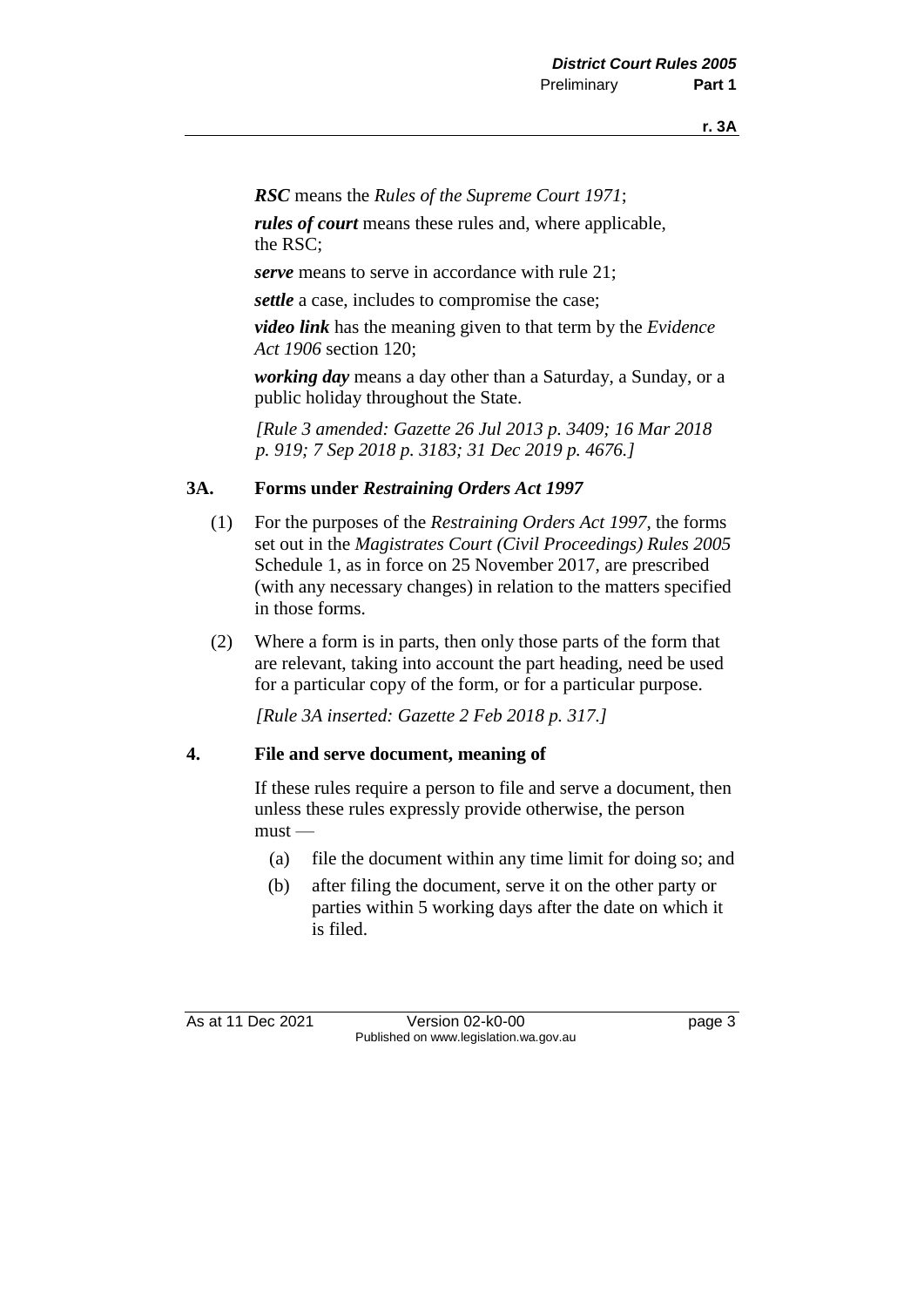***RSC*** means the *Rules of the Supreme Court 1971*;

***rules of court*** means these rules and, where applicable, the RSC;

***serve*** means to serve in accordance with rule 21;

***settle*** a case, includes to compromise the case;

***video link*** has the meaning given to that term by the *Evidence Act 1906* section 120;

***working day*** means a day other than a Saturday, a Sunday, or a public holiday throughout the State.

*[Rule 3 amended: Gazette 26 Jul 2013 p. 3409; 16 Mar 2018 p. 919; 7 Sep 2018 p. 3183; 31 Dec 2019 p. 4676.]*

### 3A. Forms under *Restraining Orders Act 1997*

(1) For the purposes of the *Restraining Orders Act 1997*, the forms set out in the *Magistrates Court (Civil Proceedings) Rules 2005* Schedule 1, as in force on 25 November 2017, are prescribed (with any necessary changes) in relation to the matters specified in those forms.

(2) Where a form is in parts, then only those parts of the form that are relevant, taking into account the part heading, need be used for a particular copy of the form, or for a particular purpose.

*[Rule 3A inserted: Gazette 2 Feb 2018 p. 317.]*

### 4. File and serve document, meaning of

If these rules require a person to file and serve a document, then unless these rules expressly provide otherwise, the person must —

(a) file the document within any time limit for doing so; and

(b) after filing the document, serve it on the other party or parties within 5 working days after the date on which it is filed.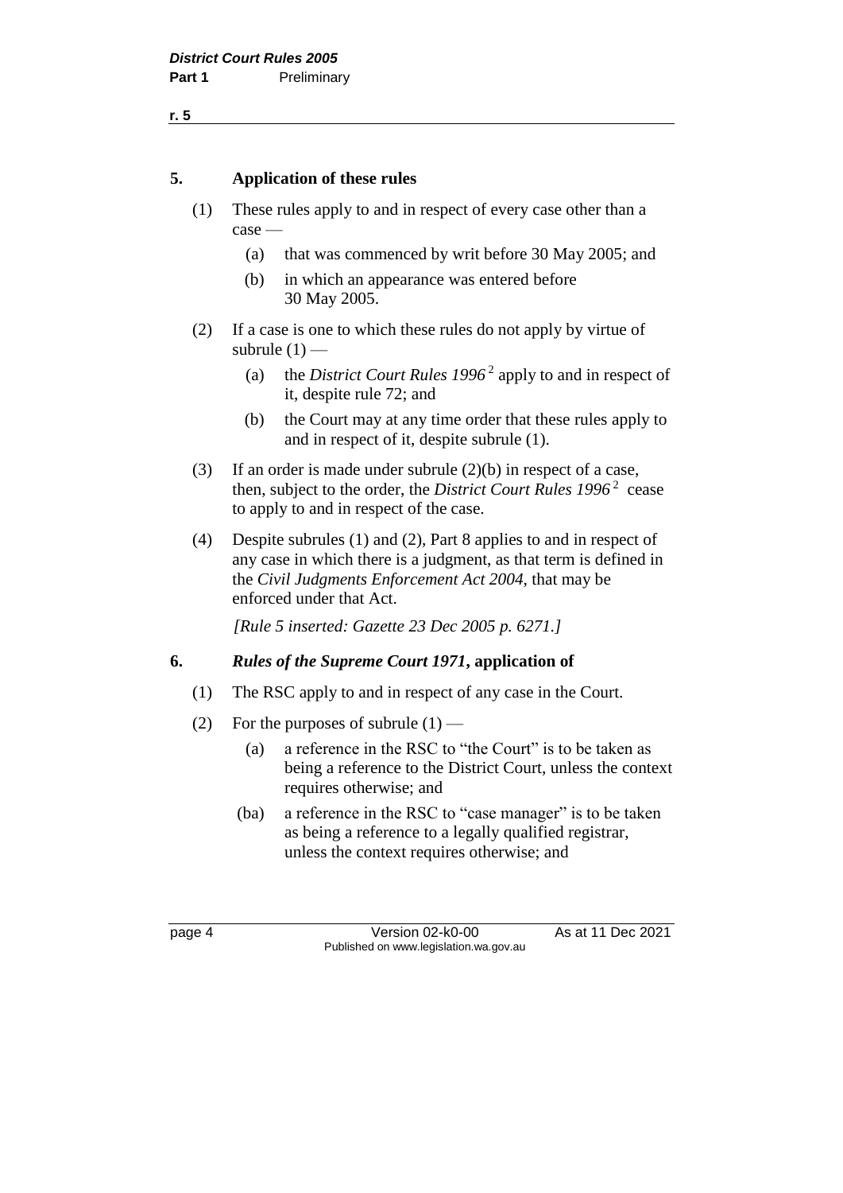### 5. Application of these rules

(1) These rules apply to and in respect of every case other than a case —

(a) that was commenced by writ before 30 May 2005; and

(b) in which an appearance was entered before 30 May 2005.

(2) If a case is one to which these rules do not apply by virtue of subrule (1) —

(a) the *District Court Rules 1996* [2] apply to and in respect of it, despite rule 72; and

(b) the Court may at any time order that these rules apply to and in respect of it, despite subrule (1).

(3) If an order is made under subrule (2)(b) in respect of a case, then, subject to the order, the *District Court Rules 1996* [2] cease to apply to and in respect of the case.

(4) Despite subrules (1) and (2), Part 8 applies to and in respect of any case in which there is a judgment, as that term is defined in the *Civil Judgments Enforcement Act 2004*, that may be enforced under that Act.

*[Rule 5 inserted: Gazette 23 Dec 2005 p. 6271.]*

### 6. *Rules of the Supreme Court 1971*, application of

(1) The RSC apply to and in respect of any case in the Court.

(2) For the purposes of subrule (1) —

(a) a reference in the RSC to "the Court" is to be taken as being a reference to the District Court, unless the context requires otherwise; and

(ba) a reference in the RSC to "case manager" is to be taken as being a reference to a legally qualified registrar, unless the context requires otherwise; and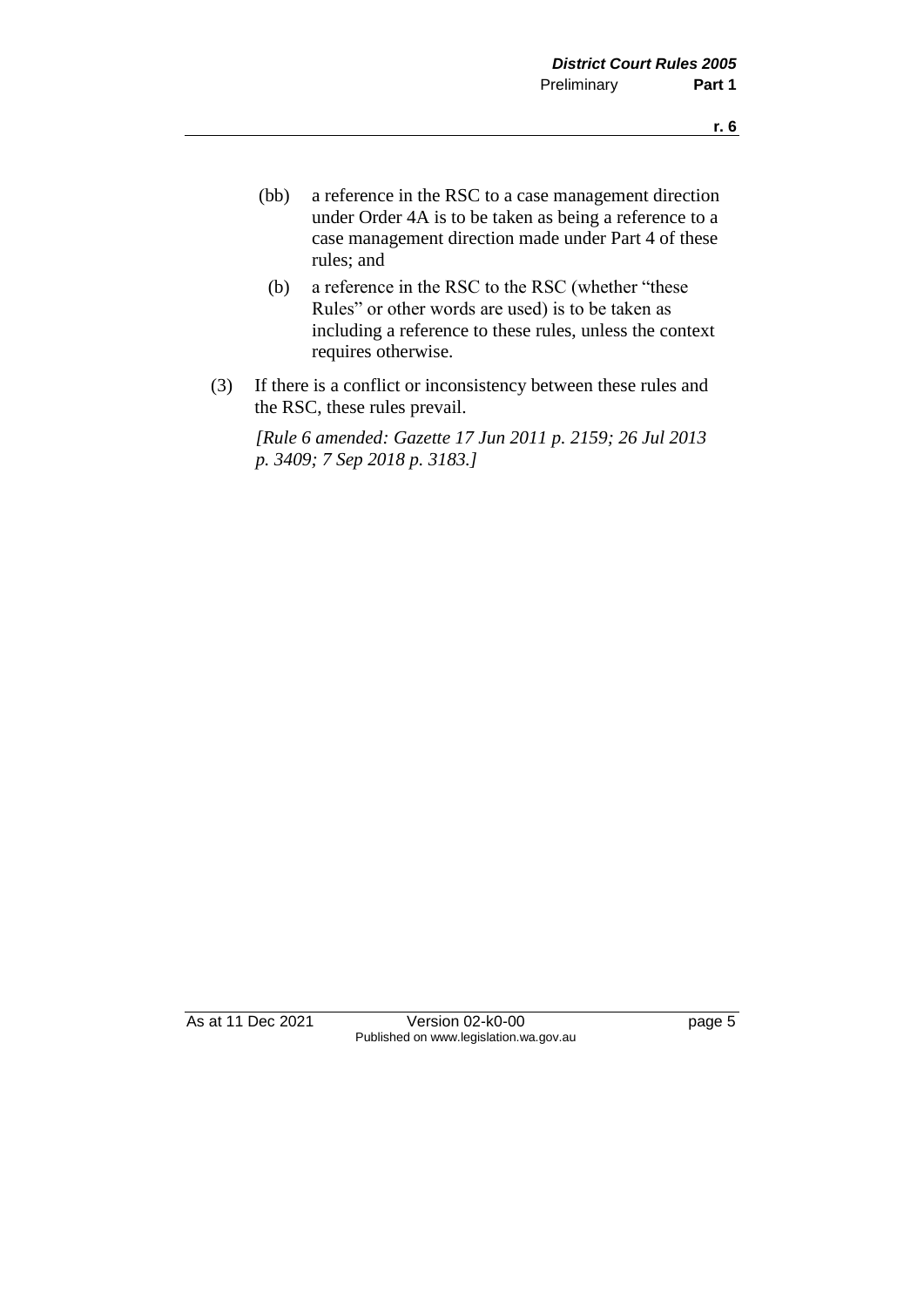(bb) a reference in the RSC to a case management direction under Order 4A is to be taken as being a reference to a case management direction made under Part 4 of these rules; and

(b) a reference in the RSC to the RSC (whether "these Rules" or other words are used) is to be taken as including a reference to these rules, unless the context requires otherwise.

(3) If there is a conflict or inconsistency between these rules and the RSC, these rules prevail.

*[Rule 6 amended: Gazette 17 Jun 2011 p. 2159; 26 Jul 2013 p. 3409; 7 Sep 2018 p. 3183.]*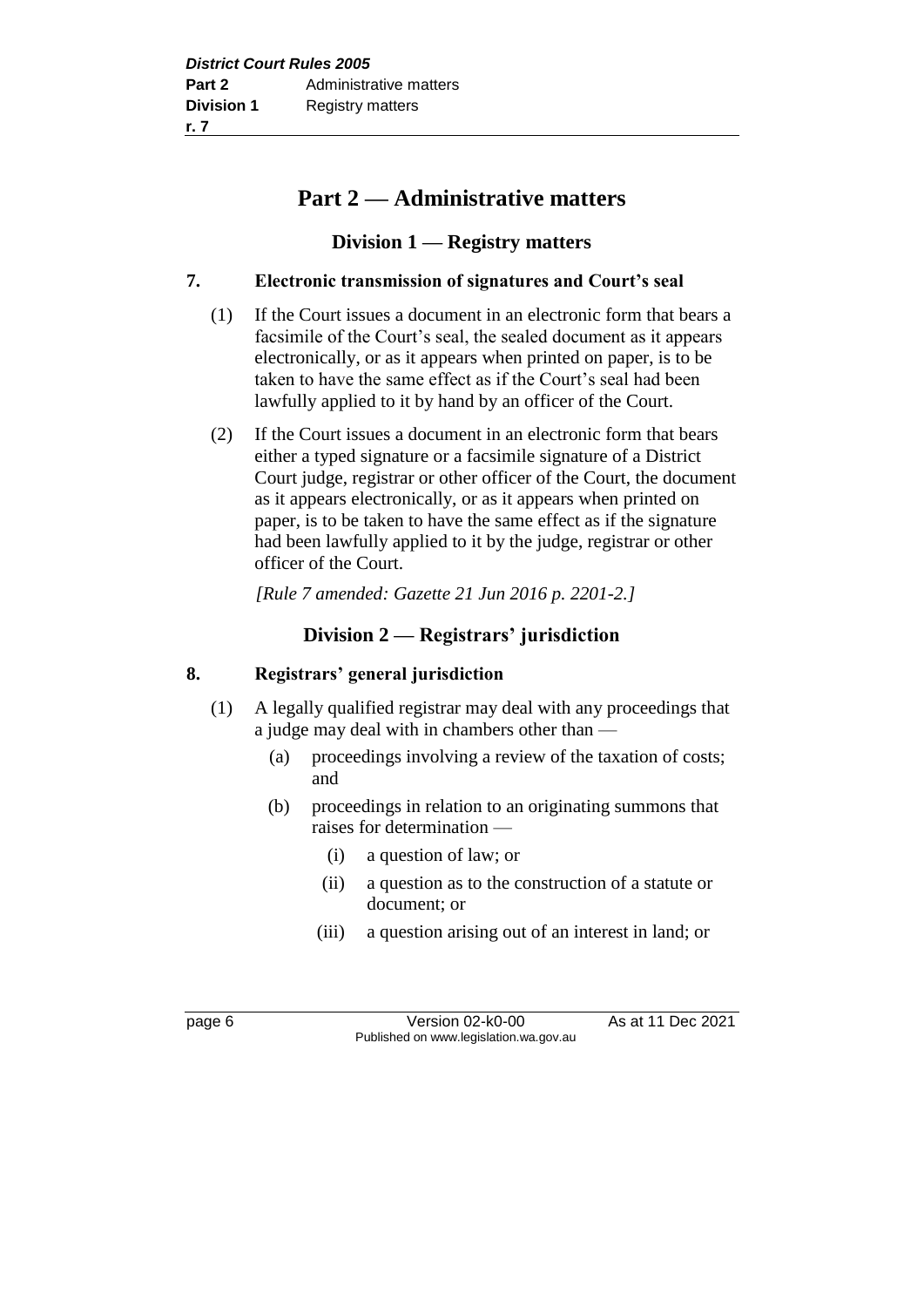# Part 2 — Administrative matters

## Division 1 — Registry matters

### 7. Electronic transmission of signatures and Court's seal

(1) If the Court issues a document in an electronic form that bears a facsimile of the Court's seal, the sealed document as it appears electronically, or as it appears when printed on paper, is to be taken to have the same effect as if the Court's seal had been lawfully applied to it by hand by an officer of the Court.

(2) If the Court issues a document in an electronic form that bears either a typed signature or a facsimile signature of a District Court judge, registrar or other officer of the Court, the document as it appears electronically, or as it appears when printed on paper, is to be taken to have the same effect as if the signature had been lawfully applied to it by the judge, registrar or other officer of the Court.

*[Rule 7 amended: Gazette 21 Jun 2016 p. 2201-2.]*

## Division 2 — Registrars' jurisdiction

### 8. Registrars' general jurisdiction

(1) A legally qualified registrar may deal with any proceedings that a judge may deal with in chambers other than —

- (a) proceedings involving a review of the taxation of costs; and
- (b) proceedings in relation to an originating summons that raises for determination —
  - (i) a question of law; or
  - (ii) a question as to the construction of a statute or document; or
  - (iii) a question arising out of an interest in land; or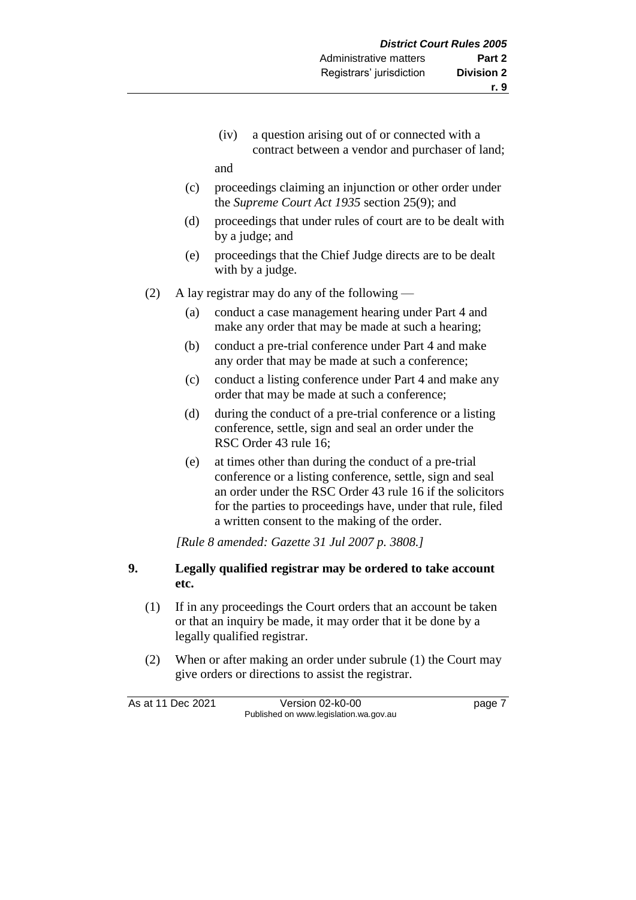(iv) a question arising out of or connected with a contract between a vendor and purchaser of land;

and

(c) proceedings claiming an injunction or other order under the *Supreme Court Act 1935* section 25(9); and

(d) proceedings that under rules of court are to be dealt with by a judge; and

(e) proceedings that the Chief Judge directs are to be dealt with by a judge.

(2) A lay registrar may do any of the following —

(a) conduct a case management hearing under Part 4 and make any order that may be made at such a hearing;

(b) conduct a pre-trial conference under Part 4 and make any order that may be made at such a conference;

(c) conduct a listing conference under Part 4 and make any order that may be made at such a conference;

(d) during the conduct of a pre-trial conference or a listing conference, settle, sign and seal an order under the RSC Order 43 rule 16;

(e) at times other than during the conduct of a pre-trial conference or a listing conference, settle, sign and seal an order under the RSC Order 43 rule 16 if the solicitors for the parties to proceedings have, under that rule, filed a written consent to the making of the order.

*[Rule 8 amended: Gazette 31 Jul 2007 p. 3808.]*

### 9. Legally qualified registrar may be ordered to take account etc.

(1) If in any proceedings the Court orders that an account be taken or that an inquiry be made, it may order that it be done by a legally qualified registrar.

(2) When or after making an order under subrule (1) the Court may give orders or directions to assist the registrar.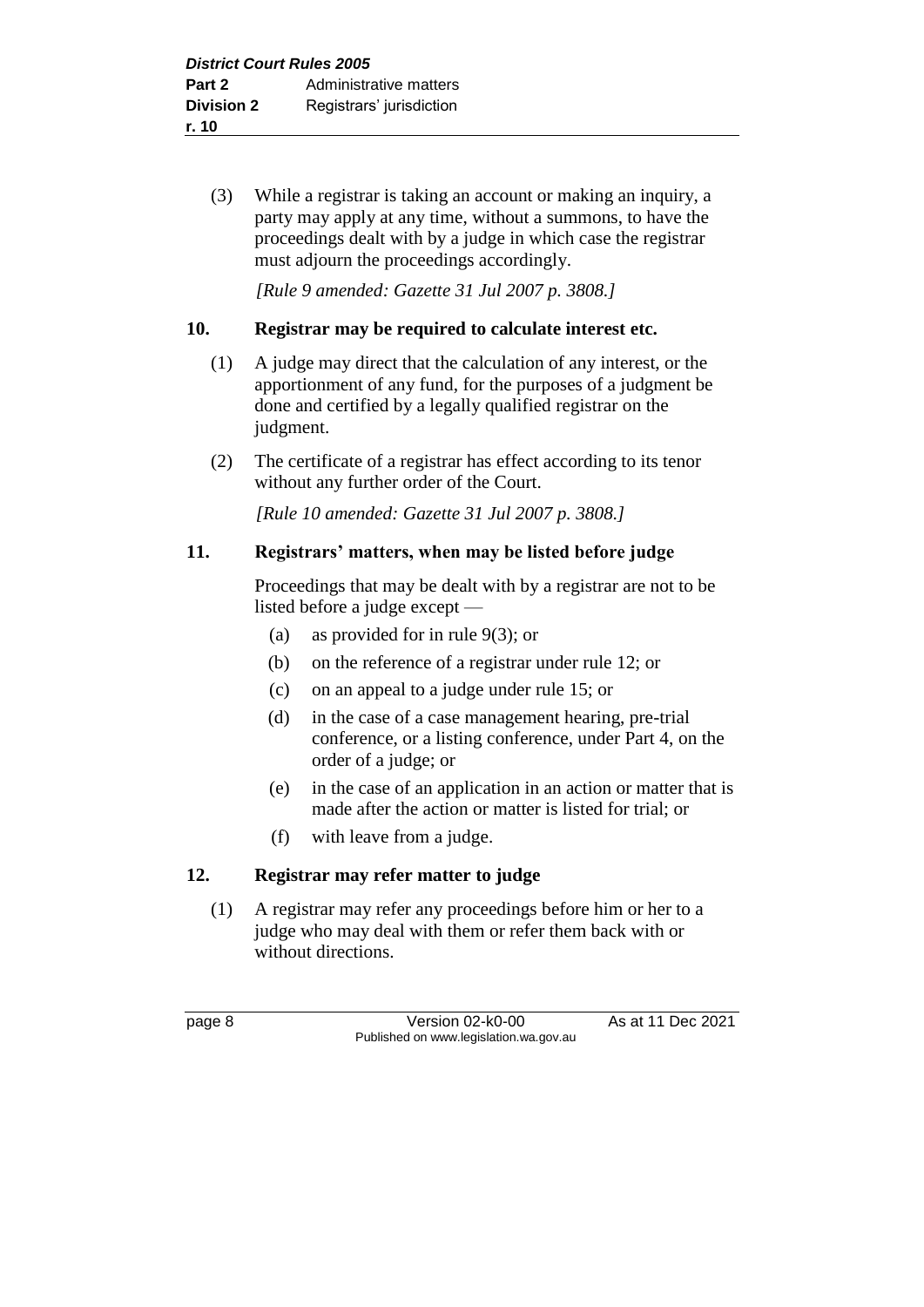(3) While a registrar is taking an account or making an inquiry, a party may apply at any time, without a summons, to have the proceedings dealt with by a judge in which case the registrar must adjourn the proceedings accordingly.

*[Rule 9 amended: Gazette 31 Jul 2007 p. 3808.]*

## 10. Registrar may be required to calculate interest etc.

(1) A judge may direct that the calculation of any interest, or the apportionment of any fund, for the purposes of a judgment be done and certified by a legally qualified registrar on the judgment.

(2) The certificate of a registrar has effect according to its tenor without any further order of the Court.

*[Rule 10 amended: Gazette 31 Jul 2007 p. 3808.]*

## 11. Registrars' matters, when may be listed before judge

Proceedings that may be dealt with by a registrar are not to be listed before a judge except —

(a) as provided for in rule 9(3); or

(b) on the reference of a registrar under rule 12; or

(c) on an appeal to a judge under rule 15; or

(d) in the case of a case management hearing, pre-trial conference, or a listing conference, under Part 4, on the order of a judge; or

(e) in the case of an application in an action or matter that is made after the action or matter is listed for trial; or

(f) with leave from a judge.

## 12. Registrar may refer matter to judge

(1) A registrar may refer any proceedings before him or her to a judge who may deal with them or refer them back with or without directions.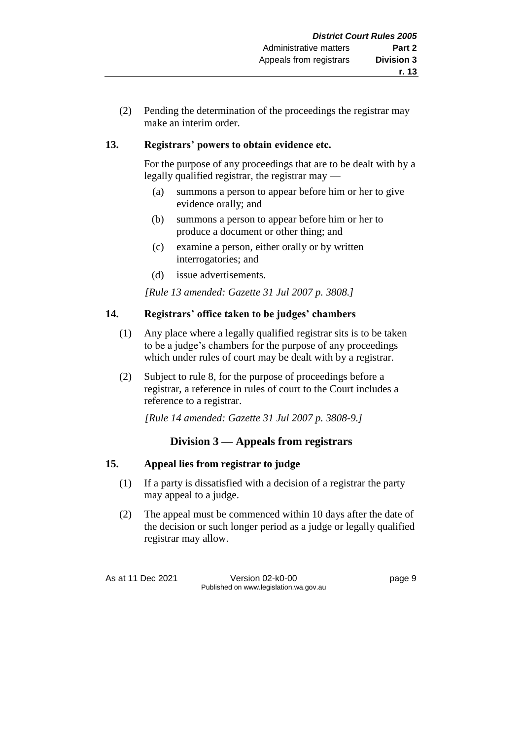(2) Pending the determination of the proceedings the registrar may make an interim order.

### 13. Registrars' powers to obtain evidence etc.

For the purpose of any proceedings that are to be dealt with by a legally qualified registrar, the registrar may —

(a) summons a person to appear before him or her to give evidence orally; and

(b) summons a person to appear before him or her to produce a document or other thing; and

(c) examine a person, either orally or by written interrogatories; and

(d) issue advertisements.

*[Rule 13 amended: Gazette 31 Jul 2007 p. 3808.]*

### 14. Registrars' office taken to be judges' chambers

(1) Any place where a legally qualified registrar sits is to be taken to be a judge's chambers for the purpose of any proceedings which under rules of court may be dealt with by a registrar.

(2) Subject to rule 8, for the purpose of proceedings before a registrar, a reference in rules of court to the Court includes a reference to a registrar.

*[Rule 14 amended: Gazette 31 Jul 2007 p. 3808-9.]*

## Division 3 — Appeals from registrars

### 15. Appeal lies from registrar to judge

(1) If a party is dissatisfied with a decision of a registrar the party may appeal to a judge.

(2) The appeal must be commenced within 10 days after the date of the decision or such longer period as a judge or legally qualified registrar may allow.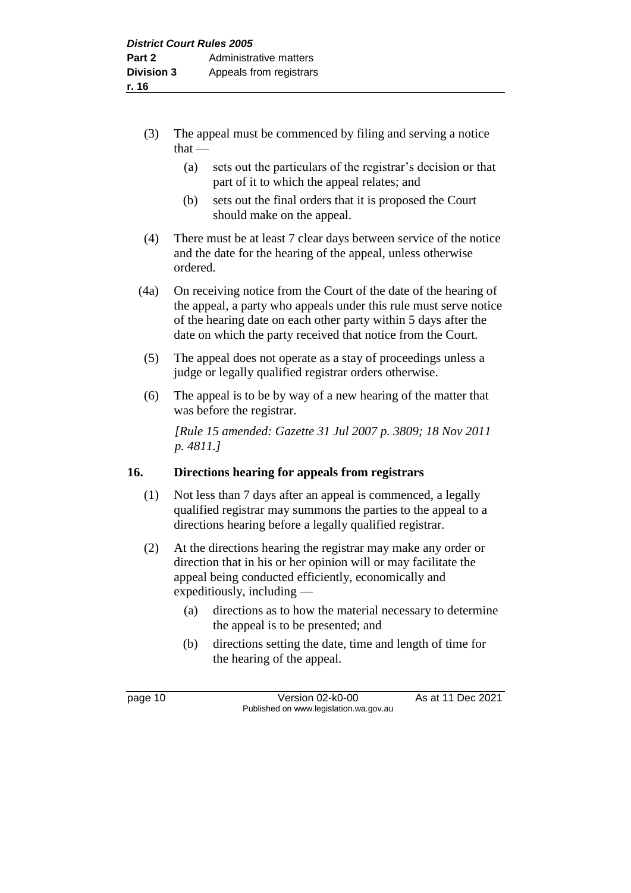(3) The appeal must be commenced by filing and serving a notice that —

(a) sets out the particulars of the registrar's decision or that part of it to which the appeal relates; and

(b) sets out the final orders that it is proposed the Court should make on the appeal.

(4) There must be at least 7 clear days between service of the notice and the date for the hearing of the appeal, unless otherwise ordered.

(4a) On receiving notice from the Court of the date of the hearing of the appeal, a party who appeals under this rule must serve notice of the hearing date on each other party within 5 days after the date on which the party received that notice from the Court.

(5) The appeal does not operate as a stay of proceedings unless a judge or legally qualified registrar orders otherwise.

(6) The appeal is to be by way of a new hearing of the matter that was before the registrar.

*[Rule 15 amended: Gazette 31 Jul 2007 p. 3809; 18 Nov 2011 p. 4811.]*

## 16. Directions hearing for appeals from registrars

(1) Not less than 7 days after an appeal is commenced, a legally qualified registrar may summons the parties to the appeal to a directions hearing before a legally qualified registrar.

(2) At the directions hearing the registrar may make any order or direction that in his or her opinion will or may facilitate the appeal being conducted efficiently, economically and expeditiously, including —

(a) directions as to how the material necessary to determine the appeal is to be presented; and

(b) directions setting the date, time and length of time for the hearing of the appeal.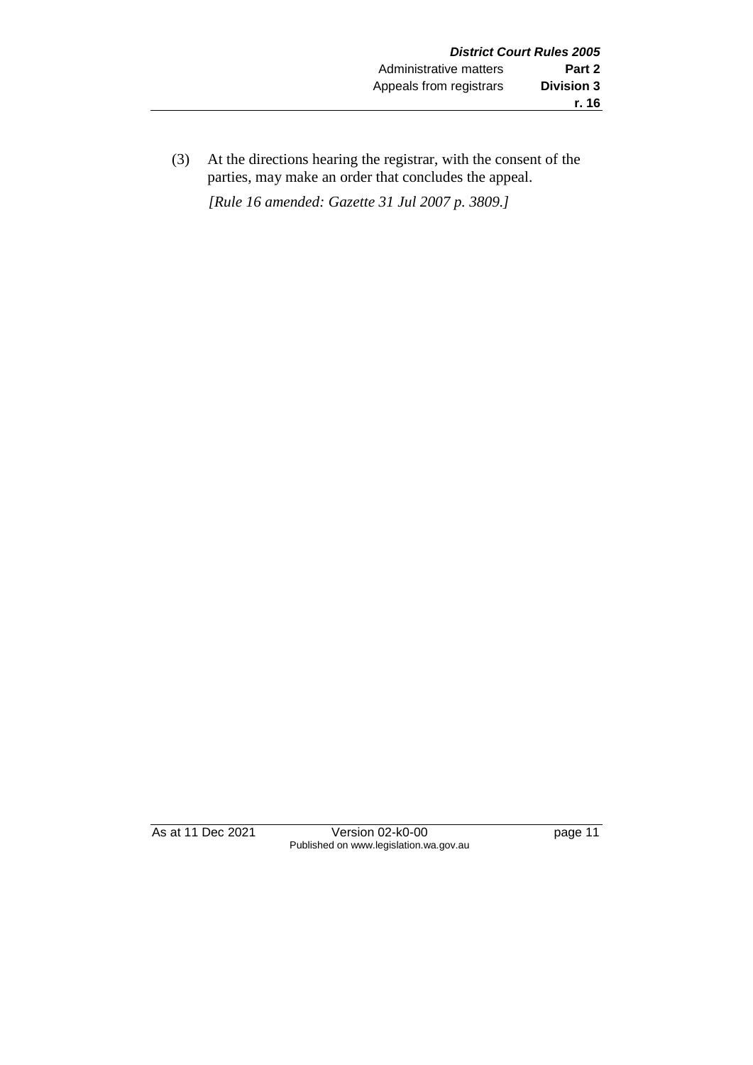(3) At the directions hearing the registrar, with the consent of the parties, may make an order that concludes the appeal.

*[Rule 16 amended: Gazette 31 Jul 2007 p. 3809.]*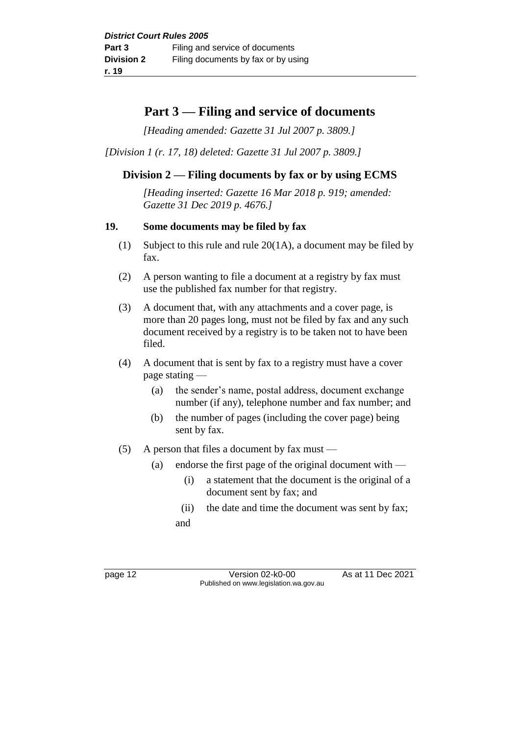# Part 3 — Filing and service of documents

*[Heading amended: Gazette 31 Jul 2007 p. 3809.]*

*[Division 1 (r. 17, 18) deleted: Gazette 31 Jul 2007 p. 3809.]*

## Division 2 — Filing documents by fax or by using ECMS

*[Heading inserted: Gazette 16 Mar 2018 p. 919; amended: Gazette 31 Dec 2019 p. 4676.]*

### 19. Some documents may be filed by fax

(1) Subject to this rule and rule 20(1A), a document may be filed by fax.

(2) A person wanting to file a document at a registry by fax must use the published fax number for that registry.

(3) A document that, with any attachments and a cover page, is more than 20 pages long, must not be filed by fax and any such document received by a registry is to be taken not to have been filed.

(4) A document that is sent by fax to a registry must have a cover page stating —

- (a) the sender's name, postal address, document exchange number (if any), telephone number and fax number; and
- (b) the number of pages (including the cover page) being sent by fax.

(5) A person that files a document by fax must —

- (a) endorse the first page of the original document with —
  - (i) a statement that the document is the original of a document sent by fax; and
  - (ii) the date and time the document was sent by fax;

  and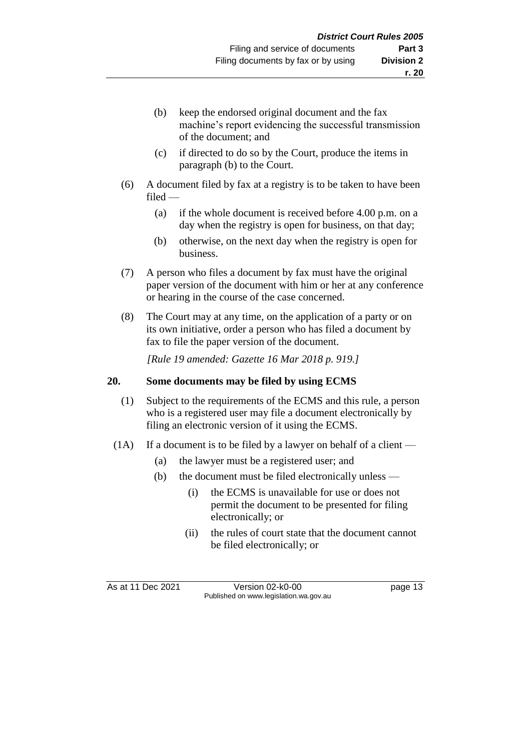(b) keep the endorsed original document and the fax machine's report evidencing the successful transmission of the document; and

(c) if directed to do so by the Court, produce the items in paragraph (b) to the Court.

(6) A document filed by fax at a registry is to be taken to have been filed —

(a) if the whole document is received before 4.00 p.m. on a day when the registry is open for business, on that day;

(b) otherwise, on the next day when the registry is open for business.

(7) A person who files a document by fax must have the original paper version of the document with him or her at any conference or hearing in the course of the case concerned.

(8) The Court may at any time, on the application of a party or on its own initiative, order a person who has filed a document by fax to file the paper version of the document.

*[Rule 19 amended: Gazette 16 Mar 2018 p. 919.]*

## 20. Some documents may be filed by using ECMS

(1) Subject to the requirements of the ECMS and this rule, a person who is a registered user may file a document electronically by filing an electronic version of it using the ECMS.

(1A) If a document is to be filed by a lawyer on behalf of a client —

(a) the lawyer must be a registered user; and

(b) the document must be filed electronically unless —

(i) the ECMS is unavailable for use or does not permit the document to be presented for filing electronically; or

(ii) the rules of court state that the document cannot be filed electronically; or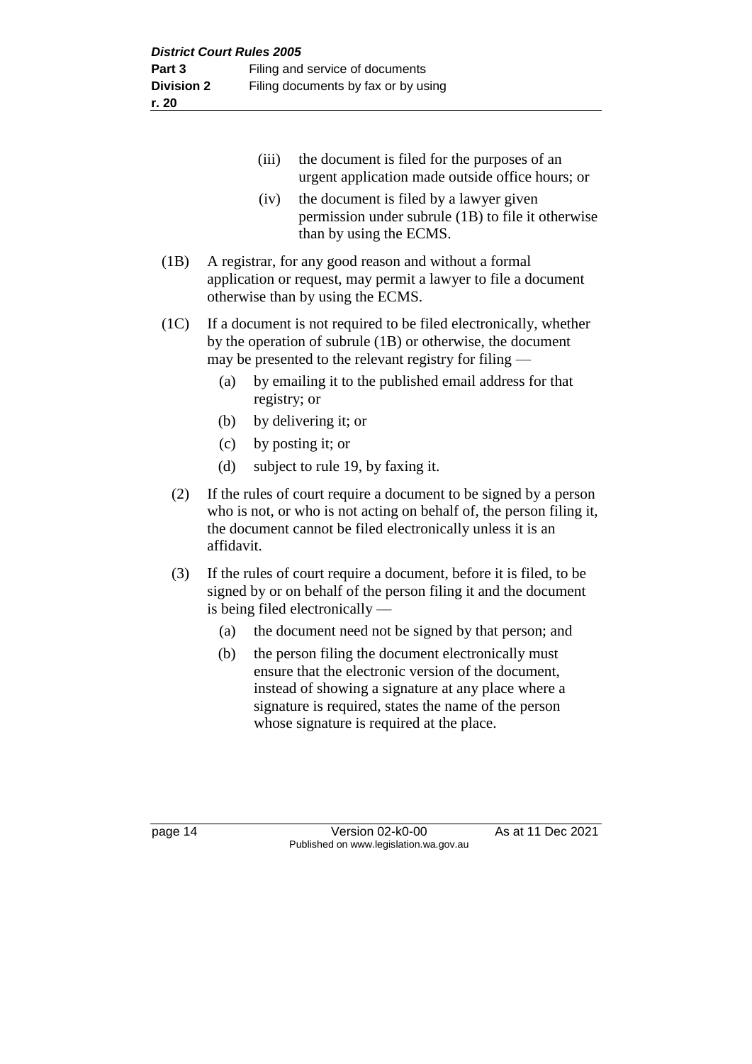(iii) the document is filed for the purposes of an urgent application made outside office hours; or

(iv) the document is filed by a lawyer given permission under subrule (1B) to file it otherwise than by using the ECMS.

(1B) A registrar, for any good reason and without a formal application or request, may permit a lawyer to file a document otherwise than by using the ECMS.

(1C) If a document is not required to be filed electronically, whether by the operation of subrule (1B) or otherwise, the document may be presented to the relevant registry for filing —

(a) by emailing it to the published email address for that registry; or

(b) by delivering it; or

(c) by posting it; or

(d) subject to rule 19, by faxing it.

(2) If the rules of court require a document to be signed by a person who is not, or who is not acting on behalf of, the person filing it, the document cannot be filed electronically unless it is an affidavit.

(3) If the rules of court require a document, before it is filed, to be signed by or on behalf of the person filing it and the document is being filed electronically —

(a) the document need not be signed by that person; and

(b) the person filing the document electronically must ensure that the electronic version of the document, instead of showing a signature at any place where a signature is required, states the name of the person whose signature is required at the place.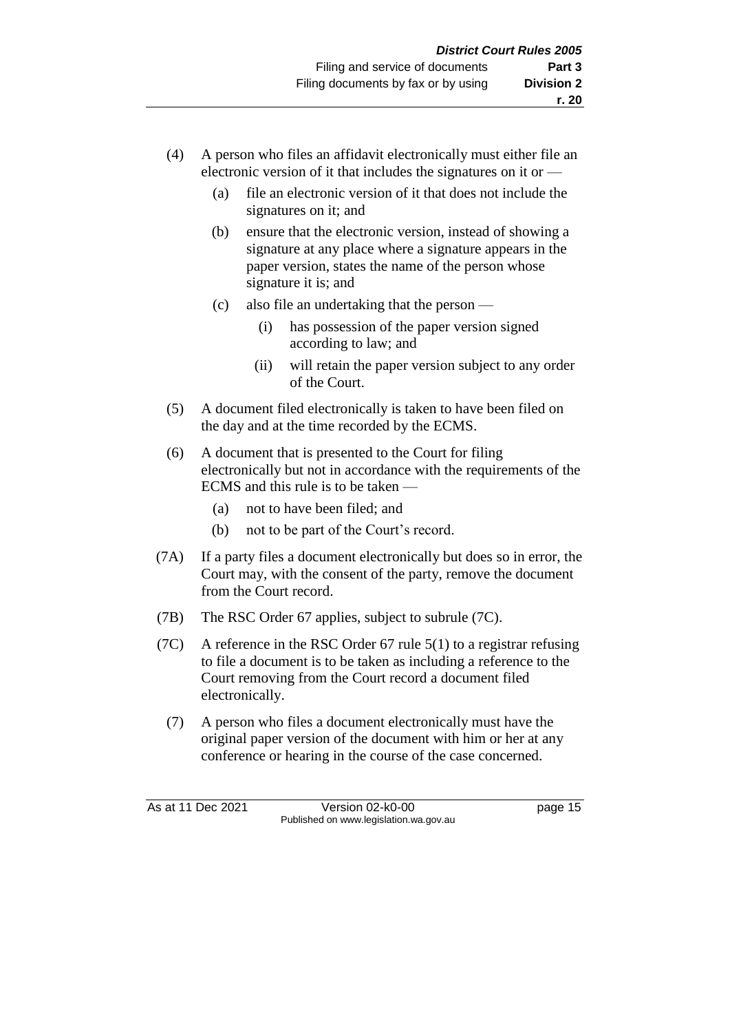(4) A person who files an affidavit electronically must either file an electronic version of it that includes the signatures on it or —

  (a) file an electronic version of it that does not include the signatures on it; and

  (b) ensure that the electronic version, instead of showing a signature at any place where a signature appears in the paper version, states the name of the person whose signature it is; and

  (c) also file an undertaking that the person —

    (i) has possession of the paper version signed according to law; and

    (ii) will retain the paper version subject to any order of the Court.

(5) A document filed electronically is taken to have been filed on the day and at the time recorded by the ECMS.

(6) A document that is presented to the Court for filing electronically but not in accordance with the requirements of the ECMS and this rule is to be taken —

  (a) not to have been filed; and

  (b) not to be part of the Court's record.

(7A) If a party files a document electronically but does so in error, the Court may, with the consent of the party, remove the document from the Court record.

(7B) The RSC Order 67 applies, subject to subrule (7C).

(7C) A reference in the RSC Order 67 rule 5(1) to a registrar refusing to file a document is to be taken as including a reference to the Court removing from the Court record a document filed electronically.

(7) A person who files a document electronically must have the original paper version of the document with him or her at any conference or hearing in the course of the case concerned.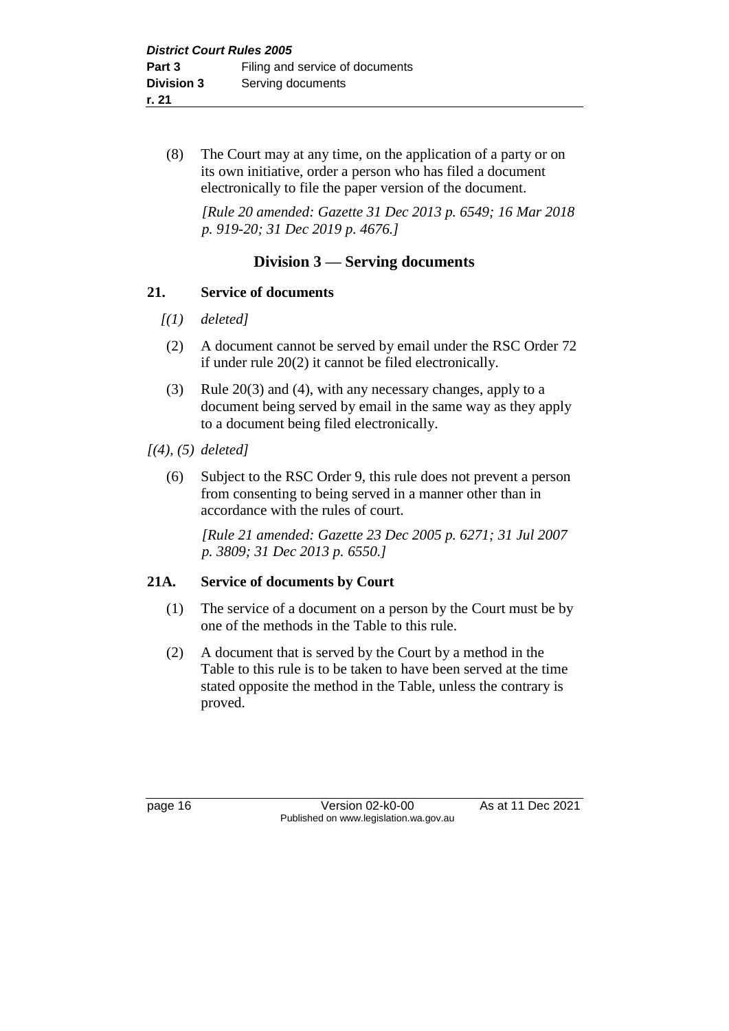(8) The Court may at any time, on the application of a party or on its own initiative, order a person who has filed a document electronically to file the paper version of the document.

*[Rule 20 amended: Gazette 31 Dec 2013 p. 6549; 16 Mar 2018 p. 919-20; 31 Dec 2019 p. 4676.]*

## Division 3 — Serving documents

### 21. Service of documents

*[(1) deleted]*

(2) A document cannot be served by email under the RSC Order 72 if under rule 20(2) it cannot be filed electronically.

(3) Rule 20(3) and (4), with any necessary changes, apply to a document being served by email in the same way as they apply to a document being filed electronically.

*[(4), (5) deleted]*

(6) Subject to the RSC Order 9, this rule does not prevent a person from consenting to being served in a manner other than in accordance with the rules of court.

*[Rule 21 amended: Gazette 23 Dec 2005 p. 6271; 31 Jul 2007 p. 3809; 31 Dec 2013 p. 6550.]*

### 21A. Service of documents by Court

(1) The service of a document on a person by the Court must be by one of the methods in the Table to this rule.

(2) A document that is served by the Court by a method in the Table to this rule is to be taken to have been served at the time stated opposite the method in the Table, unless the contrary is proved.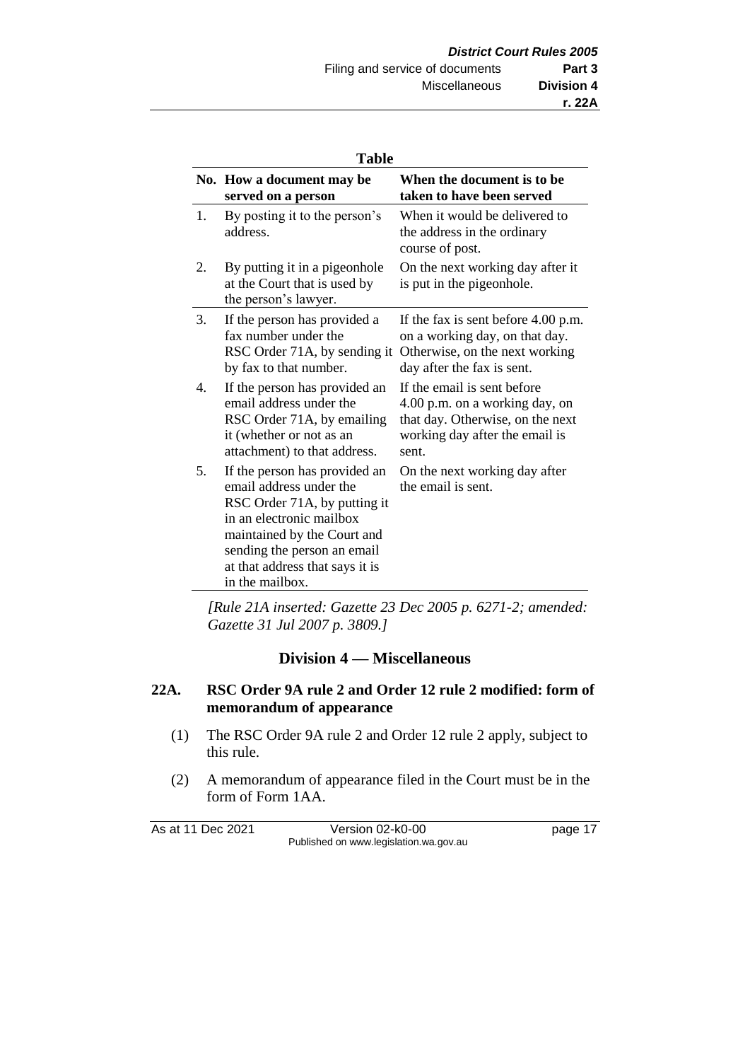**Table**

| No. | How a document may be served on a person | When the document is to be taken to have been served |
|---|---|---|
| 1. | By posting it to the person's address. | When it would be delivered to the address in the ordinary course of post. |
| 2. | By putting it in a pigeonhole at the Court that is used by the person's lawyer. | On the next working day after it is put in the pigeonhole. |
| 3. | If the person has provided a fax number under the RSC Order 71A, by sending it by fax to that number. | If the fax is sent before 4.00 p.m. on a working day, on that day. Otherwise, on the next working day after the fax is sent. |
| 4. | If the person has provided an email address under the RSC Order 71A, by emailing it (whether or not as an attachment) to that address. | If the email is sent before 4.00 p.m. on a working day, on that day. Otherwise, on the next working day after the email is sent. |
| 5. | If the person has provided an email address under the RSC Order 71A, by putting it in an electronic mailbox maintained by the Court and sending the person an email at that address that says it is in the mailbox. | On the next working day after the email is sent. |

*[Rule 21A inserted: Gazette 23 Dec 2005 p. 6271-2; amended: Gazette 31 Jul 2007 p. 3809.]*

## Division 4 — Miscellaneous

### 22A. RSC Order 9A rule 2 and Order 12 rule 2 modified: form of memorandum of appearance

(1) The RSC Order 9A rule 2 and Order 12 rule 2 apply, subject to this rule.

(2) A memorandum of appearance filed in the Court must be in the form of Form 1AA.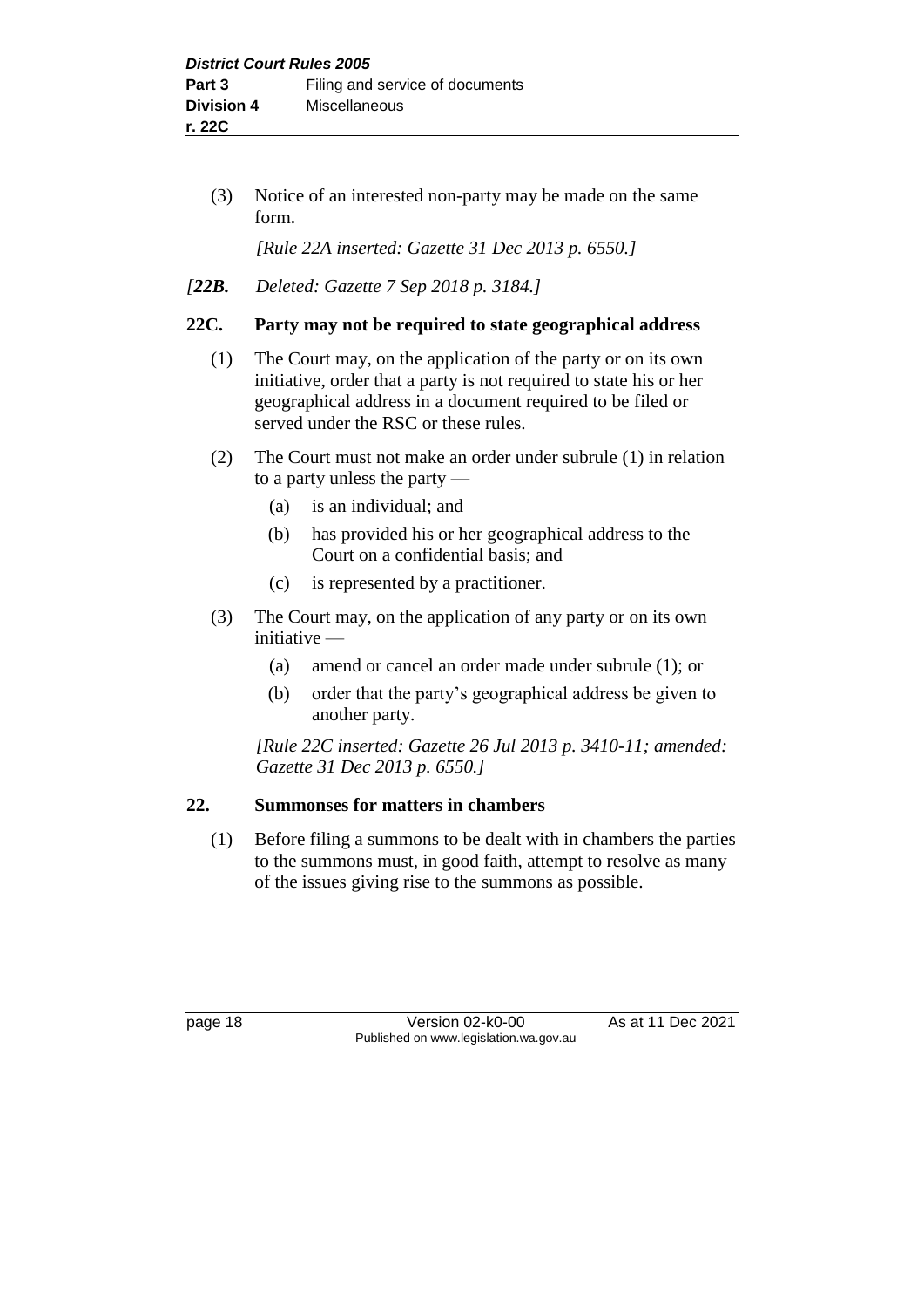(3) Notice of an interested non-party may be made on the same form.

*[Rule 22A inserted: Gazette 31 Dec 2013 p. 6550.]*

*[**22B.** Deleted: Gazette 7 Sep 2018 p. 3184.]*

## 22C. Party may not be required to state geographical address

(1) The Court may, on the application of the party or on its own initiative, order that a party is not required to state his or her geographical address in a document required to be filed or served under the RSC or these rules.

(2) The Court must not make an order under subrule (1) in relation to a party unless the party —

- (a) is an individual; and
- (b) has provided his or her geographical address to the Court on a confidential basis; and
- (c) is represented by a practitioner.

(3) The Court may, on the application of any party or on its own initiative —

- (a) amend or cancel an order made under subrule (1); or
- (b) order that the party's geographical address be given to another party.

*[Rule 22C inserted: Gazette 26 Jul 2013 p. 3410-11; amended: Gazette 31 Dec 2013 p. 6550.]*

## 22. Summonses for matters in chambers

(1) Before filing a summons to be dealt with in chambers the parties to the summons must, in good faith, attempt to resolve as many of the issues giving rise to the summons as possible.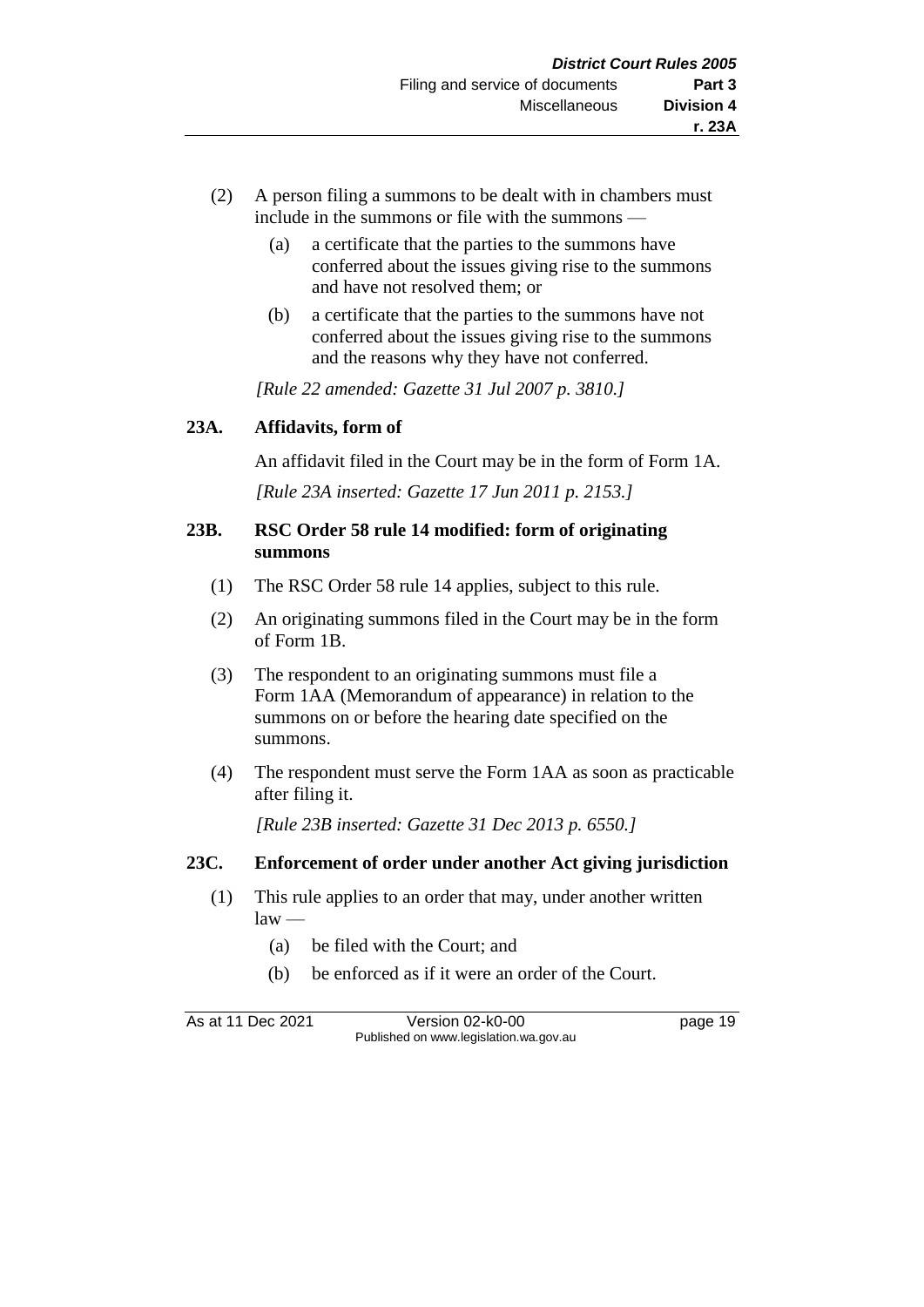(2) A person filing a summons to be dealt with in chambers must include in the summons or file with the summons —

(a) a certificate that the parties to the summons have conferred about the issues giving rise to the summons and have not resolved them; or

(b) a certificate that the parties to the summons have not conferred about the issues giving rise to the summons and the reasons why they have not conferred.

*[Rule 22 amended: Gazette 31 Jul 2007 p. 3810.]*

### 23A. Affidavits, form of

An affidavit filed in the Court may be in the form of Form 1A.

*[Rule 23A inserted: Gazette 17 Jun 2011 p. 2153.]*

### 23B. RSC Order 58 rule 14 modified: form of originating summons

(1) The RSC Order 58 rule 14 applies, subject to this rule.

(2) An originating summons filed in the Court may be in the form of Form 1B.

(3) The respondent to an originating summons must file a Form 1AA (Memorandum of appearance) in relation to the summons on or before the hearing date specified on the summons.

(4) The respondent must serve the Form 1AA as soon as practicable after filing it.

*[Rule 23B inserted: Gazette 31 Dec 2013 p. 6550.]*

### 23C. Enforcement of order under another Act giving jurisdiction

(1) This rule applies to an order that may, under another written law —

(a) be filed with the Court; and

(b) be enforced as if it were an order of the Court.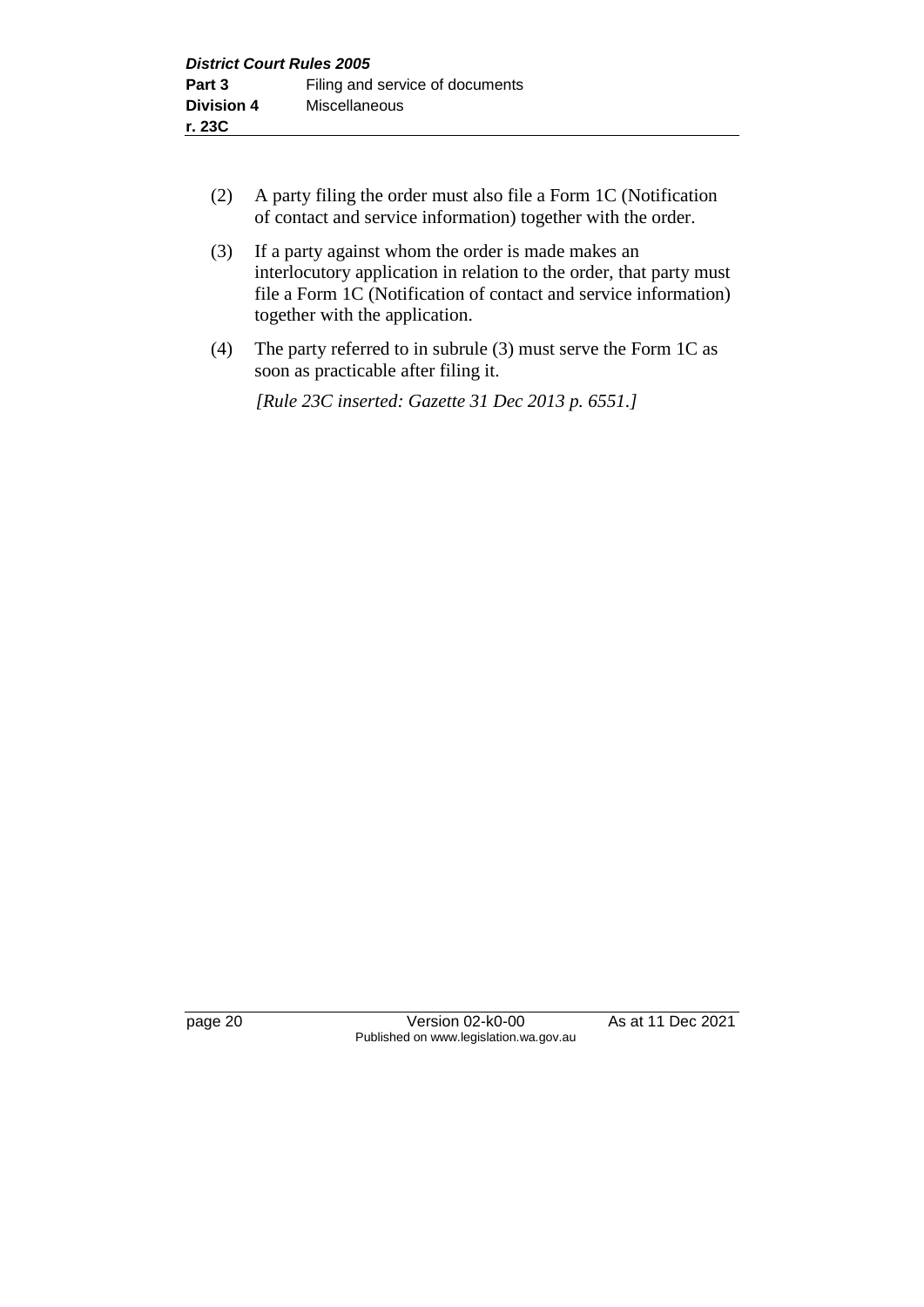(2) A party filing the order must also file a Form 1C (Notification of contact and service information) together with the order.

(3) If a party against whom the order is made makes an interlocutory application in relation to the order, that party must file a Form 1C (Notification of contact and service information) together with the application.

(4) The party referred to in subrule (3) must serve the Form 1C as soon as practicable after filing it.

*[Rule 23C inserted: Gazette 31 Dec 2013 p. 6551.]*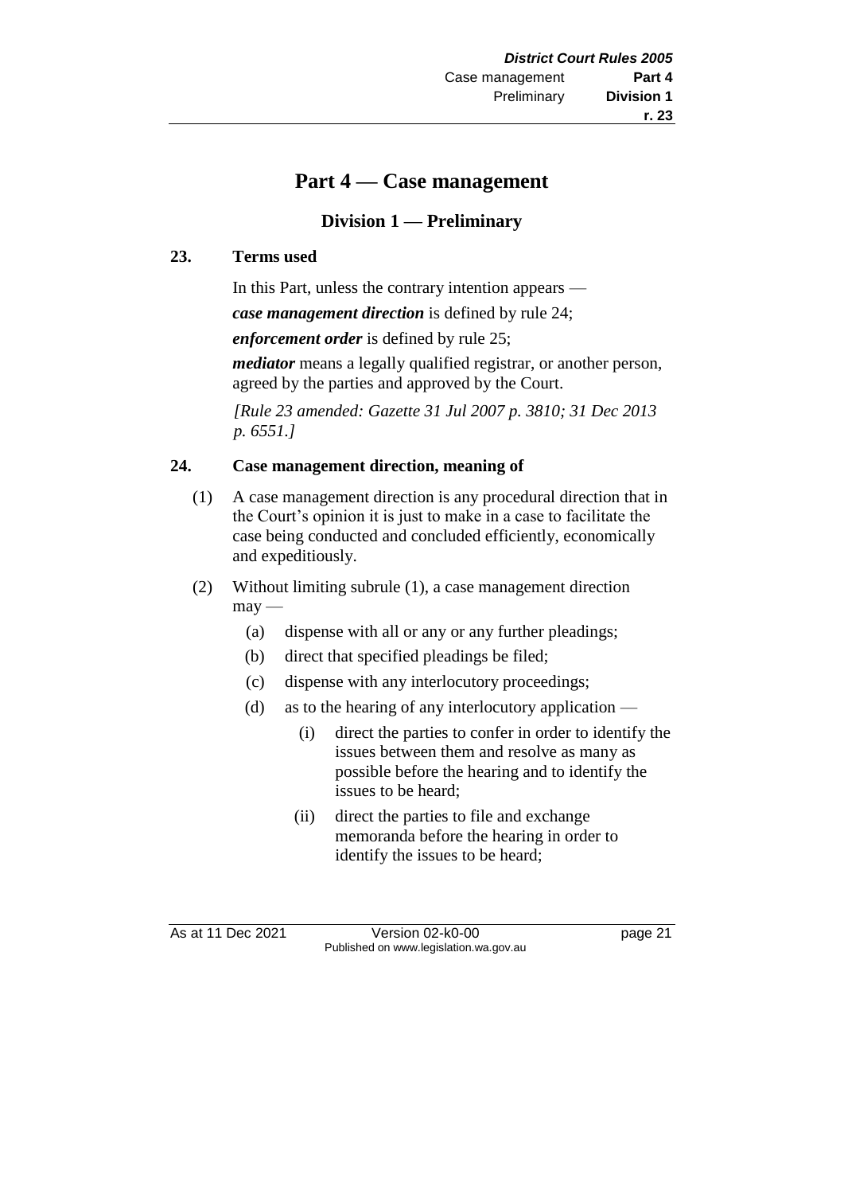# Part 4 — Case management

## Division 1 — Preliminary

### 23. Terms used

In this Part, unless the contrary intention appears —

***case management direction*** is defined by rule 24;

***enforcement order*** is defined by rule 25;

***mediator*** means a legally qualified registrar, or another person, agreed by the parties and approved by the Court.

*[Rule 23 amended: Gazette 31 Jul 2007 p. 3810; 31 Dec 2013 p. 6551.]*

### 24. Case management direction, meaning of

(1) A case management direction is any procedural direction that in the Court's opinion it is just to make in a case to facilitate the case being conducted and concluded efficiently, economically and expeditiously.

(2) Without limiting subrule (1), a case management direction may —

- (a) dispense with all or any or any further pleadings;
- (b) direct that specified pleadings be filed;
- (c) dispense with any interlocutory proceedings;
- (d) as to the hearing of any interlocutory application —
  - (i) direct the parties to confer in order to identify the issues between them and resolve as many as possible before the hearing and to identify the issues to be heard;
  - (ii) direct the parties to file and exchange memoranda before the hearing in order to identify the issues to be heard;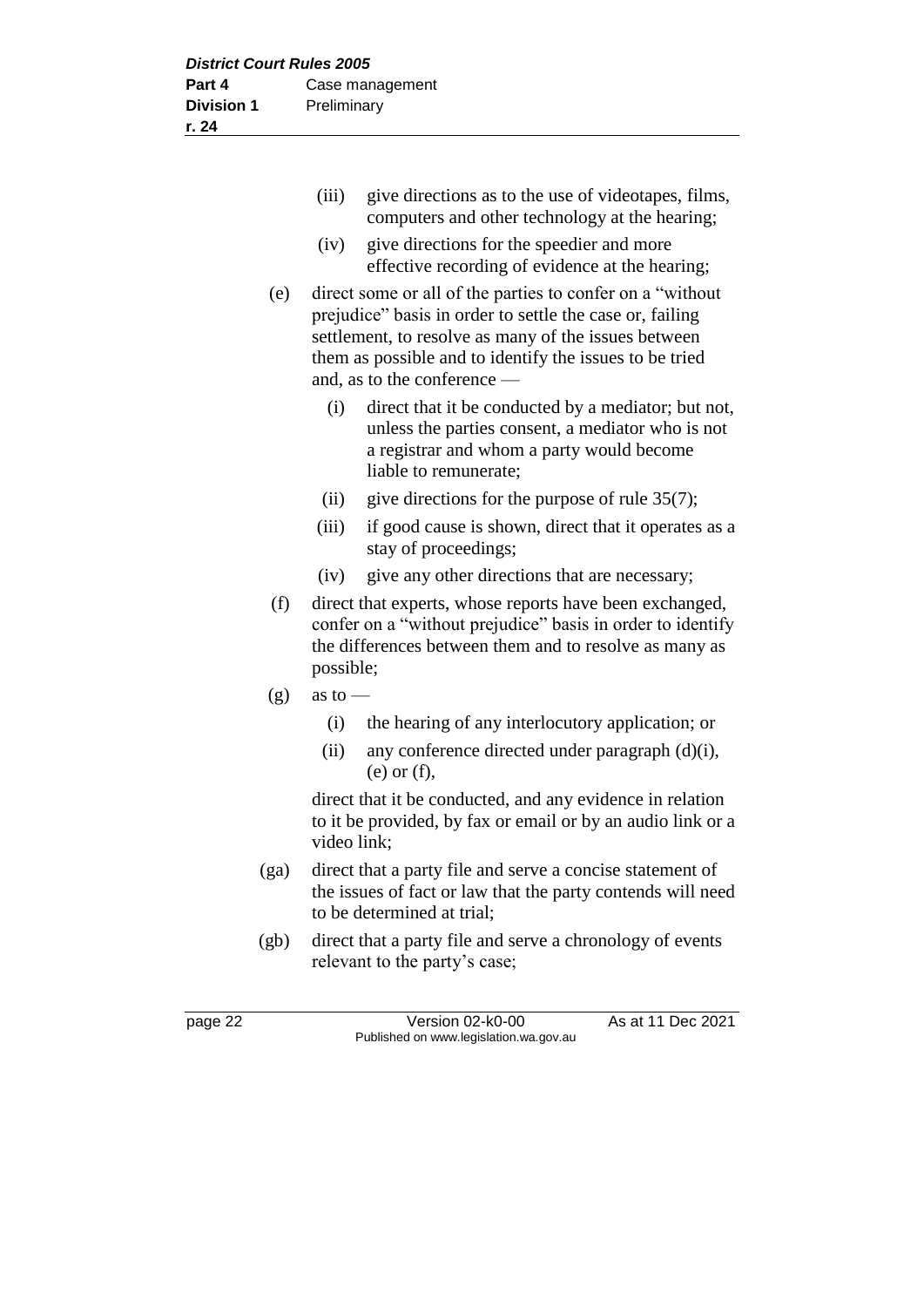(iii) give directions as to the use of videotapes, films, computers and other technology at the hearing;

(iv) give directions for the speedier and more effective recording of evidence at the hearing;

(e) direct some or all of the parties to confer on a "without prejudice" basis in order to settle the case or, failing settlement, to resolve as many of the issues between them as possible and to identify the issues to be tried and, as to the conference —

(i) direct that it be conducted by a mediator; but not, unless the parties consent, a mediator who is not a registrar and whom a party would become liable to remunerate;

(ii) give directions for the purpose of rule 35(7);

(iii) if good cause is shown, direct that it operates as a stay of proceedings;

(iv) give any other directions that are necessary;

(f) direct that experts, whose reports have been exchanged, confer on a "without prejudice" basis in order to identify the differences between them and to resolve as many as possible;

(g) as to —

(i) the hearing of any interlocutory application; or

(ii) any conference directed under paragraph (d)(i), (e) or (f),

direct that it be conducted, and any evidence in relation to it be provided, by fax or email or by an audio link or a video link;

(ga) direct that a party file and serve a concise statement of the issues of fact or law that the party contends will need to be determined at trial;

(gb) direct that a party file and serve a chronology of events relevant to the party's case;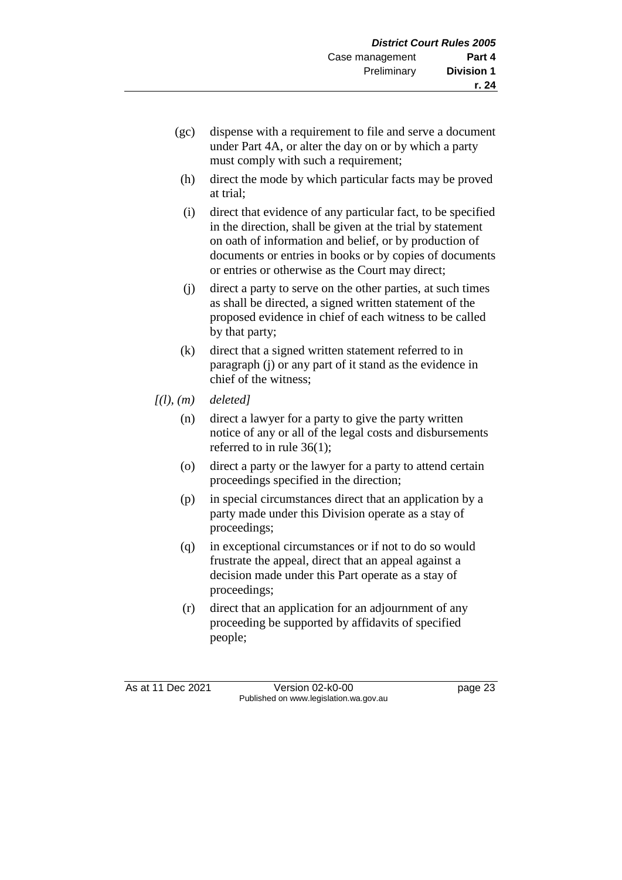(gc) dispense with a requirement to file and serve a document under Part 4A, or alter the day on or by which a party must comply with such a requirement;

(h) direct the mode by which particular facts may be proved at trial;

(i) direct that evidence of any particular fact, to be specified in the direction, shall be given at the trial by statement on oath of information and belief, or by production of documents or entries in books or by copies of documents or entries or otherwise as the Court may direct;

(j) direct a party to serve on the other parties, at such times as shall be directed, a signed written statement of the proposed evidence in chief of each witness to be called by that party;

(k) direct that a signed written statement referred to in paragraph (j) or any part of it stand as the evidence in chief of the witness;

*[(l), (m) deleted]*

(n) direct a lawyer for a party to give the party written notice of any or all of the legal costs and disbursements referred to in rule 36(1);

(o) direct a party or the lawyer for a party to attend certain proceedings specified in the direction;

(p) in special circumstances direct that an application by a party made under this Division operate as a stay of proceedings;

(q) in exceptional circumstances or if not to do so would frustrate the appeal, direct that an appeal against a decision made under this Part operate as a stay of proceedings;

(r) direct that an application for an adjournment of any proceeding be supported by affidavits of specified people;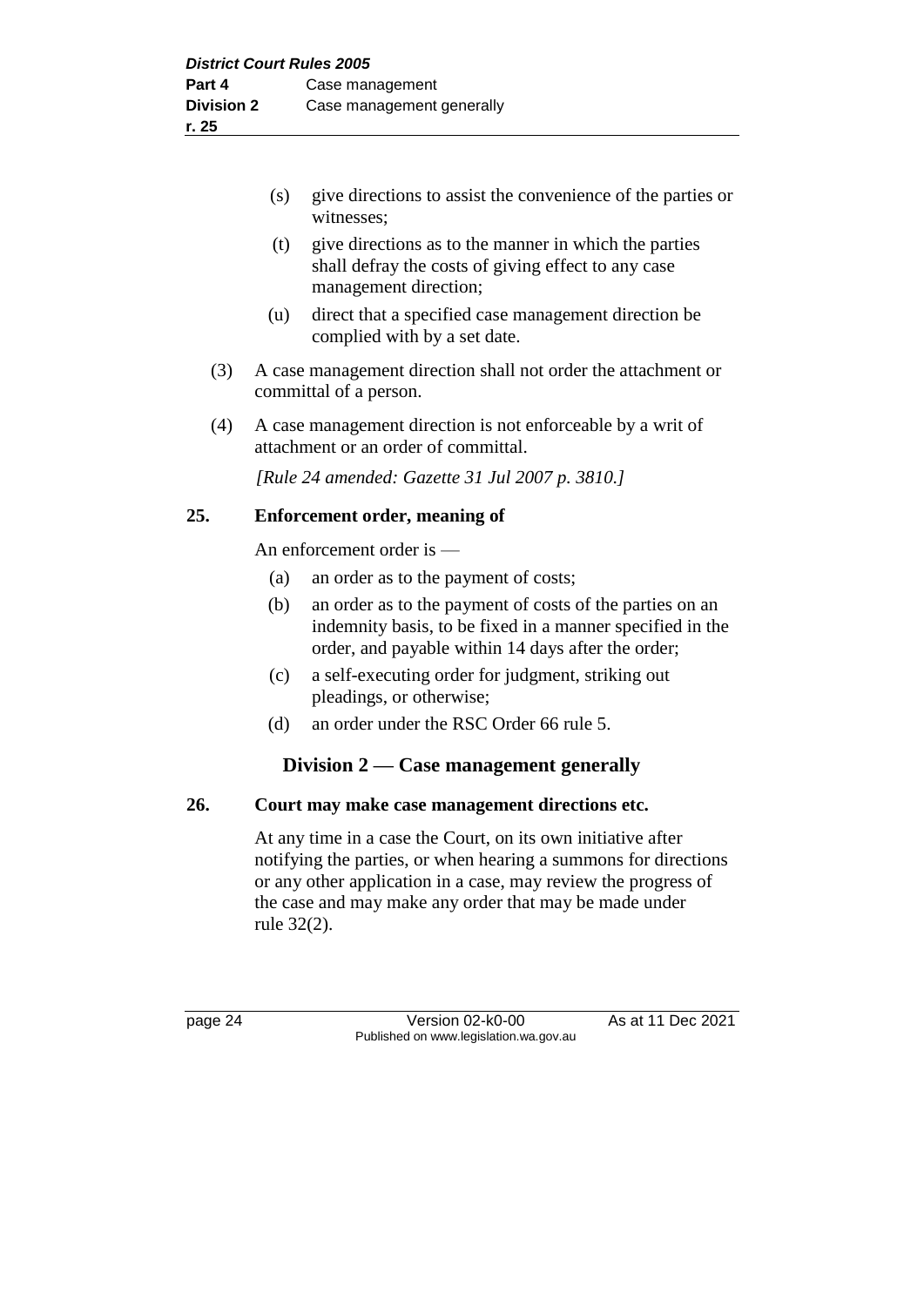(s) give directions to assist the convenience of the parties or witnesses;

(t) give directions as to the manner in which the parties shall defray the costs of giving effect to any case management direction;

(u) direct that a specified case management direction be complied with by a set date.

(3) A case management direction shall not order the attachment or committal of a person.

(4) A case management direction is not enforceable by a writ of attachment or an order of committal.

*[Rule 24 amended: Gazette 31 Jul 2007 p. 3810.]*

**25. Enforcement order, meaning of**

An enforcement order is —

(a) an order as to the payment of costs;

(b) an order as to the payment of costs of the parties on an indemnity basis, to be fixed in a manner specified in the order, and payable within 14 days after the order;

(c) a self-executing order for judgment, striking out pleadings, or otherwise;

(d) an order under the RSC Order 66 rule 5.

## Division 2 — Case management generally

**26. Court may make case management directions etc.**

At any time in a case the Court, on its own initiative after notifying the parties, or when hearing a summons for directions or any other application in a case, may review the progress of the case and may make any order that may be made under rule 32(2).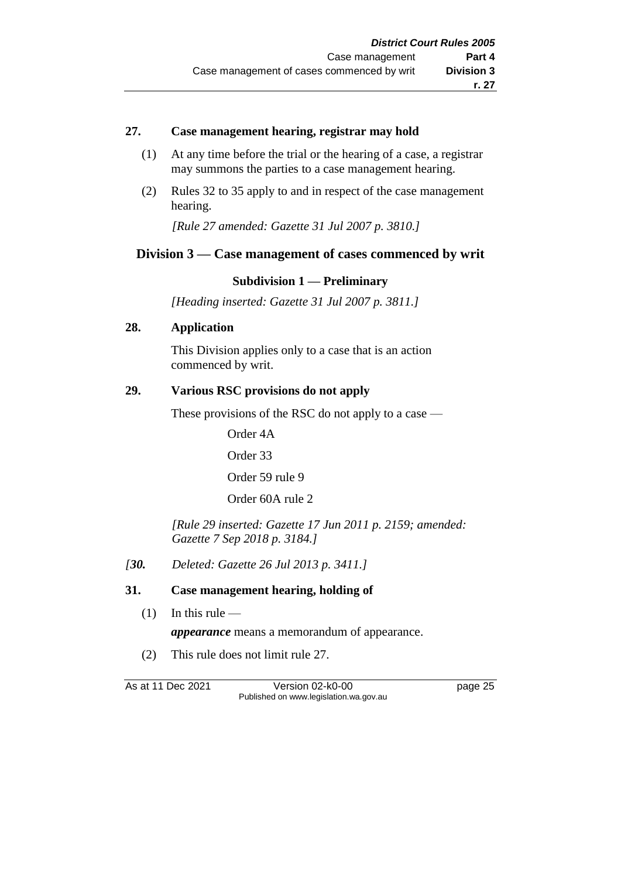### 27. Case management hearing, registrar may hold

(1) At any time before the trial or the hearing of a case, a registrar may summons the parties to a case management hearing.

(2) Rules 32 to 35 apply to and in respect of the case management hearing.

*[Rule 27 amended: Gazette 31 Jul 2007 p. 3810.]*

## Division 3 — Case management of cases commenced by writ

### Subdivision 1 — Preliminary

*[Heading inserted: Gazette 31 Jul 2007 p. 3811.]*

### 28. Application

This Division applies only to a case that is an action commenced by writ.

### 29. Various RSC provisions do not apply

These provisions of the RSC do not apply to a case —

Order 4A

Order 33

Order 59 rule 9

Order 60A rule 2

*[Rule 29 inserted: Gazette 17 Jun 2011 p. 2159; amended: Gazette 7 Sep 2018 p. 3184.]*

*[**30.** Deleted: Gazette 26 Jul 2013 p. 3411.]*

### 31. Case management hearing, holding of

(1) In this rule —

***appearance*** means a memorandum of appearance.

(2) This rule does not limit rule 27.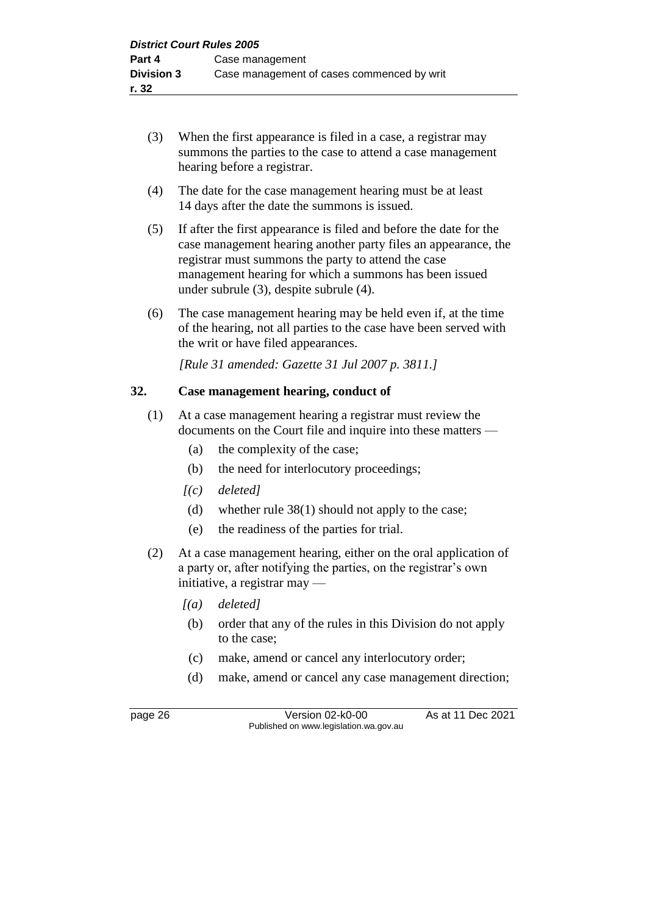(3) When the first appearance is filed in a case, a registrar may summons the parties to the case to attend a case management hearing before a registrar.

(4) The date for the case management hearing must be at least 14 days after the date the summons is issued.

(5) If after the first appearance is filed and before the date for the case management hearing another party files an appearance, the registrar must summons the party to attend the case management hearing for which a summons has been issued under subrule (3), despite subrule (4).

(6) The case management hearing may be held even if, at the time of the hearing, not all parties to the case have been served with the writ or have filed appearances.

*[Rule 31 amended: Gazette 31 Jul 2007 p. 3811.]*

## 32. Case management hearing, conduct of

(1) At a case management hearing a registrar must review the documents on the Court file and inquire into these matters —

   (a) the complexity of the case;

   (b) the need for interlocutory proceedings;

   *[(c) deleted]*

   (d) whether rule 38(1) should not apply to the case;

   (e) the readiness of the parties for trial.

(2) At a case management hearing, either on the oral application of a party or, after notifying the parties, on the registrar's own initiative, a registrar may —

   *[(a) deleted]*

   (b) order that any of the rules in this Division do not apply to the case;

   (c) make, amend or cancel any interlocutory order;

   (d) make, amend or cancel any case management direction;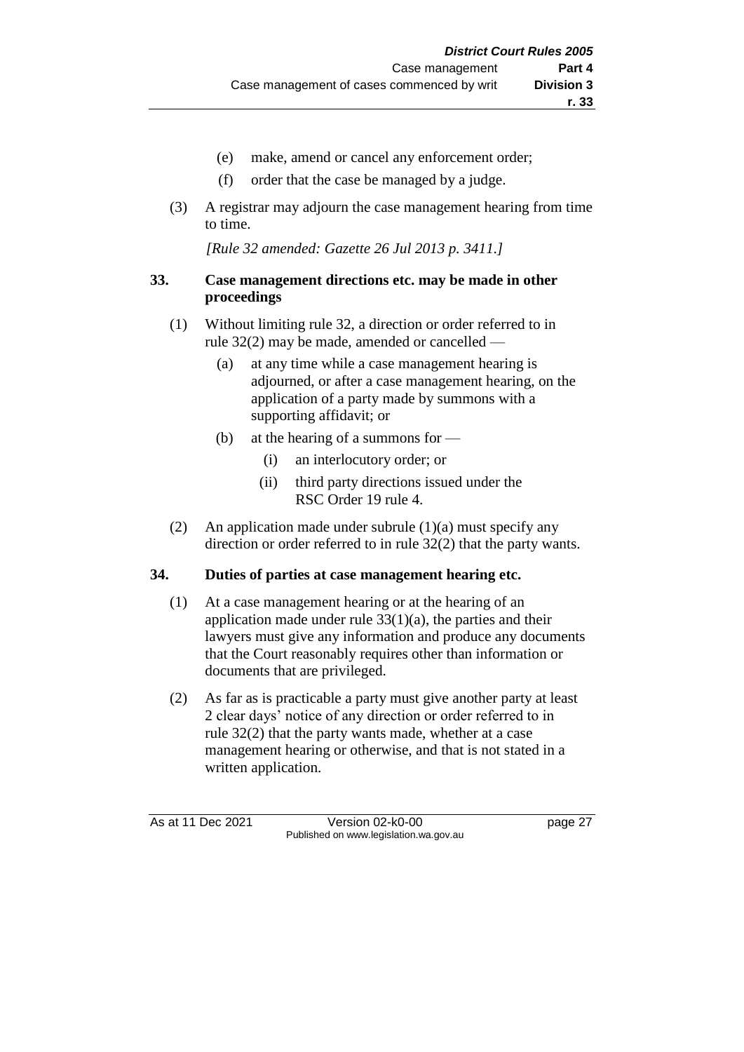(e) make, amend or cancel any enforcement order;

(f) order that the case be managed by a judge.

(3) A registrar may adjourn the case management hearing from time to time.

*[Rule 32 amended: Gazette 26 Jul 2013 p. 3411.]*

## 33. Case management directions etc. may be made in other proceedings

(1) Without limiting rule 32, a direction or order referred to in rule 32(2) may be made, amended or cancelled —

(a) at any time while a case management hearing is adjourned, or after a case management hearing, on the application of a party made by summons with a supporting affidavit; or

(b) at the hearing of a summons for —

(i) an interlocutory order; or

(ii) third party directions issued under the RSC Order 19 rule 4.

(2) An application made under subrule (1)(a) must specify any direction or order referred to in rule 32(2) that the party wants.

## 34. Duties of parties at case management hearing etc.

(1) At a case management hearing or at the hearing of an application made under rule 33(1)(a), the parties and their lawyers must give any information and produce any documents that the Court reasonably requires other than information or documents that are privileged.

(2) As far as is practicable a party must give another party at least 2 clear days' notice of any direction or order referred to in rule 32(2) that the party wants made, whether at a case management hearing or otherwise, and that is not stated in a written application.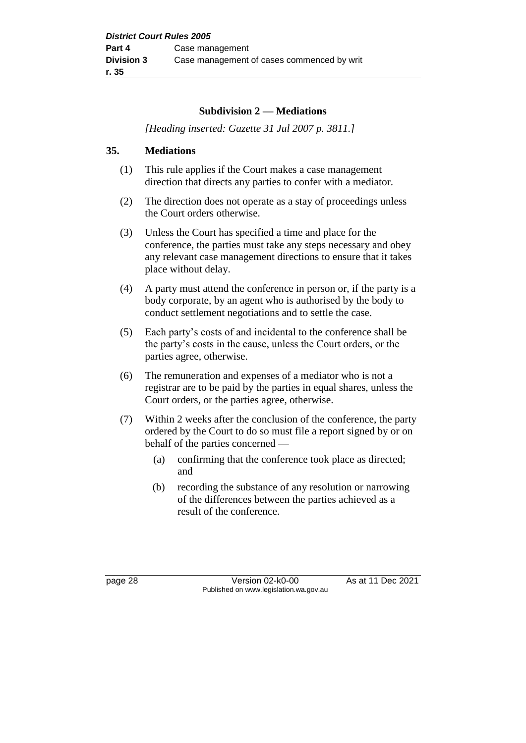### Subdivision 2 — Mediations

*[Heading inserted: Gazette 31 Jul 2007 p. 3811.]*

**35. Mediations**

(1) This rule applies if the Court makes a case management direction that directs any parties to confer with a mediator.

(2) The direction does not operate as a stay of proceedings unless the Court orders otherwise.

(3) Unless the Court has specified a time and place for the conference, the parties must take any steps necessary and obey any relevant case management directions to ensure that it takes place without delay.

(4) A party must attend the conference in person or, if the party is a body corporate, by an agent who is authorised by the body to conduct settlement negotiations and to settle the case.

(5) Each party's costs of and incidental to the conference shall be the party's costs in the cause, unless the Court orders, or the parties agree, otherwise.

(6) The remuneration and expenses of a mediator who is not a registrar are to be paid by the parties in equal shares, unless the Court orders, or the parties agree, otherwise.

(7) Within 2 weeks after the conclusion of the conference, the party ordered by the Court to do so must file a report signed by or on behalf of the parties concerned —

- (a) confirming that the conference took place as directed; and
- (b) recording the substance of any resolution or narrowing of the differences between the parties achieved as a result of the conference.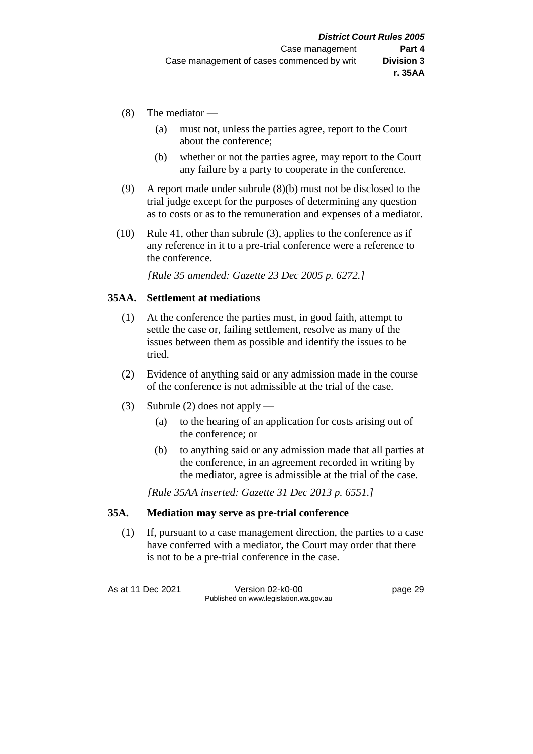(8) The mediator —

- (a) must not, unless the parties agree, report to the Court about the conference;
- (b) whether or not the parties agree, may report to the Court any failure by a party to cooperate in the conference.

(9) A report made under subrule (8)(b) must not be disclosed to the trial judge except for the purposes of determining any question as to costs or as to the remuneration and expenses of a mediator.

(10) Rule 41, other than subrule (3), applies to the conference as if any reference in it to a pre-trial conference were a reference to the conference.

*[Rule 35 amended: Gazette 23 Dec 2005 p. 6272.]*

### 35AA. Settlement at mediations

(1) At the conference the parties must, in good faith, attempt to settle the case or, failing settlement, resolve as many of the issues between them as possible and identify the issues to be tried.

(2) Evidence of anything said or any admission made in the course of the conference is not admissible at the trial of the case.

(3) Subrule (2) does not apply —

- (a) to the hearing of an application for costs arising out of the conference; or
- (b) to anything said or any admission made that all parties at the conference, in an agreement recorded in writing by the mediator, agree is admissible at the trial of the case.

*[Rule 35AA inserted: Gazette 31 Dec 2013 p. 6551.]*

### 35A. Mediation may serve as pre-trial conference

(1) If, pursuant to a case management direction, the parties to a case have conferred with a mediator, the Court may order that there is not to be a pre-trial conference in the case.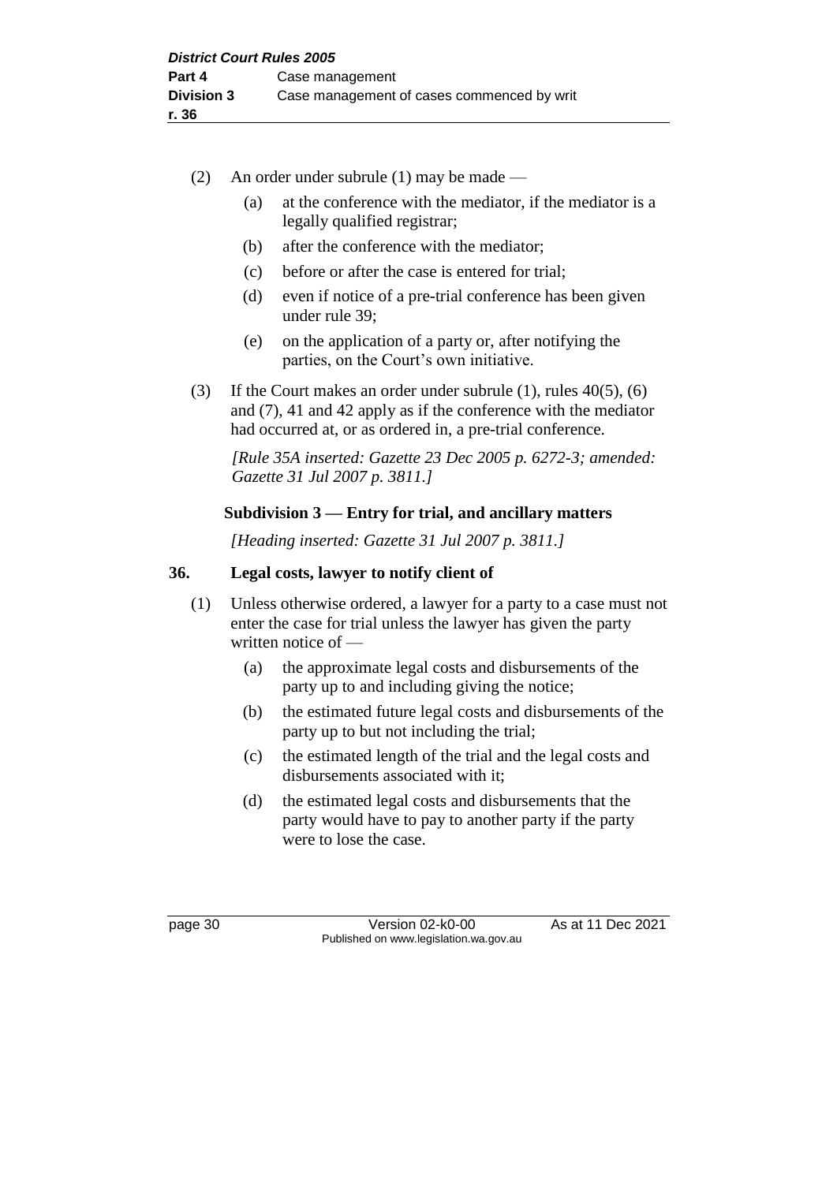(2) An order under subrule (1) may be made —

(a) at the conference with the mediator, if the mediator is a legally qualified registrar;

(b) after the conference with the mediator;

(c) before or after the case is entered for trial;

(d) even if notice of a pre-trial conference has been given under rule 39;

(e) on the application of a party or, after notifying the parties, on the Court's own initiative.

(3) If the Court makes an order under subrule (1), rules 40(5), (6) and (7), 41 and 42 apply as if the conference with the mediator had occurred at, or as ordered in, a pre-trial conference.

*[Rule 35A inserted: Gazette 23 Dec 2005 p. 6272-3; amended: Gazette 31 Jul 2007 p. 3811.]*

### Subdivision 3 — Entry for trial, and ancillary matters

*[Heading inserted: Gazette 31 Jul 2007 p. 3811.]*

## 36. Legal costs, lawyer to notify client of

(1) Unless otherwise ordered, a lawyer for a party to a case must not enter the case for trial unless the lawyer has given the party written notice of —

(a) the approximate legal costs and disbursements of the party up to and including giving the notice;

(b) the estimated future legal costs and disbursements of the party up to but not including the trial;

(c) the estimated length of the trial and the legal costs and disbursements associated with it;

(d) the estimated legal costs and disbursements that the party would have to pay to another party if the party were to lose the case.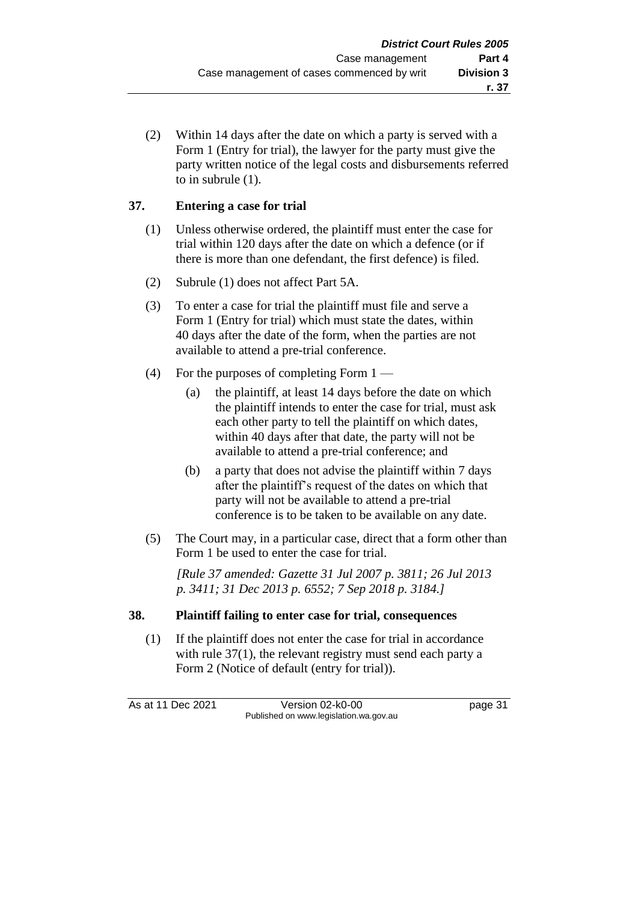(2) Within 14 days after the date on which a party is served with a Form 1 (Entry for trial), the lawyer for the party must give the party written notice of the legal costs and disbursements referred to in subrule (1).

### 37. Entering a case for trial

(1) Unless otherwise ordered, the plaintiff must enter the case for trial within 120 days after the date on which a defence (or if there is more than one defendant, the first defence) is filed.

(2) Subrule (1) does not affect Part 5A.

(3) To enter a case for trial the plaintiff must file and serve a Form 1 (Entry for trial) which must state the dates, within 40 days after the date of the form, when the parties are not available to attend a pre-trial conference.

(4) For the purposes of completing Form 1 —

(a) the plaintiff, at least 14 days before the date on which the plaintiff intends to enter the case for trial, must ask each other party to tell the plaintiff on which dates, within 40 days after that date, the party will not be available to attend a pre-trial conference; and

(b) a party that does not advise the plaintiff within 7 days after the plaintiff's request of the dates on which that party will not be available to attend a pre-trial conference is to be taken to be available on any date.

(5) The Court may, in a particular case, direct that a form other than Form 1 be used to enter the case for trial.

*[Rule 37 amended: Gazette 31 Jul 2007 p. 3811; 26 Jul 2013 p. 3411; 31 Dec 2013 p. 6552; 7 Sep 2018 p. 3184.]*

### 38. Plaintiff failing to enter case for trial, consequences

(1) If the plaintiff does not enter the case for trial in accordance with rule 37(1), the relevant registry must send each party a Form 2 (Notice of default (entry for trial)).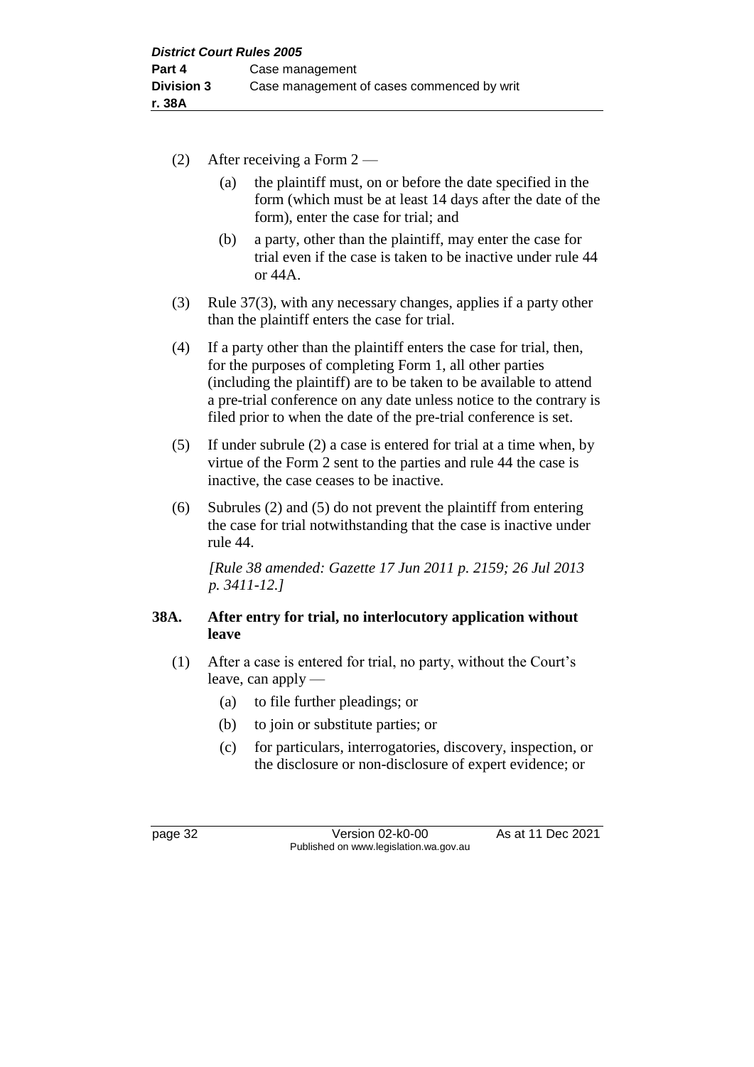(2) After receiving a Form 2 —

(a) the plaintiff must, on or before the date specified in the form (which must be at least 14 days after the date of the form), enter the case for trial; and

(b) a party, other than the plaintiff, may enter the case for trial even if the case is taken to be inactive under rule 44 or 44A.

(3) Rule 37(3), with any necessary changes, applies if a party other than the plaintiff enters the case for trial.

(4) If a party other than the plaintiff enters the case for trial, then, for the purposes of completing Form 1, all other parties (including the plaintiff) are to be taken to be available to attend a pre-trial conference on any date unless notice to the contrary is filed prior to when the date of the pre-trial conference is set.

(5) If under subrule (2) a case is entered for trial at a time when, by virtue of the Form 2 sent to the parties and rule 44 the case is inactive, the case ceases to be inactive.

(6) Subrules (2) and (5) do not prevent the plaintiff from entering the case for trial notwithstanding that the case is inactive under rule 44.

*[Rule 38 amended: Gazette 17 Jun 2011 p. 2159; 26 Jul 2013 p. 3411-12.]*

### 38A. After entry for trial, no interlocutory application without leave

(1) After a case is entered for trial, no party, without the Court's leave, can apply —

(a) to file further pleadings; or

(b) to join or substitute parties; or

(c) for particulars, interrogatories, discovery, inspection, or the disclosure or non-disclosure of expert evidence; or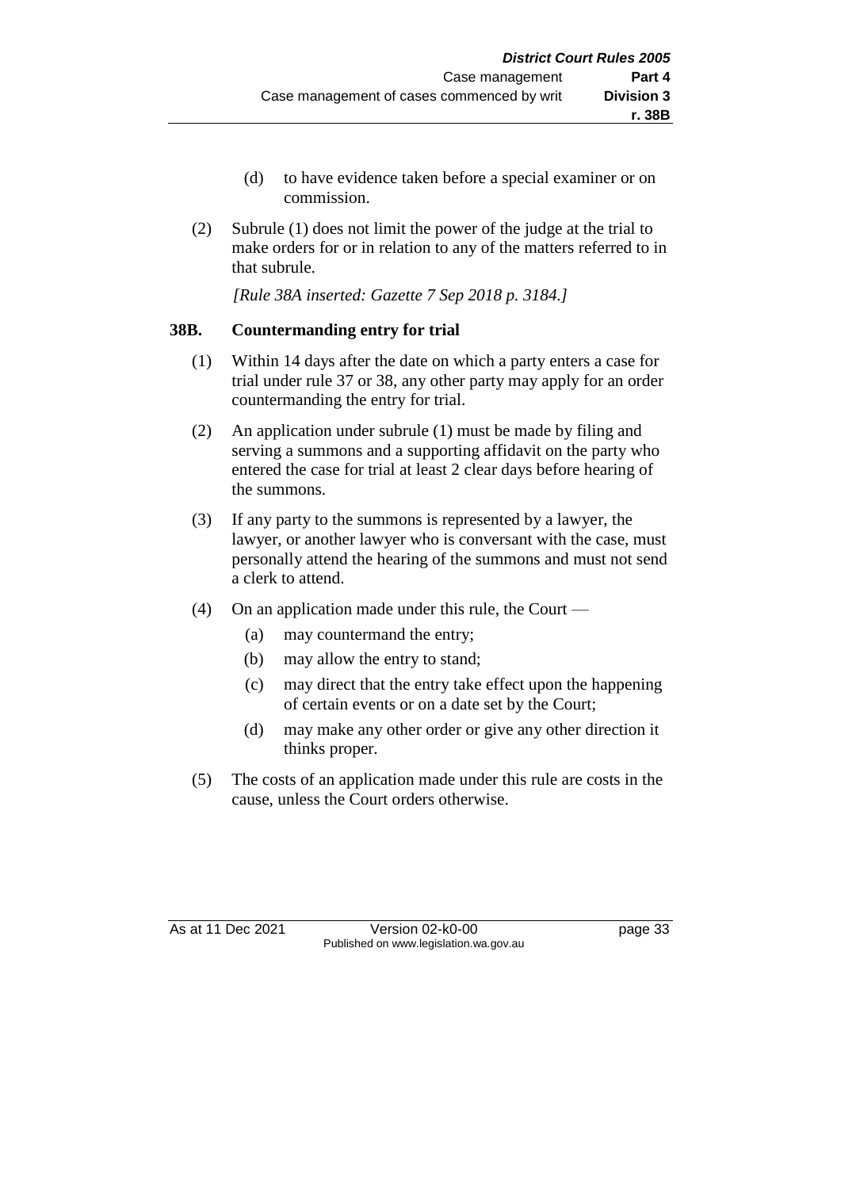(d) to have evidence taken before a special examiner or on commission.

(2) Subrule (1) does not limit the power of the judge at the trial to make orders for or in relation to any of the matters referred to in that subrule.

*[Rule 38A inserted: Gazette 7 Sep 2018 p. 3184.]*

### 38B. Countermanding entry for trial

(1) Within 14 days after the date on which a party enters a case for trial under rule 37 or 38, any other party may apply for an order countermanding the entry for trial.

(2) An application under subrule (1) must be made by filing and serving a summons and a supporting affidavit on the party who entered the case for trial at least 2 clear days before hearing of the summons.

(3) If any party to the summons is represented by a lawyer, the lawyer, or another lawyer who is conversant with the case, must personally attend the hearing of the summons and must not send a clerk to attend.

(4) On an application made under this rule, the Court —

(a) may countermand the entry;

(b) may allow the entry to stand;

(c) may direct that the entry take effect upon the happening of certain events or on a date set by the Court;

(d) may make any other order or give any other direction it thinks proper.

(5) The costs of an application made under this rule are costs in the cause, unless the Court orders otherwise.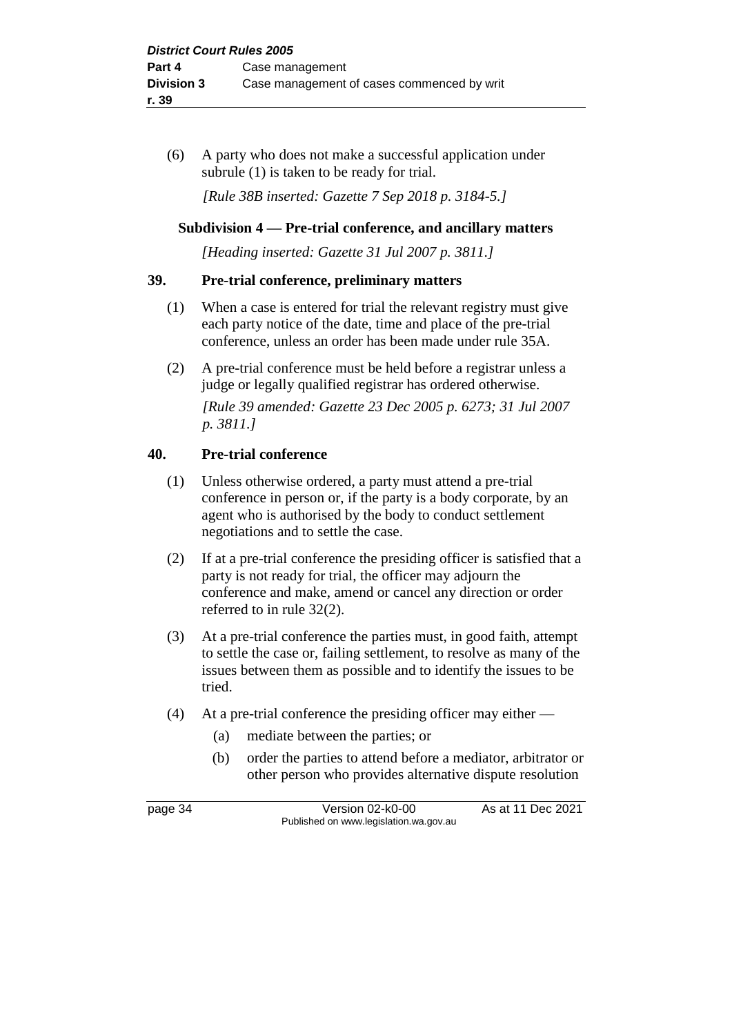(6) A party who does not make a successful application under subrule (1) is taken to be ready for trial.

*[Rule 38B inserted: Gazette 7 Sep 2018 p. 3184-5.]*

### Subdivision 4 — Pre-trial conference, and ancillary matters

*[Heading inserted: Gazette 31 Jul 2007 p. 3811.]*

#### 39. Pre-trial conference, preliminary matters

(1) When a case is entered for trial the relevant registry must give each party notice of the date, time and place of the pre-trial conference, unless an order has been made under rule 35A.

(2) A pre-trial conference must be held before a registrar unless a judge or legally qualified registrar has ordered otherwise.

*[Rule 39 amended: Gazette 23 Dec 2005 p. 6273; 31 Jul 2007 p. 3811.]*

#### 40. Pre-trial conference

(1) Unless otherwise ordered, a party must attend a pre-trial conference in person or, if the party is a body corporate, by an agent who is authorised by the body to conduct settlement negotiations and to settle the case.

(2) If at a pre-trial conference the presiding officer is satisfied that a party is not ready for trial, the officer may adjourn the conference and make, amend or cancel any direction or order referred to in rule 32(2).

(3) At a pre-trial conference the parties must, in good faith, attempt to settle the case or, failing settlement, to resolve as many of the issues between them as possible and to identify the issues to be tried.

(4) At a pre-trial conference the presiding officer may either —

(a) mediate between the parties; or

(b) order the parties to attend before a mediator, arbitrator or other person who provides alternative dispute resolution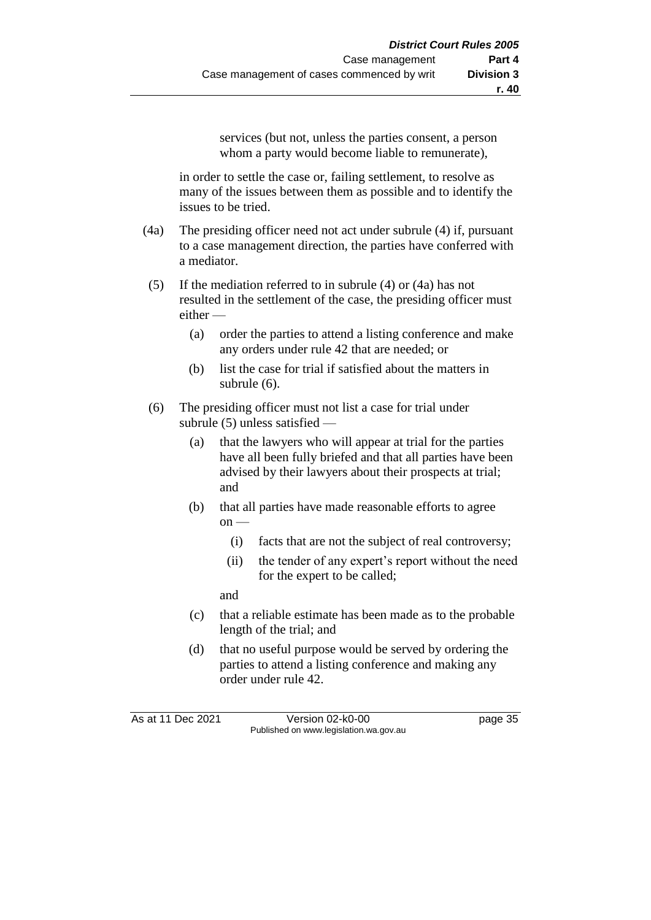services (but not, unless the parties consent, a person whom a party would become liable to remunerate),

in order to settle the case or, failing settlement, to resolve as many of the issues between them as possible and to identify the issues to be tried.

(4a) The presiding officer need not act under subrule (4) if, pursuant to a case management direction, the parties have conferred with a mediator.

(5) If the mediation referred to in subrule (4) or (4a) has not resulted in the settlement of the case, the presiding officer must either —

(a) order the parties to attend a listing conference and make any orders under rule 42 that are needed; or

(b) list the case for trial if satisfied about the matters in subrule (6).

(6) The presiding officer must not list a case for trial under subrule (5) unless satisfied —

(a) that the lawyers who will appear at trial for the parties have all been fully briefed and that all parties have been advised by their lawyers about their prospects at trial; and

(b) that all parties have made reasonable efforts to agree on —

(i) facts that are not the subject of real controversy;

(ii) the tender of any expert's report without the need for the expert to be called;

and

(c) that a reliable estimate has been made as to the probable length of the trial; and

(d) that no useful purpose would be served by ordering the parties to attend a listing conference and making any order under rule 42.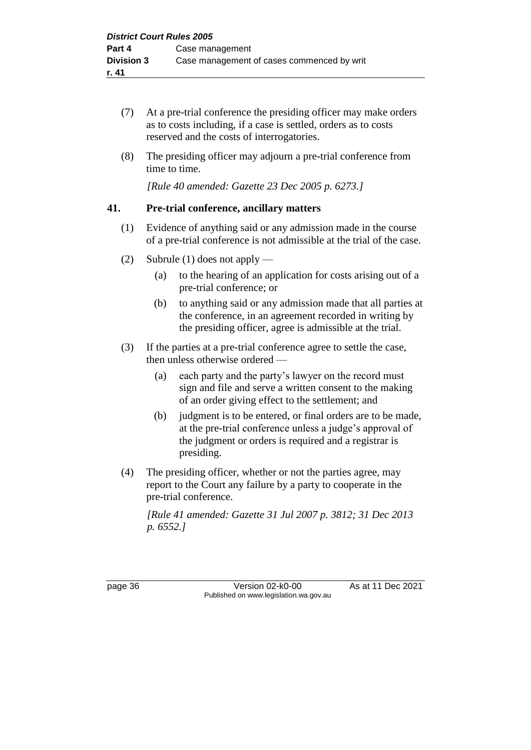(7) At a pre-trial conference the presiding officer may make orders as to costs including, if a case is settled, orders as to costs reserved and the costs of interrogatories.

(8) The presiding officer may adjourn a pre-trial conference from time to time.

*[Rule 40 amended: Gazette 23 Dec 2005 p. 6273.]*

### 41. Pre-trial conference, ancillary matters

(1) Evidence of anything said or any admission made in the course of a pre-trial conference is not admissible at the trial of the case.

(2) Subrule (1) does not apply —

- (a) to the hearing of an application for costs arising out of a pre-trial conference; or
- (b) to anything said or any admission made that all parties at the conference, in an agreement recorded in writing by the presiding officer, agree is admissible at the trial.

(3) If the parties at a pre-trial conference agree to settle the case, then unless otherwise ordered —

- (a) each party and the party's lawyer on the record must sign and file and serve a written consent to the making of an order giving effect to the settlement; and
- (b) judgment is to be entered, or final orders are to be made, at the pre-trial conference unless a judge's approval of the judgment or orders is required and a registrar is presiding.

(4) The presiding officer, whether or not the parties agree, may report to the Court any failure by a party to cooperate in the pre-trial conference.

*[Rule 41 amended: Gazette 31 Jul 2007 p. 3812; 31 Dec 2013 p. 6552.]*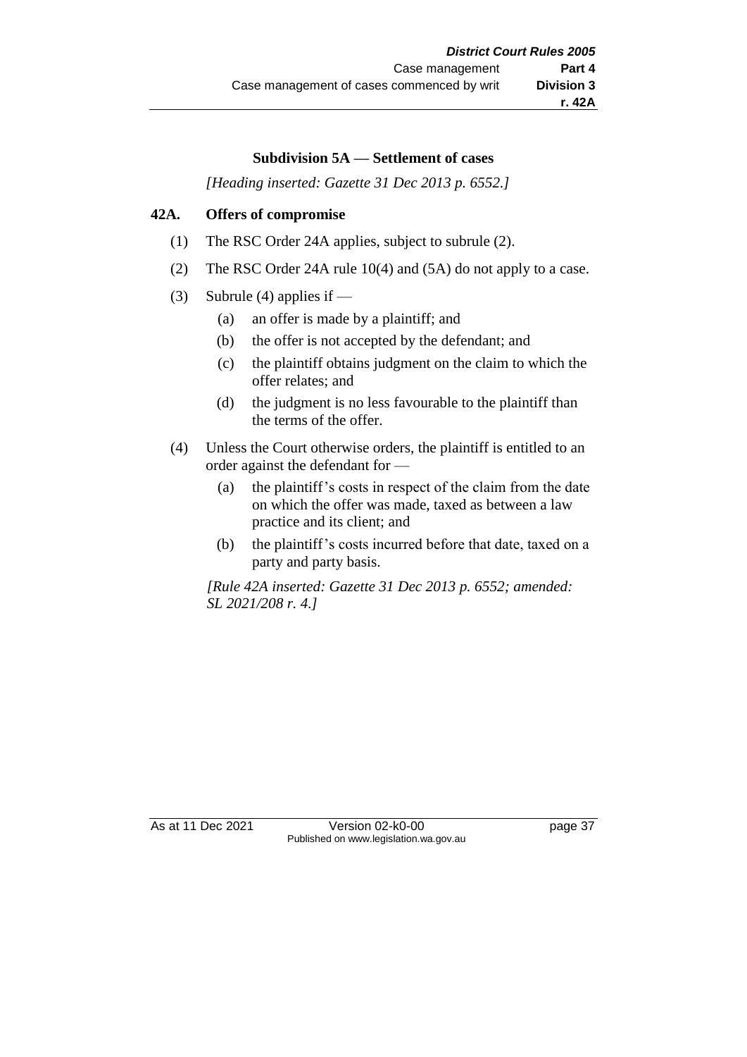### Subdivision 5A — Settlement of cases

*[Heading inserted: Gazette 31 Dec 2013 p. 6552.]*

**42A. Offers of compromise**

(1) The RSC Order 24A applies, subject to subrule (2).

(2) The RSC Order 24A rule 10(4) and (5A) do not apply to a case.

(3) Subrule (4) applies if —

  (a) an offer is made by a plaintiff; and

  (b) the offer is not accepted by the defendant; and

  (c) the plaintiff obtains judgment on the claim to which the offer relates; and

  (d) the judgment is no less favourable to the plaintiff than the terms of the offer.

(4) Unless the Court otherwise orders, the plaintiff is entitled to an order against the defendant for —

  (a) the plaintiff's costs in respect of the claim from the date on which the offer was made, taxed as between a law practice and its client; and

  (b) the plaintiff's costs incurred before that date, taxed on a party and party basis.

*[Rule 42A inserted: Gazette 31 Dec 2013 p. 6552; amended: SL 2021/208 r. 4.]*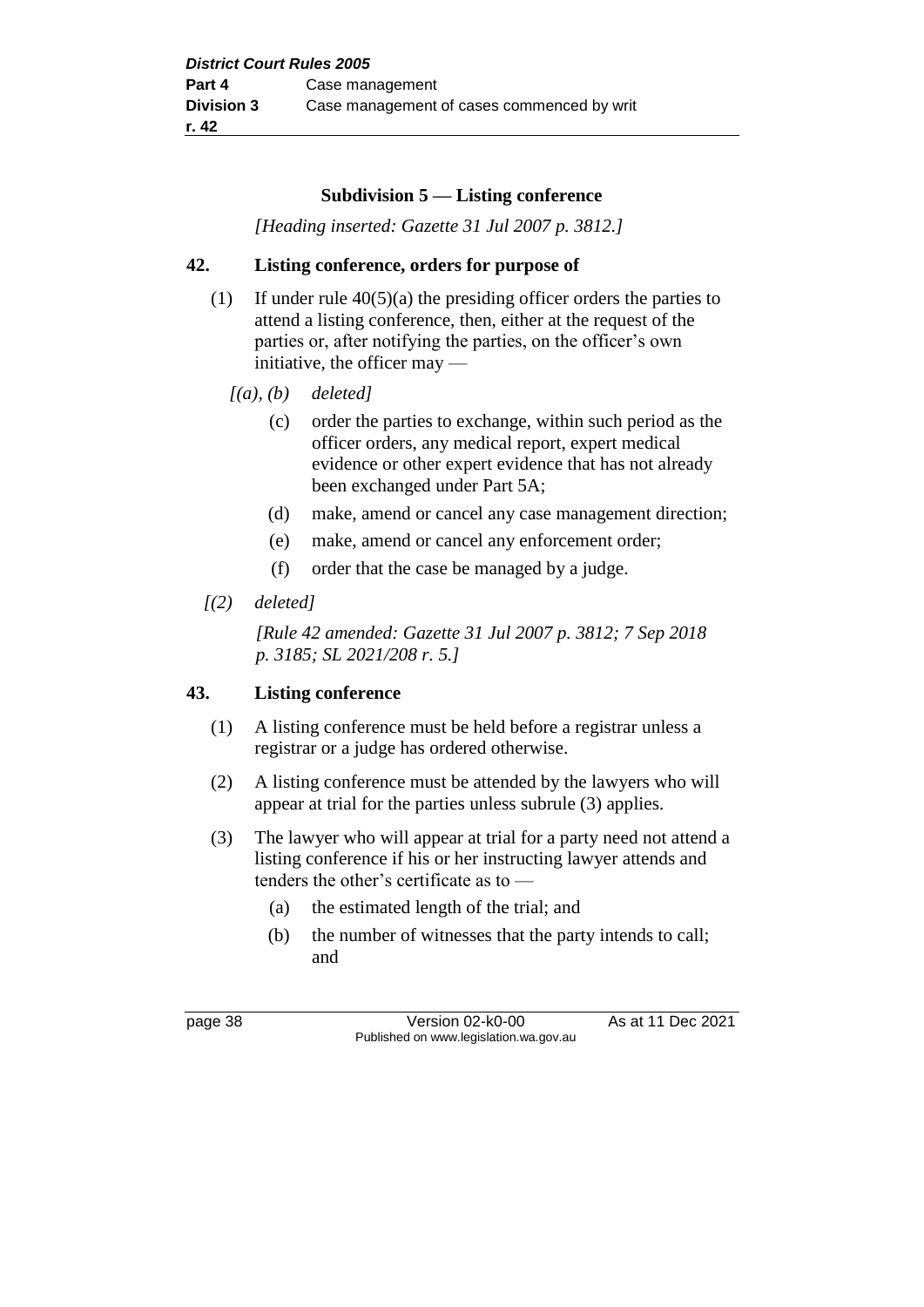### Subdivision 5 — Listing conference

*[Heading inserted: Gazette 31 Jul 2007 p. 3812.]*

### 42. Listing conference, orders for purpose of

(1) If under rule 40(5)(a) the presiding officer orders the parties to attend a listing conference, then, either at the request of the parties or, after notifying the parties, on the officer's own initiative, the officer may —

*[(a), (b) deleted]*

(c) order the parties to exchange, within such period as the officer orders, any medical report, expert medical evidence or other expert evidence that has not already been exchanged under Part 5A;

(d) make, amend or cancel any case management direction;

(e) make, amend or cancel any enforcement order;

(f) order that the case be managed by a judge.

*[(2) deleted]*

*[Rule 42 amended: Gazette 31 Jul 2007 p. 3812; 7 Sep 2018 p. 3185; SL 2021/208 r. 5.]*

### 43. Listing conference

(1) A listing conference must be held before a registrar unless a registrar or a judge has ordered otherwise.

(2) A listing conference must be attended by the lawyers who will appear at trial for the parties unless subrule (3) applies.

(3) The lawyer who will appear at trial for a party need not attend a listing conference if his or her instructing lawyer attends and tenders the other's certificate as to —

(a) the estimated length of the trial; and

(b) the number of witnesses that the party intends to call; and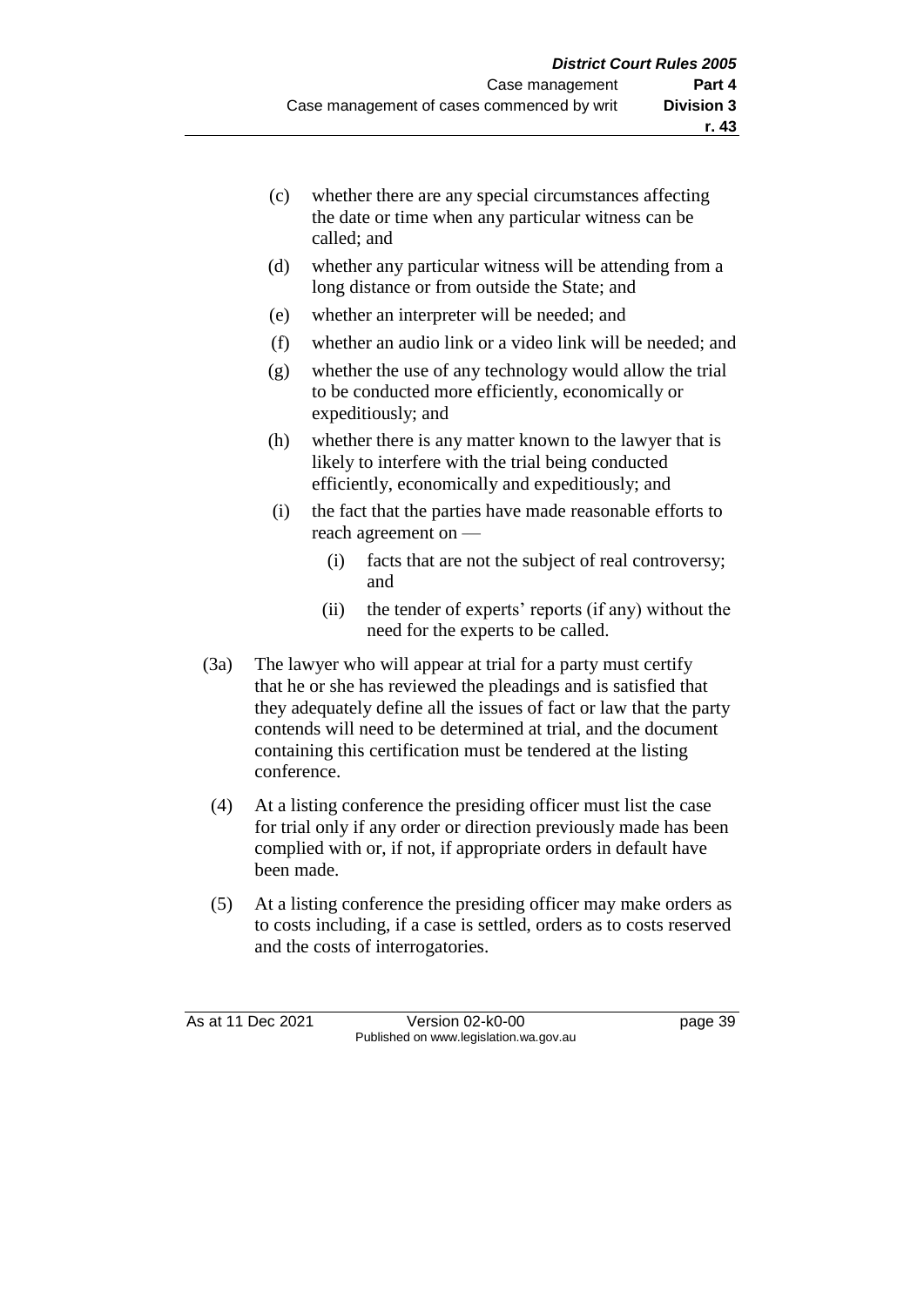(c) whether there are any special circumstances affecting the date or time when any particular witness can be called; and

(d) whether any particular witness will be attending from a long distance or from outside the State; and

(e) whether an interpreter will be needed; and

(f) whether an audio link or a video link will be needed; and

(g) whether the use of any technology would allow the trial to be conducted more efficiently, economically or expeditiously; and

(h) whether there is any matter known to the lawyer that is likely to interfere with the trial being conducted efficiently, economically and expeditiously; and

(i) the fact that the parties have made reasonable efforts to reach agreement on —

   (i) facts that are not the subject of real controversy; and

   (ii) the tender of experts' reports (if any) without the need for the experts to be called.

(3a) The lawyer who will appear at trial for a party must certify that he or she has reviewed the pleadings and is satisfied that they adequately define all the issues of fact or law that the party contends will need to be determined at trial, and the document containing this certification must be tendered at the listing conference.

(4) At a listing conference the presiding officer must list the case for trial only if any order or direction previously made has been complied with or, if not, if appropriate orders in default have been made.

(5) At a listing conference the presiding officer may make orders as to costs including, if a case is settled, orders as to costs reserved and the costs of interrogatories.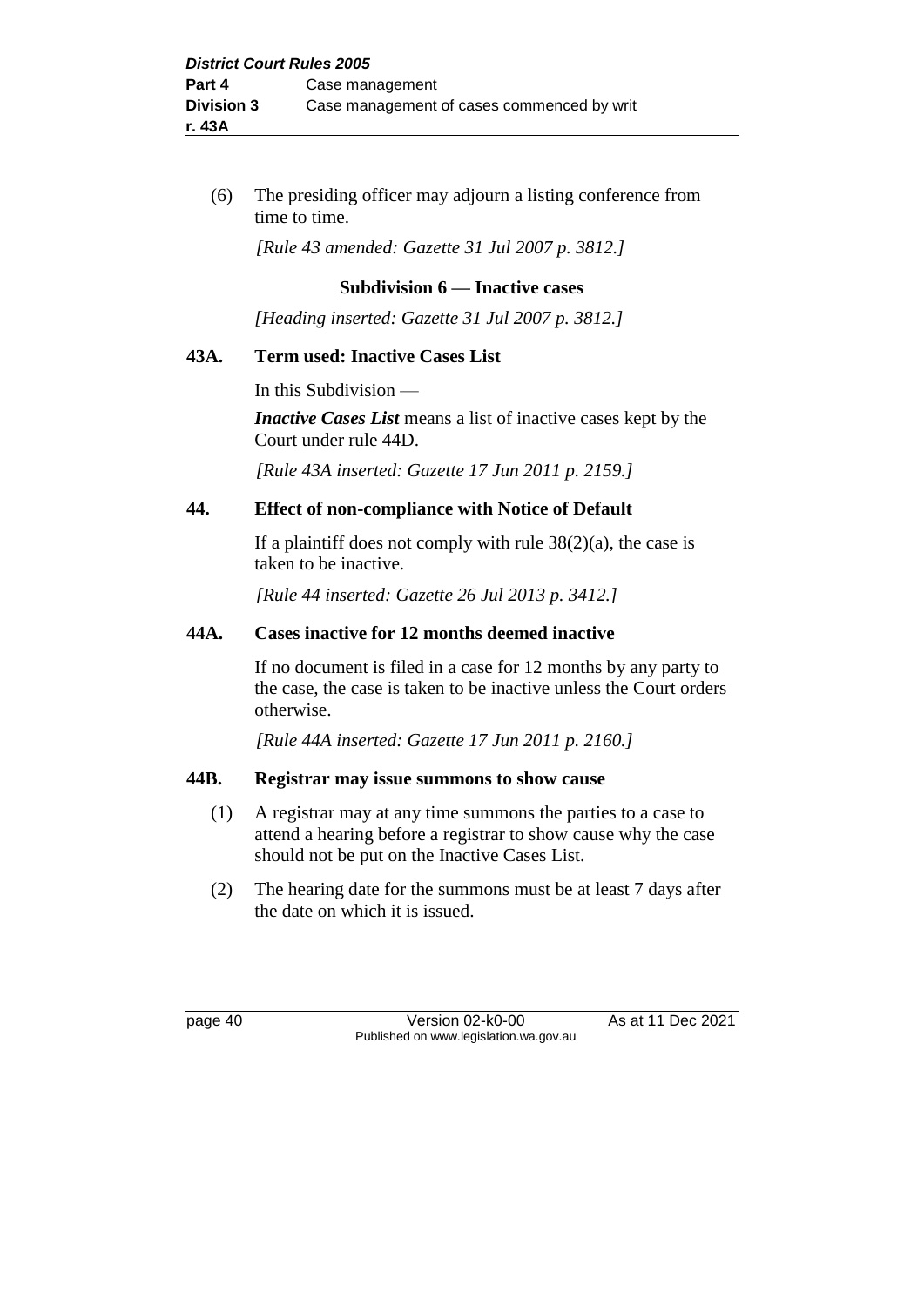(6) The presiding officer may adjourn a listing conference from time to time.

*[Rule 43 amended: Gazette 31 Jul 2007 p. 3812.]*

### Subdivision 6 — Inactive cases

*[Heading inserted: Gazette 31 Jul 2007 p. 3812.]*

#### 43A. Term used: Inactive Cases List

In this Subdivision —

***Inactive Cases List*** means a list of inactive cases kept by the Court under rule 44D.

*[Rule 43A inserted: Gazette 17 Jun 2011 p. 2159.]*

#### 44. Effect of non-compliance with Notice of Default

If a plaintiff does not comply with rule 38(2)(a), the case is taken to be inactive.

*[Rule 44 inserted: Gazette 26 Jul 2013 p. 3412.]*

#### 44A. Cases inactive for 12 months deemed inactive

If no document is filed in a case for 12 months by any party to the case, the case is taken to be inactive unless the Court orders otherwise.

*[Rule 44A inserted: Gazette 17 Jun 2011 p. 2160.]*

#### 44B. Registrar may issue summons to show cause

(1) A registrar may at any time summons the parties to a case to attend a hearing before a registrar to show cause why the case should not be put on the Inactive Cases List.

(2) The hearing date for the summons must be at least 7 days after the date on which it is issued.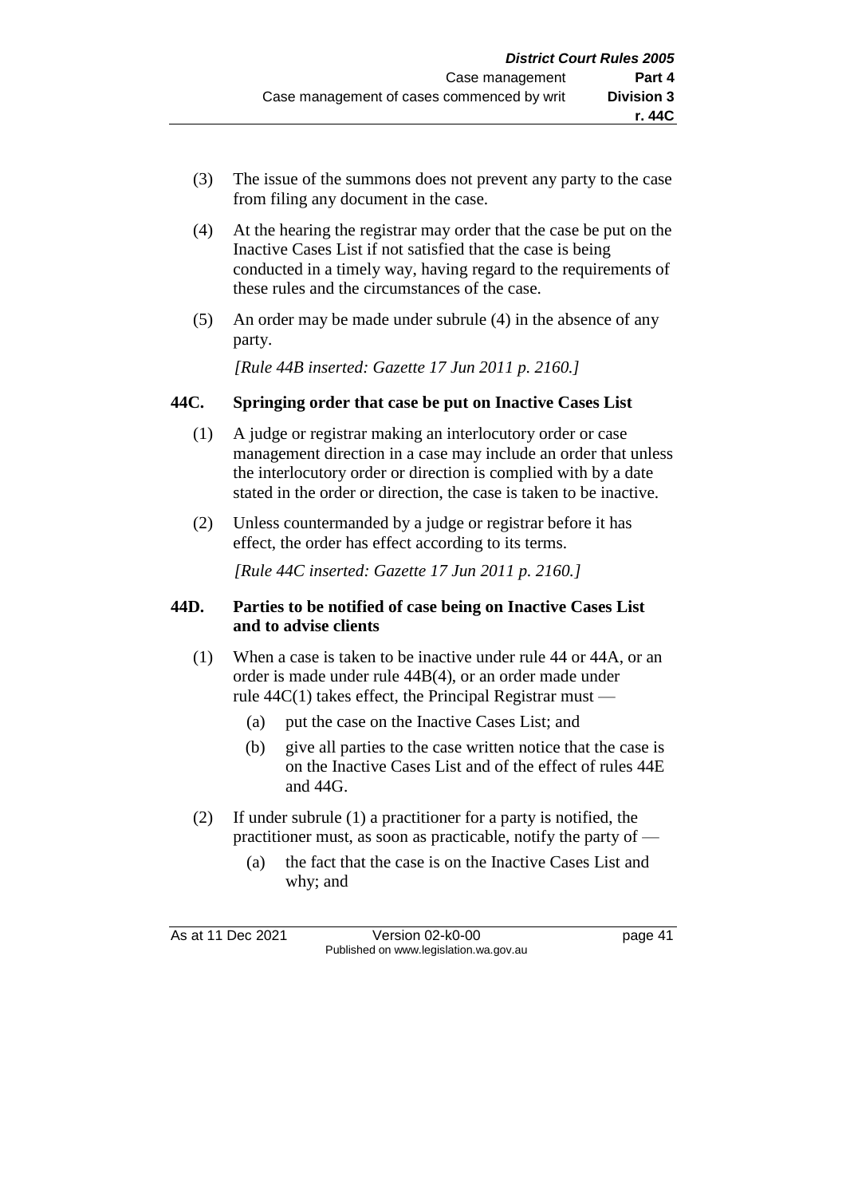(3) The issue of the summons does not prevent any party to the case from filing any document in the case.

(4) At the hearing the registrar may order that the case be put on the Inactive Cases List if not satisfied that the case is being conducted in a timely way, having regard to the requirements of these rules and the circumstances of the case.

(5) An order may be made under subrule (4) in the absence of any party.

*[Rule 44B inserted: Gazette 17 Jun 2011 p. 2160.]*

### 44C. Springing order that case be put on Inactive Cases List

(1) A judge or registrar making an interlocutory order or case management direction in a case may include an order that unless the interlocutory order or direction is complied with by a date stated in the order or direction, the case is taken to be inactive.

(2) Unless countermanded by a judge or registrar before it has effect, the order has effect according to its terms.

*[Rule 44C inserted: Gazette 17 Jun 2011 p. 2160.]*

### 44D. Parties to be notified of case being on Inactive Cases List and to advise clients

(1) When a case is taken to be inactive under rule 44 or 44A, or an order is made under rule 44B(4), or an order made under rule 44C(1) takes effect, the Principal Registrar must —

(a) put the case on the Inactive Cases List; and

(b) give all parties to the case written notice that the case is on the Inactive Cases List and of the effect of rules 44E and 44G.

(2) If under subrule (1) a practitioner for a party is notified, the practitioner must, as soon as practicable, notify the party of —

(a) the fact that the case is on the Inactive Cases List and why; and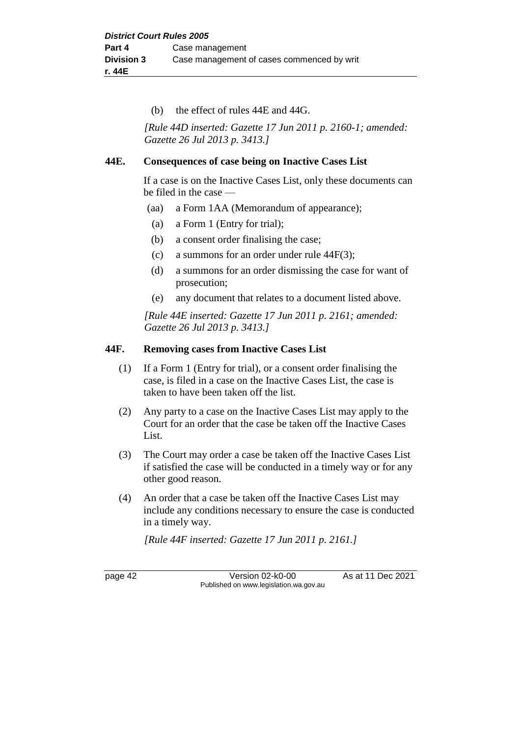(b) the effect of rules 44E and 44G.

*[Rule 44D inserted: Gazette 17 Jun 2011 p. 2160-1; amended: Gazette 26 Jul 2013 p. 3413.]*

### 44E. Consequences of case being on Inactive Cases List

If a case is on the Inactive Cases List, only these documents can be filed in the case —

(aa) a Form 1AA (Memorandum of appearance);

(a) a Form 1 (Entry for trial);

(b) a consent order finalising the case;

(c) a summons for an order under rule 44F(3);

(d) a summons for an order dismissing the case for want of prosecution;

(e) any document that relates to a document listed above.

*[Rule 44E inserted: Gazette 17 Jun 2011 p. 2161; amended: Gazette 26 Jul 2013 p. 3413.]*

### 44F. Removing cases from Inactive Cases List

(1) If a Form 1 (Entry for trial), or a consent order finalising the case, is filed in a case on the Inactive Cases List, the case is taken to have been taken off the list.

(2) Any party to a case on the Inactive Cases List may apply to the Court for an order that the case be taken off the Inactive Cases List.

(3) The Court may order a case be taken off the Inactive Cases List if satisfied the case will be conducted in a timely way or for any other good reason.

(4) An order that a case be taken off the Inactive Cases List may include any conditions necessary to ensure the case is conducted in a timely way.

*[Rule 44F inserted: Gazette 17 Jun 2011 p. 2161.]*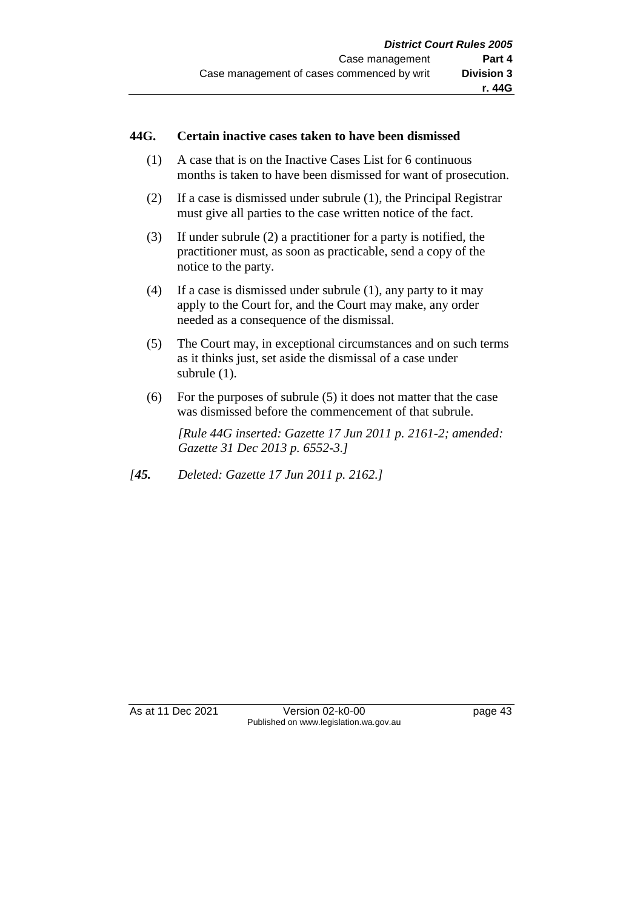### 44G. Certain inactive cases taken to have been dismissed

(1) A case that is on the Inactive Cases List for 6 continuous months is taken to have been dismissed for want of prosecution.

(2) If a case is dismissed under subrule (1), the Principal Registrar must give all parties to the case written notice of the fact.

(3) If under subrule (2) a practitioner for a party is notified, the practitioner must, as soon as practicable, send a copy of the notice to the party.

(4) If a case is dismissed under subrule (1), any party to it may apply to the Court for, and the Court may make, any order needed as a consequence of the dismissal.

(5) The Court may, in exceptional circumstances and on such terms as it thinks just, set aside the dismissal of a case under subrule (1).

(6) For the purposes of subrule (5) it does not matter that the case was dismissed before the commencement of that subrule.

*[Rule 44G inserted: Gazette 17 Jun 2011 p. 2161-2; amended: Gazette 31 Dec 2013 p. 6552-3.]*

*[**45.** Deleted: Gazette 17 Jun 2011 p. 2162.]*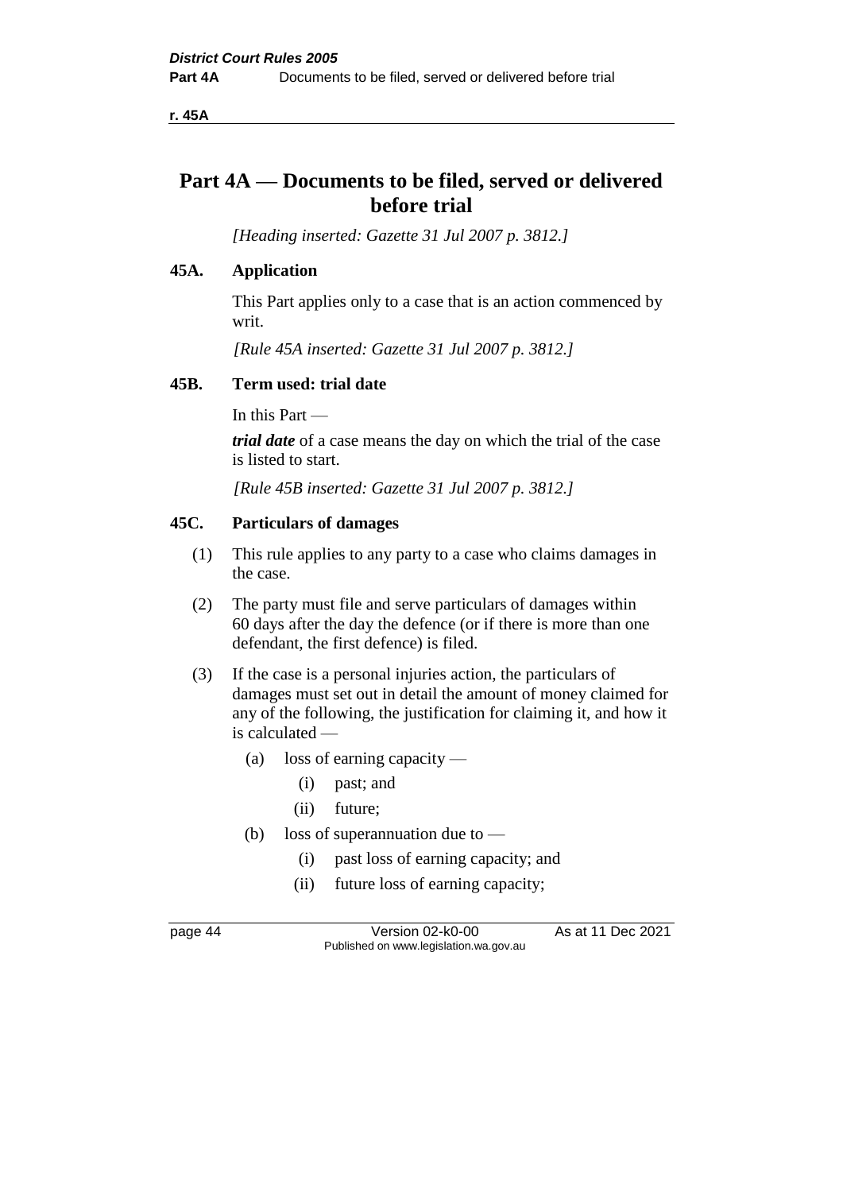# Part 4A — Documents to be filed, served or delivered before trial

*[Heading inserted: Gazette 31 Jul 2007 p. 3812.]*

## 45A. Application

This Part applies only to a case that is an action commenced by writ.

*[Rule 45A inserted: Gazette 31 Jul 2007 p. 3812.]*

## 45B. Term used: trial date

In this Part —

***trial date*** of a case means the day on which the trial of the case is listed to start.

*[Rule 45B inserted: Gazette 31 Jul 2007 p. 3812.]*

## 45C. Particulars of damages

(1) This rule applies to any party to a case who claims damages in the case.

(2) The party must file and serve particulars of damages within 60 days after the day the defence (or if there is more than one defendant, the first defence) is filed.

(3) If the case is a personal injuries action, the particulars of damages must set out in detail the amount of money claimed for any of the following, the justification for claiming it, and how it is calculated —

- (a) loss of earning capacity —
  - (i) past; and
  - (ii) future;
- (b) loss of superannuation due to —
  - (i) past loss of earning capacity; and
  - (ii) future loss of earning capacity;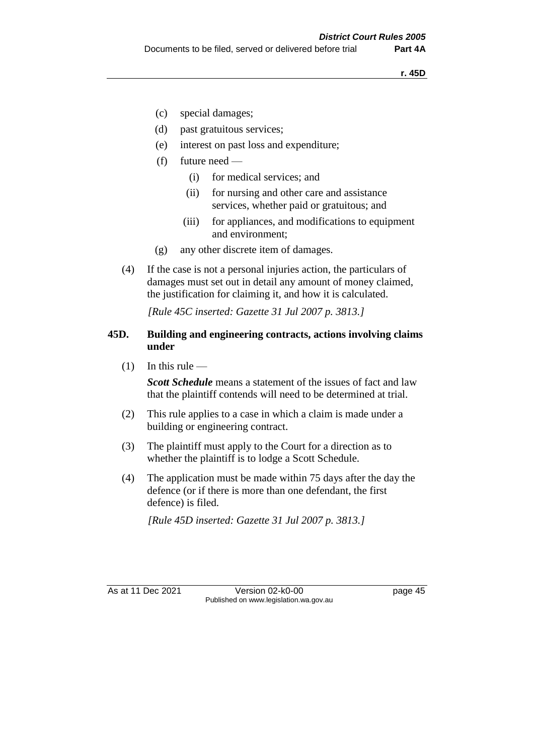(c) special damages;

(d) past gratuitous services;

(e) interest on past loss and expenditure;

(f) future need —

(i) for medical services; and

(ii) for nursing and other care and assistance services, whether paid or gratuitous; and

(iii) for appliances, and modifications to equipment and environment;

(g) any other discrete item of damages.

(4) If the case is not a personal injuries action, the particulars of damages must set out in detail any amount of money claimed, the justification for claiming it, and how it is calculated.

*[Rule 45C inserted: Gazette 31 Jul 2007 p. 3813.]*

### 45D. Building and engineering contracts, actions involving claims under

(1) In this rule —

***Scott Schedule*** means a statement of the issues of fact and law that the plaintiff contends will need to be determined at trial.

(2) This rule applies to a case in which a claim is made under a building or engineering contract.

(3) The plaintiff must apply to the Court for a direction as to whether the plaintiff is to lodge a Scott Schedule.

(4) The application must be made within 75 days after the day the defence (or if there is more than one defendant, the first defence) is filed.

*[Rule 45D inserted: Gazette 31 Jul 2007 p. 3813.]*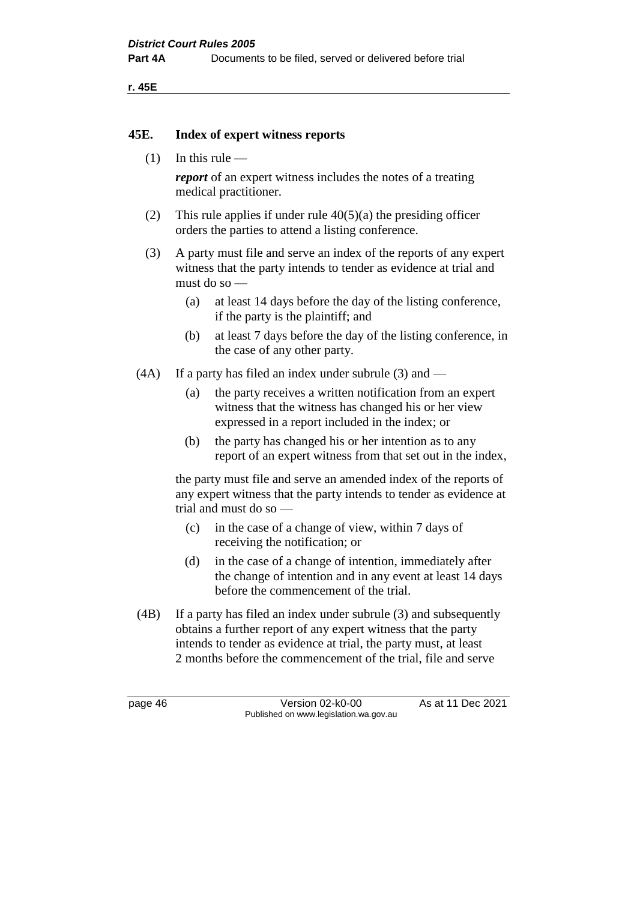## 45E. Index of expert witness reports

(1) In this rule —

***report*** of an expert witness includes the notes of a treating medical practitioner.

(2) This rule applies if under rule 40(5)(a) the presiding officer orders the parties to attend a listing conference.

(3) A party must file and serve an index of the reports of any expert witness that the party intends to tender as evidence at trial and must do so —

(a) at least 14 days before the day of the listing conference, if the party is the plaintiff; and

(b) at least 7 days before the day of the listing conference, in the case of any other party.

(4A) If a party has filed an index under subrule (3) and —

(a) the party receives a written notification from an expert witness that the witness has changed his or her view expressed in a report included in the index; or

(b) the party has changed his or her intention as to any report of an expert witness from that set out in the index,

the party must file and serve an amended index of the reports of any expert witness that the party intends to tender as evidence at trial and must do so —

(c) in the case of a change of view, within 7 days of receiving the notification; or

(d) in the case of a change of intention, immediately after the change of intention and in any event at least 14 days before the commencement of the trial.

(4B) If a party has filed an index under subrule (3) and subsequently obtains a further report of any expert witness that the party intends to tender as evidence at trial, the party must, at least 2 months before the commencement of the trial, file and serve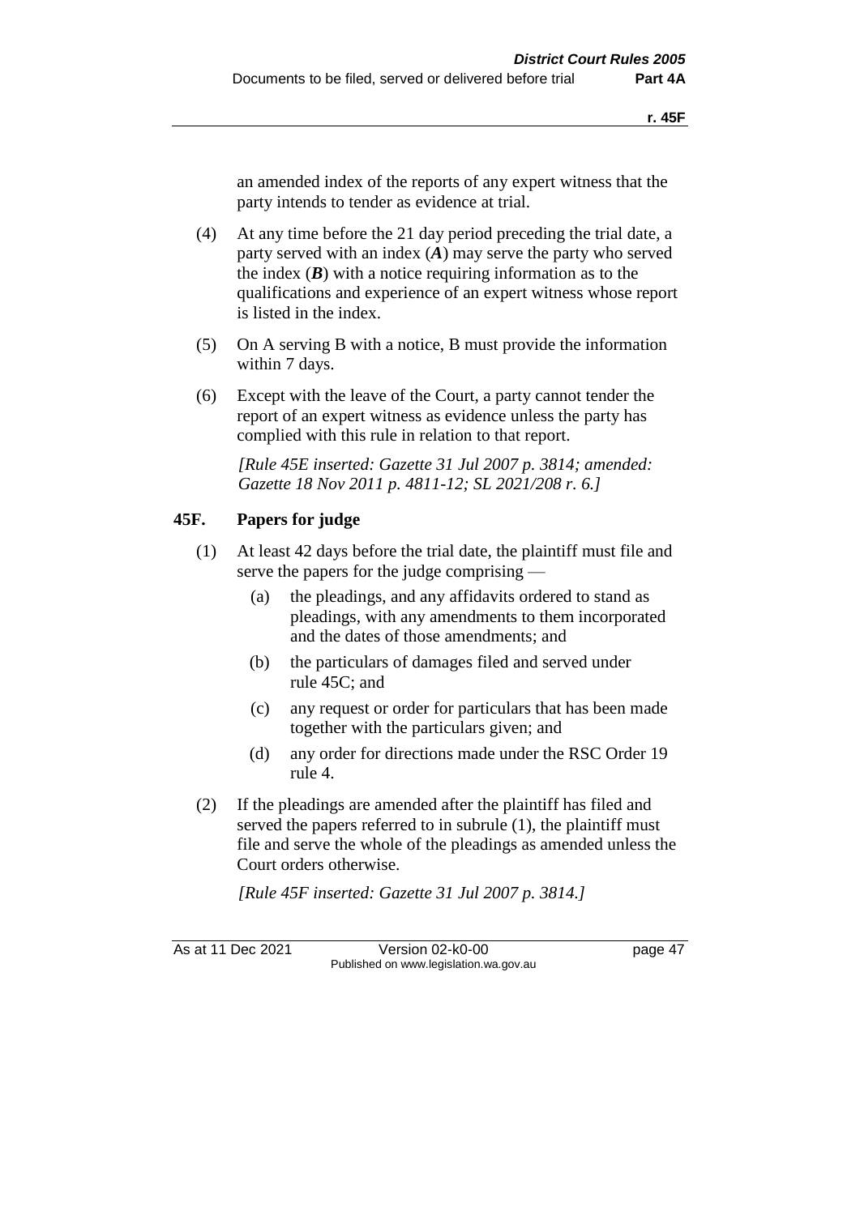an amended index of the reports of any expert witness that the party intends to tender as evidence at trial.

(4) At any time before the 21 day period preceding the trial date, a party served with an index (***A***) may serve the party who served the index (***B***) with a notice requiring information as to the qualifications and experience of an expert witness whose report is listed in the index.

(5) On A serving B with a notice, B must provide the information within 7 days.

(6) Except with the leave of the Court, a party cannot tender the report of an expert witness as evidence unless the party has complied with this rule in relation to that report.

*[Rule 45E inserted: Gazette 31 Jul 2007 p. 3814; amended: Gazette 18 Nov 2011 p. 4811-12; SL 2021/208 r. 6.]*

## 45F. Papers for judge

(1) At least 42 days before the trial date, the plaintiff must file and serve the papers for the judge comprising —

- (a) the pleadings, and any affidavits ordered to stand as pleadings, with any amendments to them incorporated and the dates of those amendments; and
- (b) the particulars of damages filed and served under rule 45C; and
- (c) any request or order for particulars that has been made together with the particulars given; and
- (d) any order for directions made under the RSC Order 19 rule 4.

(2) If the pleadings are amended after the plaintiff has filed and served the papers referred to in subrule (1), the plaintiff must file and serve the whole of the pleadings as amended unless the Court orders otherwise.

*[Rule 45F inserted: Gazette 31 Jul 2007 p. 3814.]*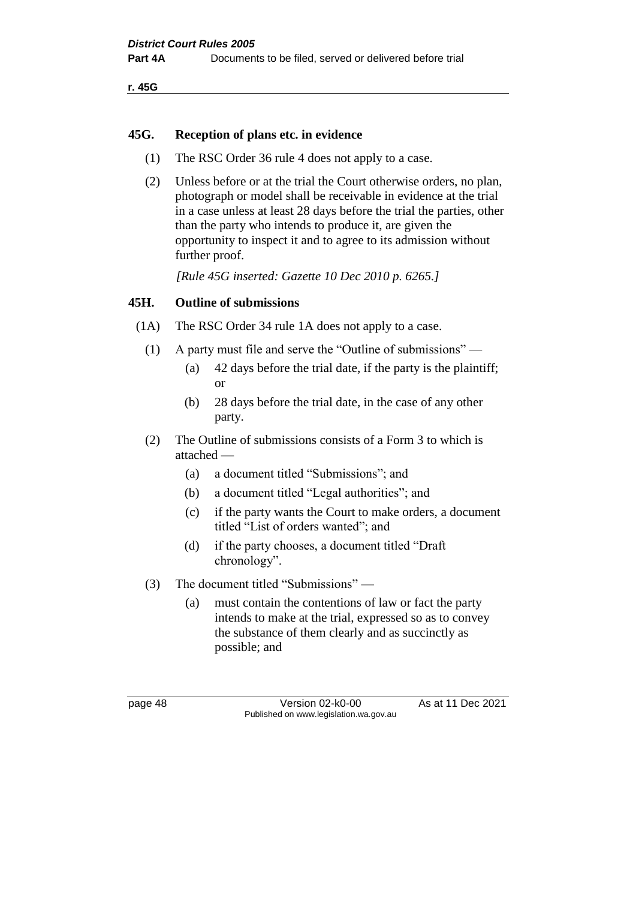## 45G. Reception of plans etc. in evidence

(1) The RSC Order 36 rule 4 does not apply to a case.

(2) Unless before or at the trial the Court otherwise orders, no plan, photograph or model shall be receivable in evidence at the trial in a case unless at least 28 days before the trial the parties, other than the party who intends to produce it, are given the opportunity to inspect it and to agree to its admission without further proof.

*[Rule 45G inserted: Gazette 10 Dec 2010 p. 6265.]*

## 45H. Outline of submissions

(1A) The RSC Order 34 rule 1A does not apply to a case.

(1) A party must file and serve the "Outline of submissions" —

- (a) 42 days before the trial date, if the party is the plaintiff; or
- (b) 28 days before the trial date, in the case of any other party.

(2) The Outline of submissions consists of a Form 3 to which is attached —

- (a) a document titled "Submissions"; and
- (b) a document titled "Legal authorities"; and
- (c) if the party wants the Court to make orders, a document titled "List of orders wanted"; and
- (d) if the party chooses, a document titled "Draft chronology".

(3) The document titled "Submissions" —

- (a) must contain the contentions of law or fact the party intends to make at the trial, expressed so as to convey the substance of them clearly and as succinctly as possible; and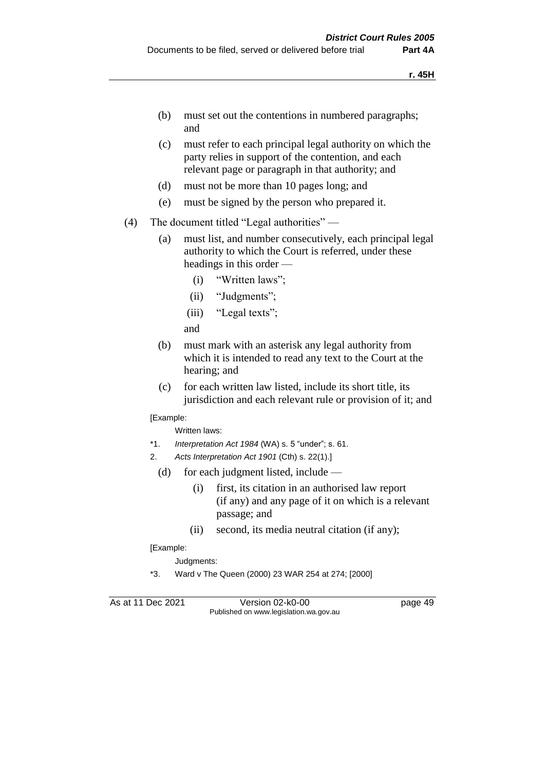(b) must set out the contentions in numbered paragraphs; and

(c) must refer to each principal legal authority on which the party relies in support of the contention, and each relevant page or paragraph in that authority; and

(d) must not be more than 10 pages long; and

(e) must be signed by the person who prepared it.

(4) The document titled "Legal authorities" —

(a) must list, and number consecutively, each principal legal authority to which the Court is referred, under these headings in this order —

(i) "Written laws";

(ii) "Judgments";

(iii) "Legal texts";

and

(b) must mark with an asterisk any legal authority from which it is intended to read any text to the Court at the hearing; and

(c) for each written law listed, include its short title, its jurisdiction and each relevant rule or provision of it; and

[Example:

Written laws:

*1. *Interpretation Act 1984* (WA) s. 5 "under"; s. 61.

2. *Acts Interpretation Act 1901* (Cth) s. 22(1).]

(d) for each judgment listed, include —

(i) first, its citation in an authorised law report (if any) and any page of it on which is a relevant passage; and

(ii) second, its media neutral citation (if any);

[Example:

Judgments:

*3. Ward v The Queen (2000) 23 WAR 254 at 274; [2000]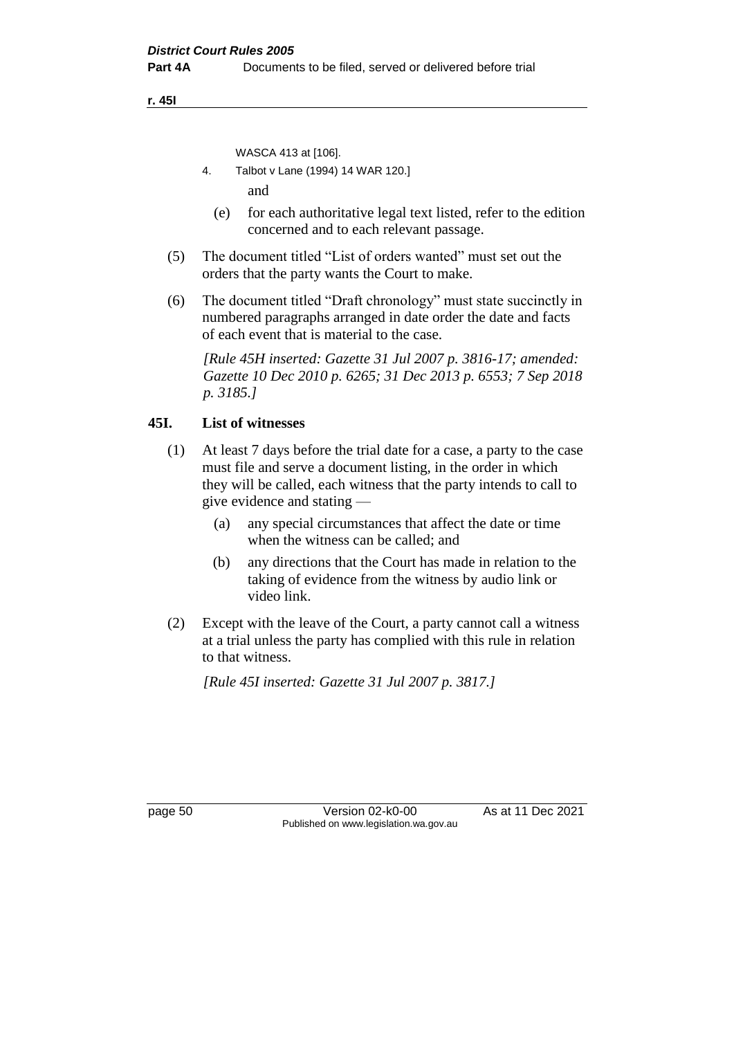WASCA 413 at [106].

4. Talbot v Lane (1994) 14 WAR 120.]

and

(e) for each authoritative legal text listed, refer to the edition concerned and to each relevant passage.

(5) The document titled "List of orders wanted" must set out the orders that the party wants the Court to make.

(6) The document titled "Draft chronology" must state succinctly in numbered paragraphs arranged in date order the date and facts of each event that is material to the case.

*[Rule 45H inserted: Gazette 31 Jul 2007 p. 3816-17; amended: Gazette 10 Dec 2010 p. 6265; 31 Dec 2013 p. 6553; 7 Sep 2018 p. 3185.]*

## 45I. List of witnesses

(1) At least 7 days before the trial date for a case, a party to the case must file and serve a document listing, in the order in which they will be called, each witness that the party intends to call to give evidence and stating —

(a) any special circumstances that affect the date or time when the witness can be called; and

(b) any directions that the Court has made in relation to the taking of evidence from the witness by audio link or video link.

(2) Except with the leave of the Court, a party cannot call a witness at a trial unless the party has complied with this rule in relation to that witness.

*[Rule 45I inserted: Gazette 31 Jul 2007 p. 3817.]*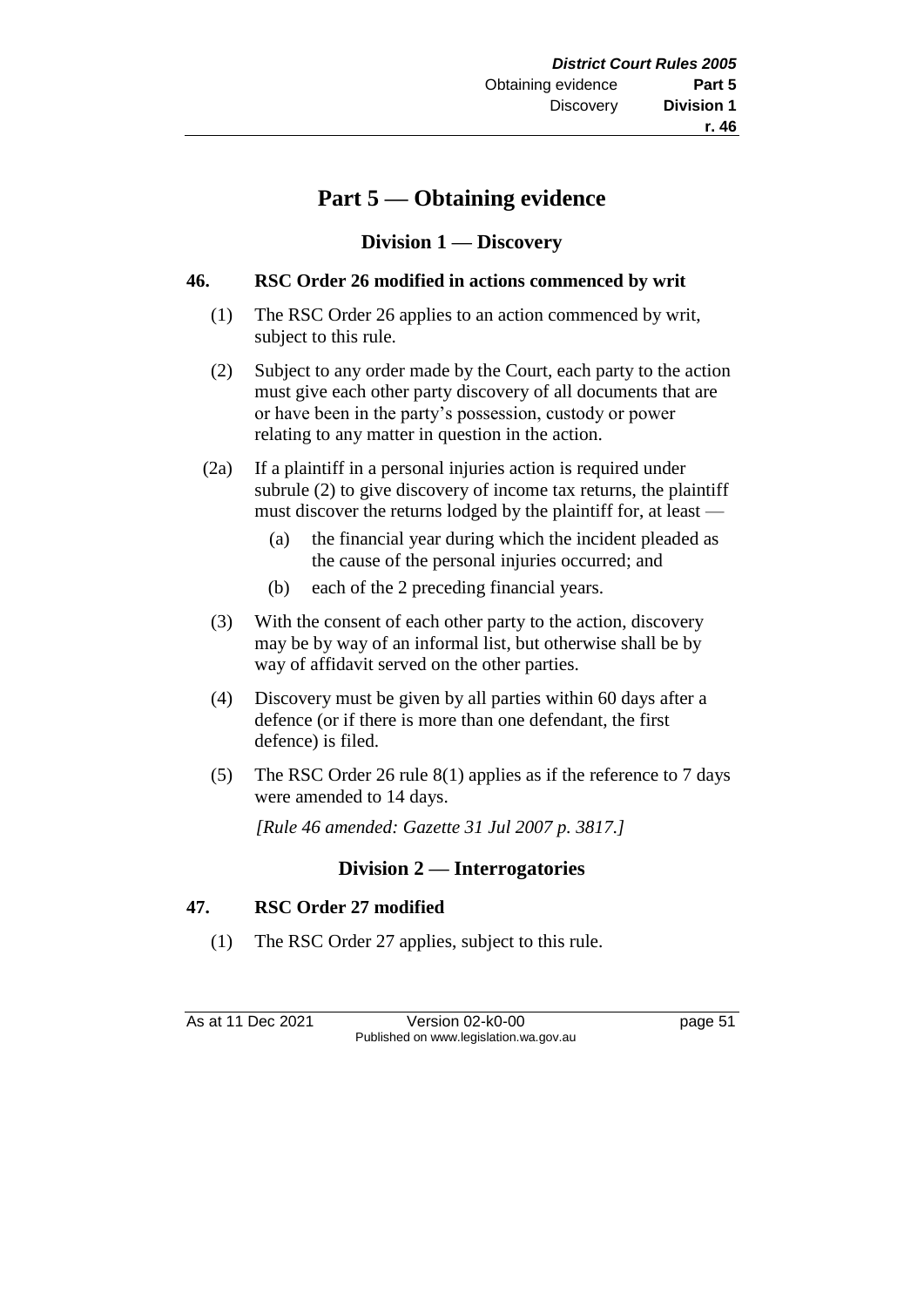# Part 5 — Obtaining evidence

## Division 1 — Discovery

### 46. RSC Order 26 modified in actions commenced by writ

(1) The RSC Order 26 applies to an action commenced by writ, subject to this rule.

(2) Subject to any order made by the Court, each party to the action must give each other party discovery of all documents that are or have been in the party's possession, custody or power relating to any matter in question in the action.

(2a) If a plaintiff in a personal injuries action is required under subrule (2) to give discovery of income tax returns, the plaintiff must discover the returns lodged by the plaintiff for, at least —

- (a) the financial year during which the incident pleaded as the cause of the personal injuries occurred; and
- (b) each of the 2 preceding financial years.

(3) With the consent of each other party to the action, discovery may be by way of an informal list, but otherwise shall be by way of affidavit served on the other parties.

(4) Discovery must be given by all parties within 60 days after a defence (or if there is more than one defendant, the first defence) is filed.

(5) The RSC Order 26 rule 8(1) applies as if the reference to 7 days were amended to 14 days.

*[Rule 46 amended: Gazette 31 Jul 2007 p. 3817.]*

## Division 2 — Interrogatories

### 47. RSC Order 27 modified

(1) The RSC Order 27 applies, subject to this rule.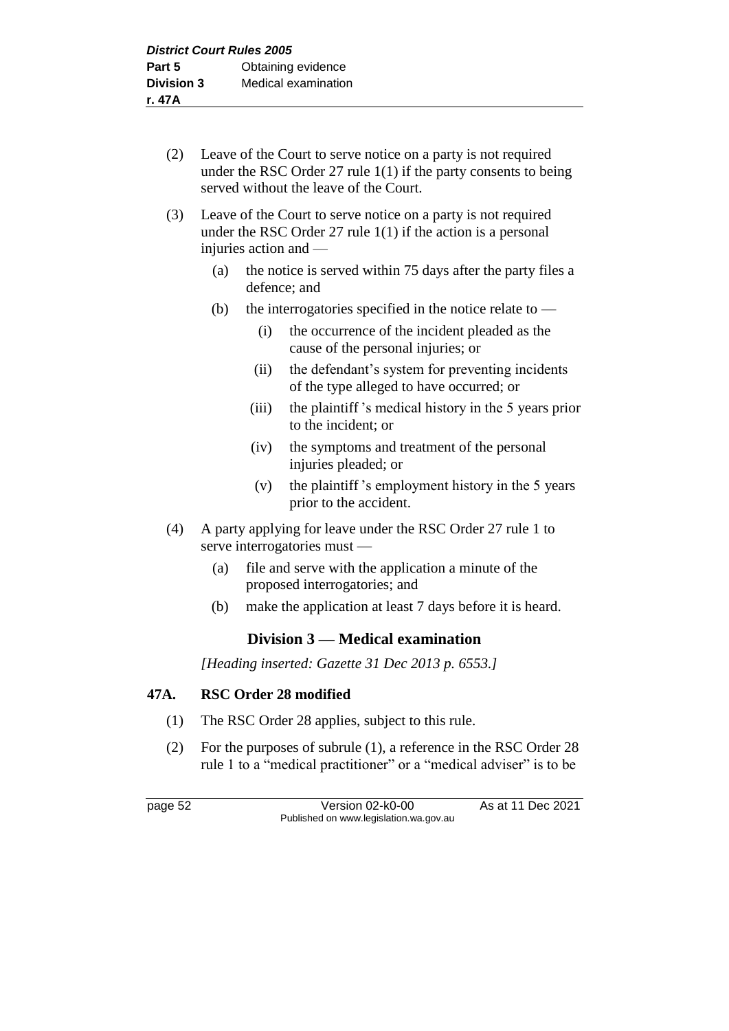(2) Leave of the Court to serve notice on a party is not required under the RSC Order 27 rule 1(1) if the party consents to being served without the leave of the Court.

(3) Leave of the Court to serve notice on a party is not required under the RSC Order 27 rule 1(1) if the action is a personal injuries action and —

  (a) the notice is served within 75 days after the party files a defence; and

  (b) the interrogatories specified in the notice relate to —

    (i) the occurrence of the incident pleaded as the cause of the personal injuries; or

    (ii) the defendant's system for preventing incidents of the type alleged to have occurred; or

    (iii) the plaintiff's medical history in the 5 years prior to the incident; or

    (iv) the symptoms and treatment of the personal injuries pleaded; or

    (v) the plaintiff's employment history in the 5 years prior to the accident.

(4) A party applying for leave under the RSC Order 27 rule 1 to serve interrogatories must —

  (a) file and serve with the application a minute of the proposed interrogatories; and

  (b) make the application at least 7 days before it is heard.

## Division 3 — Medical examination

*[Heading inserted: Gazette 31 Dec 2013 p. 6553.]*

### 47A. RSC Order 28 modified

(1) The RSC Order 28 applies, subject to this rule.

(2) For the purposes of subrule (1), a reference in the RSC Order 28 rule 1 to a "medical practitioner" or a "medical adviser" is to be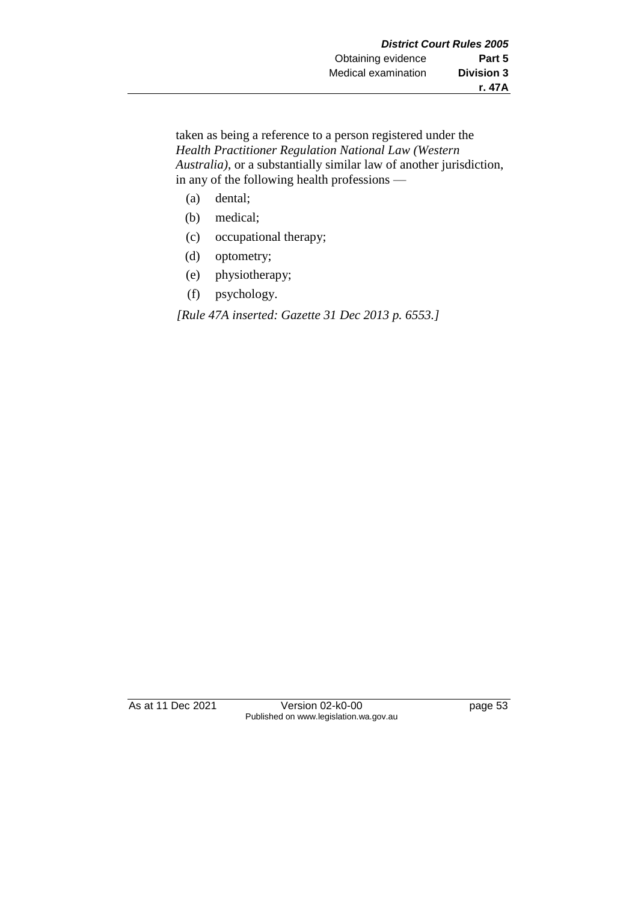taken as being a reference to a person registered under the *Health Practitioner Regulation National Law (Western Australia)*, or a substantially similar law of another jurisdiction, in any of the following health professions —

(a) dental;

(b) medical;

(c) occupational therapy;

(d) optometry;

(e) physiotherapy;

(f) psychology.

*[Rule 47A inserted: Gazette 31 Dec 2013 p. 6553.]*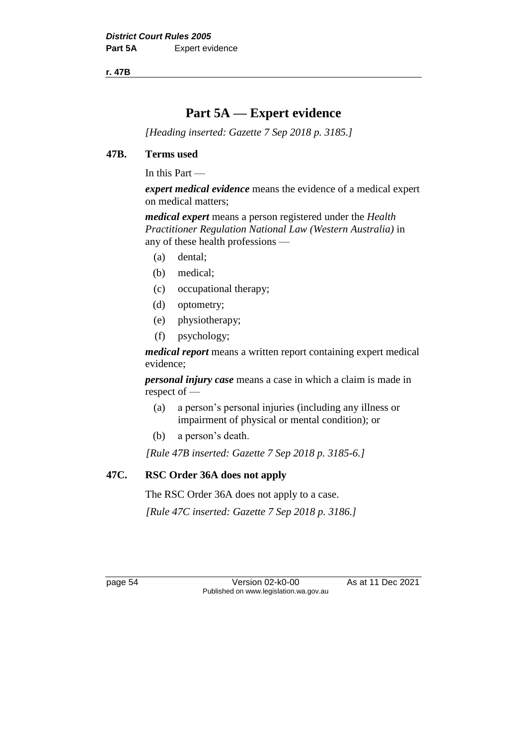# Part 5A — Expert evidence

*[Heading inserted: Gazette 7 Sep 2018 p. 3185.]*

## 47B. Terms used

In this Part —

***expert medical evidence*** means the evidence of a medical expert on medical matters;

***medical expert*** means a person registered under the *Health Practitioner Regulation National Law (Western Australia)* in any of these health professions —

- (a) dental;
- (b) medical;
- (c) occupational therapy;
- (d) optometry;
- (e) physiotherapy;
- (f) psychology;

***medical report*** means a written report containing expert medical evidence;

***personal injury case*** means a case in which a claim is made in respect of —

- (a) a person's personal injuries (including any illness or impairment of physical or mental condition); or
- (b) a person's death.

*[Rule 47B inserted: Gazette 7 Sep 2018 p. 3185-6.]*

## 47C. RSC Order 36A does not apply

The RSC Order 36A does not apply to a case.

*[Rule 47C inserted: Gazette 7 Sep 2018 p. 3186.]*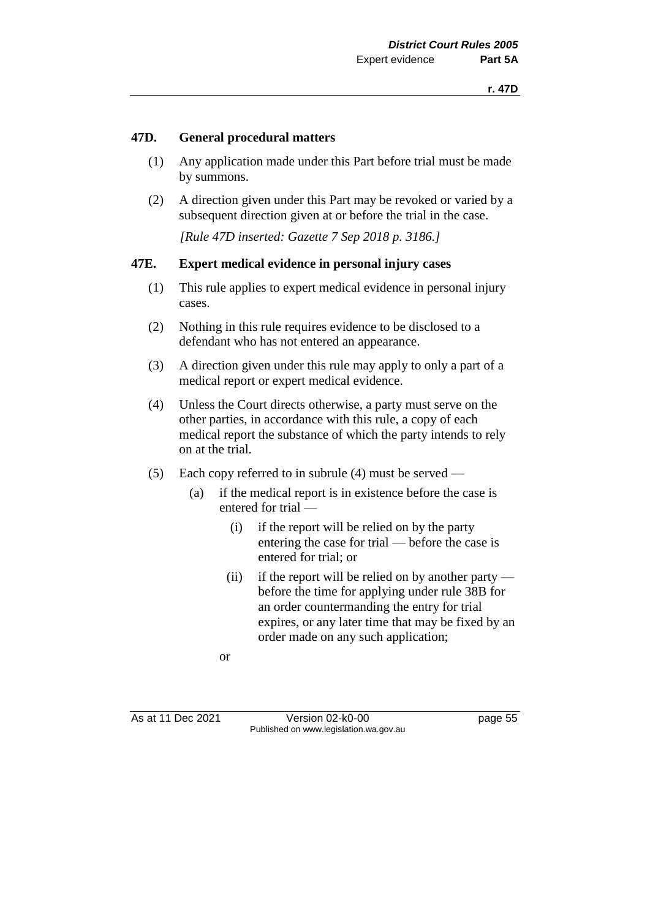### 47D. General procedural matters

(1) Any application made under this Part before trial must be made by summons.

(2) A direction given under this Part may be revoked or varied by a subsequent direction given at or before the trial in the case.

*[Rule 47D inserted: Gazette 7 Sep 2018 p. 3186.]*

### 47E. Expert medical evidence in personal injury cases

(1) This rule applies to expert medical evidence in personal injury cases.

(2) Nothing in this rule requires evidence to be disclosed to a defendant who has not entered an appearance.

(3) A direction given under this rule may apply to only a part of a medical report or expert medical evidence.

(4) Unless the Court directs otherwise, a party must serve on the other parties, in accordance with this rule, a copy of each medical report the substance of which the party intends to rely on at the trial.

(5) Each copy referred to in subrule (4) must be served —

   (a) if the medical report is in existence before the case is entered for trial —

      (i) if the report will be relied on by the party entering the case for trial — before the case is entered for trial; or

      (ii) if the report will be relied on by another party — before the time for applying under rule 38B for an order countermanding the entry for trial expires, or any later time that may be fixed by an order made on any such application;

   or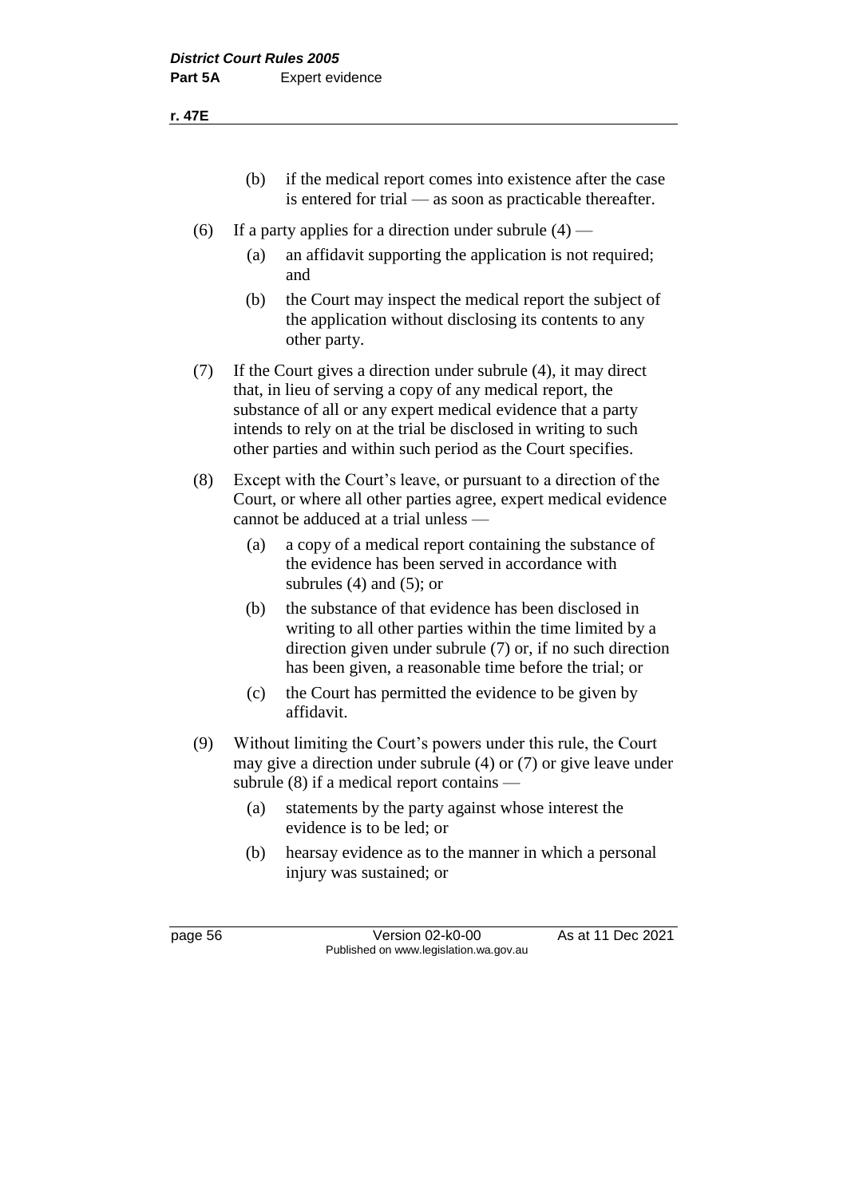(b) if the medical report comes into existence after the case is entered for trial — as soon as practicable thereafter.

(6) If a party applies for a direction under subrule (4) —

(a) an affidavit supporting the application is not required; and

(b) the Court may inspect the medical report the subject of the application without disclosing its contents to any other party.

(7) If the Court gives a direction under subrule (4), it may direct that, in lieu of serving a copy of any medical report, the substance of all or any expert medical evidence that a party intends to rely on at the trial be disclosed in writing to such other parties and within such period as the Court specifies.

(8) Except with the Court's leave, or pursuant to a direction of the Court, or where all other parties agree, expert medical evidence cannot be adduced at a trial unless —

(a) a copy of a medical report containing the substance of the evidence has been served in accordance with subrules (4) and (5); or

(b) the substance of that evidence has been disclosed in writing to all other parties within the time limited by a direction given under subrule (7) or, if no such direction has been given, a reasonable time before the trial; or

(c) the Court has permitted the evidence to be given by affidavit.

(9) Without limiting the Court's powers under this rule, the Court may give a direction under subrule (4) or (7) or give leave under subrule (8) if a medical report contains —

(a) statements by the party against whose interest the evidence is to be led; or

(b) hearsay evidence as to the manner in which a personal injury was sustained; or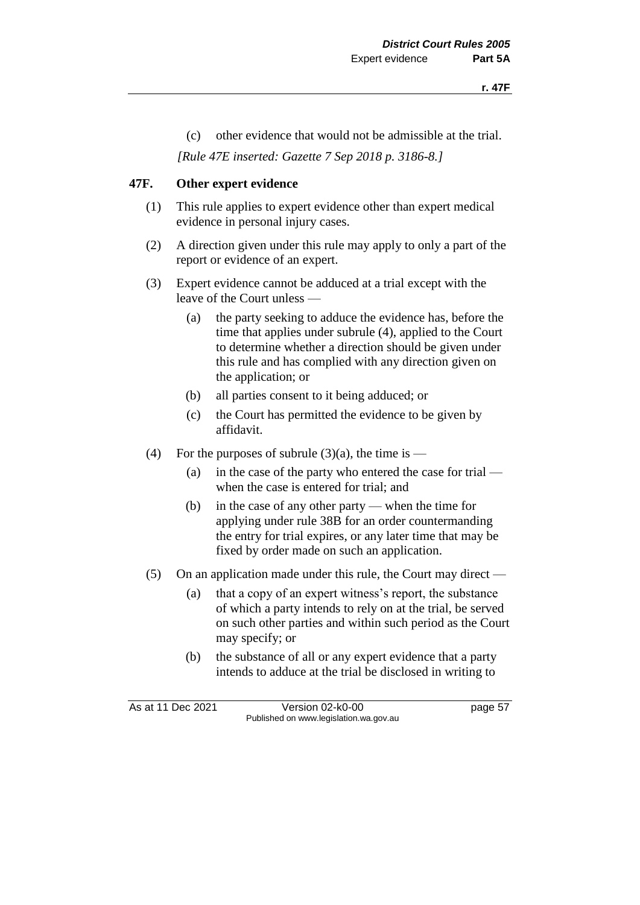(c) other evidence that would not be admissible at the trial.

*[Rule 47E inserted: Gazette 7 Sep 2018 p. 3186-8.]*

### 47F. Other expert evidence

(1) This rule applies to expert evidence other than expert medical evidence in personal injury cases.

(2) A direction given under this rule may apply to only a part of the report or evidence of an expert.

(3) Expert evidence cannot be adduced at a trial except with the leave of the Court unless —

  (a) the party seeking to adduce the evidence has, before the time that applies under subrule (4), applied to the Court to determine whether a direction should be given under this rule and has complied with any direction given on the application; or

  (b) all parties consent to it being adduced; or

  (c) the Court has permitted the evidence to be given by affidavit.

(4) For the purposes of subrule (3)(a), the time is —

  (a) in the case of the party who entered the case for trial — when the case is entered for trial; and

  (b) in the case of any other party — when the time for applying under rule 38B for an order countermanding the entry for trial expires, or any later time that may be fixed by order made on such an application.

(5) On an application made under this rule, the Court may direct —

  (a) that a copy of an expert witness's report, the substance of which a party intends to rely on at the trial, be served on such other parties and within such period as the Court may specify; or

  (b) the substance of all or any expert evidence that a party intends to adduce at the trial be disclosed in writing to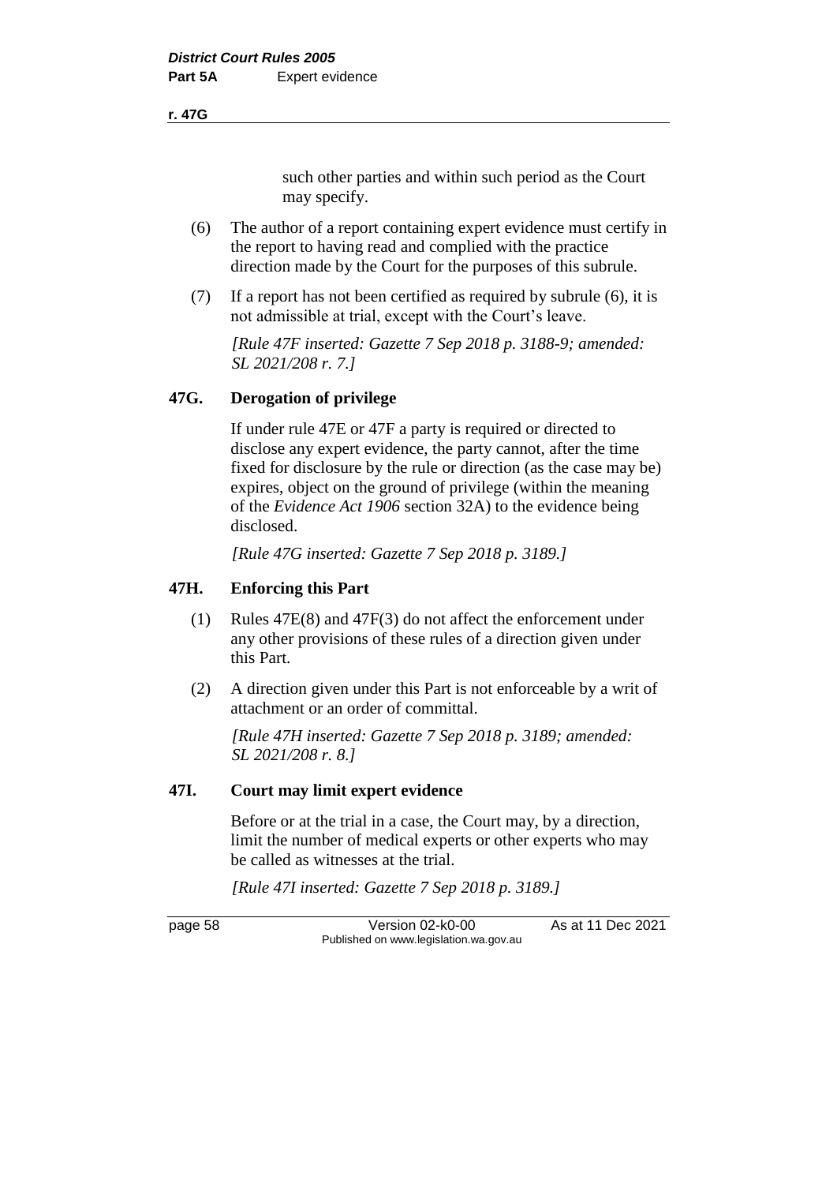such other parties and within such period as the Court may specify.

(6) The author of a report containing expert evidence must certify in the report to having read and complied with the practice direction made by the Court for the purposes of this subrule.

(7) If a report has not been certified as required by subrule (6), it is not admissible at trial, except with the Court's leave.

*[Rule 47F inserted: Gazette 7 Sep 2018 p. 3188-9; amended: SL 2021/208 r. 7.]*

### 47G. Derogation of privilege

If under rule 47E or 47F a party is required or directed to disclose any expert evidence, the party cannot, after the time fixed for disclosure by the rule or direction (as the case may be) expires, object on the ground of privilege (within the meaning of the *Evidence Act 1906* section 32A) to the evidence being disclosed.

*[Rule 47G inserted: Gazette 7 Sep 2018 p. 3189.]*

### 47H. Enforcing this Part

(1) Rules 47E(8) and 47F(3) do not affect the enforcement under any other provisions of these rules of a direction given under this Part.

(2) A direction given under this Part is not enforceable by a writ of attachment or an order of committal.

*[Rule 47H inserted: Gazette 7 Sep 2018 p. 3189; amended: SL 2021/208 r. 8.]*

### 47I. Court may limit expert evidence

Before or at the trial in a case, the Court may, by a direction, limit the number of medical experts or other experts who may be called as witnesses at the trial.

*[Rule 47I inserted: Gazette 7 Sep 2018 p. 3189.]*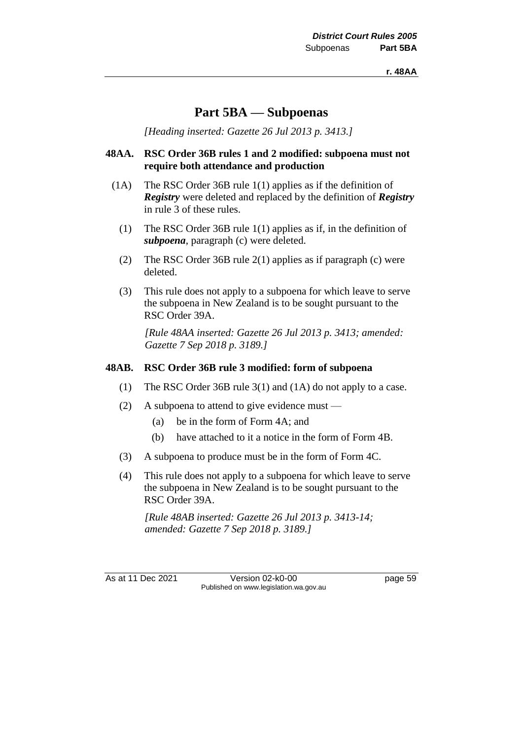# Part 5BA — Subpoenas

*[Heading inserted: Gazette 26 Jul 2013 p. 3413.]*

### 48AA. RSC Order 36B rules 1 and 2 modified: subpoena must not require both attendance and production

(1A) The RSC Order 36B rule 1(1) applies as if the definition of ***Registry*** were deleted and replaced by the definition of ***Registry*** in rule 3 of these rules.

(1) The RSC Order 36B rule 1(1) applies as if, in the definition of ***subpoena***, paragraph (c) were deleted.

(2) The RSC Order 36B rule 2(1) applies as if paragraph (c) were deleted.

(3) This rule does not apply to a subpoena for which leave to serve the subpoena in New Zealand is to be sought pursuant to the RSC Order 39A.

*[Rule 48AA inserted: Gazette 26 Jul 2013 p. 3413; amended: Gazette 7 Sep 2018 p. 3189.]*

### 48AB. RSC Order 36B rule 3 modified: form of subpoena

(1) The RSC Order 36B rule 3(1) and (1A) do not apply to a case.

(2) A subpoena to attend to give evidence must —

  (a) be in the form of Form 4A; and

  (b) have attached to it a notice in the form of Form 4B.

(3) A subpoena to produce must be in the form of Form 4C.

(4) This rule does not apply to a subpoena for which leave to serve the subpoena in New Zealand is to be sought pursuant to the RSC Order 39A.

*[Rule 48AB inserted: Gazette 26 Jul 2013 p. 3413-14; amended: Gazette 7 Sep 2018 p. 3189.]*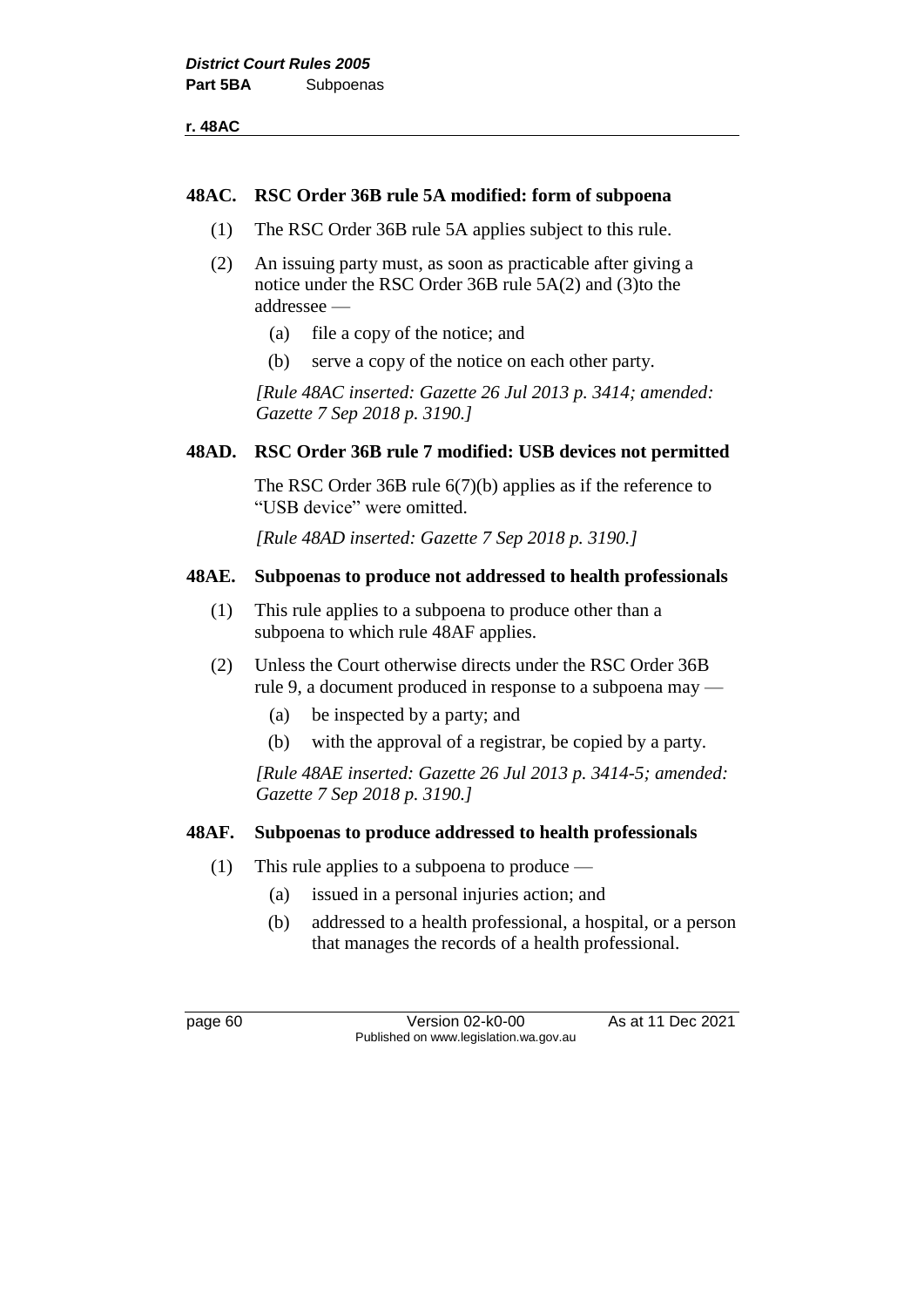**48AC. RSC Order 36B rule 5A modified: form of subpoena**

(1) The RSC Order 36B rule 5A applies subject to this rule.

(2) An issuing party must, as soon as practicable after giving a notice under the RSC Order 36B rule 5A(2) and (3)to the addressee —

(a) file a copy of the notice; and

(b) serve a copy of the notice on each other party.

*[Rule 48AC inserted: Gazette 26 Jul 2013 p. 3414; amended: Gazette 7 Sep 2018 p. 3190.]*

**48AD. RSC Order 36B rule 7 modified: USB devices not permitted**

The RSC Order 36B rule 6(7)(b) applies as if the reference to "USB device" were omitted.

*[Rule 48AD inserted: Gazette 7 Sep 2018 p. 3190.]*

**48AE. Subpoenas to produce not addressed to health professionals**

(1) This rule applies to a subpoena to produce other than a subpoena to which rule 48AF applies.

(2) Unless the Court otherwise directs under the RSC Order 36B rule 9, a document produced in response to a subpoena may —

(a) be inspected by a party; and

(b) with the approval of a registrar, be copied by a party.

*[Rule 48AE inserted: Gazette 26 Jul 2013 p. 3414-5; amended: Gazette 7 Sep 2018 p. 3190.]*

**48AF. Subpoenas to produce addressed to health professionals**

(1) This rule applies to a subpoena to produce —

(a) issued in a personal injuries action; and

(b) addressed to a health professional, a hospital, or a person that manages the records of a health professional.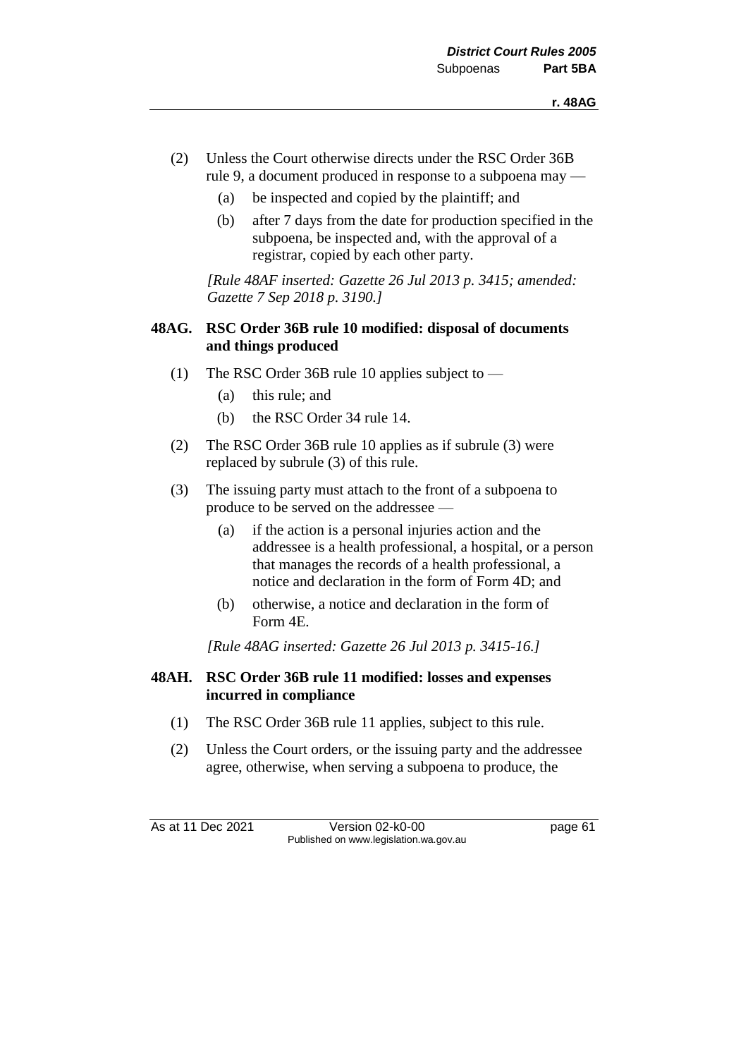(2) Unless the Court otherwise directs under the RSC Order 36B rule 9, a document produced in response to a subpoena may —

(a) be inspected and copied by the plaintiff; and

(b) after 7 days from the date for production specified in the subpoena, be inspected and, with the approval of a registrar, copied by each other party.

*[Rule 48AF inserted: Gazette 26 Jul 2013 p. 3415; amended: Gazette 7 Sep 2018 p. 3190.]*

### 48AG. RSC Order 36B rule 10 modified: disposal of documents and things produced

(1) The RSC Order 36B rule 10 applies subject to —

(a) this rule; and

(b) the RSC Order 34 rule 14.

(2) The RSC Order 36B rule 10 applies as if subrule (3) were replaced by subrule (3) of this rule.

(3) The issuing party must attach to the front of a subpoena to produce to be served on the addressee —

(a) if the action is a personal injuries action and the addressee is a health professional, a hospital, or a person that manages the records of a health professional, a notice and declaration in the form of Form 4D; and

(b) otherwise, a notice and declaration in the form of Form 4E.

*[Rule 48AG inserted: Gazette 26 Jul 2013 p. 3415-16.]*

### 48AH. RSC Order 36B rule 11 modified: losses and expenses incurred in compliance

(1) The RSC Order 36B rule 11 applies, subject to this rule.

(2) Unless the Court orders, or the issuing party and the addressee agree, otherwise, when serving a subpoena to produce, the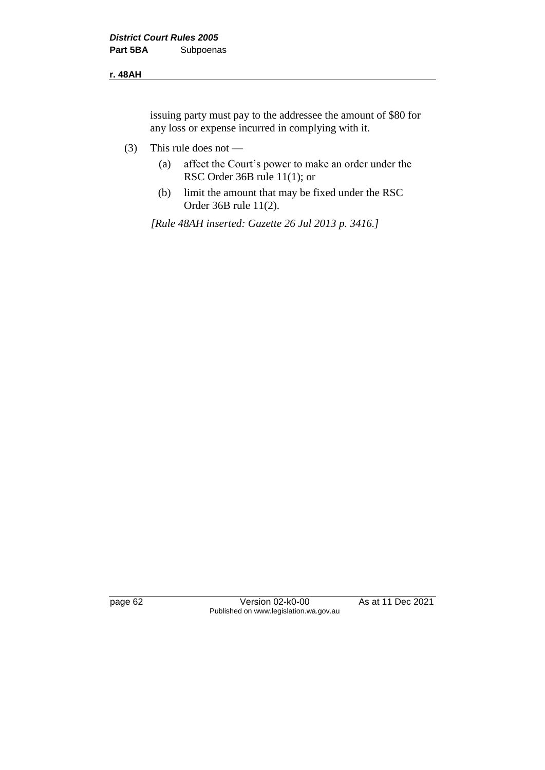issuing party must pay to the addressee the amount of $80 for any loss or expense incurred in complying with it.

(3) This rule does not —

   (a) affect the Court's power to make an order under the RSC Order 36B rule 11(1); or

   (b) limit the amount that may be fixed under the RSC Order 36B rule 11(2).

*[Rule 48AH inserted: Gazette 26 Jul 2013 p. 3416.]*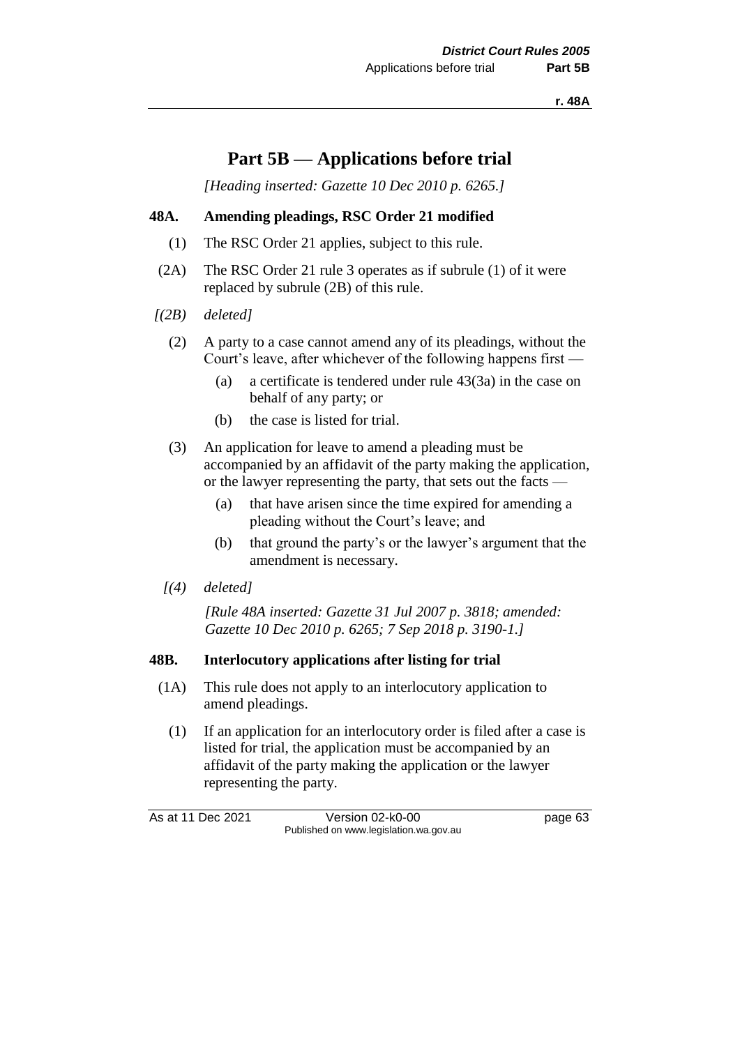# Part 5B — Applications before trial

*[Heading inserted: Gazette 10 Dec 2010 p. 6265.]*

### 48A. Amending pleadings, RSC Order 21 modified

(1) The RSC Order 21 applies, subject to this rule.

(2A) The RSC Order 21 rule 3 operates as if subrule (1) of it were replaced by subrule (2B) of this rule.

*[(2B) deleted]*

(2) A party to a case cannot amend any of its pleadings, without the Court's leave, after whichever of the following happens first —

(a) a certificate is tendered under rule 43(3a) in the case on behalf of any party; or

(b) the case is listed for trial.

(3) An application for leave to amend a pleading must be accompanied by an affidavit of the party making the application, or the lawyer representing the party, that sets out the facts —

(a) that have arisen since the time expired for amending a pleading without the Court's leave; and

(b) that ground the party's or the lawyer's argument that the amendment is necessary.

*[(4) deleted]*

*[Rule 48A inserted: Gazette 31 Jul 2007 p. 3818; amended: Gazette 10 Dec 2010 p. 6265; 7 Sep 2018 p. 3190-1.]*

### 48B. Interlocutory applications after listing for trial

(1A) This rule does not apply to an interlocutory application to amend pleadings.

(1) If an application for an interlocutory order is filed after a case is listed for trial, the application must be accompanied by an affidavit of the party making the application or the lawyer representing the party.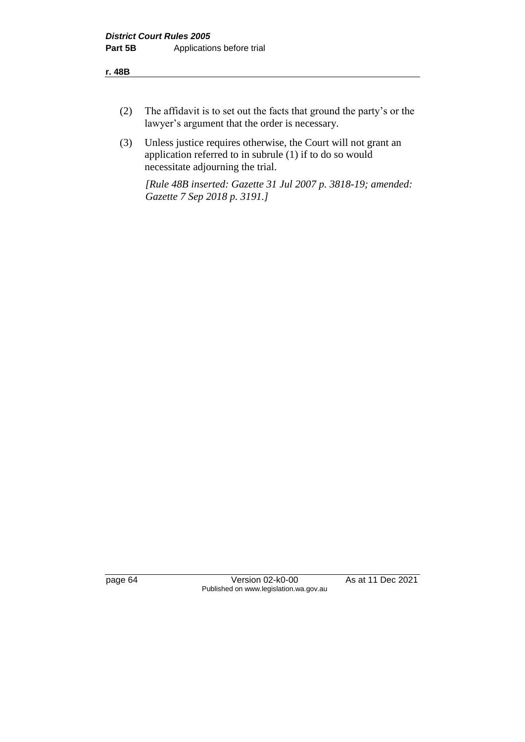(2) The affidavit is to set out the facts that ground the party's or the lawyer's argument that the order is necessary.

(3) Unless justice requires otherwise, the Court will not grant an application referred to in subrule (1) if to do so would necessitate adjourning the trial.

*[Rule 48B inserted: Gazette 31 Jul 2007 p. 3818-19; amended: Gazette 7 Sep 2018 p. 3191.]*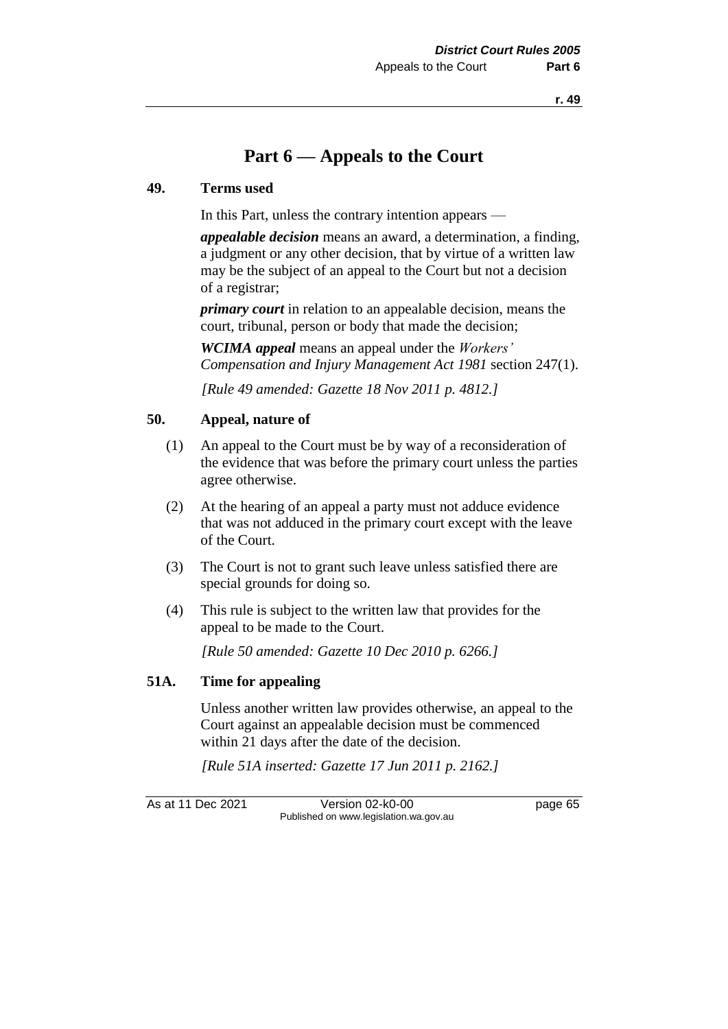# Part 6 — Appeals to the Court

### 49. Terms used

In this Part, unless the contrary intention appears —

***appealable decision*** means an award, a determination, a finding, a judgment or any other decision, that by virtue of a written law may be the subject of an appeal to the Court but not a decision of a registrar;

***primary court*** in relation to an appealable decision, means the court, tribunal, person or body that made the decision;

***WCIMA appeal*** means an appeal under the *Workers' Compensation and Injury Management Act 1981* section 247(1).

*[Rule 49 amended: Gazette 18 Nov 2011 p. 4812.]*

### 50. Appeal, nature of

(1) An appeal to the Court must be by way of a reconsideration of the evidence that was before the primary court unless the parties agree otherwise.

(2) At the hearing of an appeal a party must not adduce evidence that was not adduced in the primary court except with the leave of the Court.

(3) The Court is not to grant such leave unless satisfied there are special grounds for doing so.

(4) This rule is subject to the written law that provides for the appeal to be made to the Court.

*[Rule 50 amended: Gazette 10 Dec 2010 p. 6266.]*

### 51A. Time for appealing

Unless another written law provides otherwise, an appeal to the Court against an appealable decision must be commenced within 21 days after the date of the decision.

*[Rule 51A inserted: Gazette 17 Jun 2011 p. 2162.]*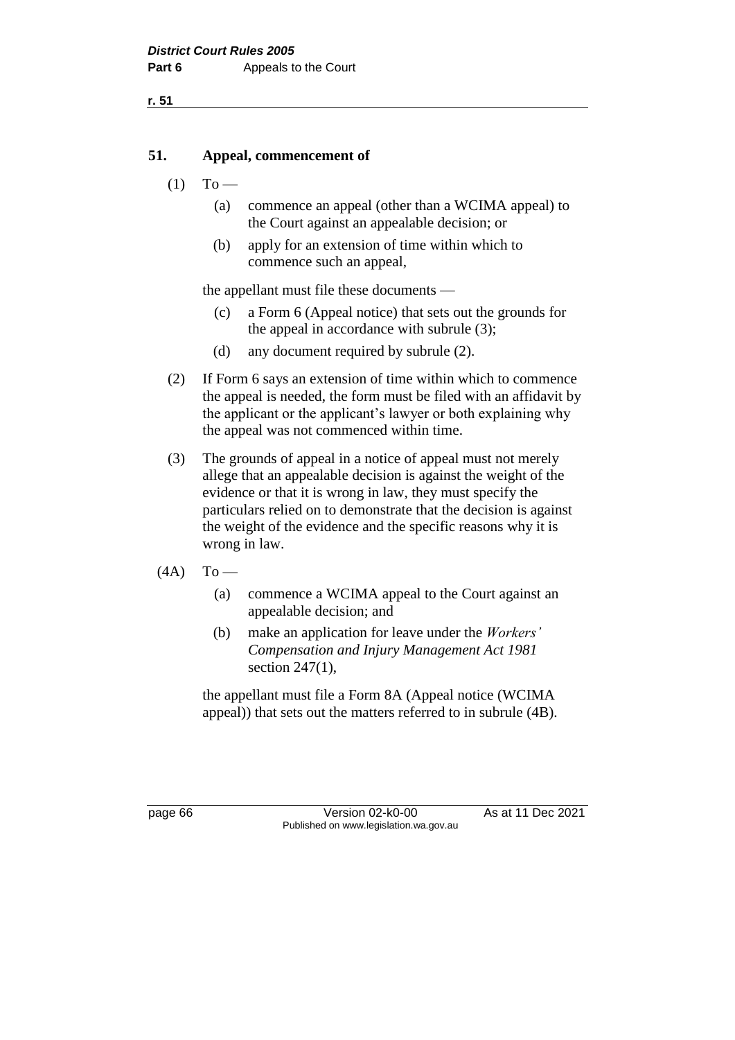### 51. Appeal, commencement of

(1) To —

(a) commence an appeal (other than a WCIMA appeal) to the Court against an appealable decision; or

(b) apply for an extension of time within which to commence such an appeal,

the appellant must file these documents —

(c) a Form 6 (Appeal notice) that sets out the grounds for the appeal in accordance with subrule (3);

(d) any document required by subrule (2).

(2) If Form 6 says an extension of time within which to commence the appeal is needed, the form must be filed with an affidavit by the applicant or the applicant's lawyer or both explaining why the appeal was not commenced within time.

(3) The grounds of appeal in a notice of appeal must not merely allege that an appealable decision is against the weight of the evidence or that it is wrong in law, they must specify the particulars relied on to demonstrate that the decision is against the weight of the evidence and the specific reasons why it is wrong in law.

(4A) To —

(a) commence a WCIMA appeal to the Court against an appealable decision; and

(b) make an application for leave under the *Workers' Compensation and Injury Management Act 1981* section 247(1),

the appellant must file a Form 8A (Appeal notice (WCIMA appeal)) that sets out the matters referred to in subrule (4B).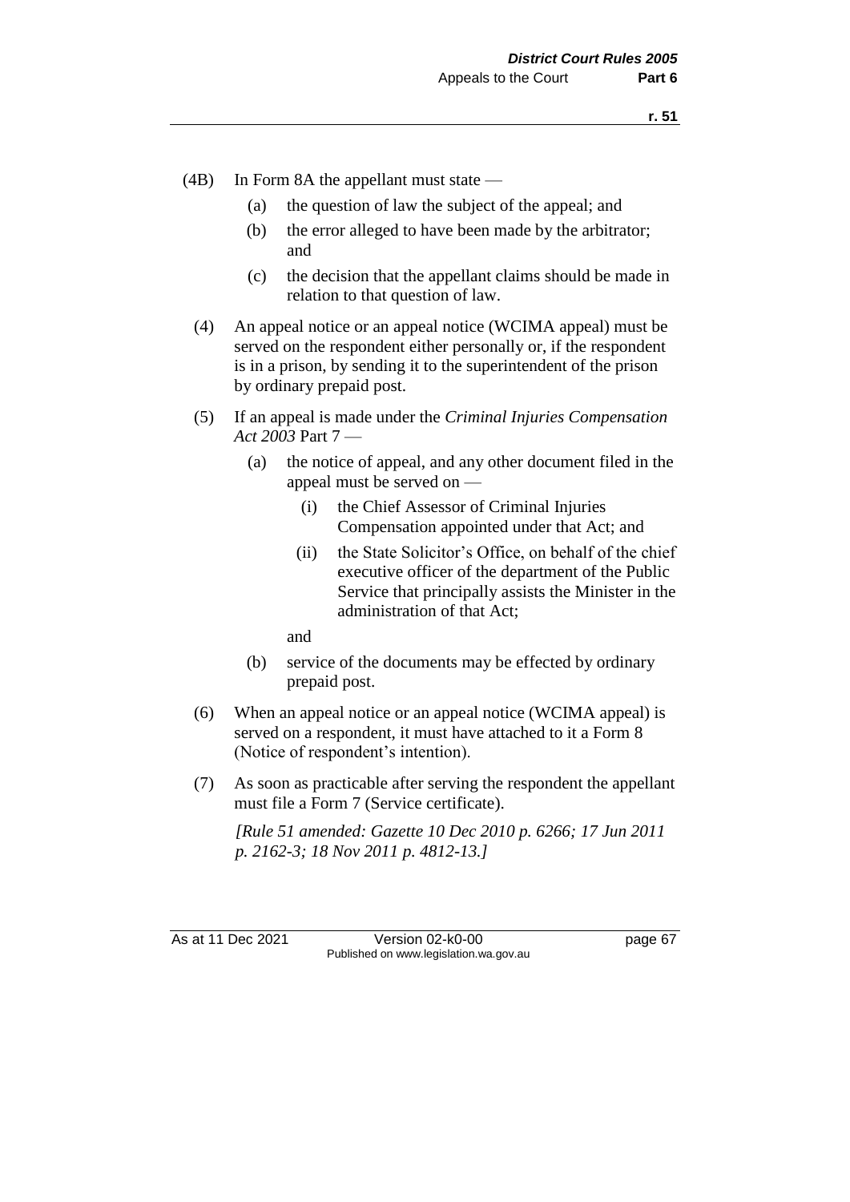(4B) In Form 8A the appellant must state —

(a) the question of law the subject of the appeal; and

(b) the error alleged to have been made by the arbitrator; and

(c) the decision that the appellant claims should be made in relation to that question of law.

(4) An appeal notice or an appeal notice (WCIMA appeal) must be served on the respondent either personally or, if the respondent is in a prison, by sending it to the superintendent of the prison by ordinary prepaid post.

(5) If an appeal is made under the *Criminal Injuries Compensation Act 2003* Part 7 —

(a) the notice of appeal, and any other document filed in the appeal must be served on —

(i) the Chief Assessor of Criminal Injuries Compensation appointed under that Act; and

(ii) the State Solicitor's Office, on behalf of the chief executive officer of the department of the Public Service that principally assists the Minister in the administration of that Act;

and

(b) service of the documents may be effected by ordinary prepaid post.

(6) When an appeal notice or an appeal notice (WCIMA appeal) is served on a respondent, it must have attached to it a Form 8 (Notice of respondent's intention).

(7) As soon as practicable after serving the respondent the appellant must file a Form 7 (Service certificate).

*[Rule 51 amended: Gazette 10 Dec 2010 p. 6266; 17 Jun 2011 p. 2162-3; 18 Nov 2011 p. 4812-13.]*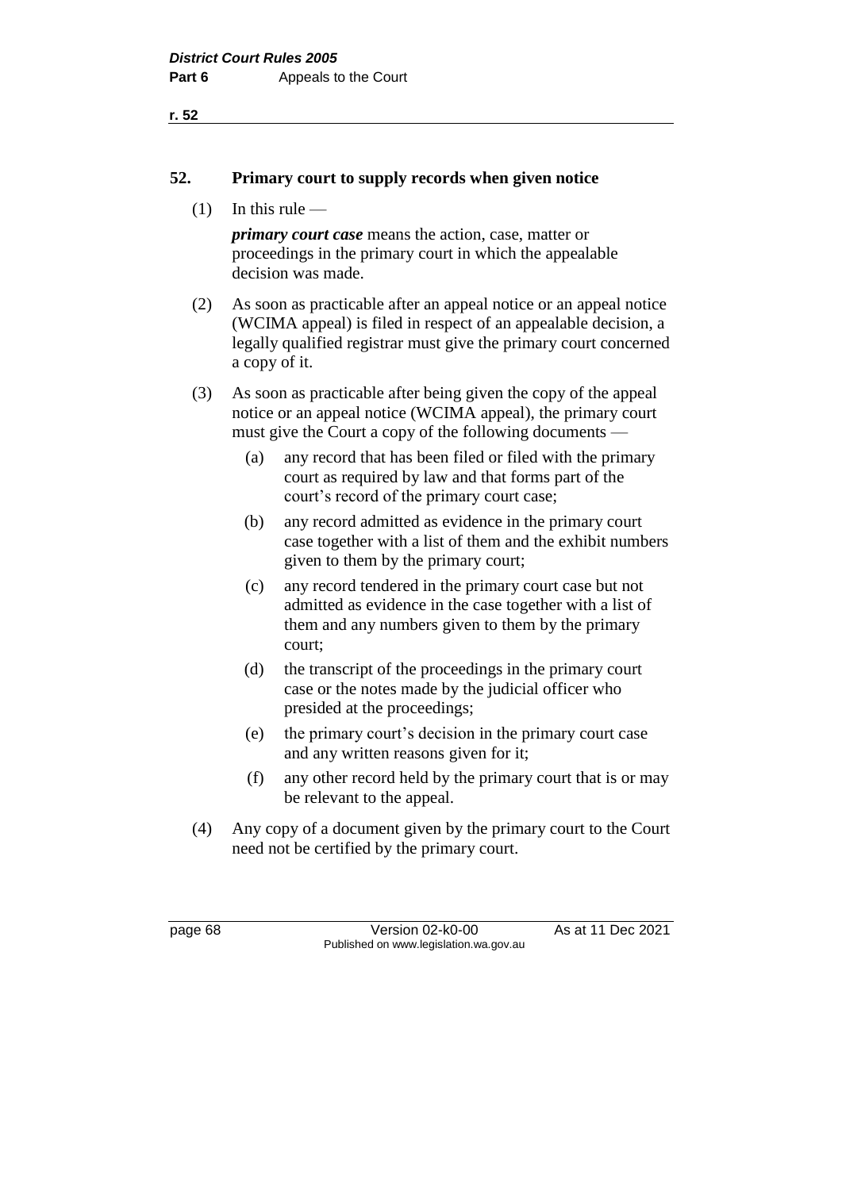## 52. Primary court to supply records when given notice

(1) In this rule —

***primary court case*** means the action, case, matter or proceedings in the primary court in which the appealable decision was made.

(2) As soon as practicable after an appeal notice or an appeal notice (WCIMA appeal) is filed in respect of an appealable decision, a legally qualified registrar must give the primary court concerned a copy of it.

(3) As soon as practicable after being given the copy of the appeal notice or an appeal notice (WCIMA appeal), the primary court must give the Court a copy of the following documents —

(a) any record that has been filed or filed with the primary court as required by law and that forms part of the court's record of the primary court case;

(b) any record admitted as evidence in the primary court case together with a list of them and the exhibit numbers given to them by the primary court;

(c) any record tendered in the primary court case but not admitted as evidence in the case together with a list of them and any numbers given to them by the primary court;

(d) the transcript of the proceedings in the primary court case or the notes made by the judicial officer who presided at the proceedings;

(e) the primary court's decision in the primary court case and any written reasons given for it;

(f) any other record held by the primary court that is or may be relevant to the appeal.

(4) Any copy of a document given by the primary court to the Court need not be certified by the primary court.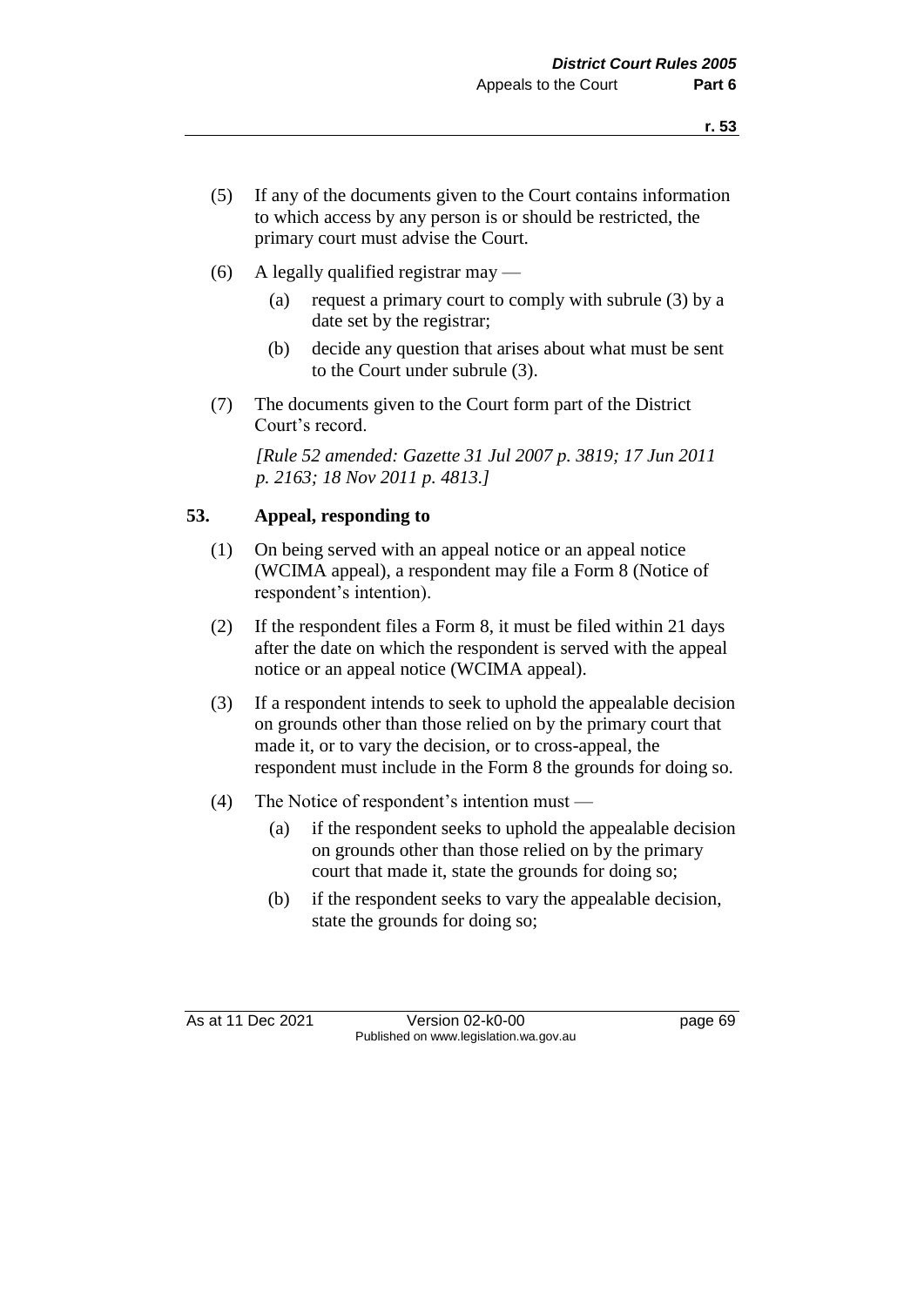(5) If any of the documents given to the Court contains information to which access by any person is or should be restricted, the primary court must advise the Court.

(6) A legally qualified registrar may —

 (a) request a primary court to comply with subrule (3) by a date set by the registrar;

 (b) decide any question that arises about what must be sent to the Court under subrule (3).

(7) The documents given to the Court form part of the District Court's record.

*[Rule 52 amended: Gazette 31 Jul 2007 p. 3819; 17 Jun 2011 p. 2163; 18 Nov 2011 p. 4813.]*

### 53. Appeal, responding to

(1) On being served with an appeal notice or an appeal notice (WCIMA appeal), a respondent may file a Form 8 (Notice of respondent's intention).

(2) If the respondent files a Form 8, it must be filed within 21 days after the date on which the respondent is served with the appeal notice or an appeal notice (WCIMA appeal).

(3) If a respondent intends to seek to uphold the appealable decision on grounds other than those relied on by the primary court that made it, or to vary the decision, or to cross-appeal, the respondent must include in the Form 8 the grounds for doing so.

(4) The Notice of respondent's intention must —

 (a) if the respondent seeks to uphold the appealable decision on grounds other than those relied on by the primary court that made it, state the grounds for doing so;

 (b) if the respondent seeks to vary the appealable decision, state the grounds for doing so;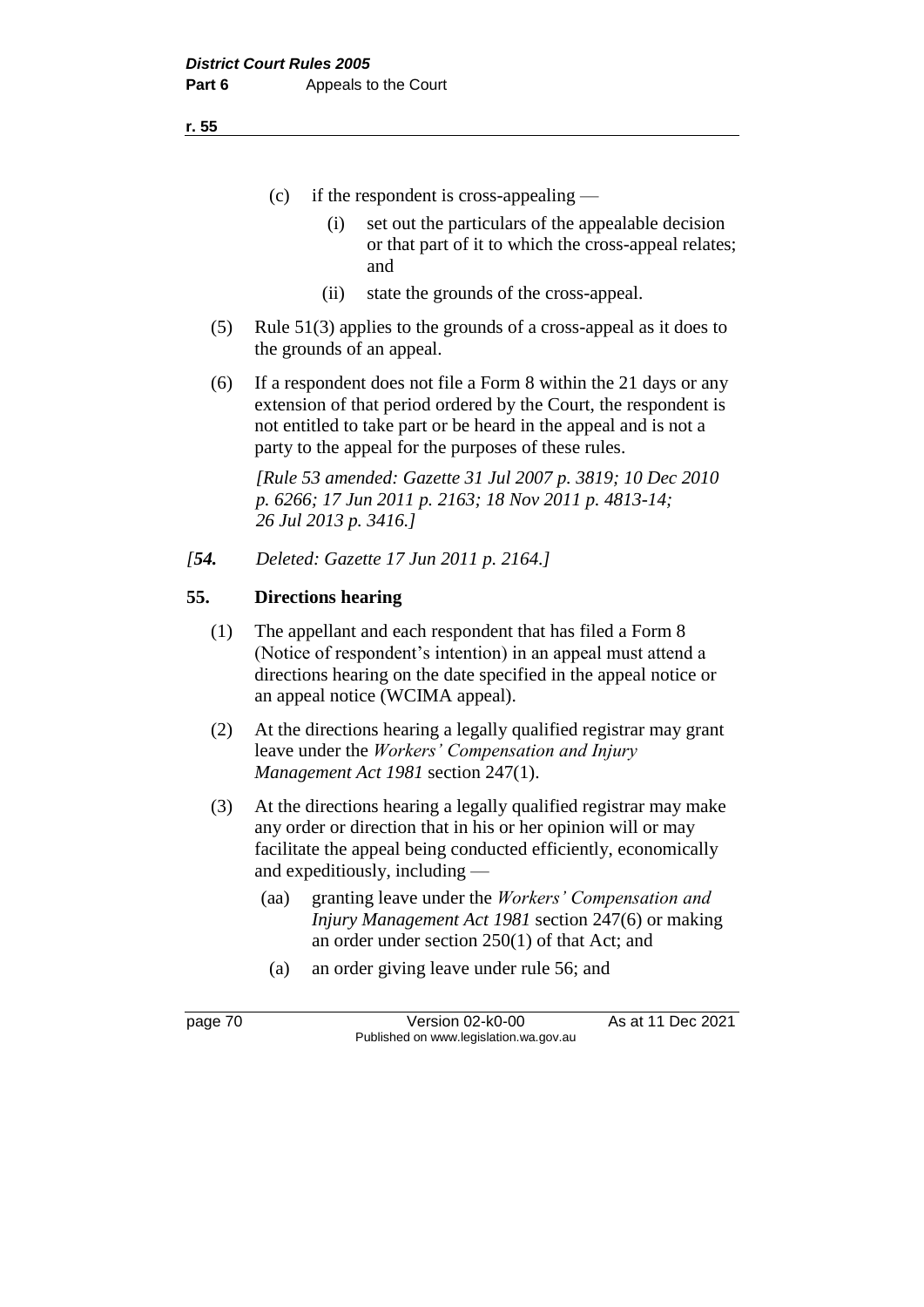(c) if the respondent is cross-appealing —

 (i) set out the particulars of the appealable decision or that part of it to which the cross-appeal relates; and

 (ii) state the grounds of the cross-appeal.

(5) Rule 51(3) applies to the grounds of a cross-appeal as it does to the grounds of an appeal.

(6) If a respondent does not file a Form 8 within the 21 days or any extension of that period ordered by the Court, the respondent is not entitled to take part or be heard in the appeal and is not a party to the appeal for the purposes of these rules.

*[Rule 53 amended: Gazette 31 Jul 2007 p. 3819; 10 Dec 2010 p. 6266; 17 Jun 2011 p. 2163; 18 Nov 2011 p. 4813-14; 26 Jul 2013 p. 3416.]*

*[**54.** Deleted: Gazette 17 Jun 2011 p. 2164.]*

### 55. Directions hearing

(1) The appellant and each respondent that has filed a Form 8 (Notice of respondent's intention) in an appeal must attend a directions hearing on the date specified in the appeal notice or an appeal notice (WCIMA appeal).

(2) At the directions hearing a legally qualified registrar may grant leave under the *Workers' Compensation and Injury Management Act 1981* section 247(1).

(3) At the directions hearing a legally qualified registrar may make any order or direction that in his or her opinion will or may facilitate the appeal being conducted efficiently, economically and expeditiously, including —

 (aa) granting leave under the *Workers' Compensation and Injury Management Act 1981* section 247(6) or making an order under section 250(1) of that Act; and

 (a) an order giving leave under rule 56; and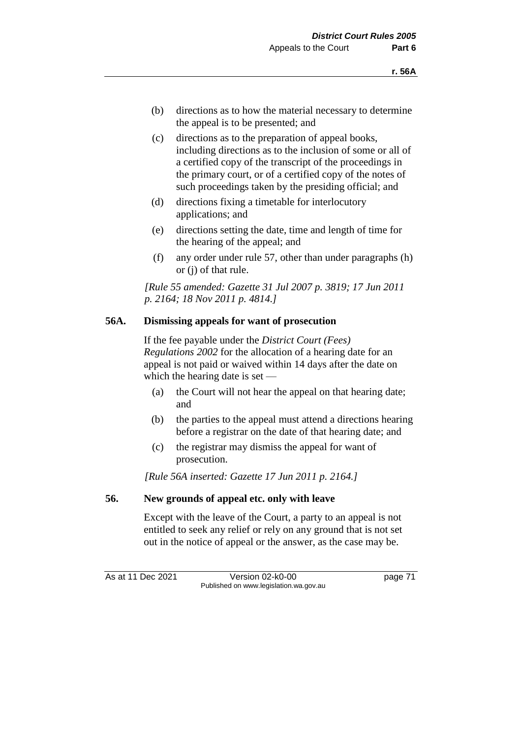(b) directions as to how the material necessary to determine the appeal is to be presented; and

(c) directions as to the preparation of appeal books, including directions as to the inclusion of some or all of a certified copy of the transcript of the proceedings in the primary court, or of a certified copy of the notes of such proceedings taken by the presiding official; and

(d) directions fixing a timetable for interlocutory applications; and

(e) directions setting the date, time and length of time for the hearing of the appeal; and

(f) any order under rule 57, other than under paragraphs (h) or (j) of that rule.

*[Rule 55 amended: Gazette 31 Jul 2007 p. 3819; 17 Jun 2011 p. 2164; 18 Nov 2011 p. 4814.]*

## 56A. Dismissing appeals for want of prosecution

If the fee payable under the *District Court (Fees) Regulations 2002* for the allocation of a hearing date for an appeal is not paid or waived within 14 days after the date on which the hearing date is set —

(a) the Court will not hear the appeal on that hearing date; and

(b) the parties to the appeal must attend a directions hearing before a registrar on the date of that hearing date; and

(c) the registrar may dismiss the appeal for want of prosecution.

*[Rule 56A inserted: Gazette 17 Jun 2011 p. 2164.]*

## 56. New grounds of appeal etc. only with leave

Except with the leave of the Court, a party to an appeal is not entitled to seek any relief or rely on any ground that is not set out in the notice of appeal or the answer, as the case may be.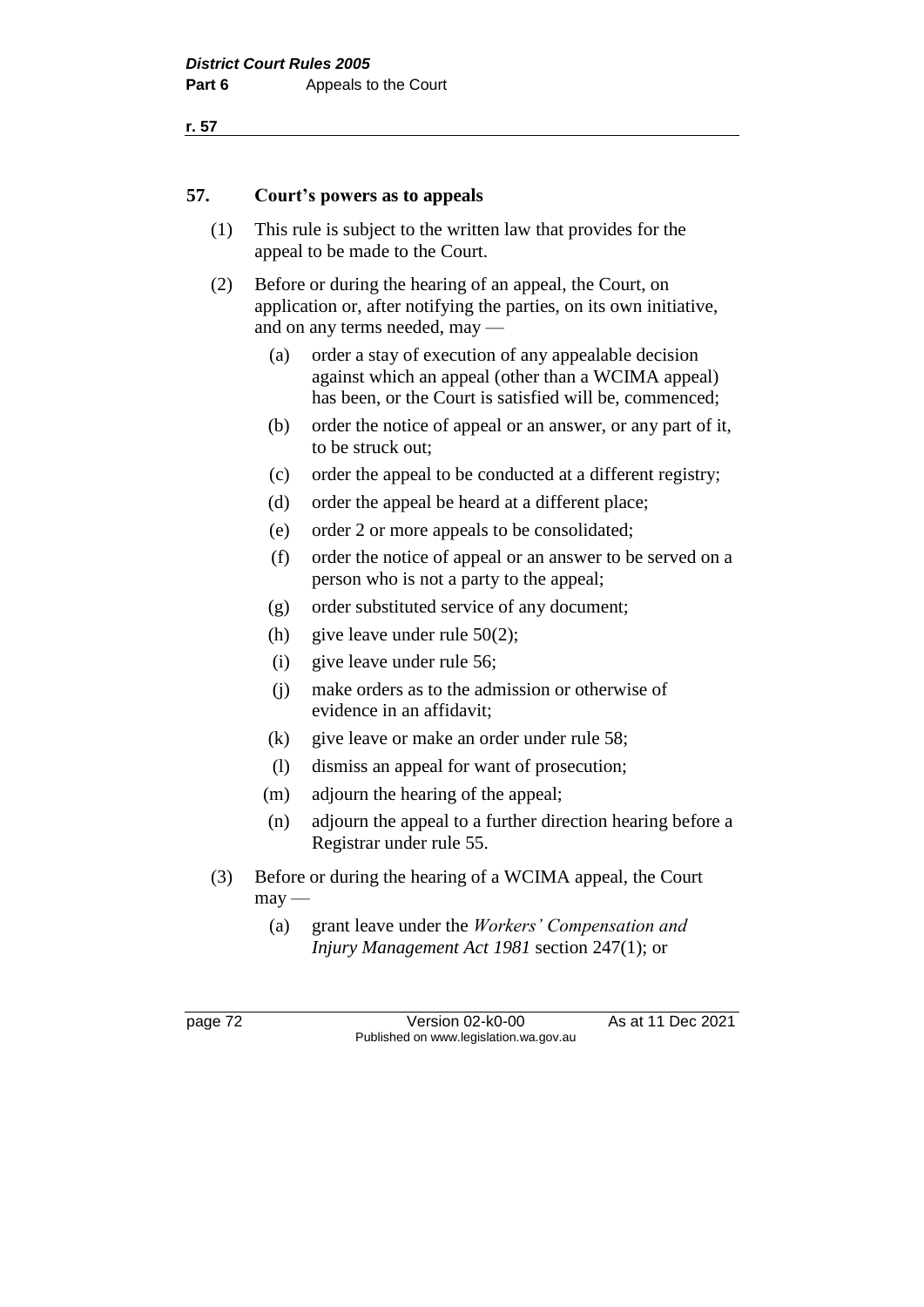## 57. Court's powers as to appeals

(1) This rule is subject to the written law that provides for the appeal to be made to the Court.

(2) Before or during the hearing of an appeal, the Court, on application or, after notifying the parties, on its own initiative, and on any terms needed, may —

- (a) order a stay of execution of any appealable decision against which an appeal (other than a WCIMA appeal) has been, or the Court is satisfied will be, commenced;
- (b) order the notice of appeal or an answer, or any part of it, to be struck out;
- (c) order the appeal to be conducted at a different registry;
- (d) order the appeal be heard at a different place;
- (e) order 2 or more appeals to be consolidated;
- (f) order the notice of appeal or an answer to be served on a person who is not a party to the appeal;
- (g) order substituted service of any document;
- (h) give leave under rule 50(2);
- (i) give leave under rule 56;
- (j) make orders as to the admission or otherwise of evidence in an affidavit;
- (k) give leave or make an order under rule 58;
- (l) dismiss an appeal for want of prosecution;
- (m) adjourn the hearing of the appeal;
- (n) adjourn the appeal to a further direction hearing before a Registrar under rule 55.

(3) Before or during the hearing of a WCIMA appeal, the Court may —

- (a) grant leave under the *Workers' Compensation and Injury Management Act 1981* section 247(1); or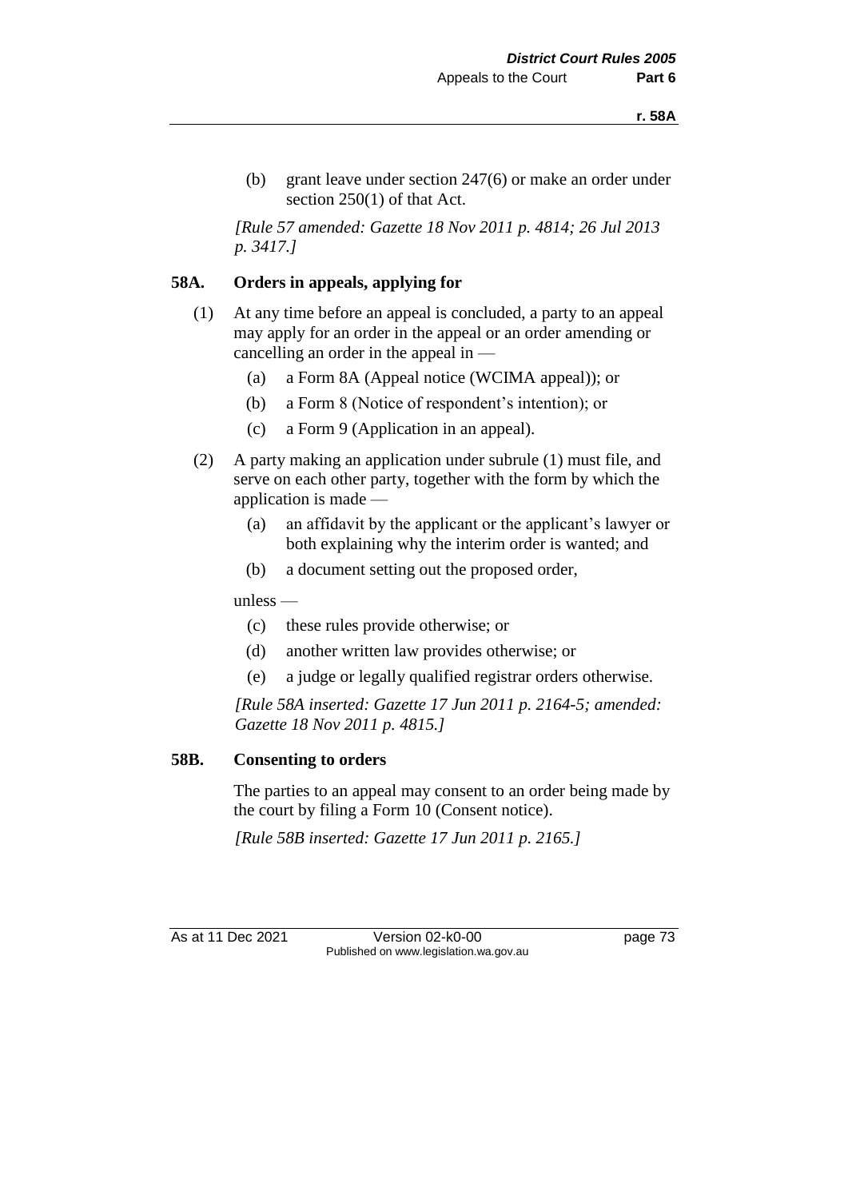(b) grant leave under section 247(6) or make an order under section 250(1) of that Act.

*[Rule 57 amended: Gazette 18 Nov 2011 p. 4814; 26 Jul 2013 p. 3417.]*

### 58A. Orders in appeals, applying for

(1) At any time before an appeal is concluded, a party to an appeal may apply for an order in the appeal or an order amending or cancelling an order in the appeal in —

  (a) a Form 8A (Appeal notice (WCIMA appeal)); or

  (b) a Form 8 (Notice of respondent's intention); or

  (c) a Form 9 (Application in an appeal).

(2) A party making an application under subrule (1) must file, and serve on each other party, together with the form by which the application is made —

  (a) an affidavit by the applicant or the applicant's lawyer or both explaining why the interim order is wanted; and

  (b) a document setting out the proposed order,

unless —

  (c) these rules provide otherwise; or

  (d) another written law provides otherwise; or

  (e) a judge or legally qualified registrar orders otherwise.

*[Rule 58A inserted: Gazette 17 Jun 2011 p. 2164-5; amended: Gazette 18 Nov 2011 p. 4815.]*

### 58B. Consenting to orders

The parties to an appeal may consent to an order being made by the court by filing a Form 10 (Consent notice).

*[Rule 58B inserted: Gazette 17 Jun 2011 p. 2165.]*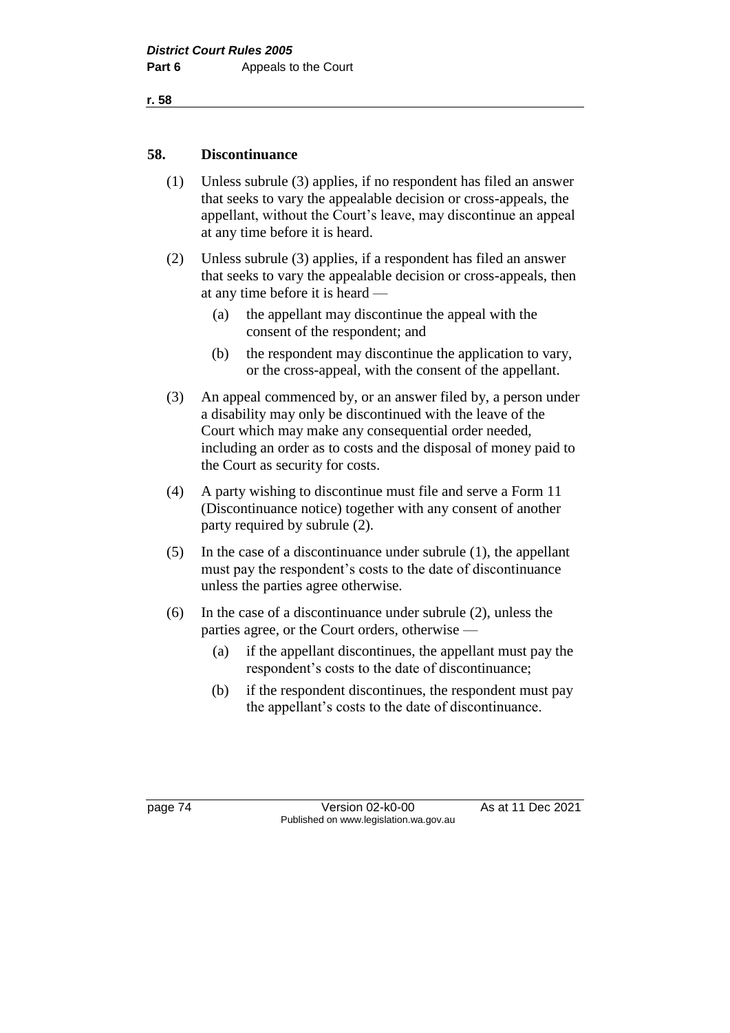## 58. Discontinuance

(1) Unless subrule (3) applies, if no respondent has filed an answer that seeks to vary the appealable decision or cross-appeals, the appellant, without the Court's leave, may discontinue an appeal at any time before it is heard.

(2) Unless subrule (3) applies, if a respondent has filed an answer that seeks to vary the appealable decision or cross-appeals, then at any time before it is heard —

- (a) the appellant may discontinue the appeal with the consent of the respondent; and
- (b) the respondent may discontinue the application to vary, or the cross-appeal, with the consent of the appellant.

(3) An appeal commenced by, or an answer filed by, a person under a disability may only be discontinued with the leave of the Court which may make any consequential order needed, including an order as to costs and the disposal of money paid to the Court as security for costs.

(4) A party wishing to discontinue must file and serve a Form 11 (Discontinuance notice) together with any consent of another party required by subrule (2).

(5) In the case of a discontinuance under subrule (1), the appellant must pay the respondent's costs to the date of discontinuance unless the parties agree otherwise.

(6) In the case of a discontinuance under subrule (2), unless the parties agree, or the Court orders, otherwise —

- (a) if the appellant discontinues, the appellant must pay the respondent's costs to the date of discontinuance;
- (b) if the respondent discontinues, the respondent must pay the appellant's costs to the date of discontinuance.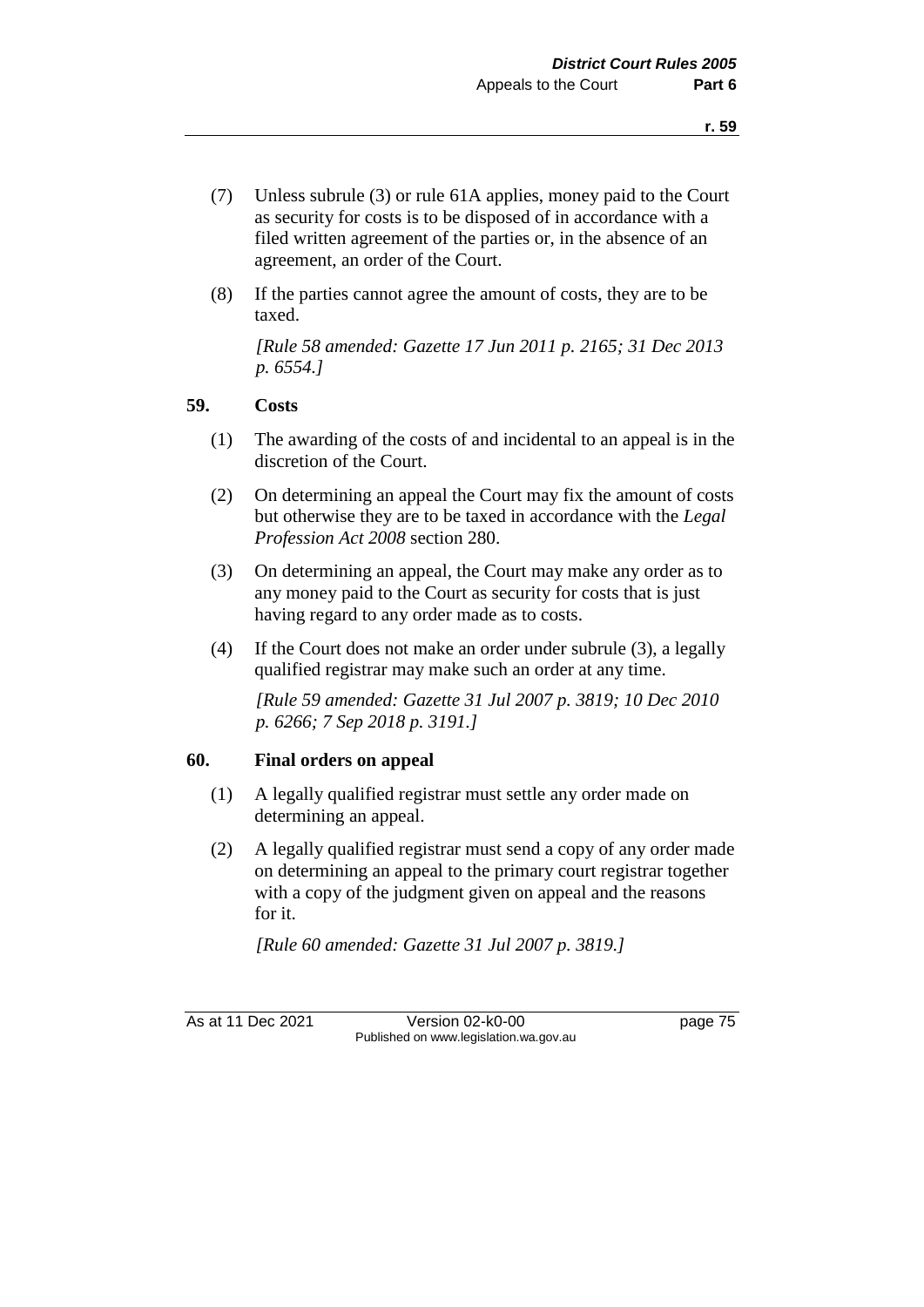(7) Unless subrule (3) or rule 61A applies, money paid to the Court as security for costs is to be disposed of in accordance with a filed written agreement of the parties or, in the absence of an agreement, an order of the Court.

(8) If the parties cannot agree the amount of costs, they are to be taxed.

*[Rule 58 amended: Gazette 17 Jun 2011 p. 2165; 31 Dec 2013 p. 6554.]*

## 59. Costs

(1) The awarding of the costs of and incidental to an appeal is in the discretion of the Court.

(2) On determining an appeal the Court may fix the amount of costs but otherwise they are to be taxed in accordance with the *Legal Profession Act 2008* section 280.

(3) On determining an appeal, the Court may make any order as to any money paid to the Court as security for costs that is just having regard to any order made as to costs.

(4) If the Court does not make an order under subrule (3), a legally qualified registrar may make such an order at any time.

*[Rule 59 amended: Gazette 31 Jul 2007 p. 3819; 10 Dec 2010 p. 6266; 7 Sep 2018 p. 3191.]*

## 60. Final orders on appeal

(1) A legally qualified registrar must settle any order made on determining an appeal.

(2) A legally qualified registrar must send a copy of any order made on determining an appeal to the primary court registrar together with a copy of the judgment given on appeal and the reasons for it.

*[Rule 60 amended: Gazette 31 Jul 2007 p. 3819.]*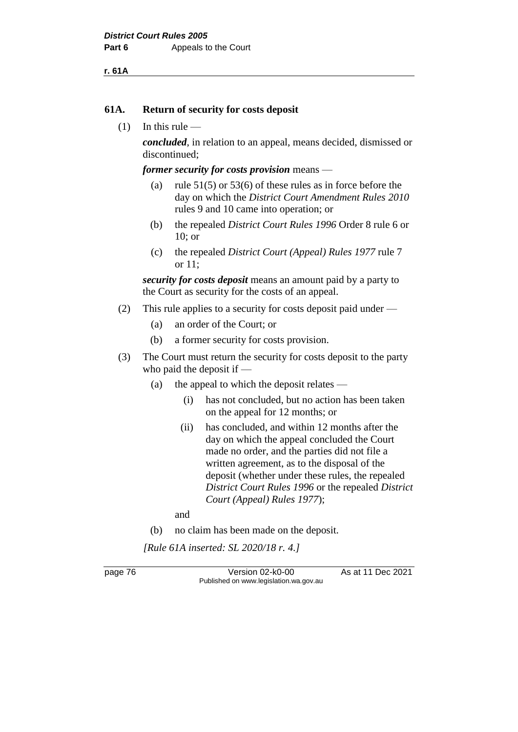## 61A. Return of security for costs deposit

(1) In this rule —

***concluded***, in relation to an appeal, means decided, dismissed or discontinued;

***former security for costs provision*** means —

- (a) rule 51(5) or 53(6) of these rules as in force before the day on which the *District Court Amendment Rules 2010* rules 9 and 10 came into operation; or
- (b) the repealed *District Court Rules 1996* Order 8 rule 6 or 10; or
- (c) the repealed *District Court (Appeal) Rules 1977* rule 7 or 11;

***security for costs deposit*** means an amount paid by a party to the Court as security for the costs of an appeal.

(2) This rule applies to a security for costs deposit paid under —

- (a) an order of the Court; or
- (b) a former security for costs provision.

(3) The Court must return the security for costs deposit to the party who paid the deposit if —

- (a) the appeal to which the deposit relates —
  - (i) has not concluded, but no action has been taken on the appeal for 12 months; or
  - (ii) has concluded, and within 12 months after the day on which the appeal concluded the Court made no order, and the parties did not file a written agreement, as to the disposal of the deposit (whether under these rules, the repealed *District Court Rules 1996* or the repealed *District Court (Appeal) Rules 1977*);

  and
- (b) no claim has been made on the deposit.

*[Rule 61A inserted: SL 2020/18 r. 4.]*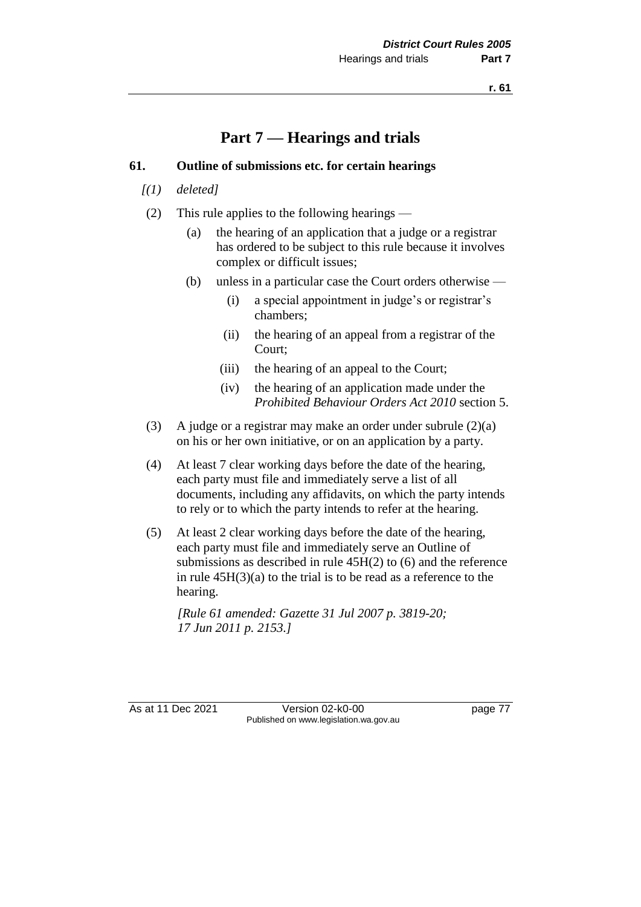# Part 7 — Hearings and trials

## 61. Outline of submissions etc. for certain hearings

*[(1) deleted]*

(2) This rule applies to the following hearings —

- (a) the hearing of an application that a judge or a registrar has ordered to be subject to this rule because it involves complex or difficult issues;
- (b) unless in a particular case the Court orders otherwise —
  - (i) a special appointment in judge's or registrar's chambers;
  - (ii) the hearing of an appeal from a registrar of the Court;
  - (iii) the hearing of an appeal to the Court;
  - (iv) the hearing of an application made under the *Prohibited Behaviour Orders Act 2010* section 5.

(3) A judge or a registrar may make an order under subrule (2)(a) on his or her own initiative, or on an application by a party.

(4) At least 7 clear working days before the date of the hearing, each party must file and immediately serve a list of all documents, including any affidavits, on which the party intends to rely or to which the party intends to refer at the hearing.

(5) At least 2 clear working days before the date of the hearing, each party must file and immediately serve an Outline of submissions as described in rule 45H(2) to (6) and the reference in rule 45H(3)(a) to the trial is to be read as a reference to the hearing.

*[Rule 61 amended: Gazette 31 Jul 2007 p. 3819-20; 17 Jun 2011 p. 2153.]*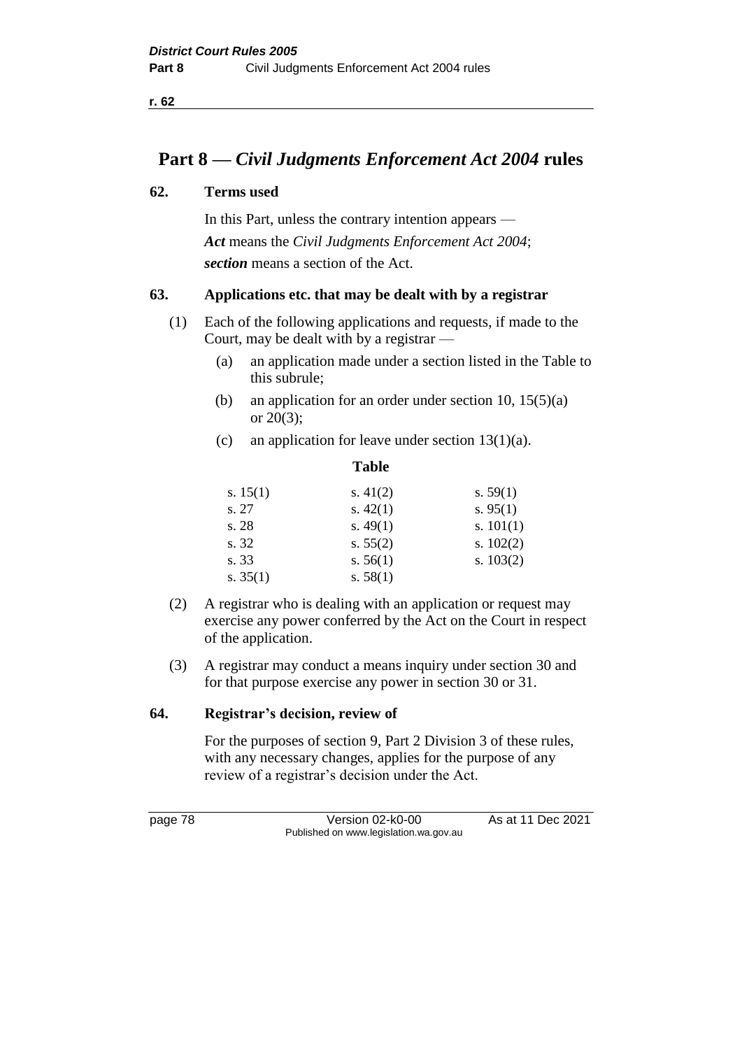# Part 8 — *Civil Judgments Enforcement Act 2004* rules

### 62. Terms used

In this Part, unless the contrary intention appears —

***Act*** means the *Civil Judgments Enforcement Act 2004*;

***section*** means a section of the Act.

### 63. Applications etc. that may be dealt with by a registrar

(1) Each of the following applications and requests, if made to the Court, may be dealt with by a registrar —

(a) an application made under a section listed in the Table to this subrule;

(b) an application for an order under section 10, 15(5)(a) or 20(3);

(c) an application for leave under section 13(1)(a).

**Table**

| | | |
|---|---|---|
| s. 15(1) | s. 41(2) | s. 59(1) |
| s. 27 | s. 42(1) | s. 95(1) |
| s. 28 | s. 49(1) | s. 101(1) |
| s. 32 | s. 55(2) | s. 102(2) |
| s. 33 | s. 56(1) | s. 103(2) |
| s. 35(1) | s. 58(1) | |

(2) A registrar who is dealing with an application or request may exercise any power conferred by the Act on the Court in respect of the application.

(3) A registrar may conduct a means inquiry under section 30 and for that purpose exercise any power in section 30 or 31.

### 64. Registrar's decision, review of

For the purposes of section 9, Part 2 Division 3 of these rules, with any necessary changes, applies for the purpose of any review of a registrar's decision under the Act.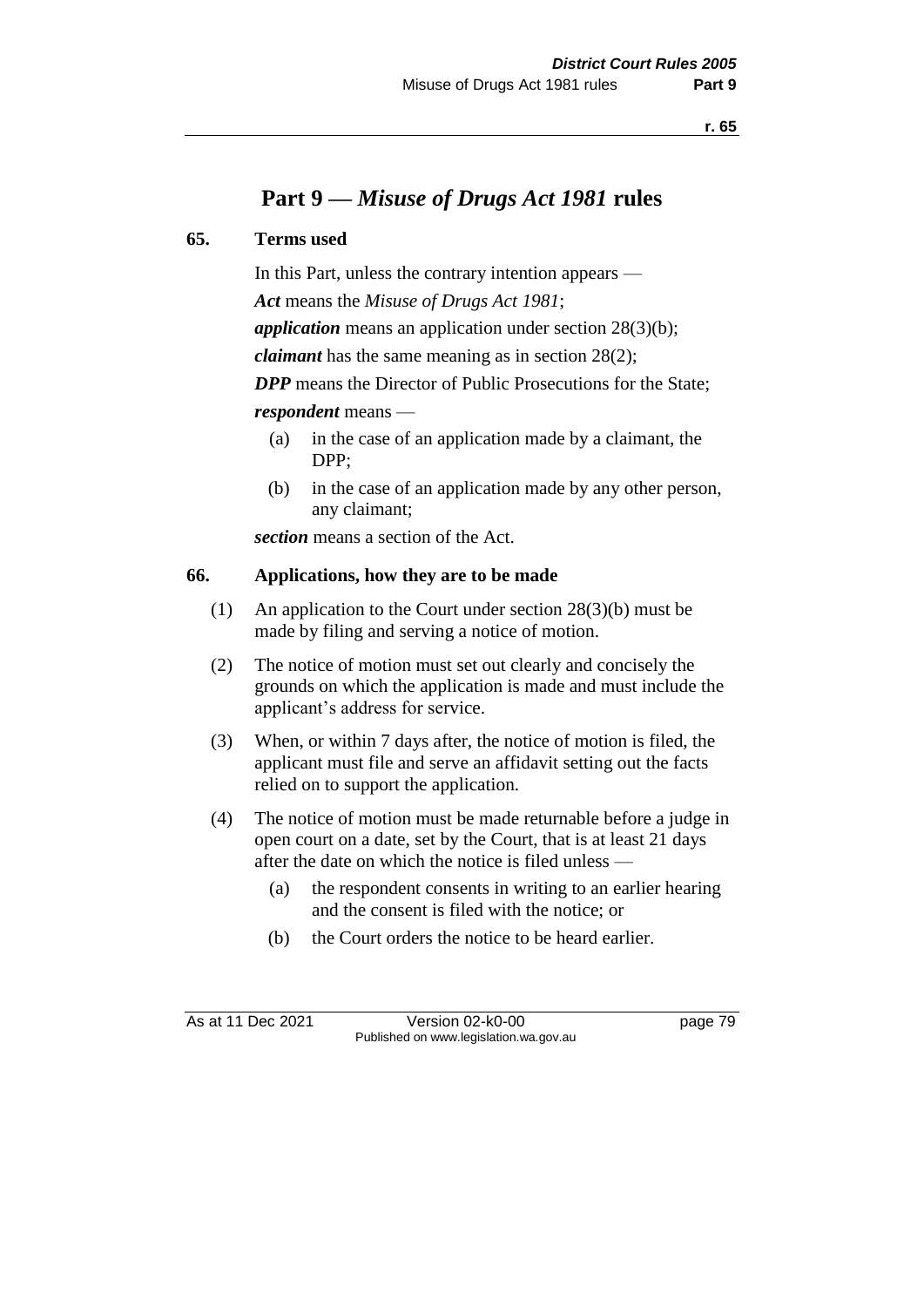# Part 9 — *Misuse of Drugs Act 1981* rules

## 65. Terms used

In this Part, unless the contrary intention appears —

***Act*** means the *Misuse of Drugs Act 1981*;

***application*** means an application under section 28(3)(b);

***claimant*** has the same meaning as in section 28(2);

***DPP*** means the Director of Public Prosecutions for the State;

***respondent*** means —

(a) in the case of an application made by a claimant, the DPP;

(b) in the case of an application made by any other person, any claimant;

***section*** means a section of the Act.

## 66. Applications, how they are to be made

(1) An application to the Court under section 28(3)(b) must be made by filing and serving a notice of motion.

(2) The notice of motion must set out clearly and concisely the grounds on which the application is made and must include the applicant's address for service.

(3) When, or within 7 days after, the notice of motion is filed, the applicant must file and serve an affidavit setting out the facts relied on to support the application.

(4) The notice of motion must be made returnable before a judge in open court on a date, set by the Court, that is at least 21 days after the date on which the notice is filed unless —

(a) the respondent consents in writing to an earlier hearing and the consent is filed with the notice; or

(b) the Court orders the notice to be heard earlier.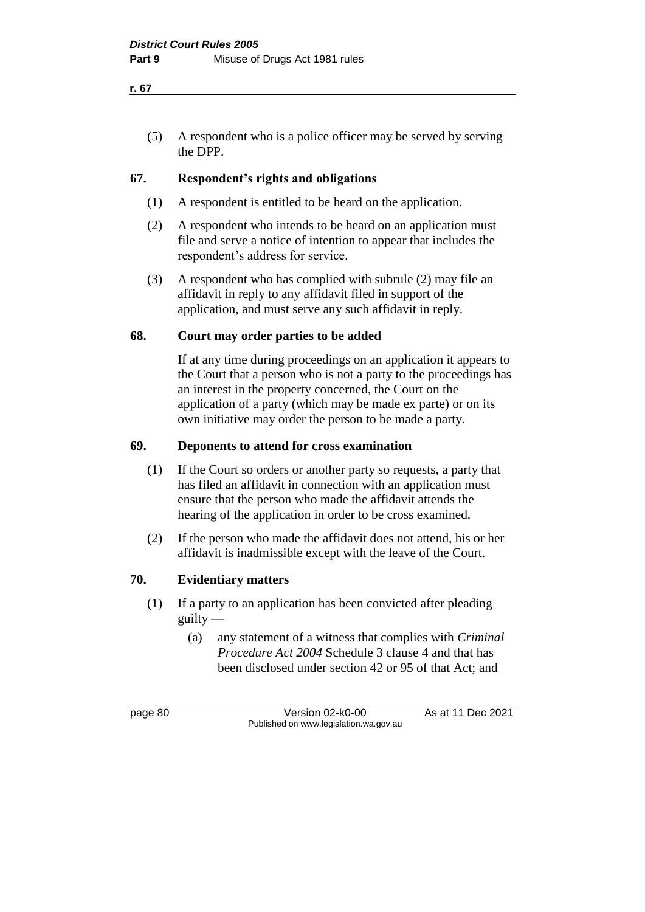(5) A respondent who is a police officer may be served by serving the DPP.

## 67. Respondent's rights and obligations

(1) A respondent is entitled to be heard on the application.

(2) A respondent who intends to be heard on an application must file and serve a notice of intention to appear that includes the respondent's address for service.

(3) A respondent who has complied with subrule (2) may file an affidavit in reply to any affidavit filed in support of the application, and must serve any such affidavit in reply.

## 68. Court may order parties to be added

If at any time during proceedings on an application it appears to the Court that a person who is not a party to the proceedings has an interest in the property concerned, the Court on the application of a party (which may be made ex parte) or on its own initiative may order the person to be made a party.

## 69. Deponents to attend for cross examination

(1) If the Court so orders or another party so requests, a party that has filed an affidavit in connection with an application must ensure that the person who made the affidavit attends the hearing of the application in order to be cross examined.

(2) If the person who made the affidavit does not attend, his or her affidavit is inadmissible except with the leave of the Court.

## 70. Evidentiary matters

(1) If a party to an application has been convicted after pleading guilty —

(a) any statement of a witness that complies with *Criminal Procedure Act 2004* Schedule 3 clause 4 and that has been disclosed under section 42 or 95 of that Act; and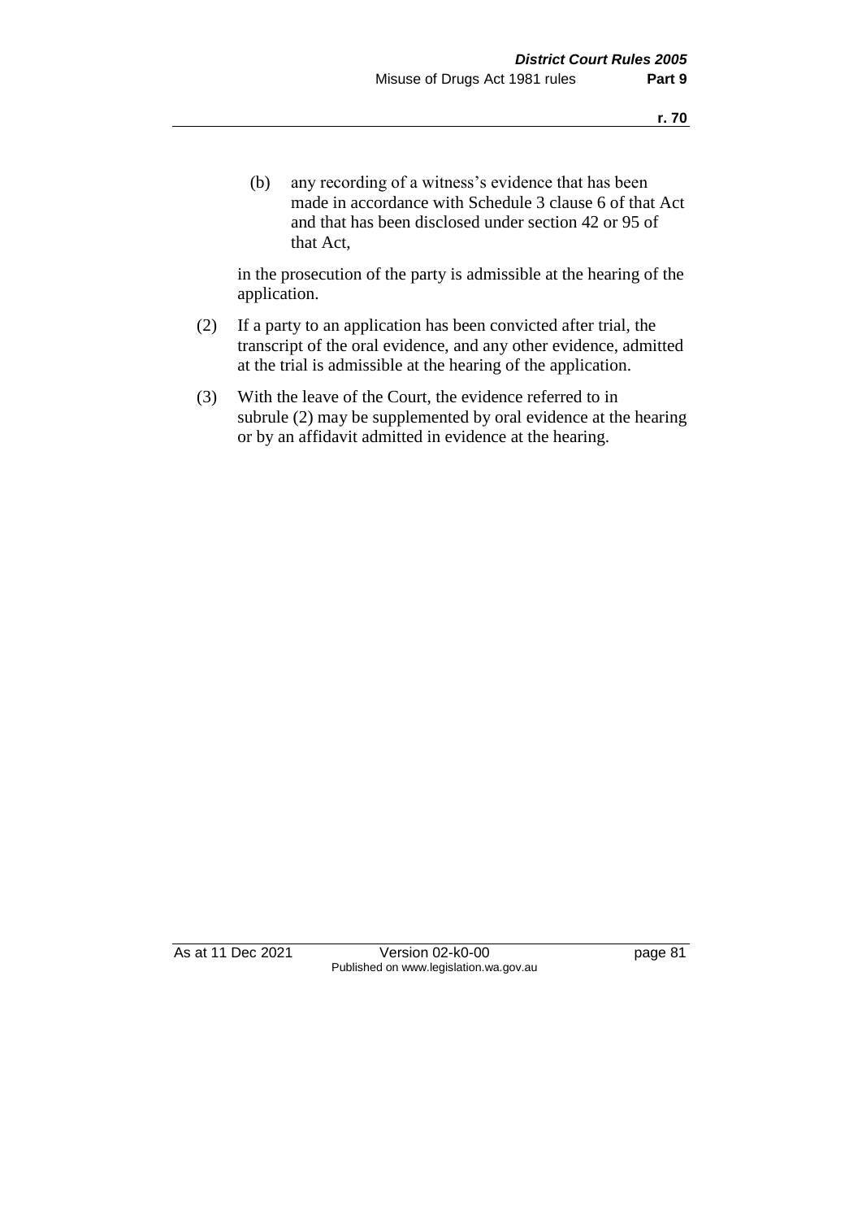(b) any recording of a witness's evidence that has been made in accordance with Schedule 3 clause 6 of that Act and that has been disclosed under section 42 or 95 of that Act,

in the prosecution of the party is admissible at the hearing of the application.

(2) If a party to an application has been convicted after trial, the transcript of the oral evidence, and any other evidence, admitted at the trial is admissible at the hearing of the application.

(3) With the leave of the Court, the evidence referred to in subrule (2) may be supplemented by oral evidence at the hearing or by an affidavit admitted in evidence at the hearing.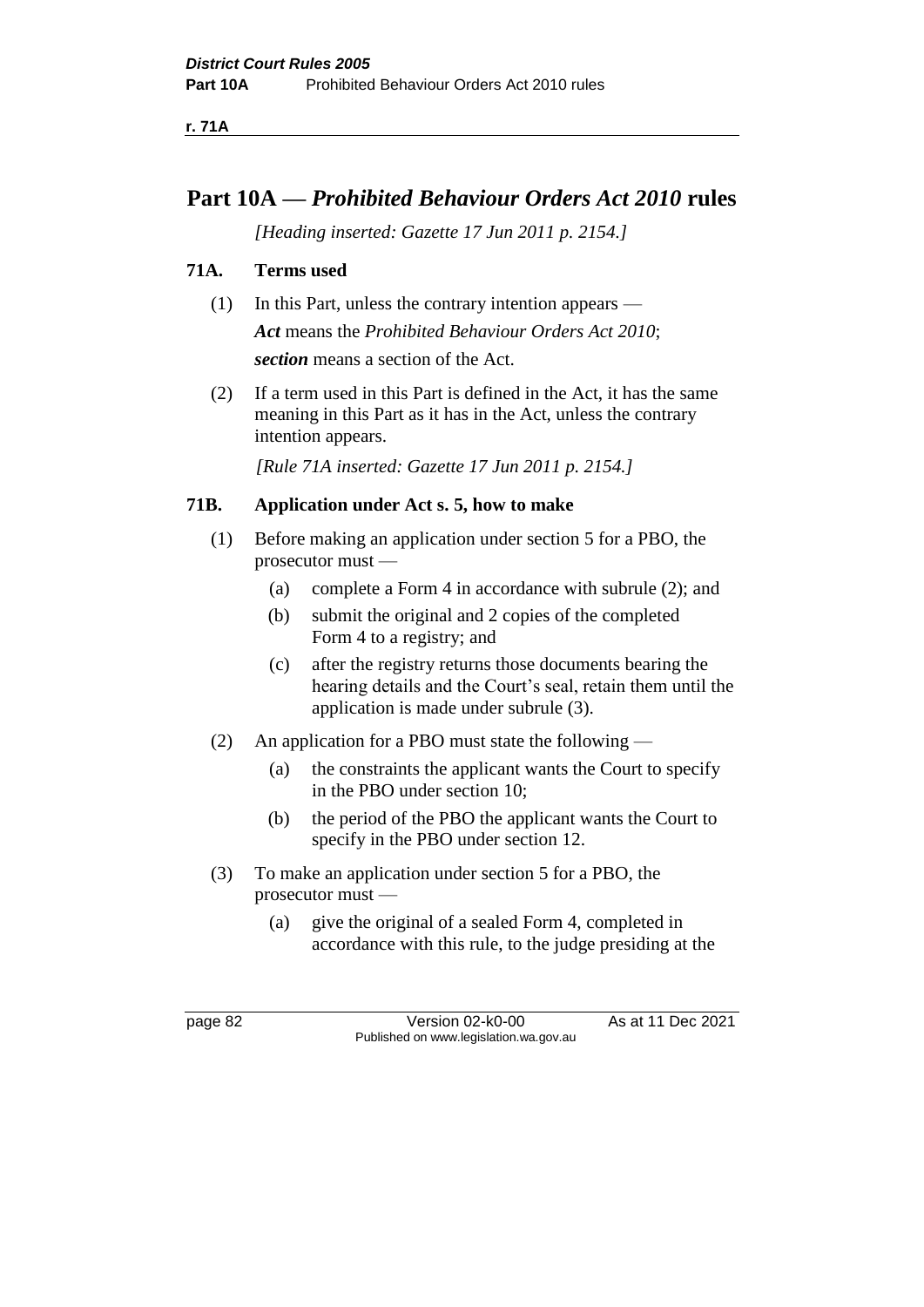# Part 10A — *Prohibited Behaviour Orders Act 2010* rules

*[Heading inserted: Gazette 17 Jun 2011 p. 2154.]*

## 71A. Terms used

(1) In this Part, unless the contrary intention appears —

***Act*** means the *Prohibited Behaviour Orders Act 2010*;

***section*** means a section of the Act.

(2) If a term used in this Part is defined in the Act, it has the same meaning in this Part as it has in the Act, unless the contrary intention appears.

*[Rule 71A inserted: Gazette 17 Jun 2011 p. 2154.]*

## 71B. Application under Act s. 5, how to make

(1) Before making an application under section 5 for a PBO, the prosecutor must —

- (a) complete a Form 4 in accordance with subrule (2); and
- (b) submit the original and 2 copies of the completed Form 4 to a registry; and
- (c) after the registry returns those documents bearing the hearing details and the Court's seal, retain them until the application is made under subrule (3).

(2) An application for a PBO must state the following —

- (a) the constraints the applicant wants the Court to specify in the PBO under section 10;
- (b) the period of the PBO the applicant wants the Court to specify in the PBO under section 12.

(3) To make an application under section 5 for a PBO, the prosecutor must —

- (a) give the original of a sealed Form 4, completed in accordance with this rule, to the judge presiding at the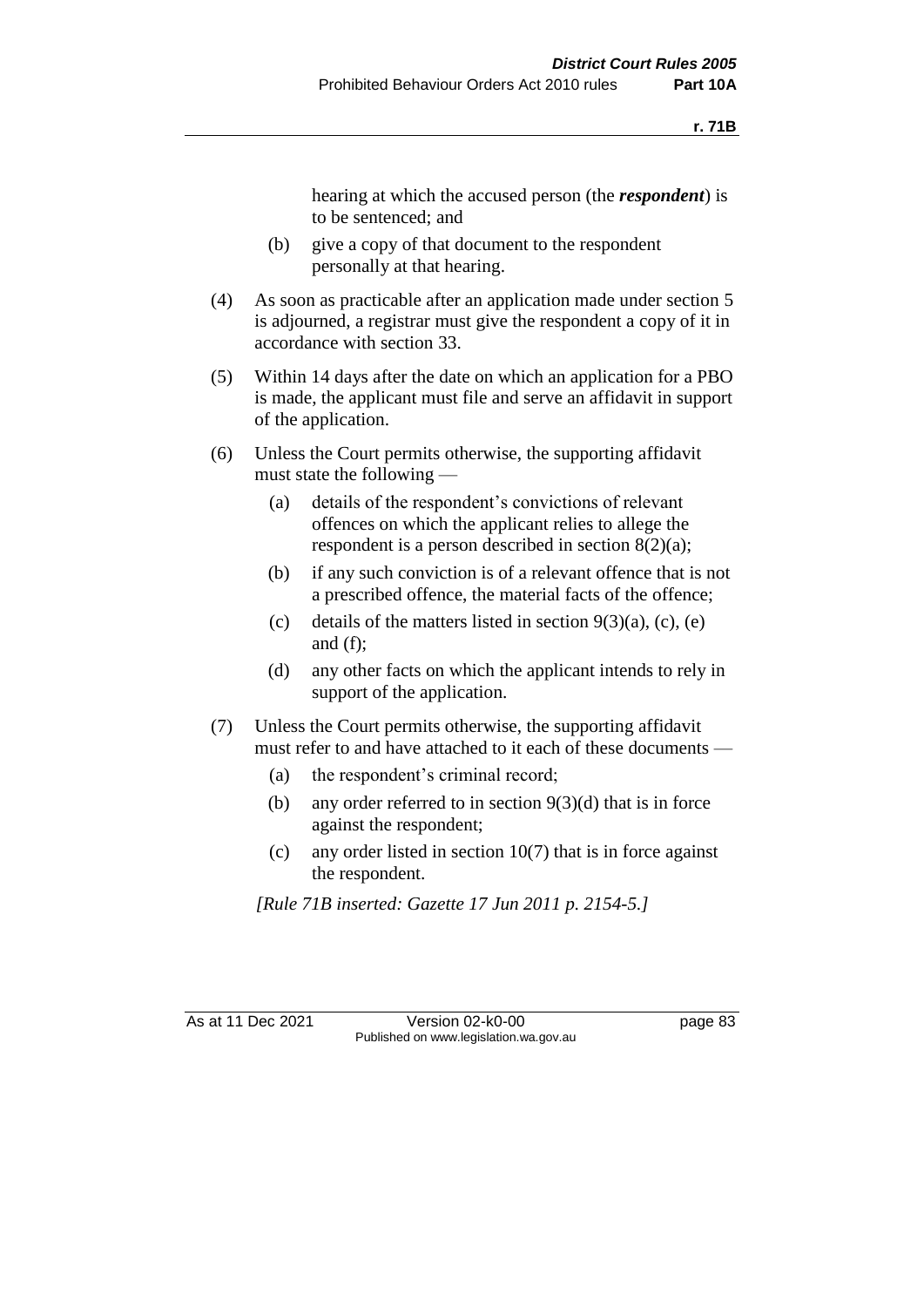hearing at which the accused person (the ***respondent***) is to be sentenced; and

(b) give a copy of that document to the respondent personally at that hearing.

(4) As soon as practicable after an application made under section 5 is adjourned, a registrar must give the respondent a copy of it in accordance with section 33.

(5) Within 14 days after the date on which an application for a PBO is made, the applicant must file and serve an affidavit in support of the application.

(6) Unless the Court permits otherwise, the supporting affidavit must state the following —

(a) details of the respondent's convictions of relevant offences on which the applicant relies to allege the respondent is a person described in section 8(2)(a);

(b) if any such conviction is of a relevant offence that is not a prescribed offence, the material facts of the offence;

(c) details of the matters listed in section 9(3)(a), (c), (e) and (f);

(d) any other facts on which the applicant intends to rely in support of the application.

(7) Unless the Court permits otherwise, the supporting affidavit must refer to and have attached to it each of these documents —

(a) the respondent's criminal record;

(b) any order referred to in section 9(3)(d) that is in force against the respondent;

(c) any order listed in section 10(7) that is in force against the respondent.

*[Rule 71B inserted: Gazette 17 Jun 2011 p. 2154-5.]*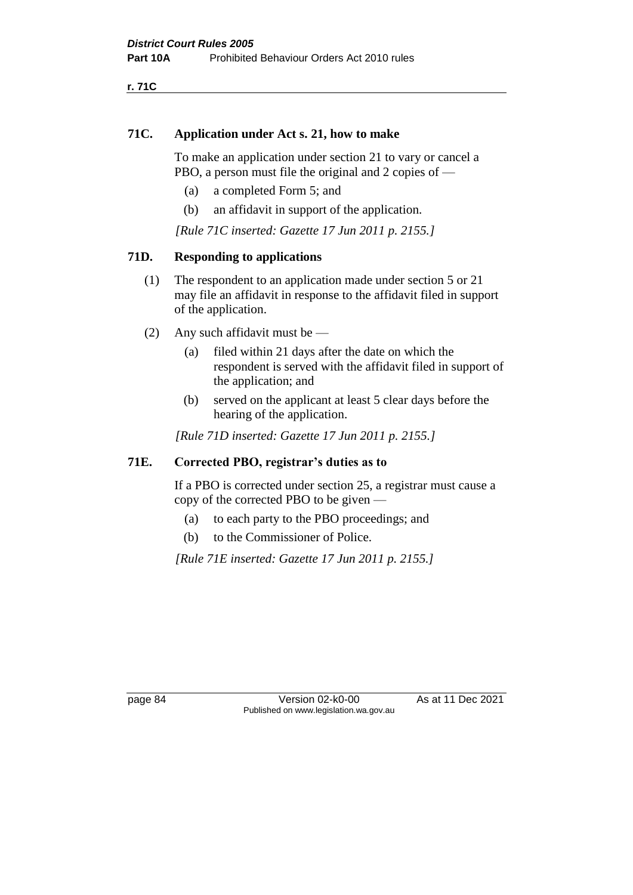## 71C. Application under Act s. 21, how to make

To make an application under section 21 to vary or cancel a PBO, a person must file the original and 2 copies of —

(a) a completed Form 5; and

(b) an affidavit in support of the application.

*[Rule 71C inserted: Gazette 17 Jun 2011 p. 2155.]*

## 71D. Responding to applications

(1) The respondent to an application made under section 5 or 21 may file an affidavit in response to the affidavit filed in support of the application.

(2) Any such affidavit must be —

(a) filed within 21 days after the date on which the respondent is served with the affidavit filed in support of the application; and

(b) served on the applicant at least 5 clear days before the hearing of the application.

*[Rule 71D inserted: Gazette 17 Jun 2011 p. 2155.]*

## 71E. Corrected PBO, registrar's duties as to

If a PBO is corrected under section 25, a registrar must cause a copy of the corrected PBO to be given —

(a) to each party to the PBO proceedings; and

(b) to the Commissioner of Police.

*[Rule 71E inserted: Gazette 17 Jun 2011 p. 2155.]*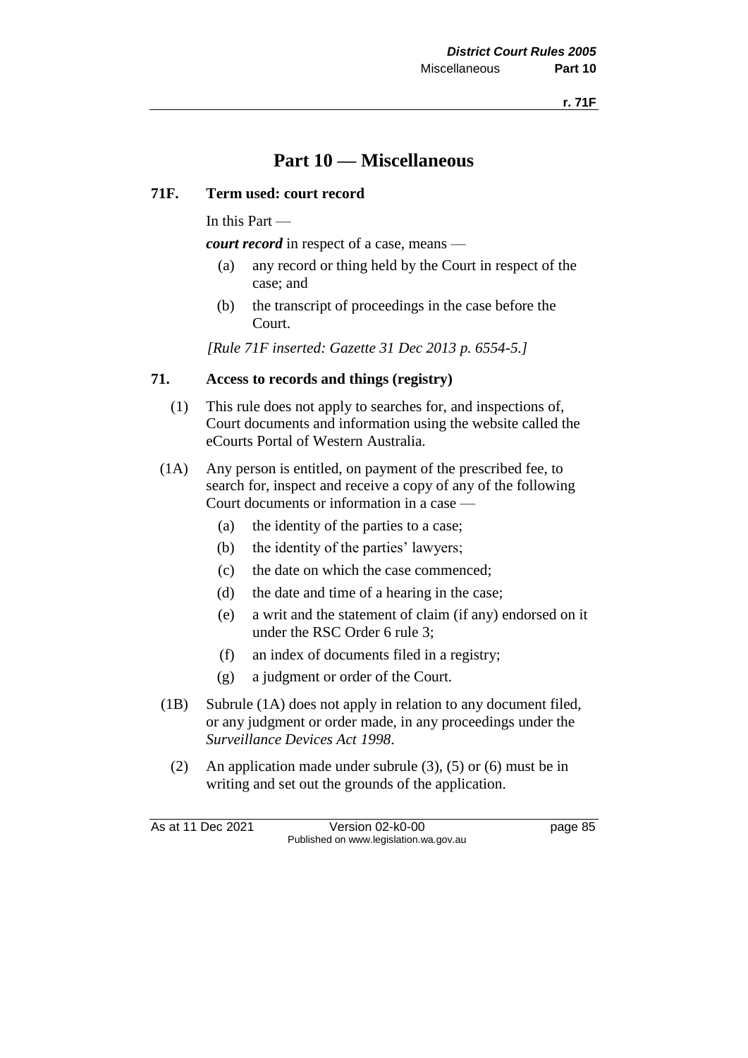# Part 10 — Miscellaneous

**71F. Term used: court record**

In this Part —

***court record*** in respect of a case, means —

(a) any record or thing held by the Court in respect of the case; and

(b) the transcript of proceedings in the case before the Court.

*[Rule 71F inserted: Gazette 31 Dec 2013 p. 6554-5.]*

**71. Access to records and things (registry)**

(1) This rule does not apply to searches for, and inspections of, Court documents and information using the website called the eCourts Portal of Western Australia.

(1A) Any person is entitled, on payment of the prescribed fee, to search for, inspect and receive a copy of any of the following Court documents or information in a case —

(a) the identity of the parties to a case;

(b) the identity of the parties' lawyers;

(c) the date on which the case commenced;

(d) the date and time of a hearing in the case;

(e) a writ and the statement of claim (if any) endorsed on it under the RSC Order 6 rule 3;

(f) an index of documents filed in a registry;

(g) a judgment or order of the Court.

(1B) Subrule (1A) does not apply in relation to any document filed, or any judgment or order made, in any proceedings under the *Surveillance Devices Act 1998*.

(2) An application made under subrule (3), (5) or (6) must be in writing and set out the grounds of the application.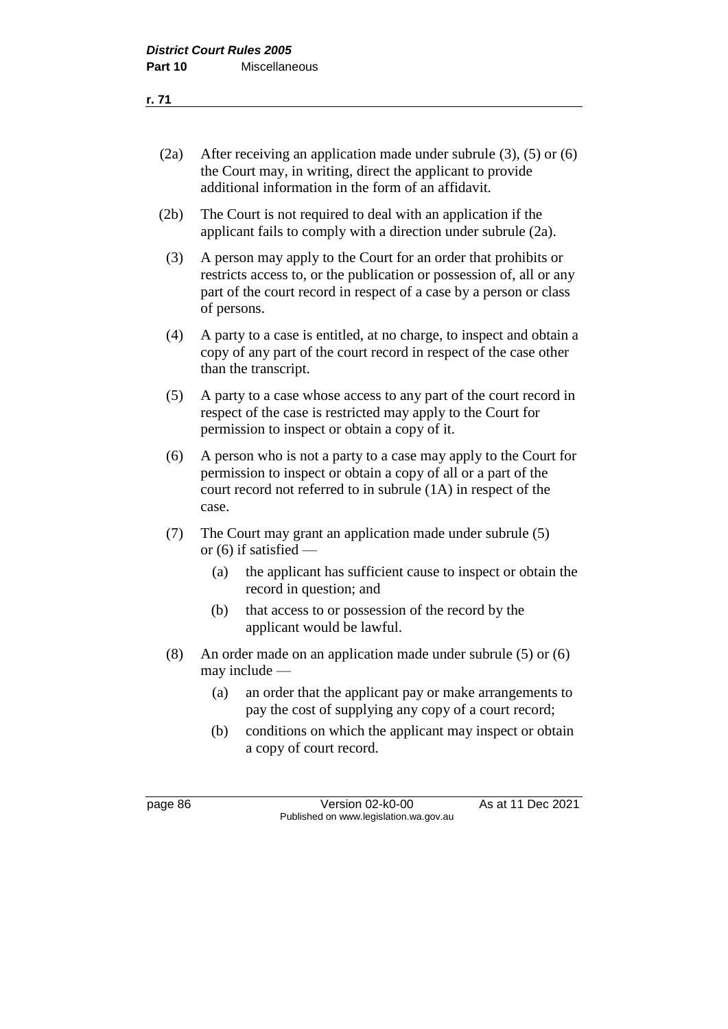(2a) After receiving an application made under subrule (3), (5) or (6) the Court may, in writing, direct the applicant to provide additional information in the form of an affidavit.

(2b) The Court is not required to deal with an application if the applicant fails to comply with a direction under subrule (2a).

(3) A person may apply to the Court for an order that prohibits or restricts access to, or the publication or possession of, all or any part of the court record in respect of a case by a person or class of persons.

(4) A party to a case is entitled, at no charge, to inspect and obtain a copy of any part of the court record in respect of the case other than the transcript.

(5) A party to a case whose access to any part of the court record in respect of the case is restricted may apply to the Court for permission to inspect or obtain a copy of it.

(6) A person who is not a party to a case may apply to the Court for permission to inspect or obtain a copy of all or a part of the court record not referred to in subrule (1A) in respect of the case.

(7) The Court may grant an application made under subrule (5) or (6) if satisfied —

  (a) the applicant has sufficient cause to inspect or obtain the record in question; and

  (b) that access to or possession of the record by the applicant would be lawful.

(8) An order made on an application made under subrule (5) or (6) may include —

  (a) an order that the applicant pay or make arrangements to pay the cost of supplying any copy of a court record;

  (b) conditions on which the applicant may inspect or obtain a copy of court record.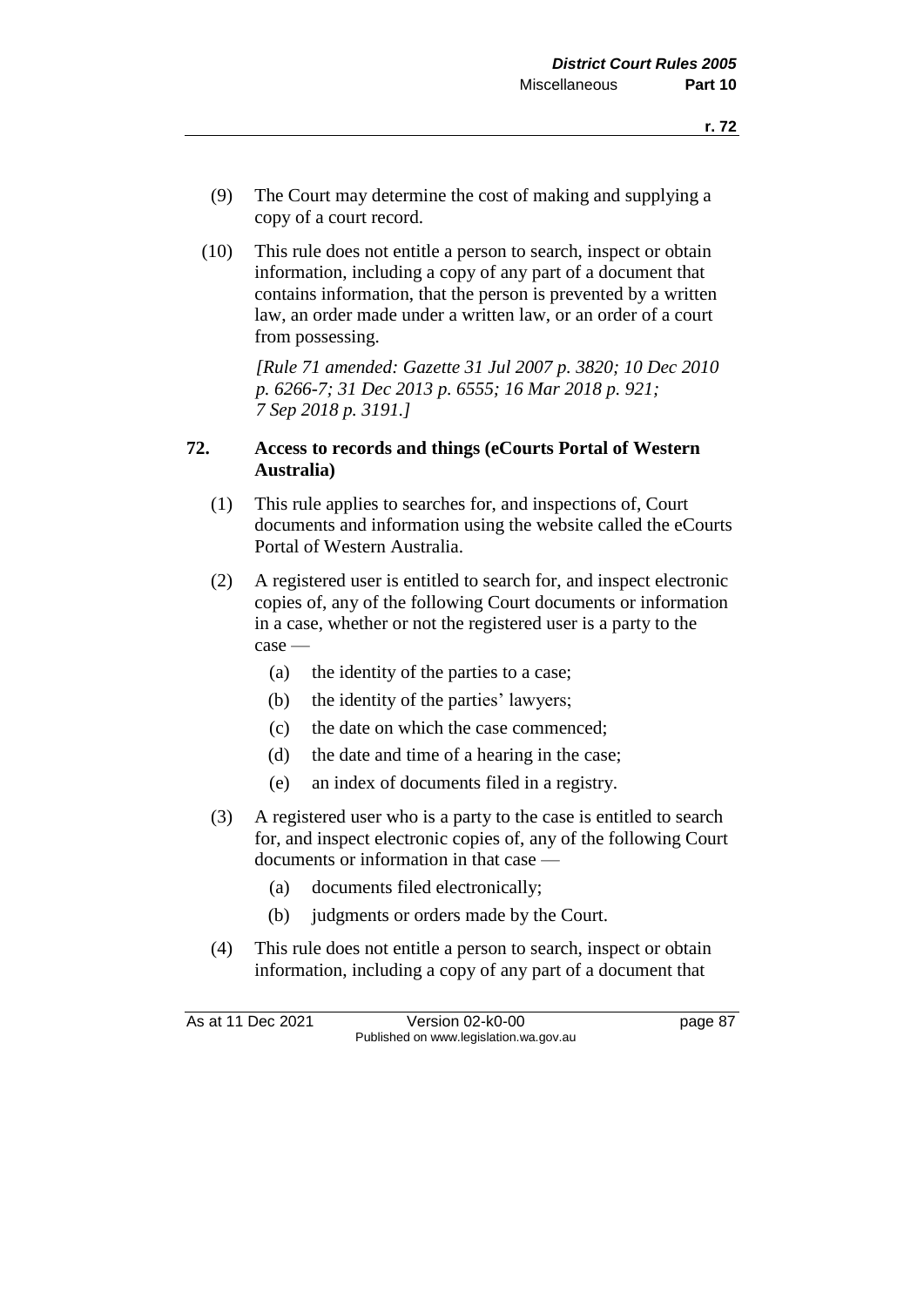(9) The Court may determine the cost of making and supplying a copy of a court record.

(10) This rule does not entitle a person to search, inspect or obtain information, including a copy of any part of a document that contains information, that the person is prevented by a written law, an order made under a written law, or an order of a court from possessing.

*[Rule 71 amended: Gazette 31 Jul 2007 p. 3820; 10 Dec 2010 p. 6266-7; 31 Dec 2013 p. 6555; 16 Mar 2018 p. 921; 7 Sep 2018 p. 3191.]*

### 72. Access to records and things (eCourts Portal of Western Australia)

(1) This rule applies to searches for, and inspections of, Court documents and information using the website called the eCourts Portal of Western Australia.

(2) A registered user is entitled to search for, and inspect electronic copies of, any of the following Court documents or information in a case, whether or not the registered user is a party to the case —

- (a) the identity of the parties to a case;
- (b) the identity of the parties' lawyers;
- (c) the date on which the case commenced;
- (d) the date and time of a hearing in the case;
- (e) an index of documents filed in a registry.

(3) A registered user who is a party to the case is entitled to search for, and inspect electronic copies of, any of the following Court documents or information in that case —

- (a) documents filed electronically;
- (b) judgments or orders made by the Court.

(4) This rule does not entitle a person to search, inspect or obtain information, including a copy of any part of a document that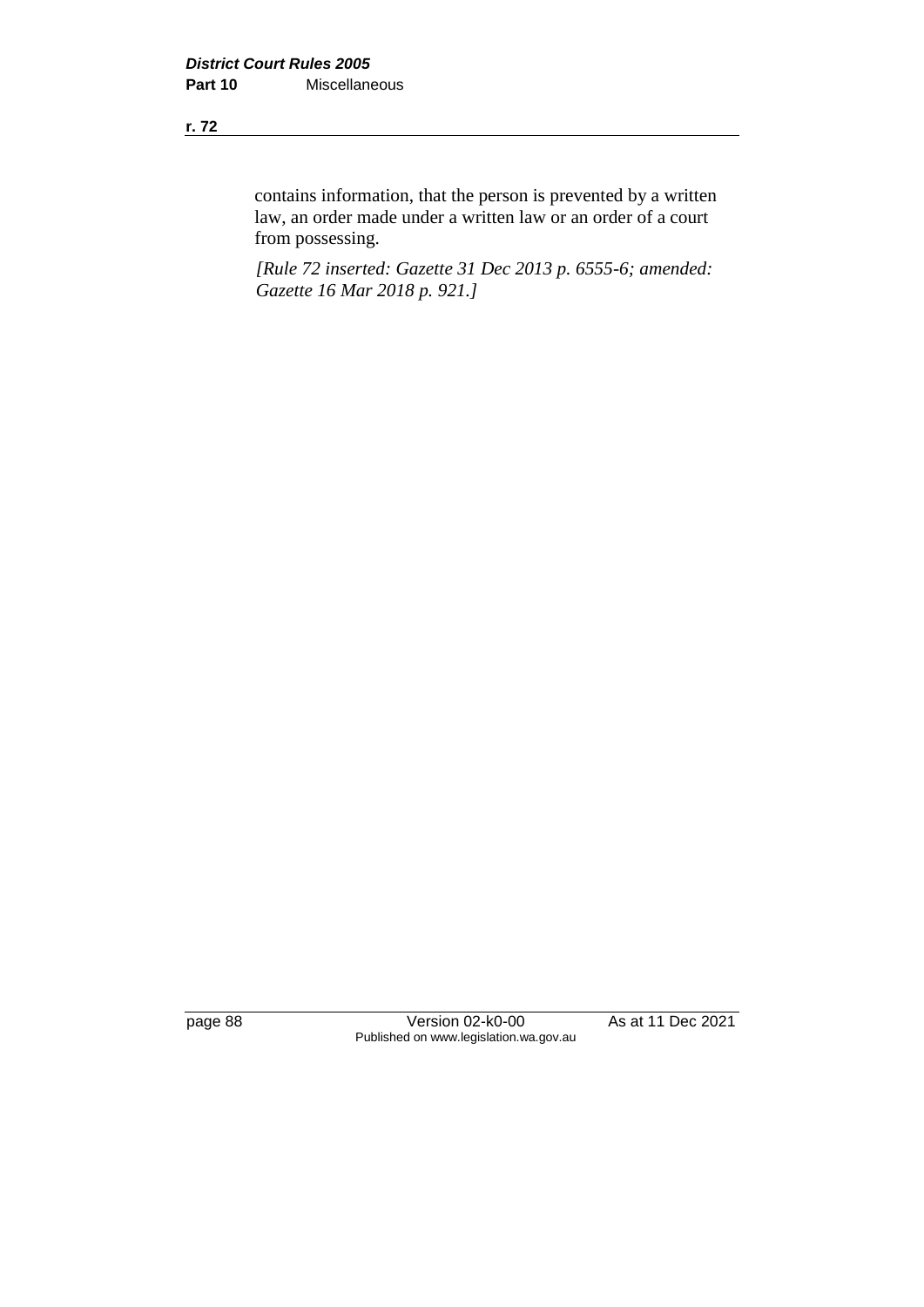contains information, that the person is prevented by a written law, an order made under a written law or an order of a court from possessing.

*[Rule 72 inserted: Gazette 31 Dec 2013 p. 6555-6; amended: Gazette 16 Mar 2018 p. 921.]*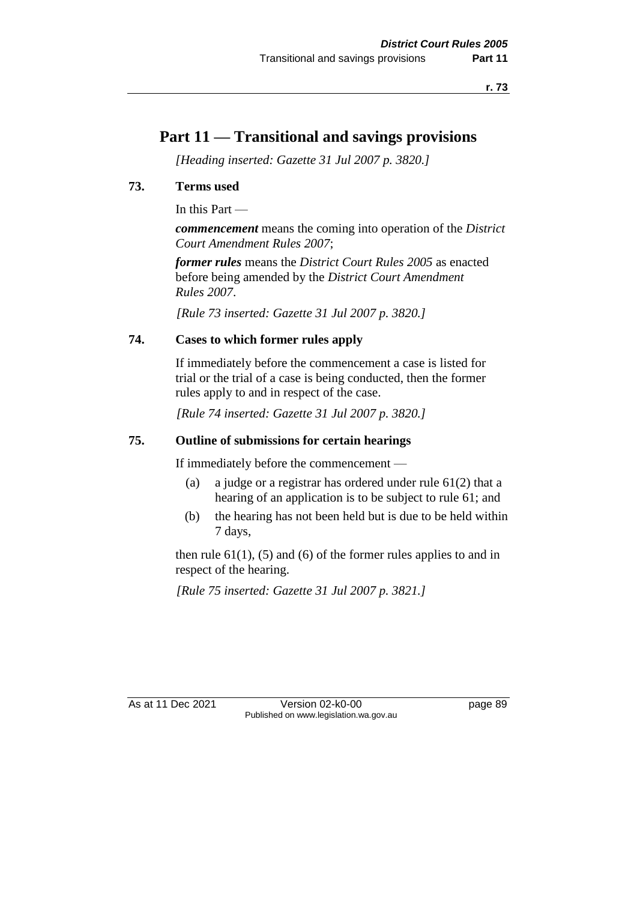# Part 11 — Transitional and savings provisions

*[Heading inserted: Gazette 31 Jul 2007 p. 3820.]*

## 73. Terms used

In this Part —

***commencement*** means the coming into operation of the *District Court Amendment Rules 2007*;

***former rules*** means the *District Court Rules 2005* as enacted before being amended by the *District Court Amendment Rules 2007*.

*[Rule 73 inserted: Gazette 31 Jul 2007 p. 3820.]*

## 74. Cases to which former rules apply

If immediately before the commencement a case is listed for trial or the trial of a case is being conducted, then the former rules apply to and in respect of the case.

*[Rule 74 inserted: Gazette 31 Jul 2007 p. 3820.]*

## 75. Outline of submissions for certain hearings

If immediately before the commencement —

(a) a judge or a registrar has ordered under rule 61(2) that a hearing of an application is to be subject to rule 61; and

(b) the hearing has not been held but is due to be held within 7 days,

then rule 61(1), (5) and (6) of the former rules applies to and in respect of the hearing.

*[Rule 75 inserted: Gazette 31 Jul 2007 p. 3821.]*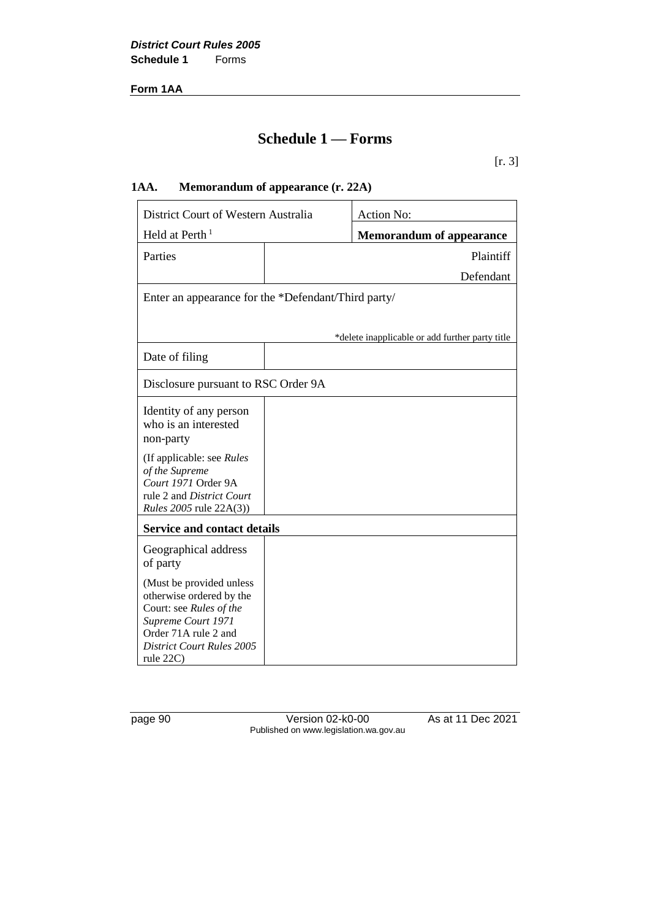# Schedule 1 — Forms

[r. 3]

## 1AA. Memorandum of appearance (r. 22A)

| District Court of Western Australia | | Action No: |
|---|---|---|
| Held at Perth [1] | | **Memorandum of appearance** |
| Parties | | Plaintiff<br>Defendant |
| Enter an appearance for the *Defendant/Third party/<br><br>*delete inapplicable or add further party title | | |
| Date of filing | | |
| Disclosure pursuant to RSC Order 9A | | |
| Identity of any person who is an interested non-party<br><br>(If applicable: see *Rules of the Supreme Court 1971* Order 9A rule 2 and *District Court Rules 2005* rule 22A(3)) | | |
| **Service and contact details** | | |
| Geographical address of party<br><br>(Must be provided unless otherwise ordered by the Court: see *Rules of the Supreme Court 1971* Order 71A rule 2 and *District Court Rules 2005* rule 22C) | | |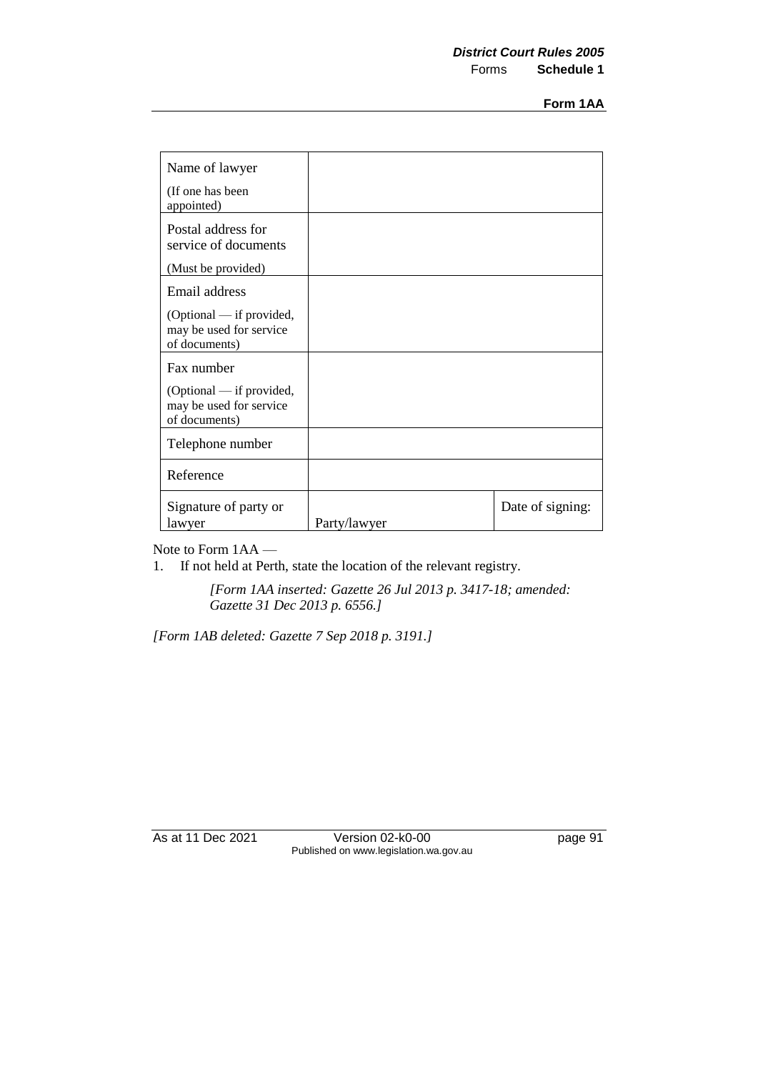| Name of lawyer<br>(If one has been appointed) | | |
|---|---|---|
| Postal address for service of documents<br>(Must be provided) | | |
| Email address<br>(Optional — if provided, may be used for service of documents) | | |
| Fax number<br>(Optional — if provided, may be used for service of documents) | | |
| Telephone number | | |
| Reference | | |
| Signature of party or lawyer | Party/lawyer | Date of signing: |

Note to Form 1AA —

1. If not held at Perth, state the location of the relevant registry.

*[Form 1AA inserted: Gazette 26 Jul 2013 p. 3417-18; amended: Gazette 31 Dec 2013 p. 6556.]*

*[Form 1AB deleted: Gazette 7 Sep 2018 p. 3191.]*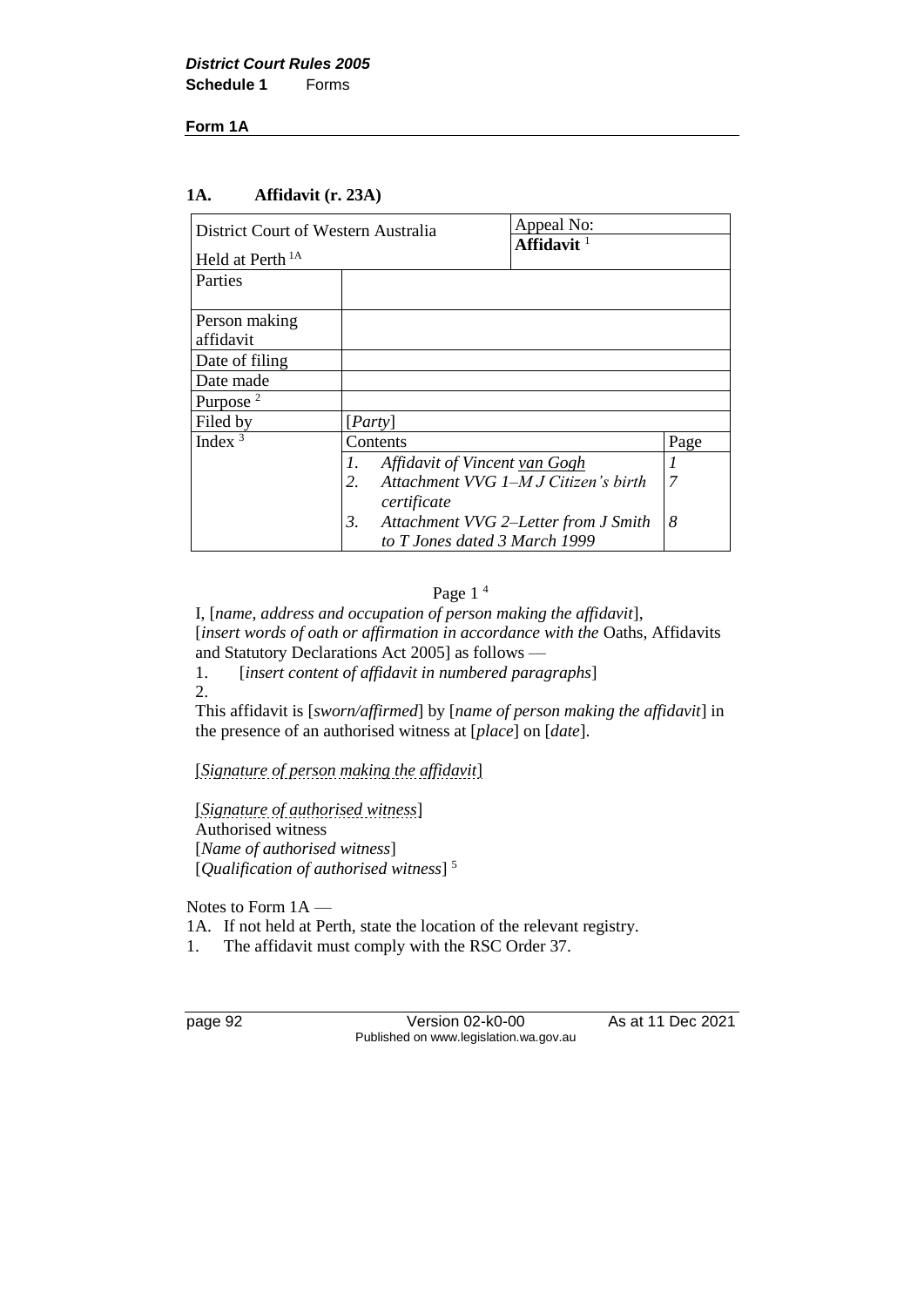**Form 1A**

### 1A. Affidavit (r. 23A)

| District Court of Western Australia<br>Held at Perth [1A] | | Appeal No:<br>**Affidavit** [1] | |
|---|---|---|---|
| Parties | | | |
| Person making affidavit | | | |
| Date of filing | | | |
| Date made | | | |
| Purpose [2] | | | |
| Filed by | [*Party*] | | |
| Index [3] | Contents | | Page |
| | *1. Affidavit of Vincent van Gogh* | | *1* |
| | *2. Attachment VVG 1–M J Citizen's birth certificate* | | *7* |
| | *3. Attachment VVG 2–Letter from J Smith to T Jones dated 3 March 1999* | | *8* |

Page 1 [4]

I, [*name, address and occupation of person making the affidavit*], [*insert words of oath or affirmation in accordance with the* Oaths, Affidavits and Statutory Declarations Act 2005] as follows —

1. [*insert content of affidavit in numbered paragraphs*]
2.

This affidavit is [*sworn/affirmed*] by [*name of person making the affidavit*] in the presence of an authorised witness at [*place*] on [*date*].

[*Signature of person making the affidavit*]

[*Signature of authorised witness*]
Authorised witness
[*Name of authorised witness*]
[*Qualification of authorised witness*] [5]

Notes to Form 1A —

1A. If not held at Perth, state the location of the relevant registry.

1. The affidavit must comply with the RSC Order 37.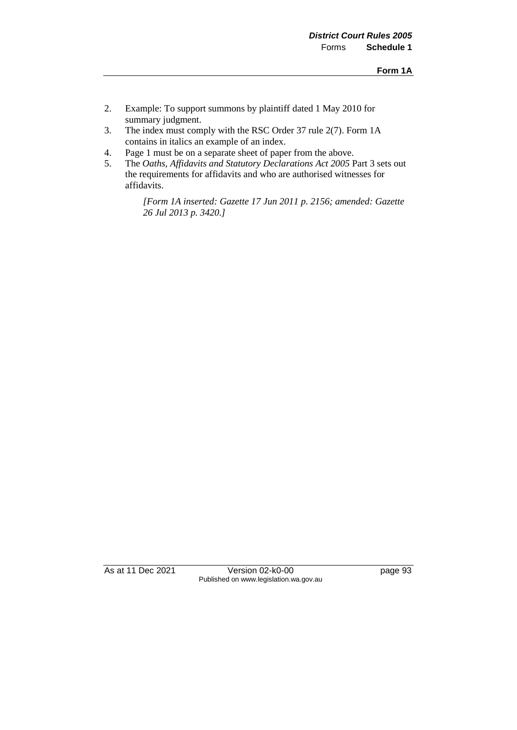2. Example: To support summons by plaintiff dated 1 May 2010 for summary judgment.
3. The index must comply with the RSC Order 37 rule 2(7). Form 1A contains in italics an example of an index.
4. Page 1 must be on a separate sheet of paper from the above.
5. The *Oaths, Affidavits and Statutory Declarations Act 2005* Part 3 sets out the requirements for affidavits and who are authorised witnesses for affidavits.

*[Form 1A inserted: Gazette 17 Jun 2011 p. 2156; amended: Gazette 26 Jul 2013 p. 3420.]*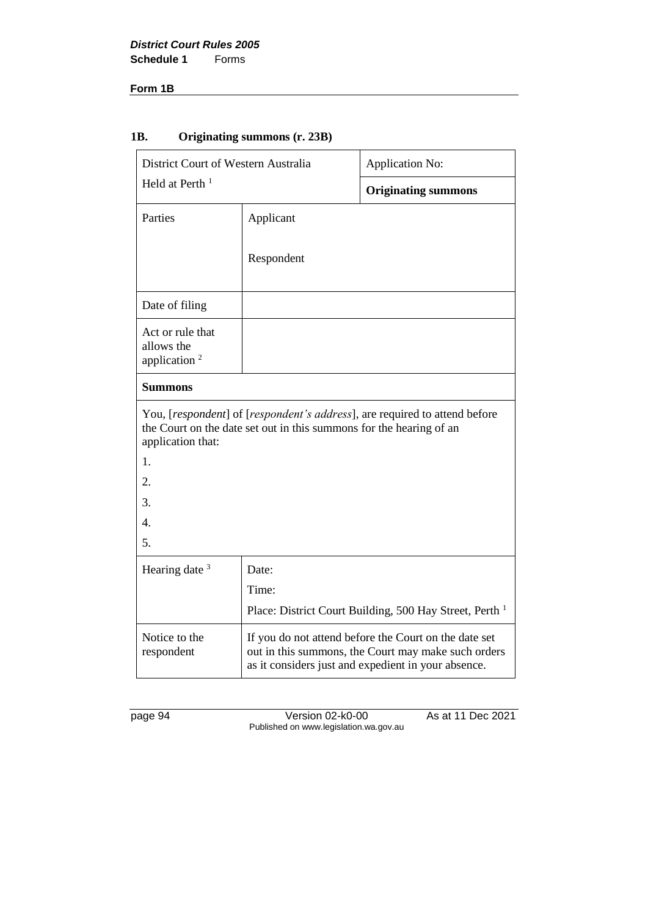**Form 1B**

## 1B. Originating summons (r. 23B)

| District Court of Western Australia<br>Held at Perth [1] | | Application No: |
|---|---|---|
| | | **Originating summons** |
| Parties | Applicant<br><br>Respondent | |
| Date of filing | | |
| Act or rule that allows the application [2] | | |
| **Summons** | | |
| You, [*respondent*] of [*respondent's address*], are required to attend before the Court on the date set out in this summons for the hearing of an application that:<br>1.<br>2.<br>3.<br>4.<br>5. | | |
| Hearing date [3] | Date:<br>Time:<br>Place: District Court Building, 500 Hay Street, Perth [1] | |
| Notice to the respondent | If you do not attend before the Court on the date set out in this summons, the Court may make such orders as it considers just and expedient in your absence. | |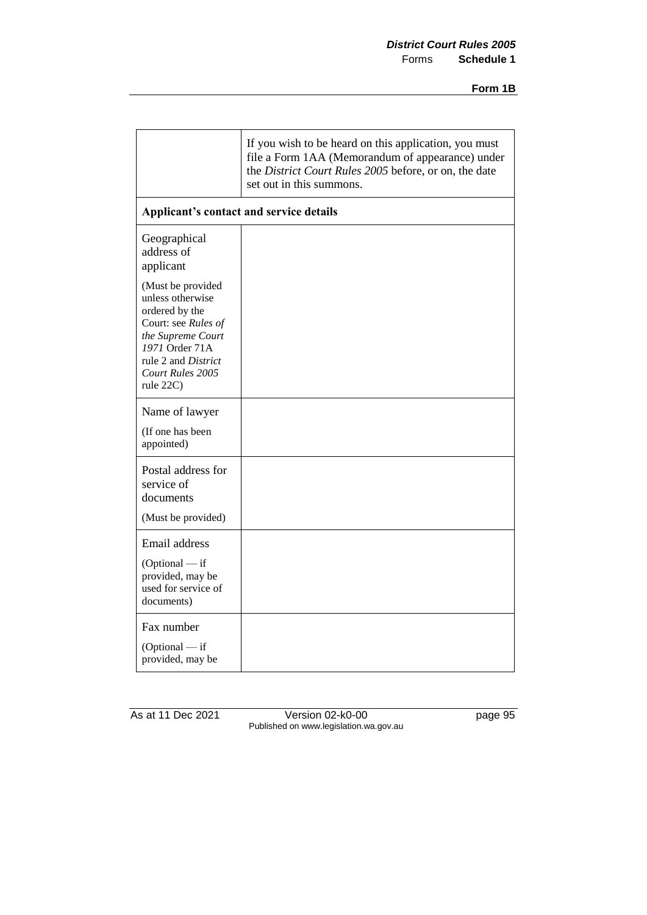| | |
|---|---|
| | If you wish to be heard on this application, you must file a Form 1AA (Memorandum of appearance) under the *District Court Rules 2005* before, or on, the date set out in this summons. |
| **Applicant's contact and service details** | |
| Geographical address of applicant<br><br>(Must be provided unless otherwise ordered by the Court: see *Rules of the Supreme Court 1971* Order 71A rule 2 and *District Court Rules 2005* rule 22C) | |
| Name of lawyer<br><br>(If one has been appointed) | |
| Postal address for service of documents<br><br>(Must be provided) | |
| Email address<br><br>(Optional — if provided, may be used for service of documents) | |
| Fax number<br><br>(Optional — if provided, may be | |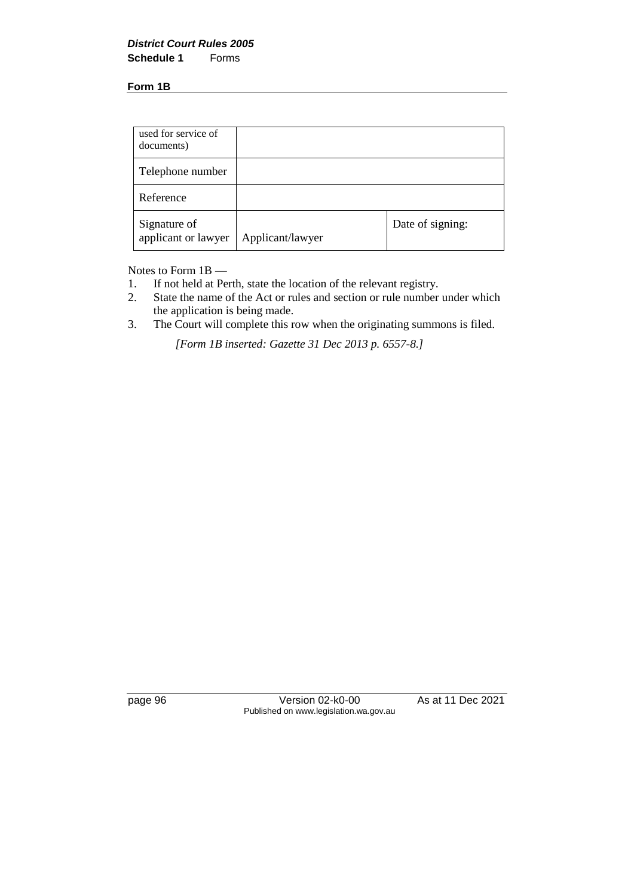**Form 1B**

| used for service of documents) | | |
|---|---|---|
| Telephone number | | |
| Reference | | |
| Signature of applicant or lawyer | Applicant/lawyer | Date of signing: |

Notes to Form 1B —

1. If not held at Perth, state the location of the relevant registry.
2. State the name of the Act or rules and section or rule number under which the application is being made.
3. The Court will complete this row when the originating summons is filed.

*[Form 1B inserted: Gazette 31 Dec 2013 p. 6557-8.]*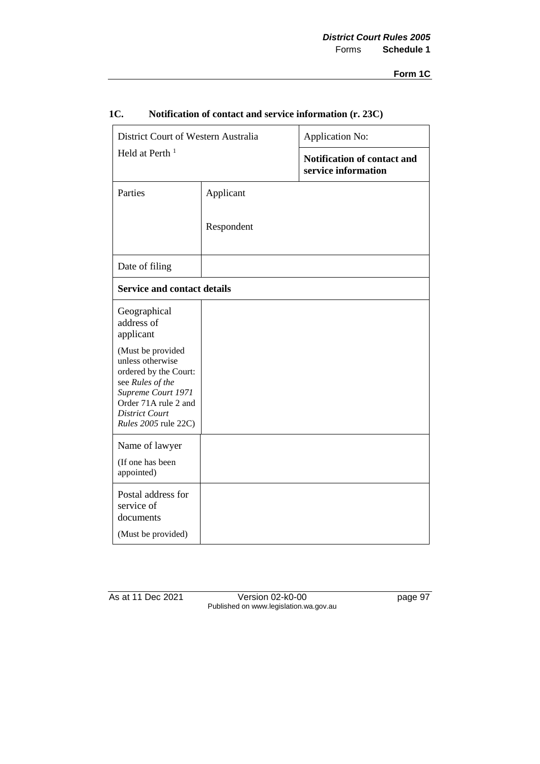## 1C. Notification of contact and service information (r. 23C)

| District Court of Western Australia<br>Held at Perth [1] | | Application No: |
|---|---|---|
| | | **Notification of contact and service information** |
| Parties | Applicant<br><br>Respondent | |
| Date of filing | | |
| **Service and contact details** | | |
| Geographical address of applicant<br><br>(Must be provided unless otherwise ordered by the Court: see *Rules of the Supreme Court 1971* Order 71A rule 2 and *District Court Rules 2005* rule 22C) | | |
| Name of lawyer<br><br>(If one has been appointed) | | |
| Postal address for service of documents<br><br>(Must be provided) | | |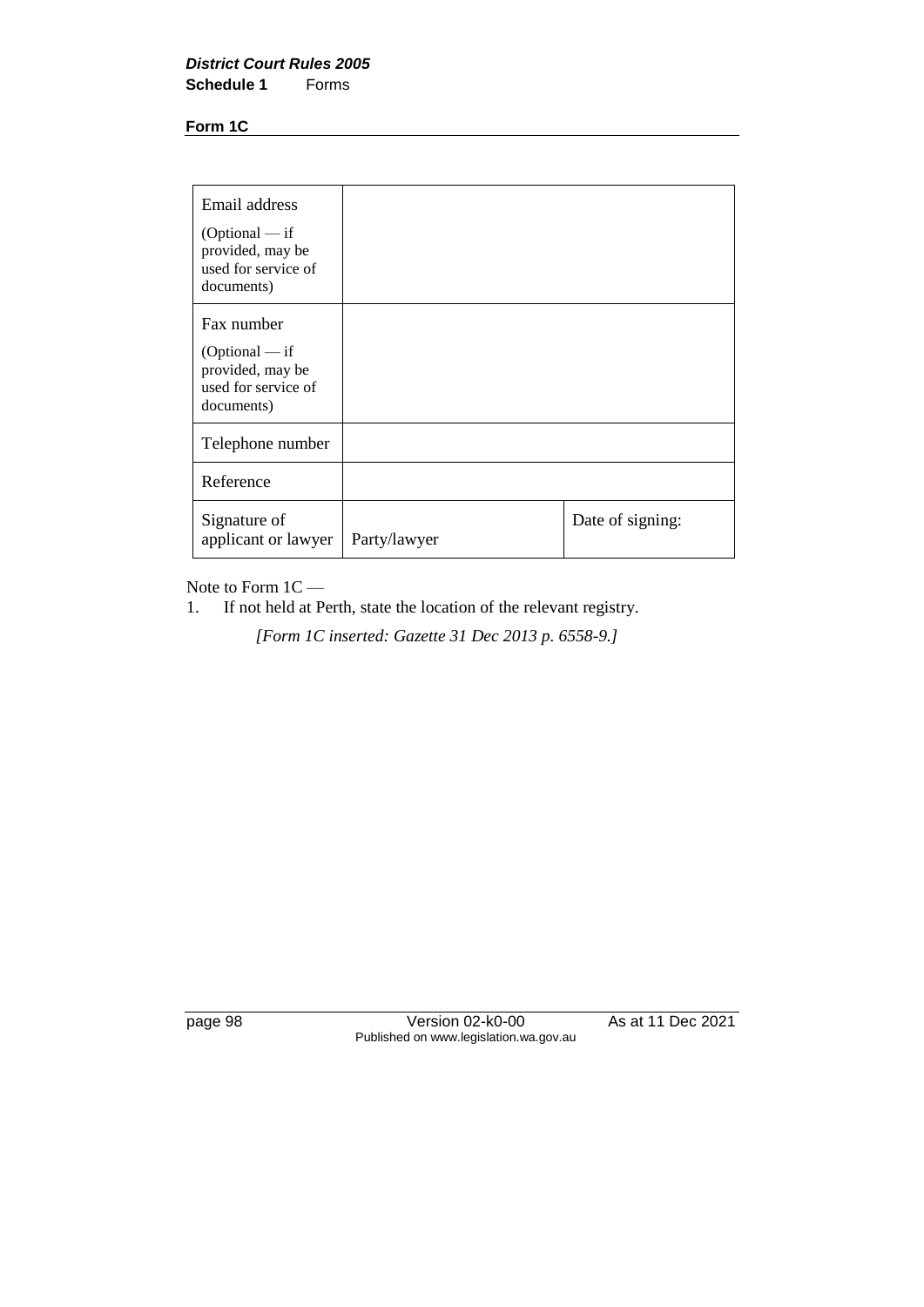**Form 1C**

| | | |
|---|---|---|
| Email address<br>(Optional — if provided, may be used for service of documents) | | |
| Fax number<br>(Optional — if provided, may be used for service of documents) | | |
| Telephone number | | |
| Reference | | |
| Signature of applicant or lawyer | Party/lawyer | Date of signing: |

Note to Form 1C —

1. If not held at Perth, state the location of the relevant registry.

*[Form 1C inserted: Gazette 31 Dec 2013 p. 6558-9.]*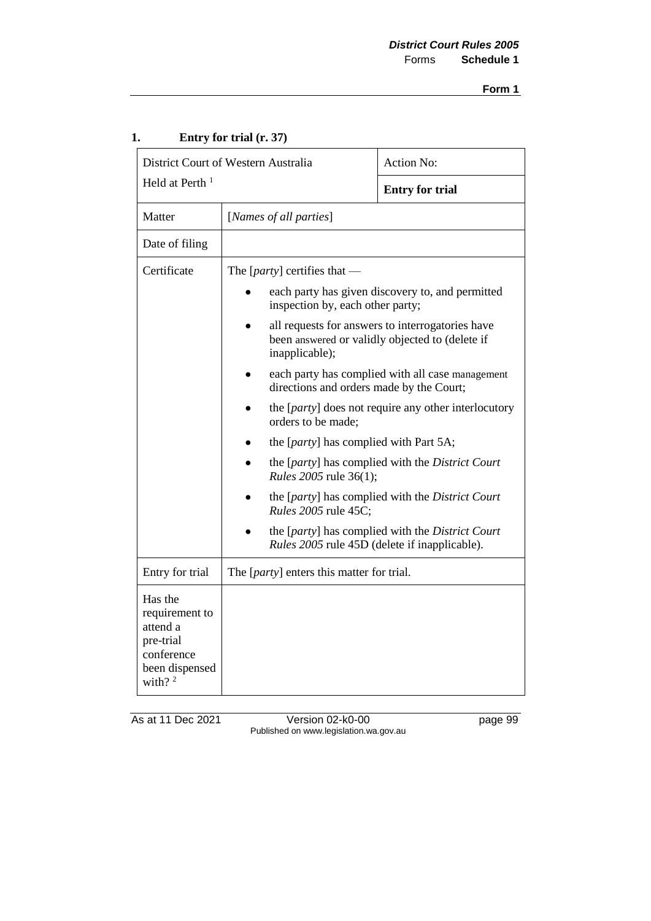## 1. Entry for trial (r. 37)

| District Court of Western Australia Held at Perth [1] | | Action No: |
|---|---|---|
| | | **Entry for trial** |
| Matter | [*Names of all parties*] | |
| Date of filing | | |
| Certificate | The [*party*] certifies that — <br>• each party has given discovery to, and permitted inspection by, each other party; <br>• all requests for answers to interrogatories have been answered or validly objected to (delete if inapplicable); <br>• each party has complied with all case management directions and orders made by the Court; <br>• the [*party*] does not require any other interlocutory orders to be made; <br>• the [*party*] has complied with Part 5A; <br>• the [*party*] has complied with the *District Court Rules 2005* rule 36(1); <br>• the [*party*] has complied with the *District Court Rules 2005* rule 45C; <br>• the [*party*] has complied with the *District Court Rules 2005* rule 45D (delete if inapplicable). | |
| Entry for trial | The [*party*] enters this matter for trial. | |
| Has the requirement to attend a pre-trial conference been dispensed with? [2] | | |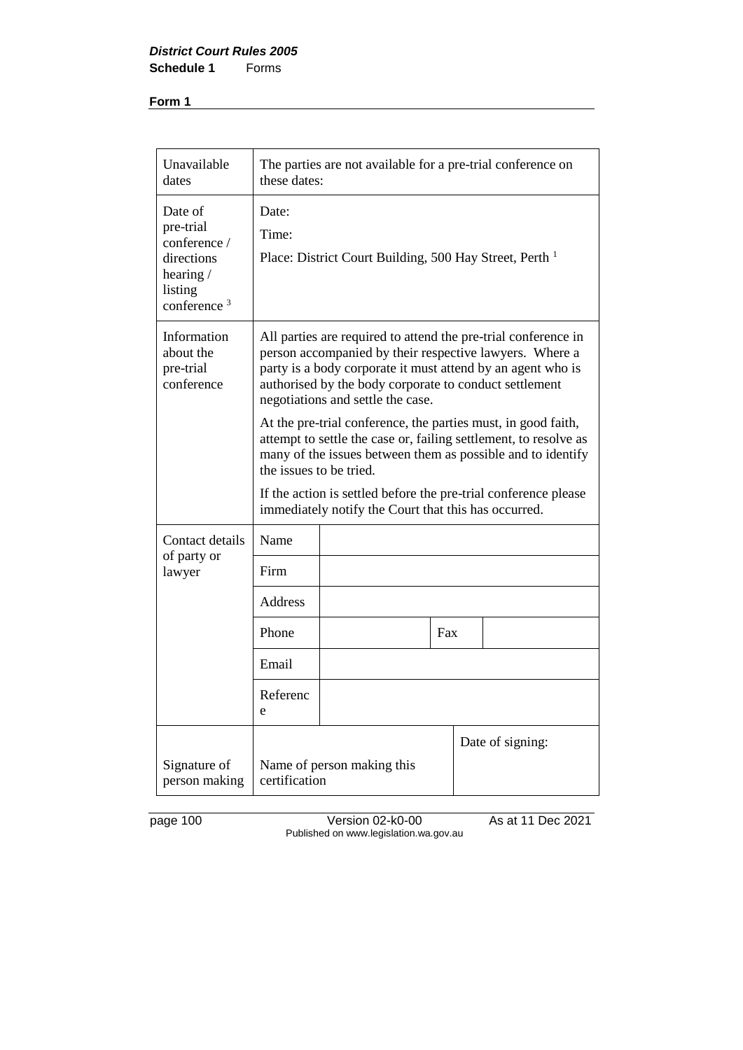**Form 1**

| | | | | |
|---|---|---|---|---|
| Unavailable dates | The parties are not available for a pre-trial conference on these dates: | | | |
| Date of pre-trial conference / directions hearing / listing conference [3] | Date:<br>Time:<br>Place: District Court Building, 500 Hay Street, Perth [1] | | | |
| Information about the pre-trial conference | All parties are required to attend the pre-trial conference in person accompanied by their respective lawyers. Where a party is a body corporate it must attend by an agent who is authorised by the body corporate to conduct settlement negotiations and settle the case.<br><br>At the pre-trial conference, the parties must, in good faith, attempt to settle the case or, failing settlement, to resolve as many of the issues between them as possible and to identify the issues to be tried.<br><br>If the action is settled before the pre-trial conference please immediately notify the Court that this has occurred. | | | |
| Contact details of party or lawyer | Name | | | |
| | Firm | | | |
| | Address | | | |
| | Phone | | Fax | |
| | Email | | | |
| | Reference | | | |
| Signature of person making | Name of person making this certification | | Date of signing: | |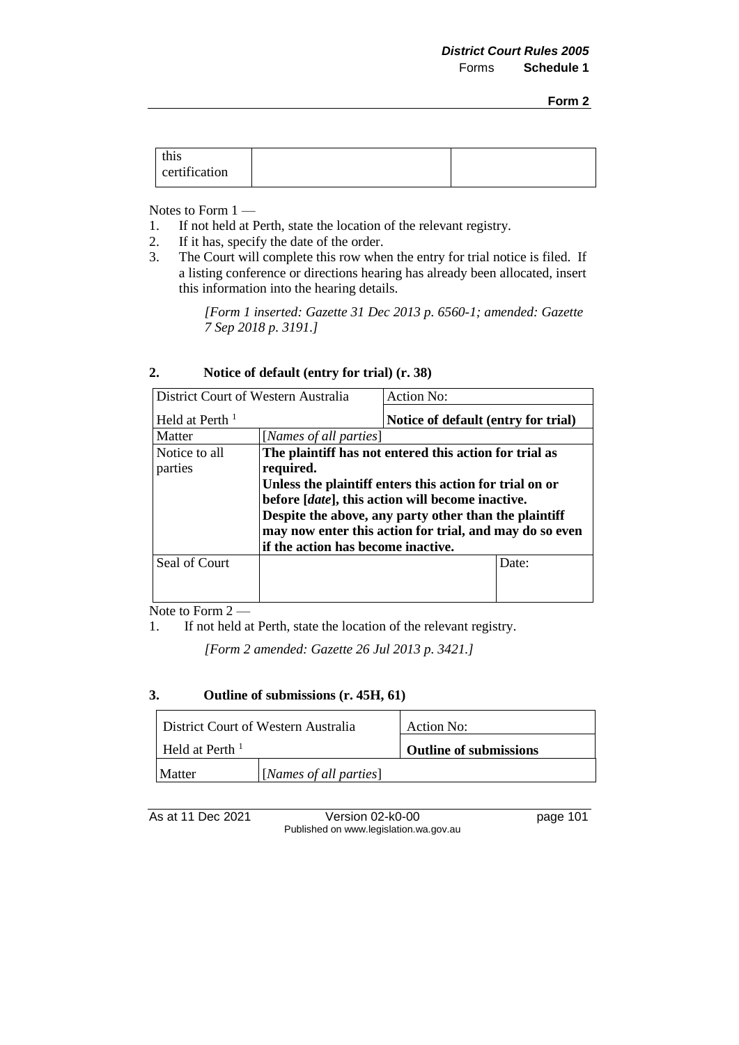| this certification | | |
|---|---|---|

Notes to Form 1 —

1. If not held at Perth, state the location of the relevant registry.
2. If it has, specify the date of the order.
3. The Court will complete this row when the entry for trial notice is filed. If a listing conference or directions hearing has already been allocated, insert this information into the hearing details.

*[Form 1 inserted: Gazette 31 Dec 2013 p. 6560-1; amended: Gazette 7 Sep 2018 p. 3191.]*

## 2. Notice of default (entry for trial) (r. 38)

| District Court of Western Australia | | Action No: |
|---|---|---|
| Held at Perth [1] | | **Notice of default (entry for trial)** |
| Matter | [*Names of all parties*] | |
| Notice to all parties | **The plaintiff has not entered this action for trial as required. Unless the plaintiff enters this action for trial on or before [*date*], this action will become inactive. Despite the above, any party other than the plaintiff may now enter this action for trial, and may do so even if the action has become inactive.** | |
| Seal of Court | | Date: |

Note to Form 2 —

1. If not held at Perth, state the location of the relevant registry.

*[Form 2 amended: Gazette 26 Jul 2013 p. 3421.]*

## 3. Outline of submissions (r. 45H, 61)

| District Court of Western Australia | | Action No: |
|---|---|---|
| Held at Perth [1] | | **Outline of submissions** |
| Matter | [*Names of all parties*] | |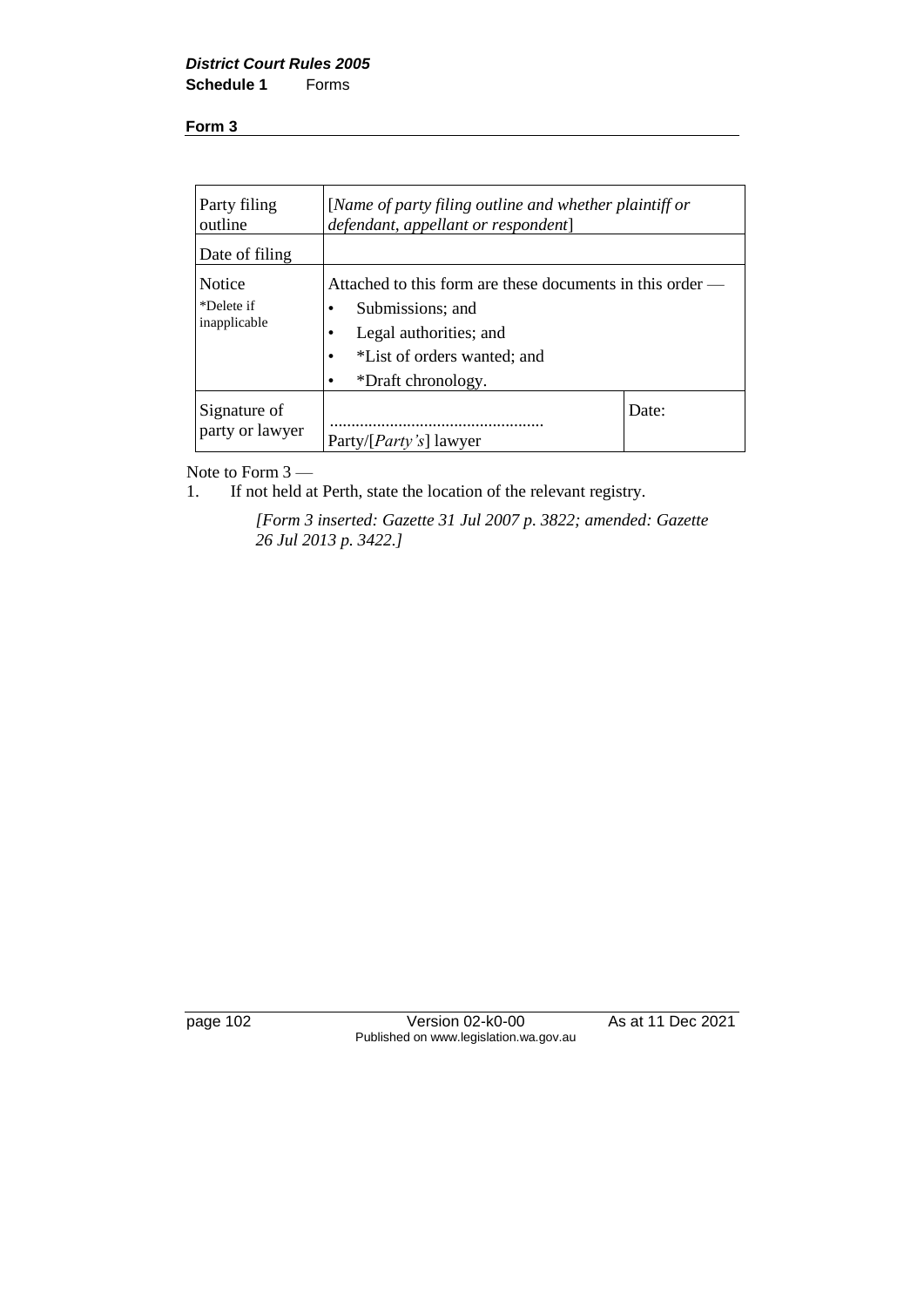**Form 3**

| Party filing outline | [*Name of party filing outline and whether plaintiff or defendant, appellant or respondent*] | |
|---|---|---|
| Date of filing | | |
| Notice<br>*Delete if inapplicable | Attached to this form are these documents in this order —<br>• Submissions; and<br>• Legal authorities; and<br>• *List of orders wanted; and<br>• *Draft chronology. | |
| Signature of party or lawyer | ..................................................<br>Party/[*Party's*] lawyer | Date: |

Note to Form 3 —

1. If not held at Perth, state the location of the relevant registry.

*[Form 3 inserted: Gazette 31 Jul 2007 p. 3822; amended: Gazette 26 Jul 2013 p. 3422.]*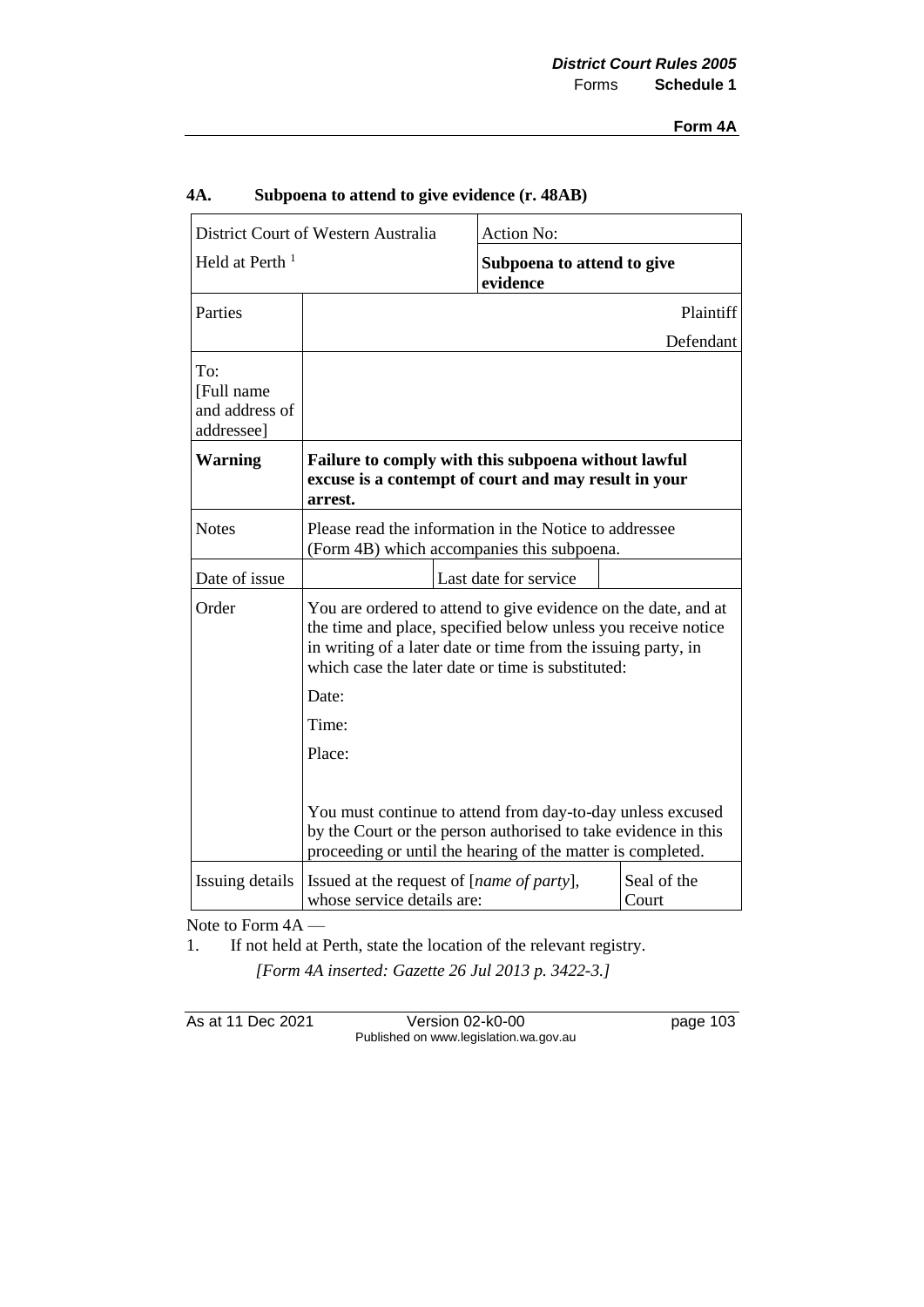## 4A. Subpoena to attend to give evidence (r. 48AB)

| District Court of Western Australia | | Action No: | |
|---|---|---|---|
| Held at Perth [1] | | **Subpoena to attend to give evidence** | |
| Parties | | | Plaintiff<br>Defendant |
| To:<br>[Full name and address of addressee] | | | |
| **Warning** | **Failure to comply with this subpoena without lawful excuse is a contempt of court and may result in your arrest.** | | |
| Notes | Please read the information in the Notice to addressee (Form 4B) which accompanies this subpoena. | | |
| Date of issue | | Last date for service | |
| Order | You are ordered to attend to give evidence on the date, and at the time and place, specified below unless you receive notice in writing of a later date or time from the issuing party, in which case the later date or time is substituted:<br><br>Date:<br><br>Time:<br><br>Place:<br><br>You must continue to attend from day-to-day unless excused by the Court or the person authorised to take evidence in this proceeding or until the hearing of the matter is completed. | | |
| Issuing details | Issued at the request of [*name of party*], whose service details are: | | Seal of the Court |

Note to Form 4A —

1. If not held at Perth, state the location of the relevant registry.

*[Form 4A inserted: Gazette 26 Jul 2013 p. 3422-3.]*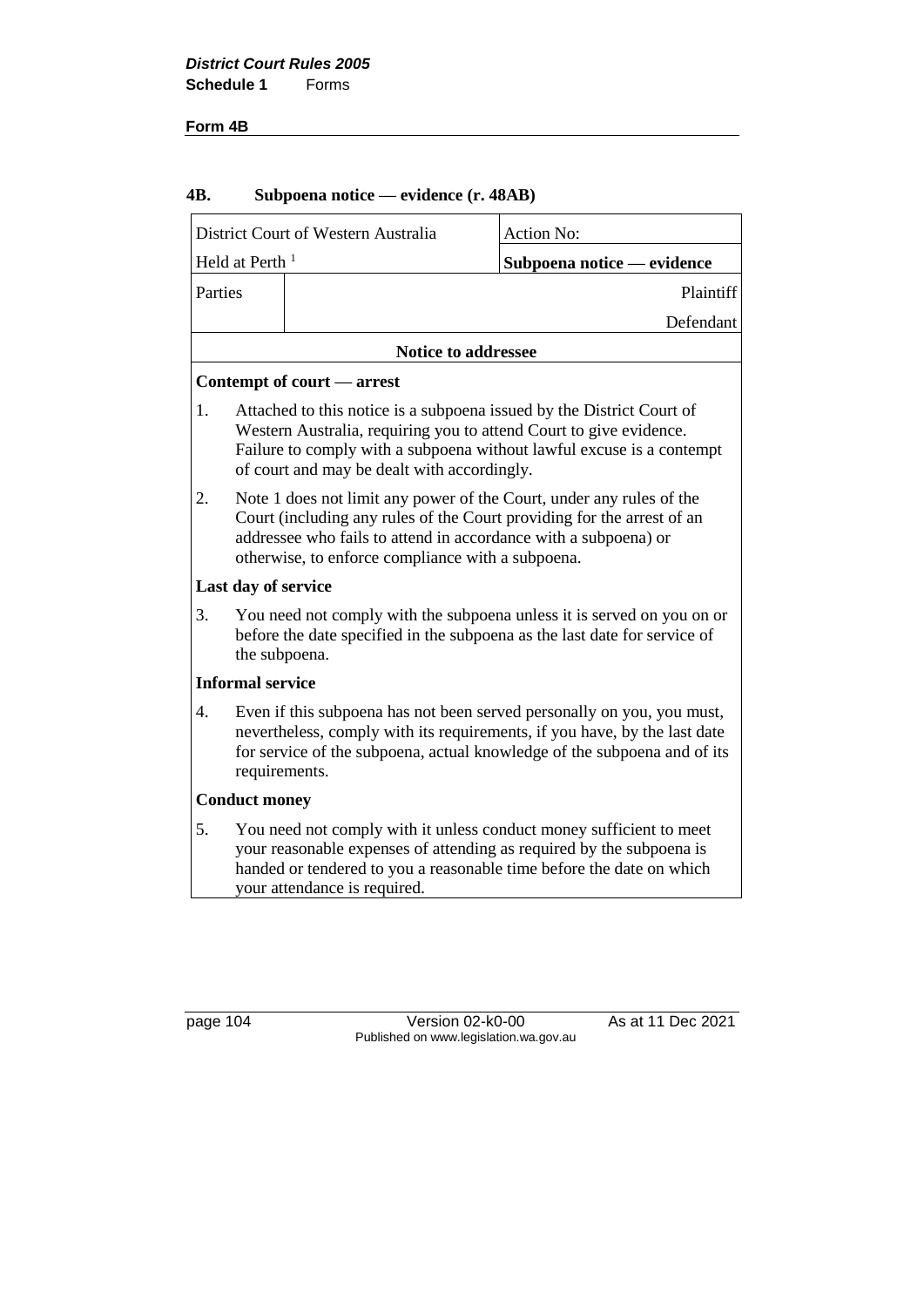**Form 4B**

## 4B. Subpoena notice — evidence (r. 48AB)

| District Court of Western Australia | | Action No: |
|---|---|---|
| Held at Perth [1] | | **Subpoena notice — evidence** |
| Parties | | Plaintiff |
| | | Defendant |

**Notice to addressee**

**Contempt of court — arrest**

1. Attached to this notice is a subpoena issued by the District Court of Western Australia, requiring you to attend Court to give evidence. Failure to comply with a subpoena without lawful excuse is a contempt of court and may be dealt with accordingly.

2. Note 1 does not limit any power of the Court, under any rules of the Court (including any rules of the Court providing for the arrest of an addressee who fails to attend in accordance with a subpoena) or otherwise, to enforce compliance with a subpoena.

**Last day of service**

3. You need not comply with the subpoena unless it is served on you on or before the date specified in the subpoena as the last date for service of the subpoena.

**Informal service**

4. Even if this subpoena has not been served personally on you, you must, nevertheless, comply with its requirements, if you have, by the last date for service of the subpoena, actual knowledge of the subpoena and of its requirements.

**Conduct money**

5. You need not comply with it unless conduct money sufficient to meet your reasonable expenses of attending as required by the subpoena is handed or tendered to you a reasonable time before the date on which your attendance is required.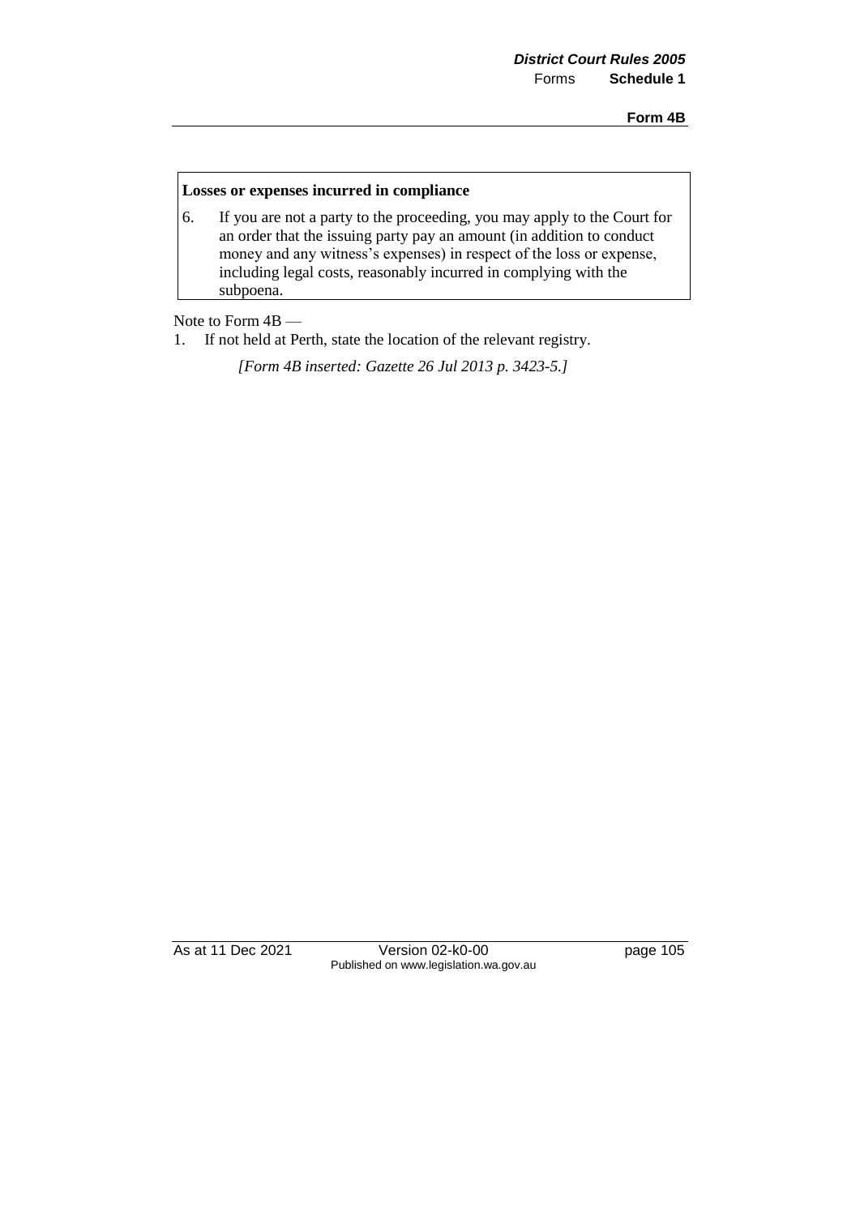**Losses or expenses incurred in compliance**

6. If you are not a party to the proceeding, you may apply to the Court for an order that the issuing party pay an amount (in addition to conduct money and any witness's expenses) in respect of the loss or expense, including legal costs, reasonably incurred in complying with the subpoena.

Note to Form 4B —

1. If not held at Perth, state the location of the relevant registry.

*[Form 4B inserted: Gazette 26 Jul 2013 p. 3423-5.]*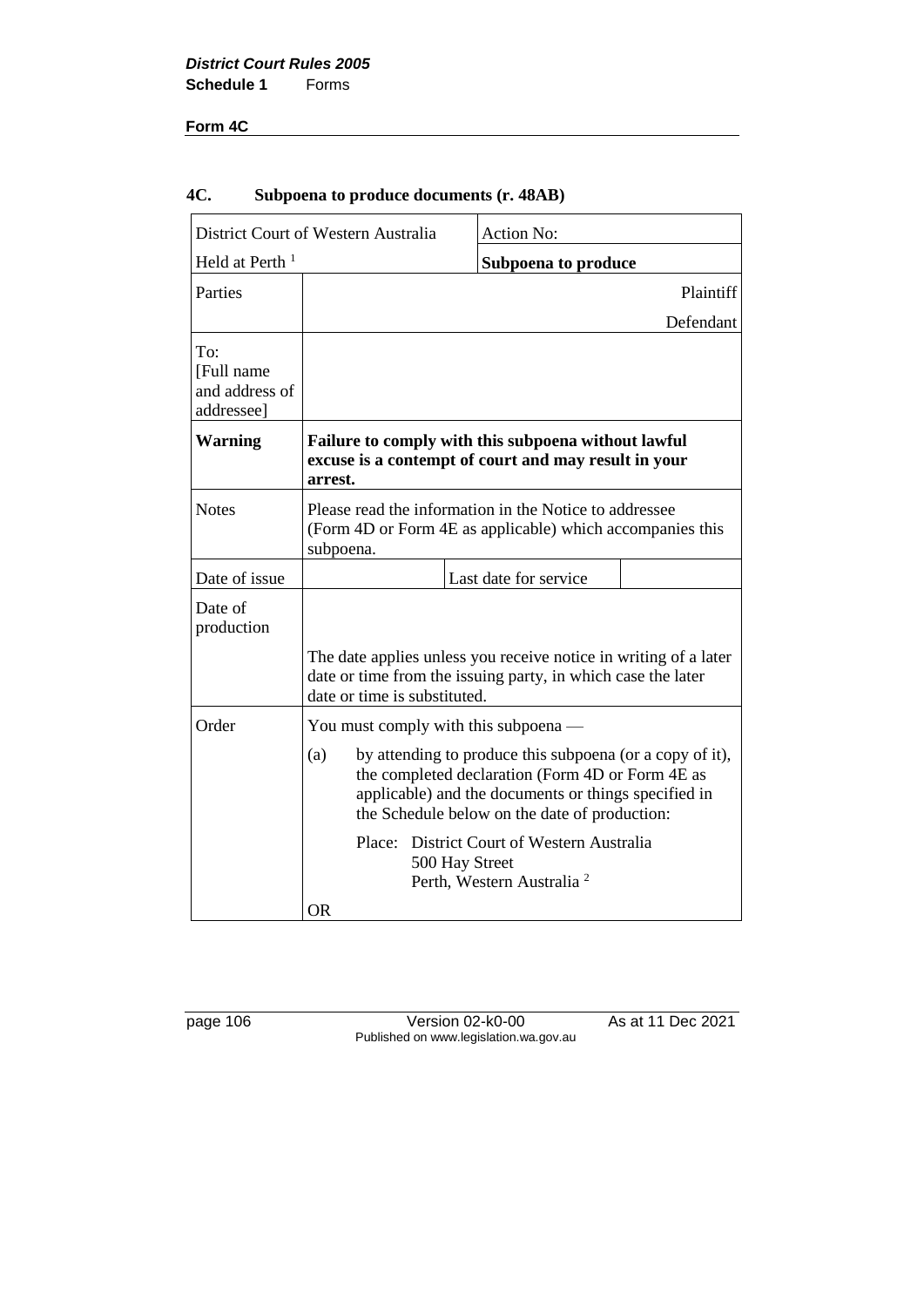**Form 4C**

## 4C. Subpoena to produce documents (r. 48AB)

| District Court of Western Australia | | Action No: | |
|---|---|---|---|
| Held at Perth [1] | | **Subpoena to produce** | |
| Parties | | | Plaintiff<br>Defendant |
| To:<br>[Full name and address of addressee] | | | |
| **Warning** | **Failure to comply with this subpoena without lawful excuse is a contempt of court and may result in your arrest.** | | |
| Notes | Please read the information in the Notice to addressee (Form 4D or Form 4E as applicable) which accompanies this subpoena. | | |
| Date of issue | | Last date for service | |
| Date of production | The date applies unless you receive notice in writing of a later date or time from the issuing party, in which case the later date or time is substituted. | | |
| Order | You must comply with this subpoena —<br>(a) by attending to produce this subpoena (or a copy of it), the completed declaration (Form 4D or Form 4E as applicable) and the documents or things specified in the Schedule below on the date of production:<br>Place: District Court of Western Australia<br>500 Hay Street<br>Perth, Western Australia [2]<br>OR | | |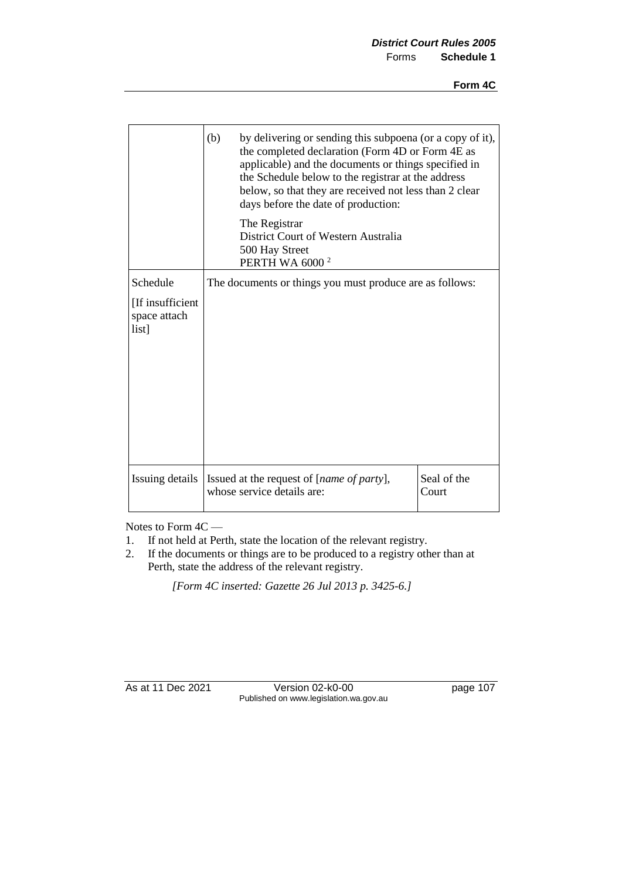| | | |
|---|---|---|
| | (b) by delivering or sending this subpoena (or a copy of it), the completed declaration (Form 4D or Form 4E as applicable) and the documents or things specified in the Schedule below to the registrar at the address below, so that they are received not less than 2 clear days before the date of production:<br><br>The Registrar<br>District Court of Western Australia<br>500 Hay Street<br>PERTH WA 6000 [2] | |
| Schedule<br><br>[If insufficient space attach list] | The documents or things you must produce are as follows: | |
| Issuing details | Issued at the request of [*name of party*], whose service details are: | Seal of the Court |

Notes to Form 4C —

1. If not held at Perth, state the location of the relevant registry.
2. If the documents or things are to be produced to a registry other than at Perth, state the address of the relevant registry.

*[Form 4C inserted: Gazette 26 Jul 2013 p. 3425-6.]*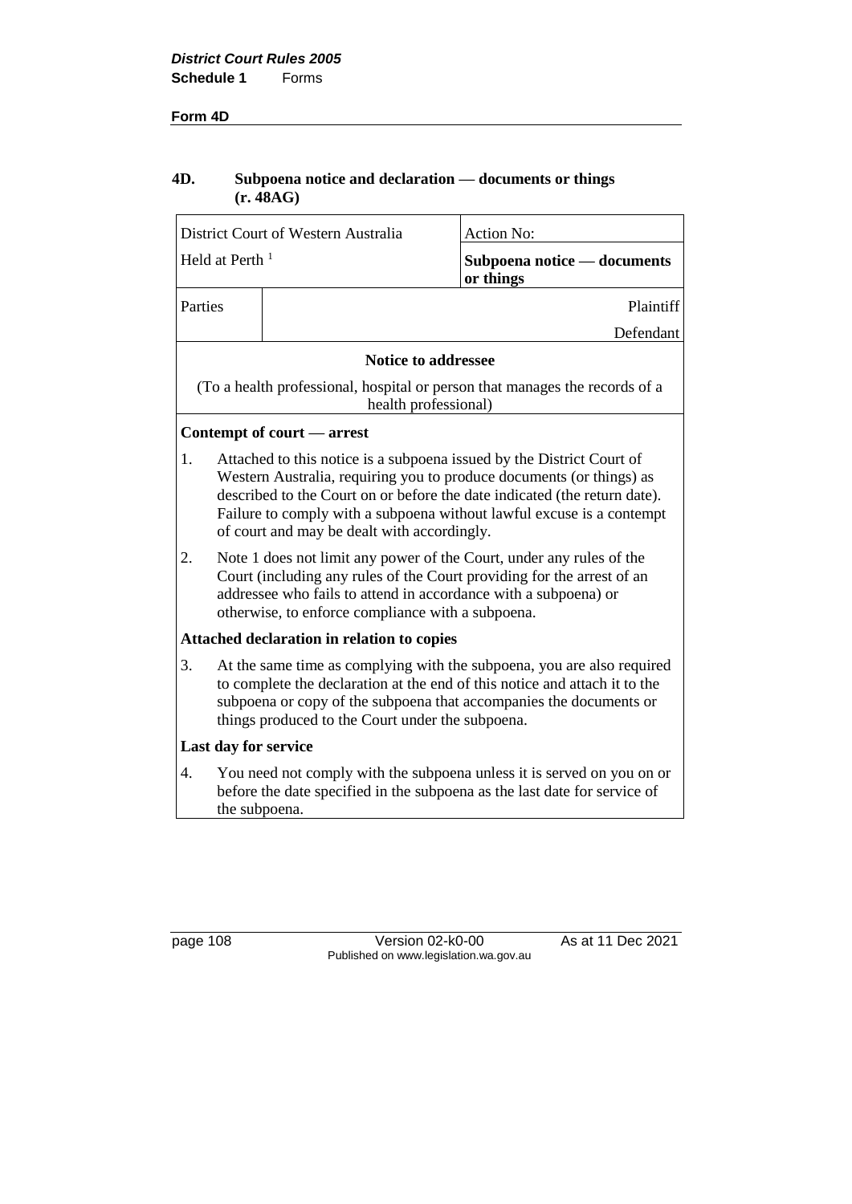**Form 4D**

## 4D. Subpoena notice and declaration — documents or things (r. 48AG)

| District Court of Western Australia | | Action No: |
|---|---|---|
| Held at Perth [1] | | **Subpoena notice — documents or things** |
| Parties | | Plaintiff |
| | | Defendant |

**Notice to addressee**

(To a health professional, hospital or person that manages the records of a health professional)

**Contempt of court — arrest**

1. Attached to this notice is a subpoena issued by the District Court of Western Australia, requiring you to produce documents (or things) as described to the Court on or before the date indicated (the return date). Failure to comply with a subpoena without lawful excuse is a contempt of court and may be dealt with accordingly.

2. Note 1 does not limit any power of the Court, under any rules of the Court (including any rules of the Court providing for the arrest of an addressee who fails to attend in accordance with a subpoena) or otherwise, to enforce compliance with a subpoena.

**Attached declaration in relation to copies**

3. At the same time as complying with the subpoena, you are also required to complete the declaration at the end of this notice and attach it to the subpoena or copy of the subpoena that accompanies the documents or things produced to the Court under the subpoena.

**Last day for service**

4. You need not comply with the subpoena unless it is served on you on or before the date specified in the subpoena as the last date for service of the subpoena.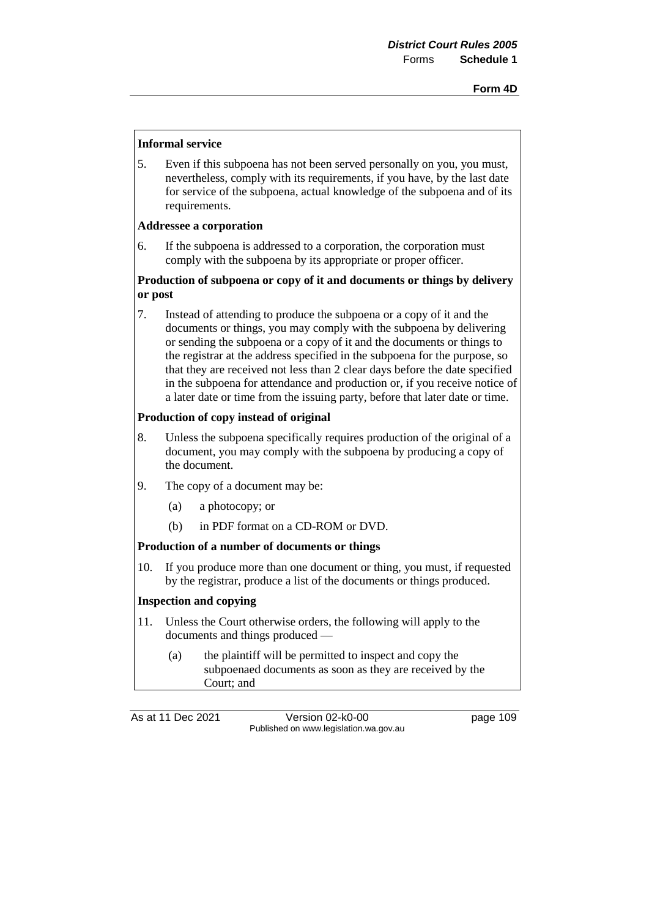**Informal service**

5. Even if this subpoena has not been served personally on you, you must, nevertheless, comply with its requirements, if you have, by the last date for service of the subpoena, actual knowledge of the subpoena and of its requirements.

**Addressee a corporation**

6. If the subpoena is addressed to a corporation, the corporation must comply with the subpoena by its appropriate or proper officer.

**Production of subpoena or copy of it and documents or things by delivery or post**

7. Instead of attending to produce the subpoena or a copy of it and the documents or things, you may comply with the subpoena by delivering or sending the subpoena or a copy of it and the documents or things to the registrar at the address specified in the subpoena for the purpose, so that they are received not less than 2 clear days before the date specified in the subpoena for attendance and production or, if you receive notice of a later date or time from the issuing party, before that later date or time.

**Production of copy instead of original**

8. Unless the subpoena specifically requires production of the original of a document, you may comply with the subpoena by producing a copy of the document.

9. The copy of a document may be:

   (a) a photocopy; or

   (b) in PDF format on a CD-ROM or DVD.

**Production of a number of documents or things**

10. If you produce more than one document or thing, you must, if requested by the registrar, produce a list of the documents or things produced.

**Inspection and copying**

11. Unless the Court otherwise orders, the following will apply to the documents and things produced —

   (a) the plaintiff will be permitted to inspect and copy the subpoenaed documents as soon as they are received by the Court; and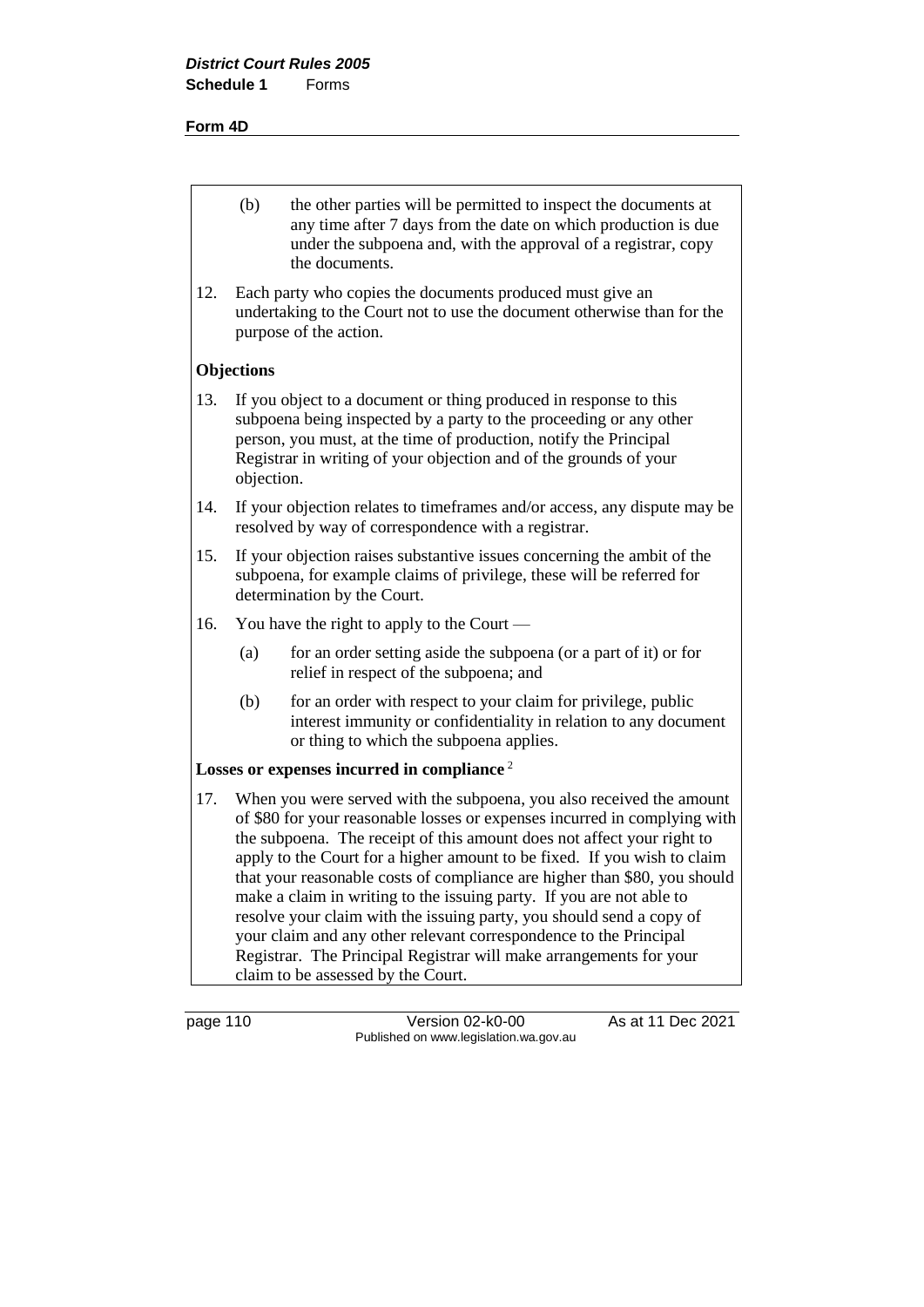(b) the other parties will be permitted to inspect the documents at any time after 7 days from the date on which production is due under the subpoena and, with the approval of a registrar, copy the documents.

12. Each party who copies the documents produced must give an undertaking to the Court not to use the document otherwise than for the purpose of the action.

**Objections**

13. If you object to a document or thing produced in response to this subpoena being inspected by a party to the proceeding or any other person, you must, at the time of production, notify the Principal Registrar in writing of your objection and of the grounds of your objection.

14. If your objection relates to timeframes and/or access, any dispute may be resolved by way of correspondence with a registrar.

15. If your objection raises substantive issues concerning the ambit of the subpoena, for example claims of privilege, these will be referred for determination by the Court.

16. You have the right to apply to the Court —

    (a) for an order setting aside the subpoena (or a part of it) or for relief in respect of the subpoena; and

    (b) for an order with respect to your claim for privilege, public interest immunity or confidentiality in relation to any document or thing to which the subpoena applies.

**Losses or expenses incurred in compliance** [2]

17. When you were served with the subpoena, you also received the amount of $80 for your reasonable losses or expenses incurred in complying with the subpoena. The receipt of this amount does not affect your right to apply to the Court for a higher amount to be fixed. If you wish to claim that your reasonable costs of compliance are higher than $80, you should make a claim in writing to the issuing party. If you are not able to resolve your claim with the issuing party, you should send a copy of your claim and any other relevant correspondence to the Principal Registrar. The Principal Registrar will make arrangements for your claim to be assessed by the Court.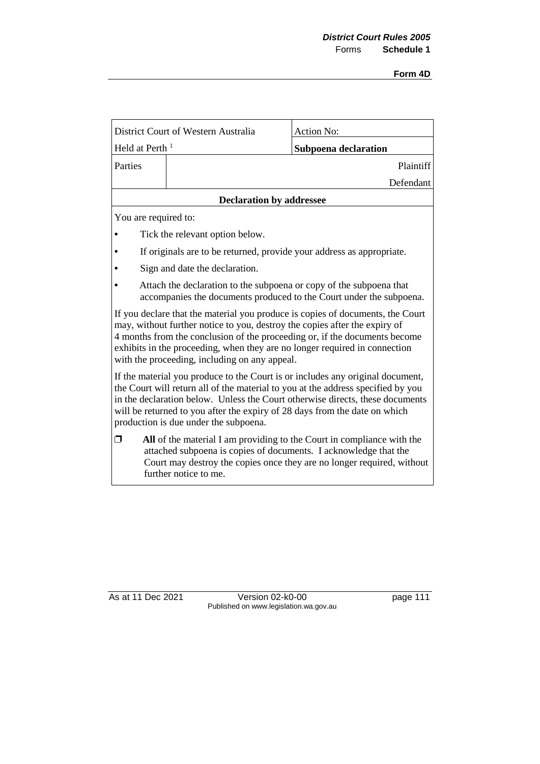**Form 4D**

| District Court of Western Australia | | Action No: |
|---|---|---|
| Held at Perth [1] | | **Subpoena declaration** |
| Parties | | Plaintiff |
| | | Defendant |

**Declaration by addressee**

You are required to:

- Tick the relevant option below.
- If originals are to be returned, provide your address as appropriate.
- Sign and date the declaration.
- Attach the declaration to the subpoena or copy of the subpoena that accompanies the documents produced to the Court under the subpoena.

If you declare that the material you produce is copies of documents, the Court may, without further notice to you, destroy the copies after the expiry of 4 months from the conclusion of the proceeding or, if the documents become exhibits in the proceeding, when they are no longer required in connection with the proceeding, including on any appeal.

If the material you produce to the Court is or includes any original document, the Court will return all of the material to you at the address specified by you in the declaration below. Unless the Court otherwise directs, these documents will be returned to you after the expiry of 28 days from the date on which production is due under the subpoena.

❒ **All** of the material I am providing to the Court in compliance with the attached subpoena is copies of documents. I acknowledge that the Court may destroy the copies once they are no longer required, without further notice to me.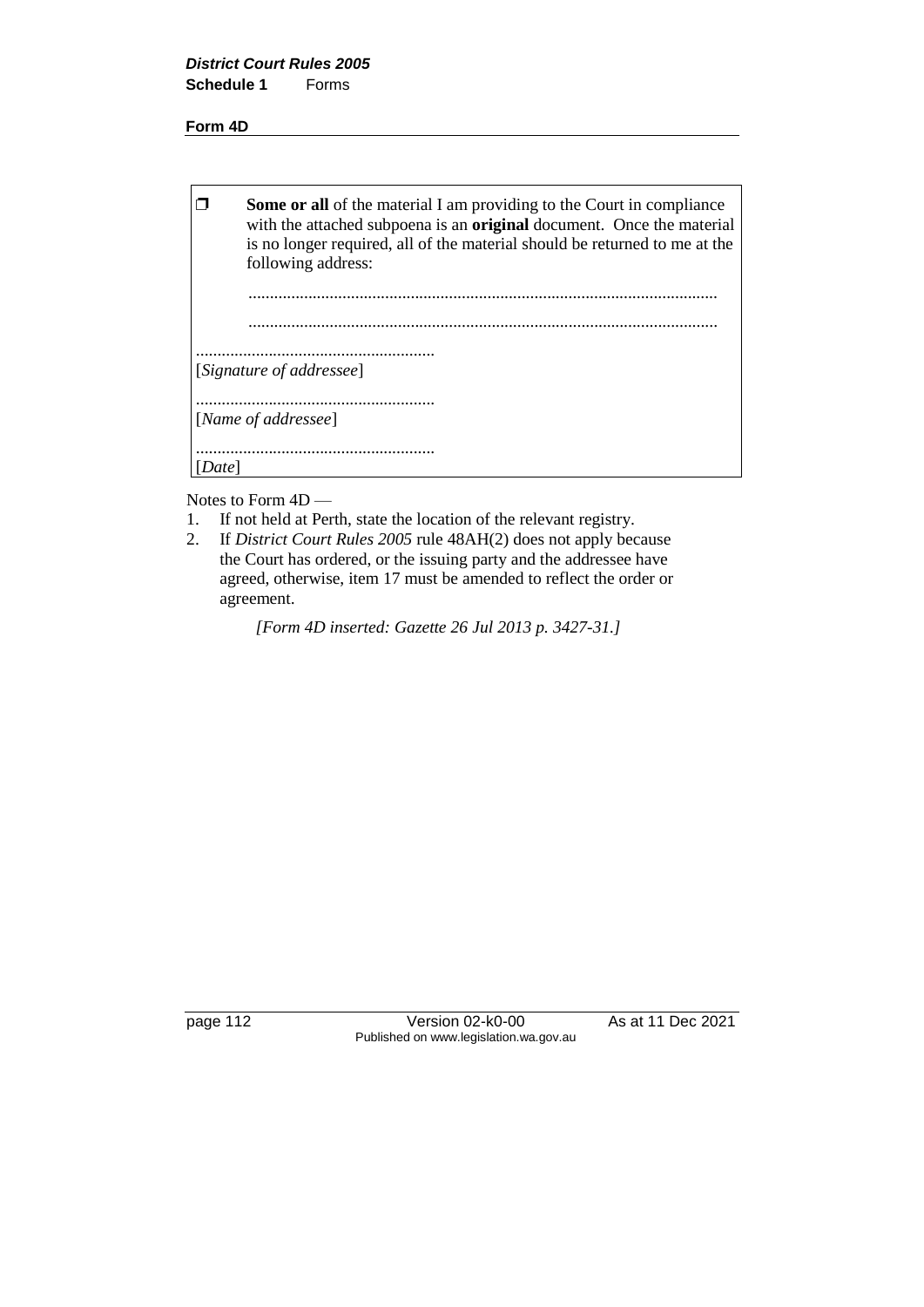**Form 4D**

| ❐ | **Some or all** of the material I am providing to the Court in compliance with the attached subpoena is an **original** document. Once the material is no longer required, all of the material should be returned to me at the following address: ............................................................................................................ ............................................................................................................ |
|---|---|

........................................................
[*Signature of addressee*]

........................................................
[*Name of addressee*]

........................................................
[*Date*]

Notes to Form 4D —

1. If not held at Perth, state the location of the relevant registry.
2. If *District Court Rules 2005* rule 48AH(2) does not apply because the Court has ordered, or the issuing party and the addressee have agreed, otherwise, item 17 must be amended to reflect the order or agreement.

*[Form 4D inserted: Gazette 26 Jul 2013 p. 3427-31.]*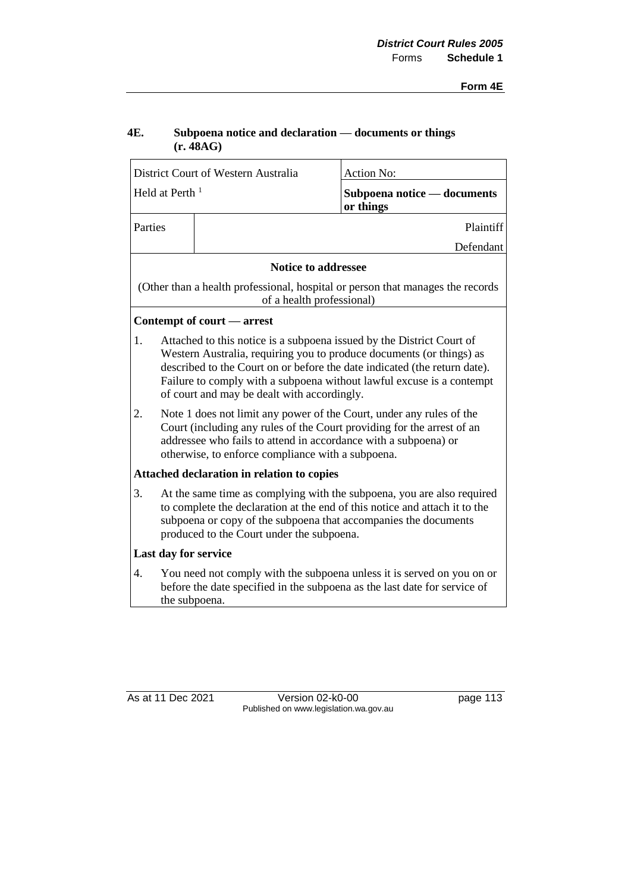## 4E. Subpoena notice and declaration — documents or things (r. 48AG)

| District Court of Western Australia | | Action No: |
|---|---|---|
| Held at Perth [1] | | **Subpoena notice — documents or things** |
| Parties | | Plaintiff |
| | | Defendant |

**Notice to addressee**

(Other than a health professional, hospital or person that manages the records of a health professional)

**Contempt of court — arrest**

1. Attached to this notice is a subpoena issued by the District Court of Western Australia, requiring you to produce documents (or things) as described to the Court on or before the date indicated (the return date). Failure to comply with a subpoena without lawful excuse is a contempt of court and may be dealt with accordingly.

2. Note 1 does not limit any power of the Court, under any rules of the Court (including any rules of the Court providing for the arrest of an addressee who fails to attend in accordance with a subpoena) or otherwise, to enforce compliance with a subpoena.

**Attached declaration in relation to copies**

3. At the same time as complying with the subpoena, you are also required to complete the declaration at the end of this notice and attach it to the subpoena or copy of the subpoena that accompanies the documents produced to the Court under the subpoena.

**Last day for service**

4. You need not comply with the subpoena unless it is served on you on or before the date specified in the subpoena as the last date for service of the subpoena.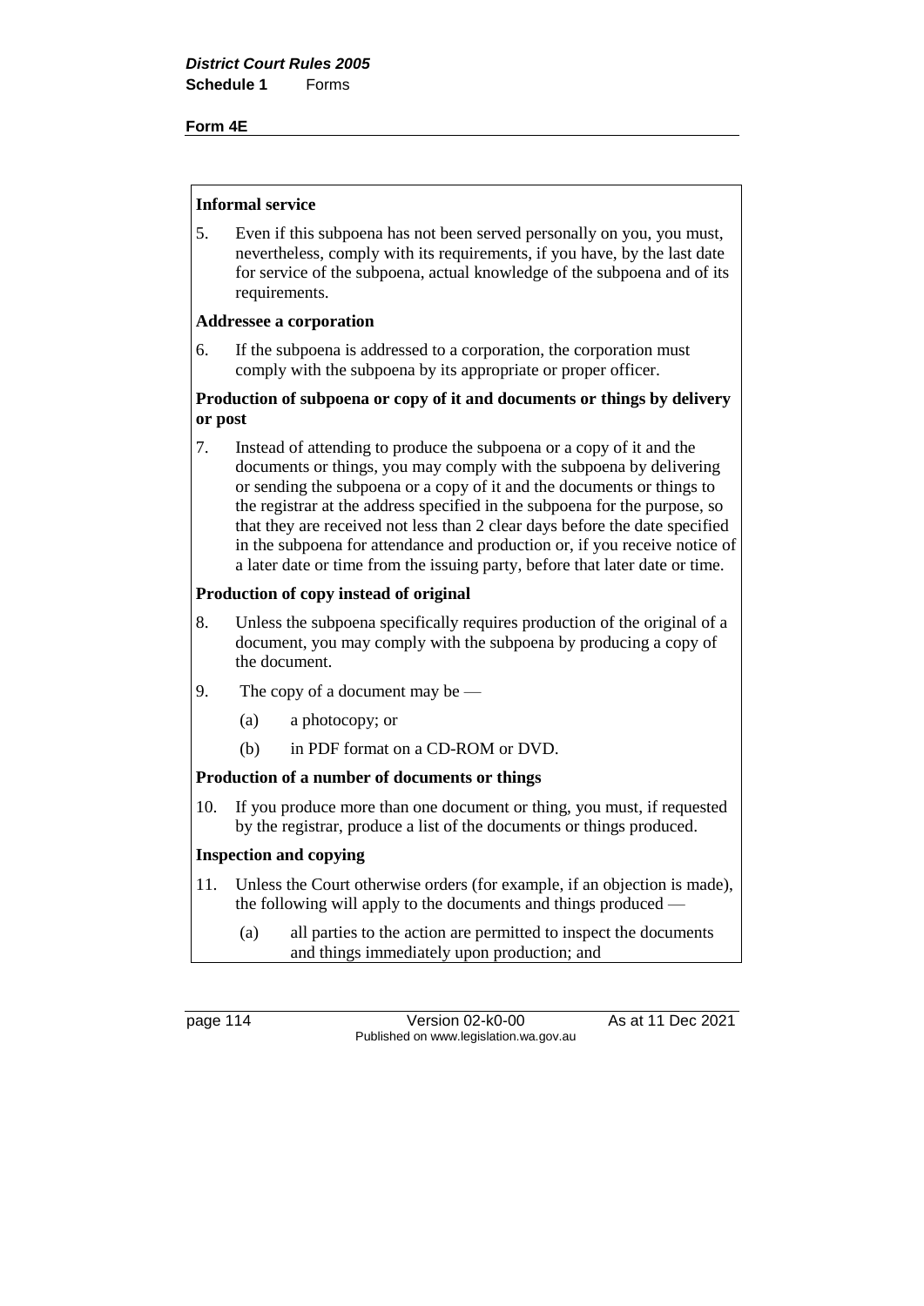**Form 4E**

**Informal service**

5. Even if this subpoena has not been served personally on you, you must, nevertheless, comply with its requirements, if you have, by the last date for service of the subpoena, actual knowledge of the subpoena and of its requirements.

**Addressee a corporation**

6. If the subpoena is addressed to a corporation, the corporation must comply with the subpoena by its appropriate or proper officer.

**Production of subpoena or copy of it and documents or things by delivery or post**

7. Instead of attending to produce the subpoena or a copy of it and the documents or things, you may comply with the subpoena by delivering or sending the subpoena or a copy of it and the documents or things to the registrar at the address specified in the subpoena for the purpose, so that they are received not less than 2 clear days before the date specified in the subpoena for attendance and production or, if you receive notice of a later date or time from the issuing party, before that later date or time.

**Production of copy instead of original**

8. Unless the subpoena specifically requires production of the original of a document, you may comply with the subpoena by producing a copy of the document.

9. The copy of a document may be —

   (a) a photocopy; or

   (b) in PDF format on a CD-ROM or DVD.

**Production of a number of documents or things**

10. If you produce more than one document or thing, you must, if requested by the registrar, produce a list of the documents or things produced.

**Inspection and copying**

11. Unless the Court otherwise orders (for example, if an objection is made), the following will apply to the documents and things produced —

   (a) all parties to the action are permitted to inspect the documents and things immediately upon production; and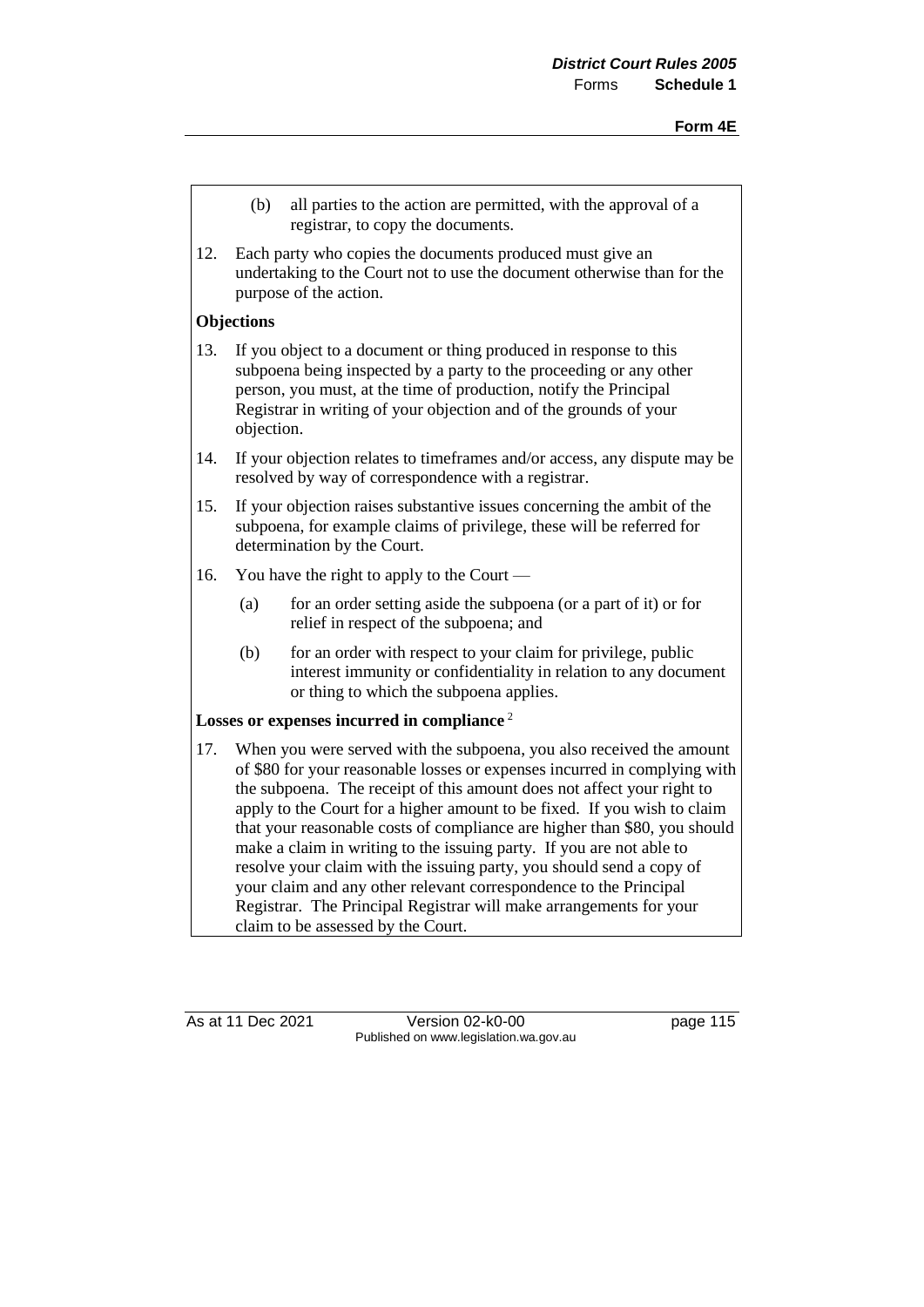(b) all parties to the action are permitted, with the approval of a registrar, to copy the documents.

12. Each party who copies the documents produced must give an undertaking to the Court not to use the document otherwise than for the purpose of the action.

**Objections**

13. If you object to a document or thing produced in response to this subpoena being inspected by a party to the proceeding or any other person, you must, at the time of production, notify the Principal Registrar in writing of your objection and of the grounds of your objection.

14. If your objection relates to timeframes and/or access, any dispute may be resolved by way of correspondence with a registrar.

15. If your objection raises substantive issues concerning the ambit of the subpoena, for example claims of privilege, these will be referred for determination by the Court.

16. You have the right to apply to the Court —

    (a) for an order setting aside the subpoena (or a part of it) or for relief in respect of the subpoena; and

    (b) for an order with respect to your claim for privilege, public interest immunity or confidentiality in relation to any document or thing to which the subpoena applies.

**Losses or expenses incurred in compliance** [2]

17. When you were served with the subpoena, you also received the amount of $80 for your reasonable losses or expenses incurred in complying with the subpoena. The receipt of this amount does not affect your right to apply to the Court for a higher amount to be fixed. If you wish to claim that your reasonable costs of compliance are higher than $80, you should make a claim in writing to the issuing party. If you are not able to resolve your claim with the issuing party, you should send a copy of your claim and any other relevant correspondence to the Principal Registrar. The Principal Registrar will make arrangements for your claim to be assessed by the Court.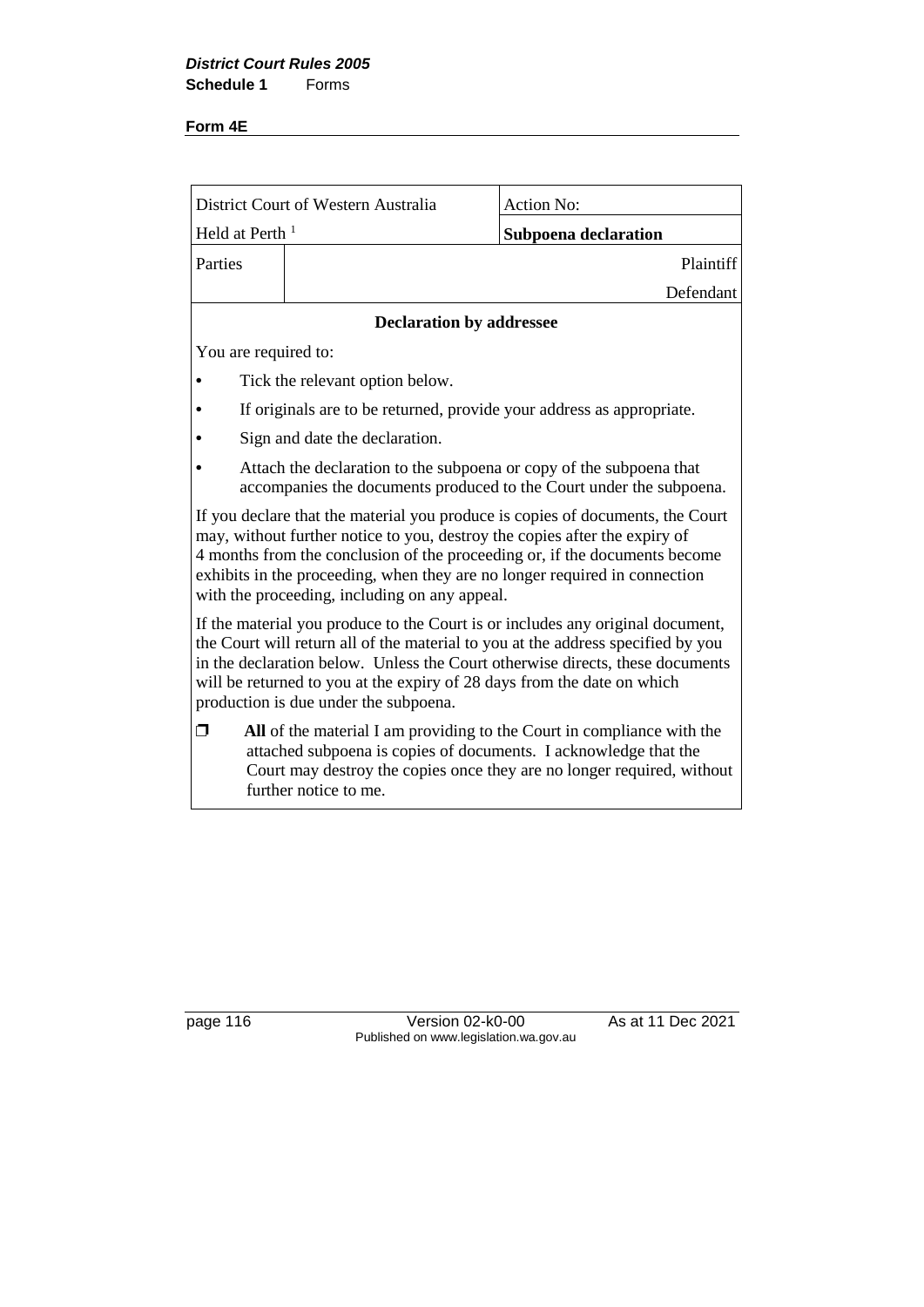**Form 4E**

| District Court of Western Australia | | Action No: |
|---|---|---|
| Held at Perth [1] | | **Subpoena declaration** |
| Parties | | Plaintiff |
| | | Defendant |

**Declaration by addressee**

You are required to:

- Tick the relevant option below.
- If originals are to be returned, provide your address as appropriate.
- Sign and date the declaration.
- Attach the declaration to the subpoena or copy of the subpoena that accompanies the documents produced to the Court under the subpoena.

If you declare that the material you produce is copies of documents, the Court may, without further notice to you, destroy the copies after the expiry of 4 months from the conclusion of the proceeding or, if the documents become exhibits in the proceeding, when they are no longer required in connection with the proceeding, including on any appeal.

If the material you produce to the Court is or includes any original document, the Court will return all of the material to you at the address specified by you in the declaration below. Unless the Court otherwise directs, these documents will be returned to you at the expiry of 28 days from the date on which production is due under the subpoena.

❐ **All** of the material I am providing to the Court in compliance with the attached subpoena is copies of documents. I acknowledge that the Court may destroy the copies once they are no longer required, without further notice to me.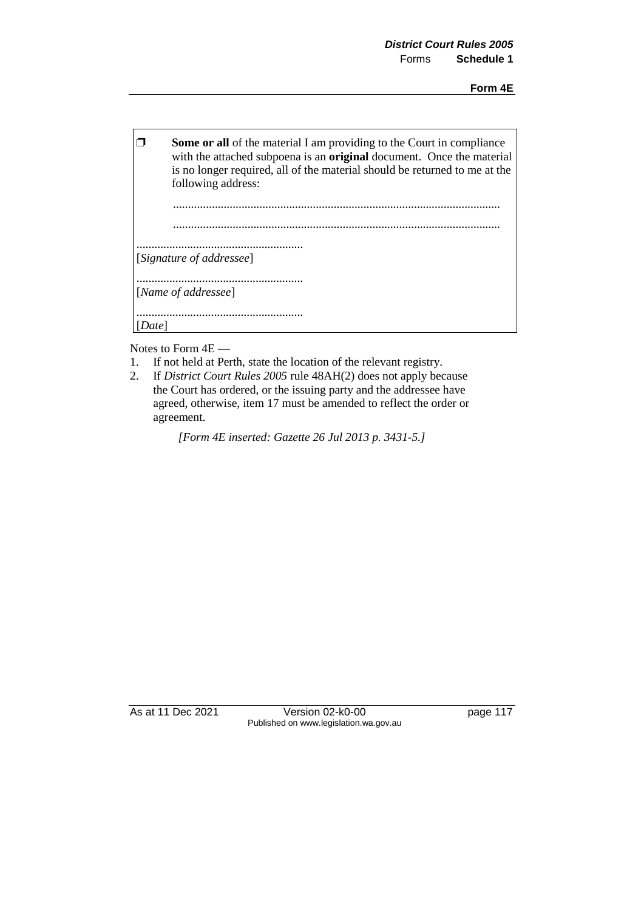❒ **Some or all** of the material I am providing to the Court in compliance with the attached subpoena is an **original** document. Once the material is no longer required, all of the material should be returned to me at the following address:

............................................................................................................

............................................................................................................

........................................................
[*Signature of addressee*]

........................................................
[*Name of addressee*]

........................................................
[*Date*]

Notes to Form 4E —

1. If not held at Perth, state the location of the relevant registry.
2. If *District Court Rules 2005* rule 48AH(2) does not apply because the Court has ordered, or the issuing party and the addressee have agreed, otherwise, item 17 must be amended to reflect the order or agreement.

*[Form 4E inserted: Gazette 26 Jul 2013 p. 3431-5.]*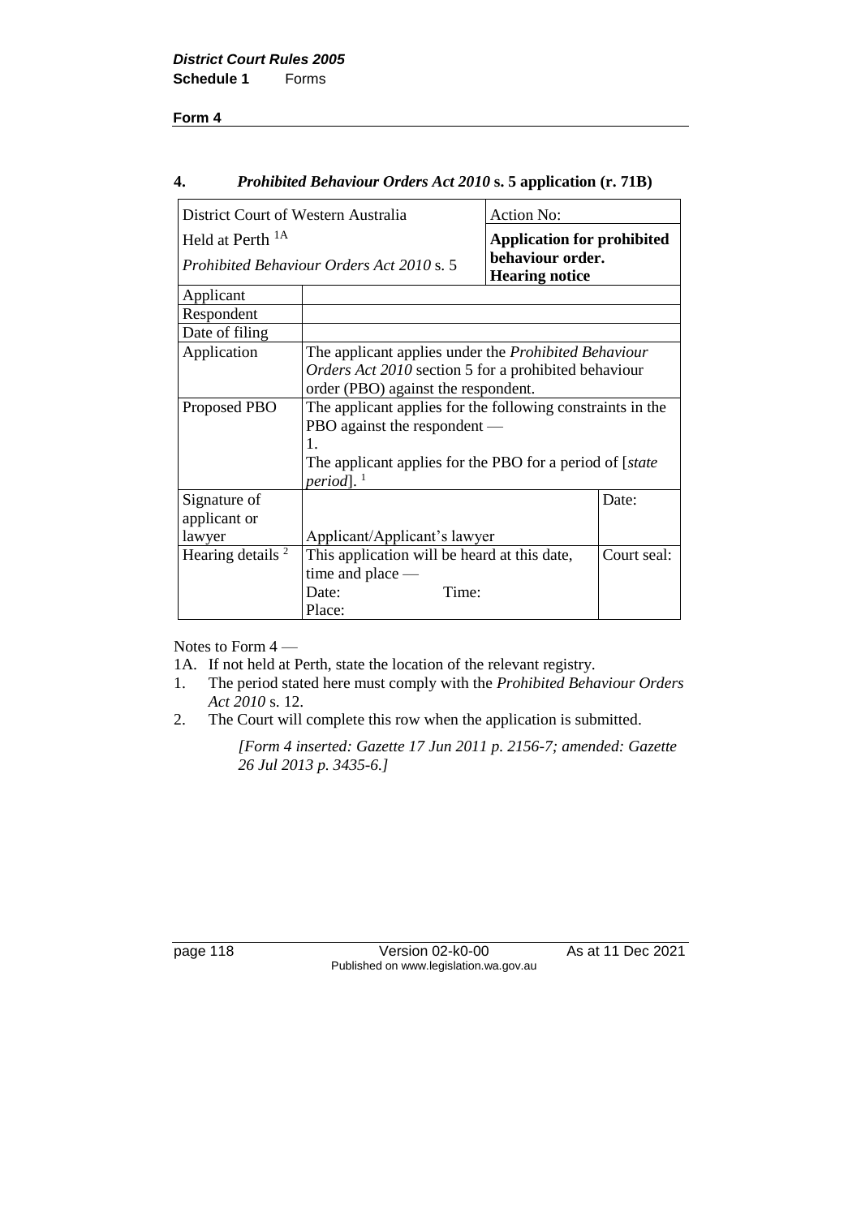**Form 4**

## 4. *Prohibited Behaviour Orders Act 2010* s. 5 application (r. 71B)

| District Court of Western Australia<br>Held at Perth [1A]<br>*Prohibited Behaviour Orders Act 2010* s. 5 | | Action No:<br>**Application for prohibited behaviour order. Hearing notice** | |
|---|---|---|---|
| Applicant | | | |
| Respondent | | | |
| Date of filing | | | |
| Application | The applicant applies under the *Prohibited Behaviour Orders Act 2010* section 5 for a prohibited behaviour order (PBO) against the respondent. | | |
| Proposed PBO | The applicant applies for the following constraints in the PBO against the respondent —<br>1.<br>The applicant applies for the PBO for a period of [*state period*]. [1] | | |
| Signature of applicant or lawyer | Applicant/Applicant's lawyer | | Date: |
| Hearing details [2] | This application will be heard at this date, time and place —<br>Date: Time:<br>Place: | | Court seal: |

Notes to Form 4 —

1A. If not held at Perth, state the location of the relevant registry.

1. The period stated here must comply with the *Prohibited Behaviour Orders Act 2010* s. 12.
2. The Court will complete this row when the application is submitted.

*[Form 4 inserted: Gazette 17 Jun 2011 p. 2156-7; amended: Gazette 26 Jul 2013 p. 3435-6.]*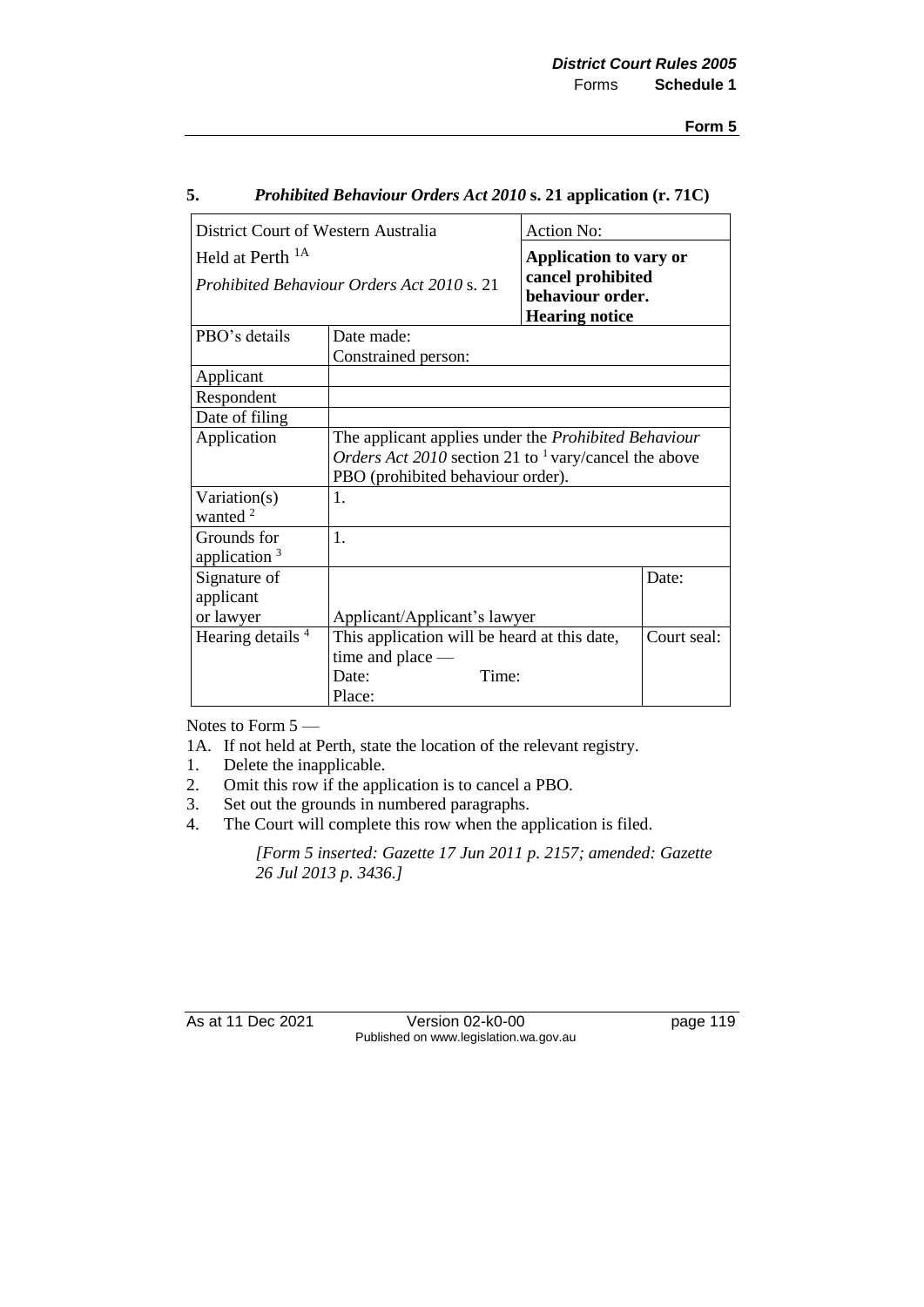**Form 5**

## 5. *Prohibited Behaviour Orders Act 2010* s. 21 application (r. 71C)

| District Court of Western Australia<br>Held at Perth [1A]<br>*Prohibited Behaviour Orders Act 2010* s. 21 | | Action No:<br>**Application to vary or cancel prohibited behaviour order. Hearing notice** | |
|---|---|---|---|
| PBO's details | Date made:<br>Constrained person: | | |
| Applicant | | | |
| Respondent | | | |
| Date of filing | | | |
| Application | The applicant applies under the *Prohibited Behaviour Orders Act 2010* section 21 to [1] vary/cancel the above PBO (prohibited behaviour order). | | |
| Variation(s) wanted [2] | 1. | | |
| Grounds for application [3] | 1. | | |
| Signature of applicant or lawyer | Applicant/Applicant's lawyer | | Date: |
| Hearing details [4] | This application will be heard at this date, time and place —<br>Date: Time:<br>Place: | | Court seal: |

Notes to Form 5 —

1A. If not held at Perth, state the location of the relevant registry.
1. Delete the inapplicable.
2. Omit this row if the application is to cancel a PBO.
3. Set out the grounds in numbered paragraphs.
4. The Court will complete this row when the application is filed.

*[Form 5 inserted: Gazette 17 Jun 2011 p. 2157; amended: Gazette 26 Jul 2013 p. 3436.]*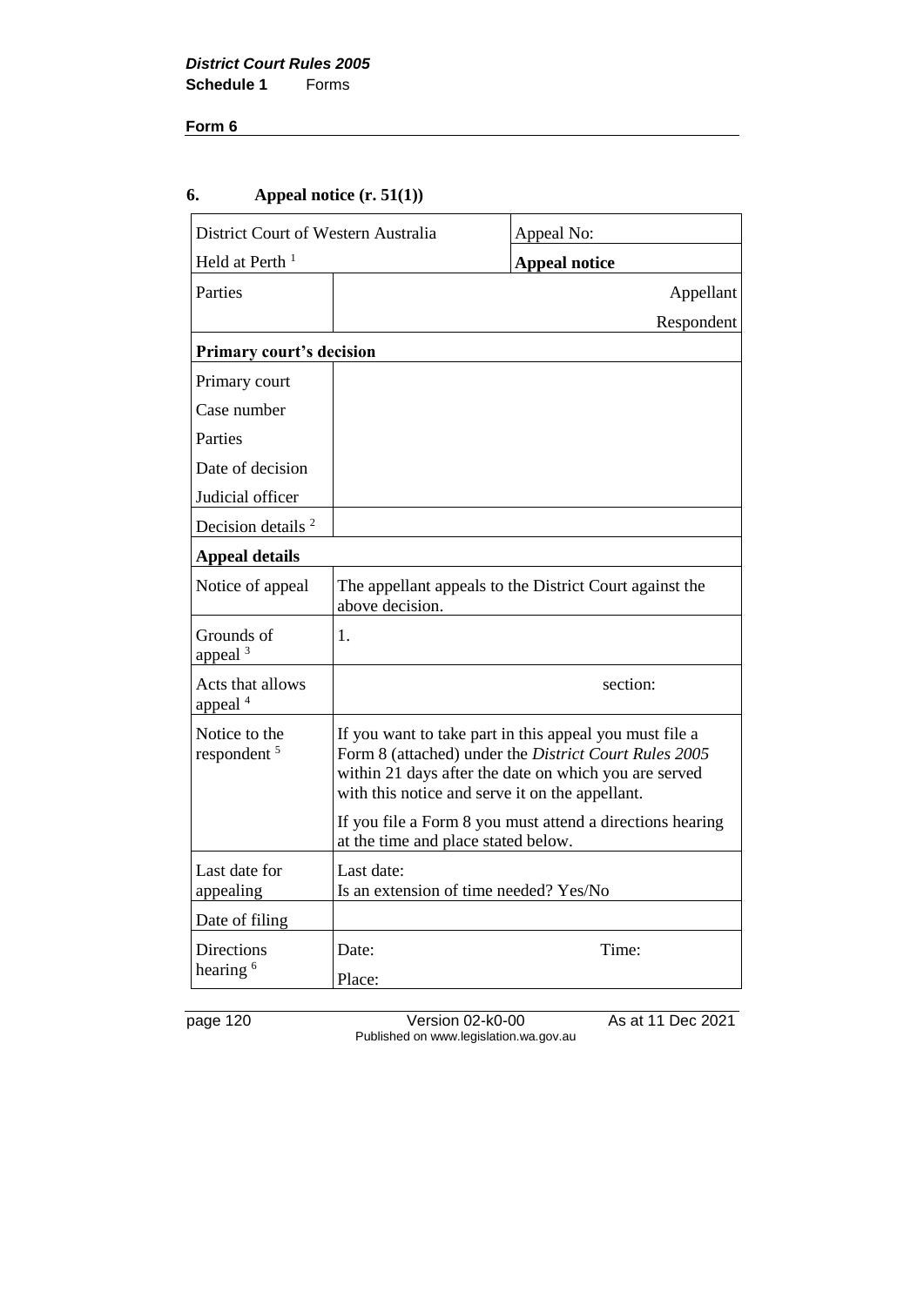**Form 6**

## 6. Appeal notice (r. 51(1))

| District Court of Western Australia | | Appeal No: |
|---|---|---|
| Held at Perth [1] | | **Appeal notice** |
| Parties | | Appellant<br>Respondent |
| **Primary court's decision** | | |
| Primary court<br>Case number<br>Parties<br>Date of decision<br>Judicial officer | | |
| Decision details [2] | | |
| **Appeal details** | | |
| Notice of appeal | The appellant appeals to the District Court against the above decision. | |
| Grounds of appeal [3] | 1. | |
| Acts that allows appeal [4] | section: | |
| Notice to the respondent [5] | If you want to take part in this appeal you must file a Form 8 (attached) under the *District Court Rules 2005* within 21 days after the date on which you are served with this notice and serve it on the appellant.<br>If you file a Form 8 you must attend a directions hearing at the time and place stated below. | |
| Last date for appealing | Last date:<br>Is an extension of time needed? Yes/No | |
| Date of filing | | |
| Directions hearing [6] | Date: Time:<br>Place: | |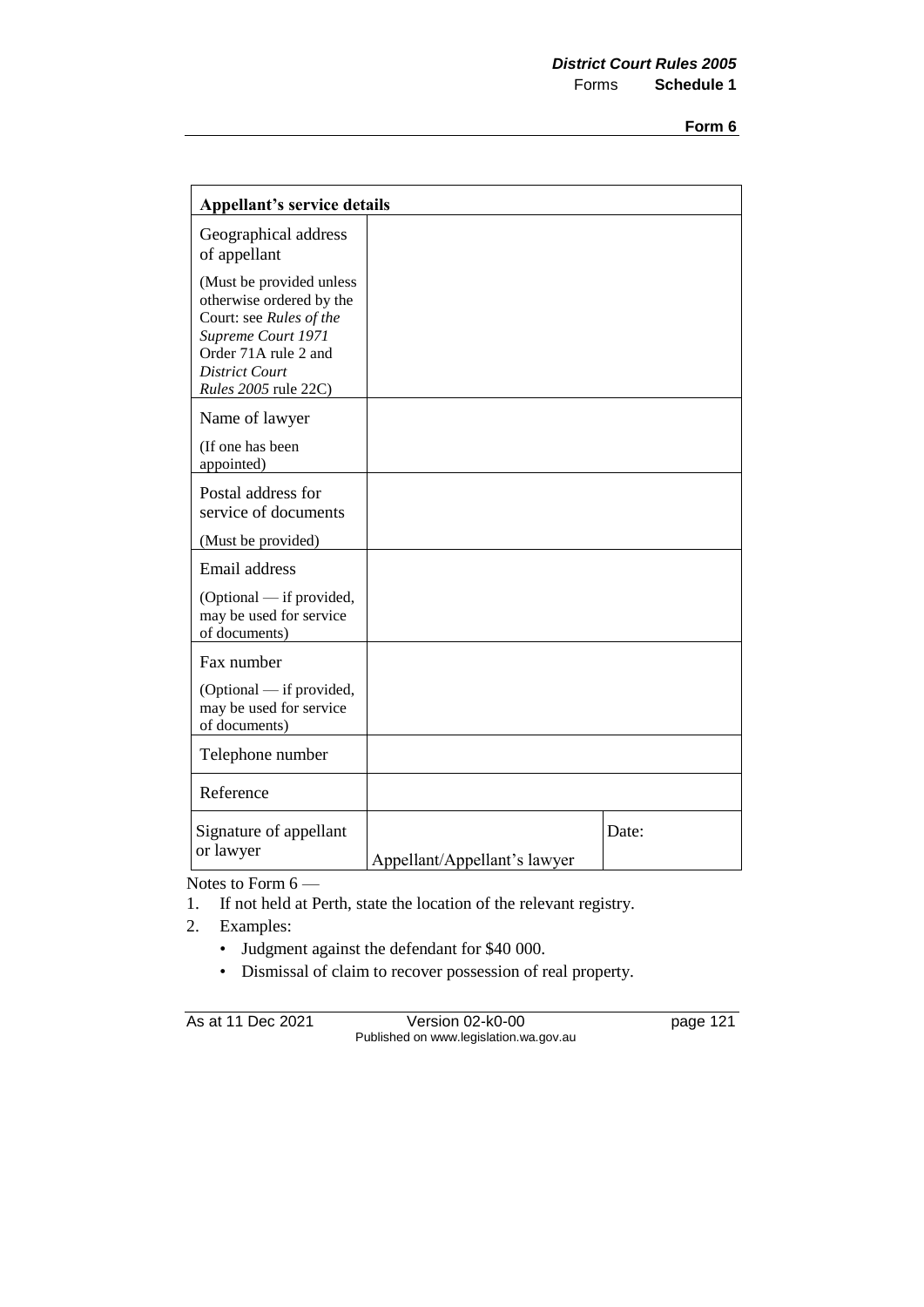| Appellant's service details | | |
|---|---|---|
| Geographical address of appellant<br><br>(Must be provided unless otherwise ordered by the Court: see *Rules of the Supreme Court 1971* Order 71A rule 2 and *District Court Rules 2005* rule 22C) | | |
| Name of lawyer<br><br>(If one has been appointed) | | |
| Postal address for service of documents<br><br>(Must be provided) | | |
| Email address<br><br>(Optional — if provided, may be used for service of documents) | | |
| Fax number<br><br>(Optional — if provided, may be used for service of documents) | | |
| Telephone number | | |
| Reference | | |
| Signature of appellant or lawyer | Appellant/Appellant's lawyer | Date: |

Notes to Form 6 —

1. If not held at Perth, state the location of the relevant registry.
2. Examples:
   - Judgment against the defendant for $40 000.
   - Dismissal of claim to recover possession of real property.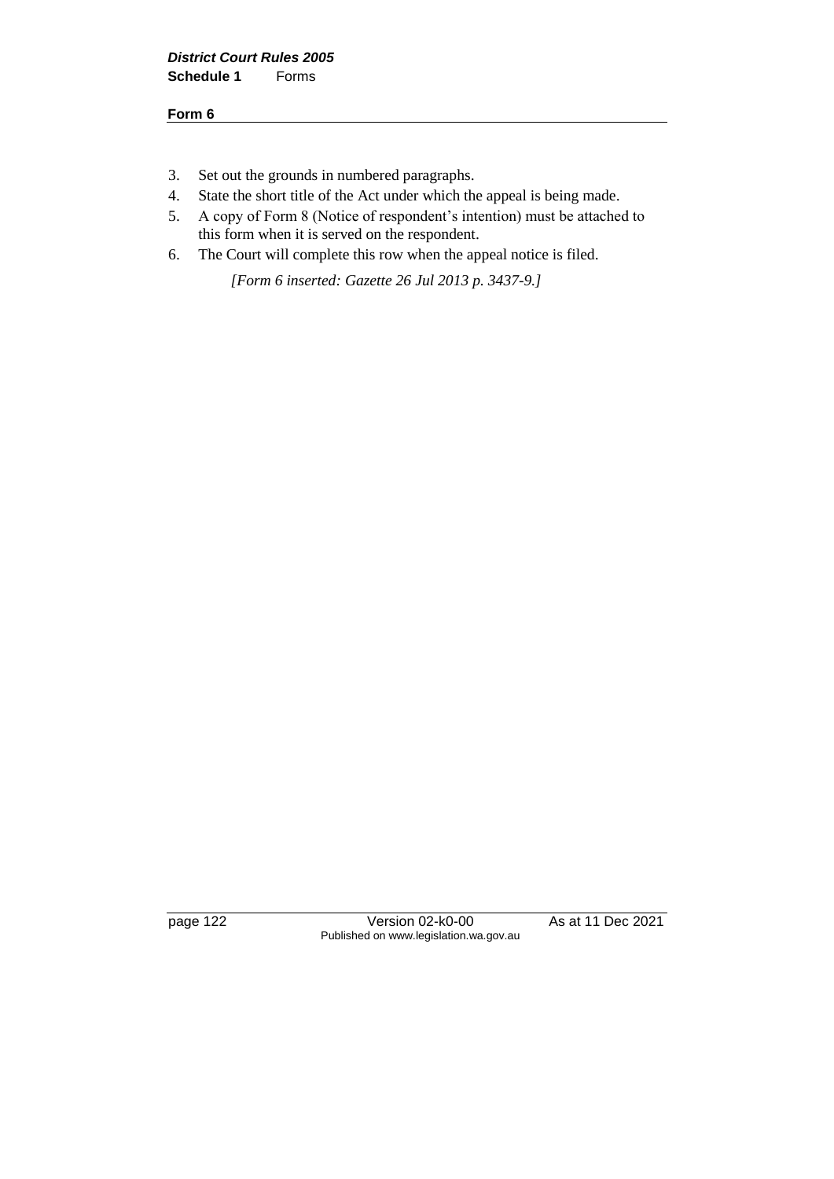3. Set out the grounds in numbered paragraphs.
4. State the short title of the Act under which the appeal is being made.
5. A copy of Form 8 (Notice of respondent's intention) must be attached to this form when it is served on the respondent.
6. The Court will complete this row when the appeal notice is filed.

*[Form 6 inserted: Gazette 26 Jul 2013 p. 3437-9.]*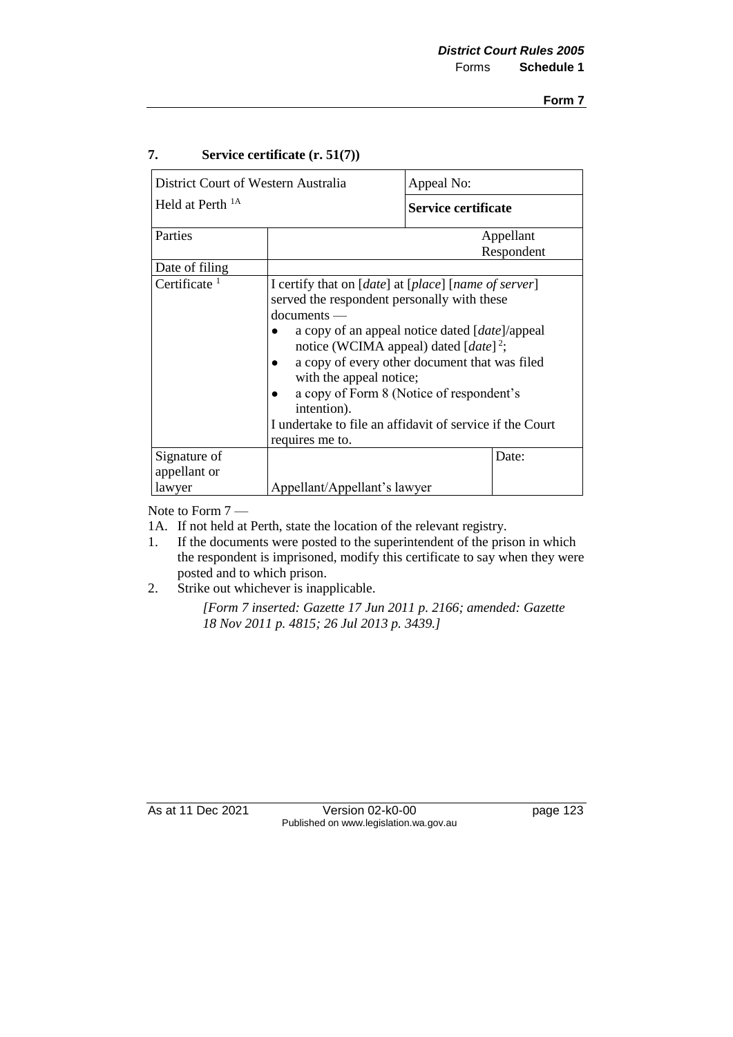### 7. Service certificate (r. 51(7))

| District Court of Western Australia<br>Held at Perth [1A] | | Appeal No: | |
|---|---|---|---|
| | | **Service certificate** | |
| Parties | | Appellant<br>Respondent | |
| Date of filing | | | |
| Certificate [1] | I certify that on [*date*] at [*place*] [*name of server*] served the respondent personally with these documents —<br>• a copy of an appeal notice dated [*date*]/appeal notice (WCIMA appeal) dated [*date*] [2];<br>• a copy of every other document that was filed with the appeal notice;<br>• a copy of Form 8 (Notice of respondent's intention).<br>I undertake to file an affidavit of service if the Court requires me to. | | |
| Signature of appellant or lawyer | Appellant/Appellant's lawyer | | Date: |

Note to Form 7 —

1A. If not held at Perth, state the location of the relevant registry.

1. If the documents were posted to the superintendent of the prison in which the respondent is imprisoned, modify this certificate to say when they were posted and to which prison.
2. Strike out whichever is inapplicable.

*[Form 7 inserted: Gazette 17 Jun 2011 p. 2166; amended: Gazette 18 Nov 2011 p. 4815; 26 Jul 2013 p. 3439.]*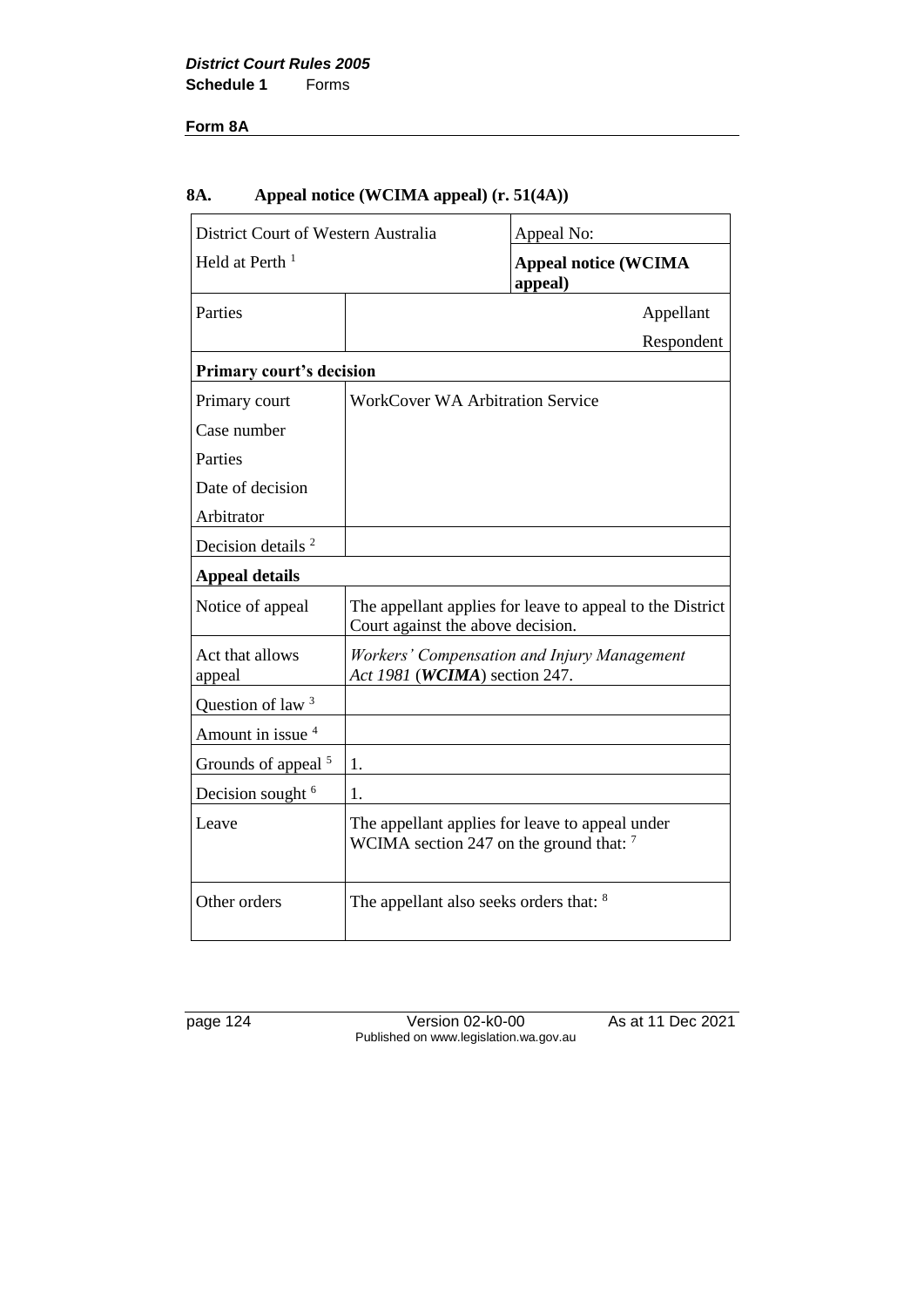**Form 8A**

## 8A. Appeal notice (WCIMA appeal) (r. 51(4A))

| District Court of Western Australia | | Appeal No: |
|---|---|---|
| Held at Perth [1] | | **Appeal notice (WCIMA appeal)** |
| Parties | | Appellant |
| | | Respondent |
| **Primary court's decision** | | |
| Primary court | WorkCover WA Arbitration Service | |
| Case number | | |
| Parties | | |
| Date of decision | | |
| Arbitrator | | |
| Decision details [2] | | |
| **Appeal details** | | |
| Notice of appeal | The appellant applies for leave to appeal to the District Court against the above decision. | |
| Act that allows appeal | *Workers' Compensation and Injury Management Act 1981* (***WCIMA***) section 247. | |
| Question of law [3] | | |
| Amount in issue [4] | | |
| Grounds of appeal [5] | 1. | |
| Decision sought [6] | 1. | |
| Leave | The appellant applies for leave to appeal under WCIMA section 247 on the ground that: [7] | |
| Other orders | The appellant also seeks orders that: [8] | |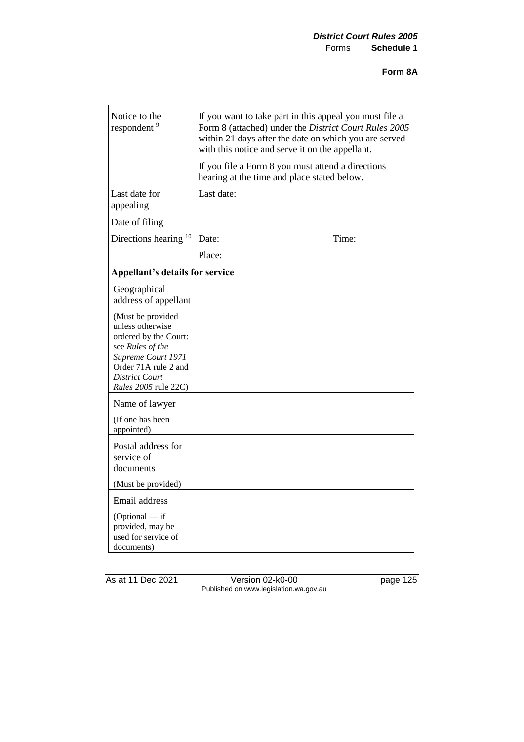**Form 8A**

| | |
|---|---|
| Notice to the respondent [9] | If you want to take part in this appeal you must file a Form 8 (attached) under the *District Court Rules 2005* within 21 days after the date on which you are served with this notice and serve it on the appellant.<br><br>If you file a Form 8 you must attend a directions hearing at the time and place stated below. |
| Last date for appealing | Last date: |
| Date of filing | |
| Directions hearing [10] | Date: Time:<br><br>Place: |
| **Appellant's details for service** | |
| Geographical address of appellant<br><br>(Must be provided unless otherwise ordered by the Court: see *Rules of the Supreme Court 1971* Order 71A rule 2 and *District Court Rules 2005* rule 22C) | |
| Name of lawyer<br><br>(If one has been appointed) | |
| Postal address for service of documents<br><br>(Must be provided) | |
| Email address<br><br>(Optional — if provided, may be used for service of documents) | |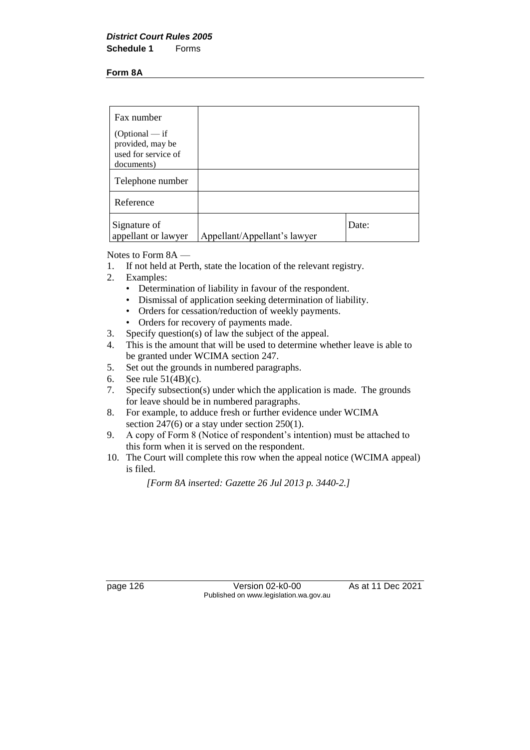**Form 8A**

| Fax number<br>(Optional — if provided, may be used for service of documents) | | |
|---|---|---|
| Telephone number | | |
| Reference | | |
| Signature of appellant or lawyer | Appellant/Appellant's lawyer | Date: |

Notes to Form 8A —

1. If not held at Perth, state the location of the relevant registry.
2. Examples:
   - Determination of liability in favour of the respondent.
   - Dismissal of application seeking determination of liability.
   - Orders for cessation/reduction of weekly payments.
   - Orders for recovery of payments made.
3. Specify question(s) of law the subject of the appeal.
4. This is the amount that will be used to determine whether leave is able to be granted under WCIMA section 247.
5. Set out the grounds in numbered paragraphs.
6. See rule 51(4B)(c).
7. Specify subsection(s) under which the application is made. The grounds for leave should be in numbered paragraphs.
8. For example, to adduce fresh or further evidence under WCIMA section 247(6) or a stay under section 250(1).
9. A copy of Form 8 (Notice of respondent's intention) must be attached to this form when it is served on the respondent.
10. The Court will complete this row when the appeal notice (WCIMA appeal) is filed.

*[Form 8A inserted: Gazette 26 Jul 2013 p. 3440-2.]*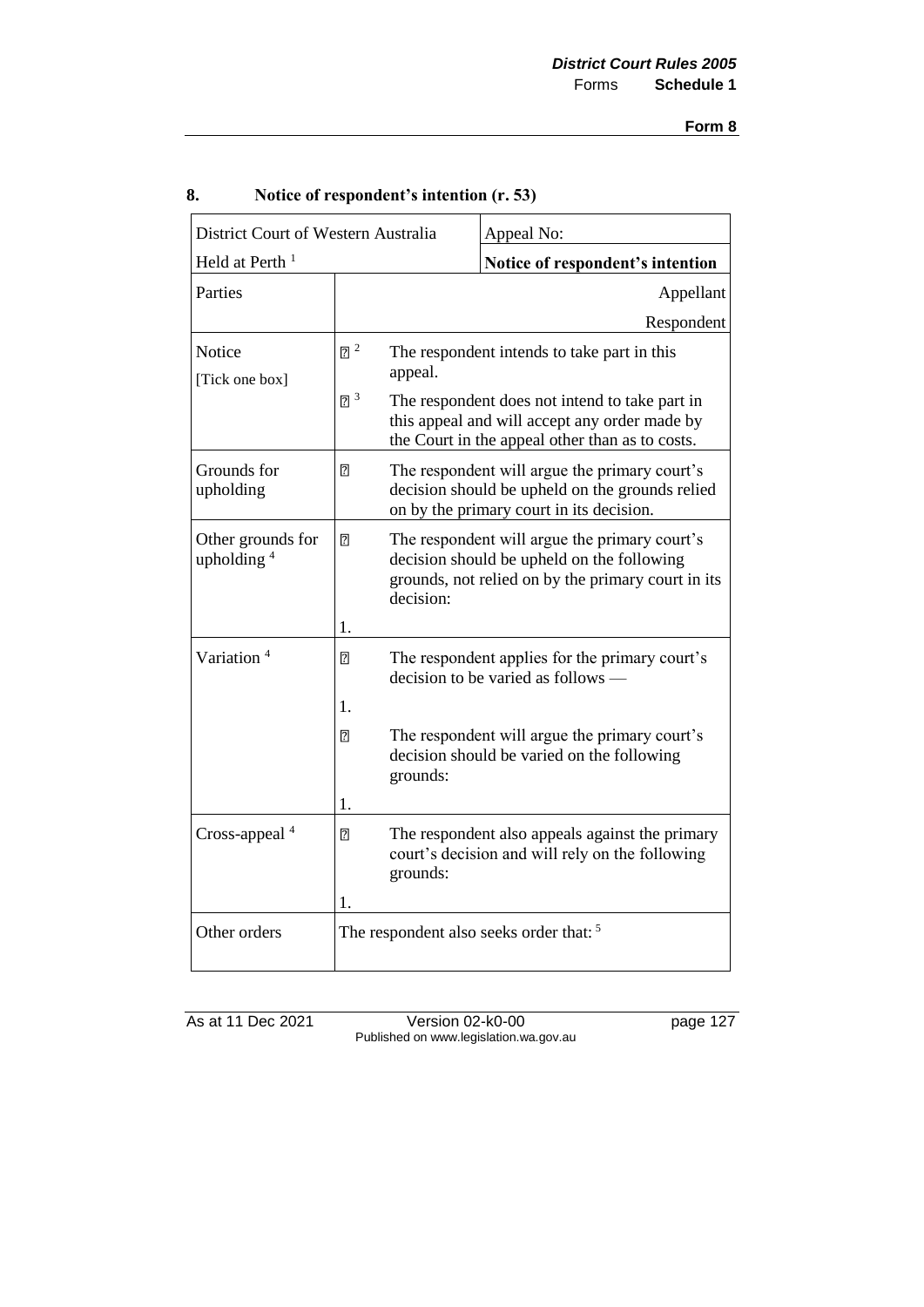**Form 8**

## 8. Notice of respondent's intention (r. 53)

| District Court of Western Australia | | Appeal No: |
|---|---|---|
| Held at Perth [1] | | **Notice of respondent's intention** |
| Parties | | Appellant<br>Respondent |
| Notice<br>[Tick one box] | ☐ [2] | The respondent intends to take part in this appeal. |
| | ☐ [3] | The respondent does not intend to take part in this appeal and will accept any order made by the Court in the appeal other than as to costs. |
| Grounds for upholding | ☐ | The respondent will argue the primary court's decision should be upheld on the grounds relied on by the primary court in its decision. |
| Other grounds for upholding [4] | ☐ | The respondent will argue the primary court's decision should be upheld on the following grounds, not relied on by the primary court in its decision: |
| | 1. | |
| Variation [4] | ☐ | The respondent applies for the primary court's decision to be varied as follows — |
| | 1. | |
| | ☐ | The respondent will argue the primary court's decision should be varied on the following grounds: |
| | 1. | |
| Cross-appeal [4] | ☐ | The respondent also appeals against the primary court's decision and will rely on the following grounds: |
| | 1. | |
| Other orders | The respondent also seeks order that: [5] | |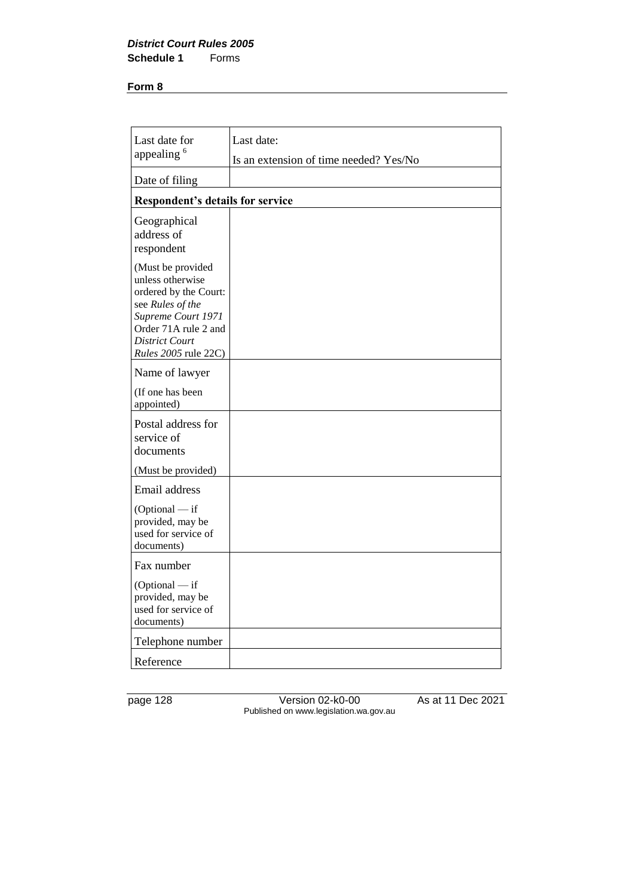**Form 8**

| | |
|---|---|
| Last date for appealing [6] | Last date:<br>Is an extension of time needed? Yes/No |
| Date of filing | |
| **Respondent's details for service** | |
| Geographical address of respondent<br>(Must be provided unless otherwise ordered by the Court: see *Rules of the Supreme Court 1971* Order 71A rule 2 and *District Court Rules 2005* rule 22C) | |
| Name of lawyer<br>(If one has been appointed) | |
| Postal address for service of documents<br>(Must be provided) | |
| Email address<br>(Optional — if provided, may be used for service of documents) | |
| Fax number<br>(Optional — if provided, may be used for service of documents) | |
| Telephone number | |
| Reference | |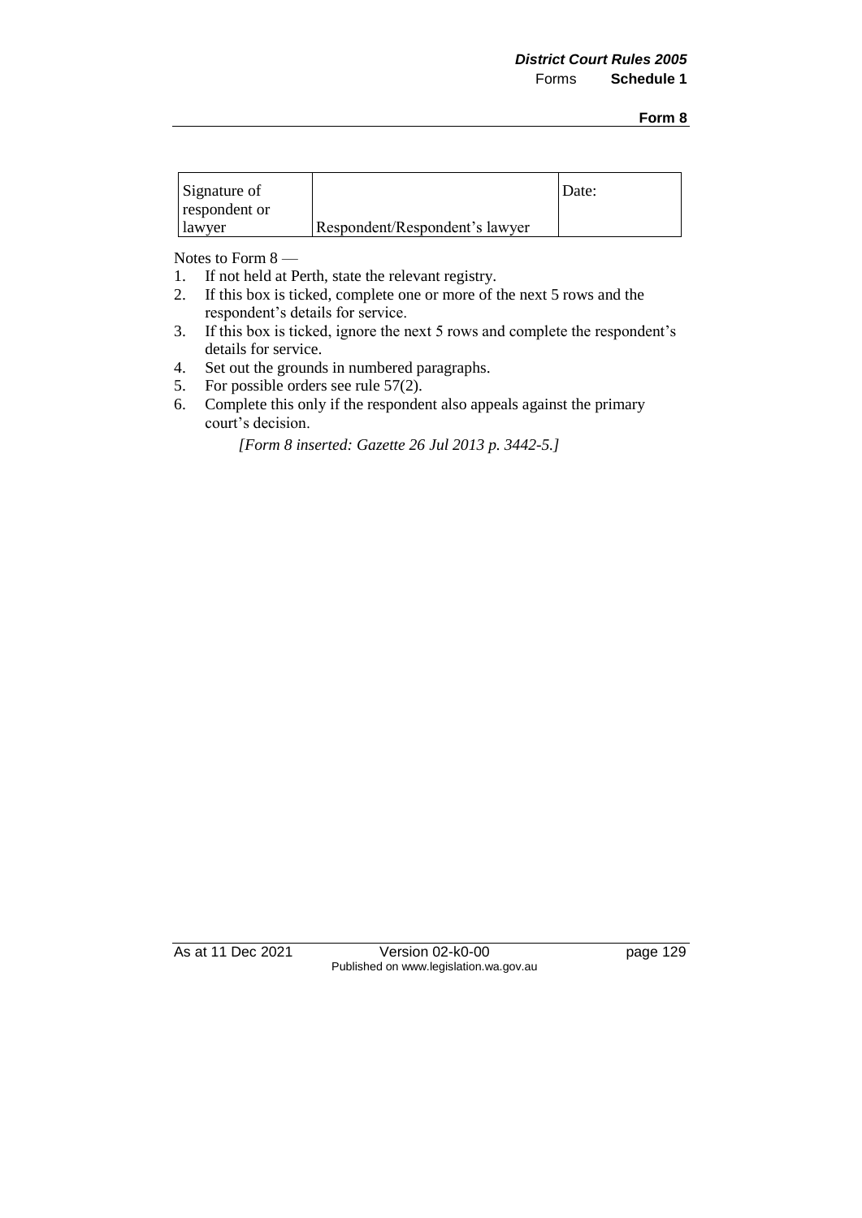| Signature of respondent or lawyer | Respondent/Respondent's lawyer | Date: |
|---|---|---|

Notes to Form 8 —

1. If not held at Perth, state the relevant registry.
2. If this box is ticked, complete one or more of the next 5 rows and the respondent's details for service.
3. If this box is ticked, ignore the next 5 rows and complete the respondent's details for service.
4. Set out the grounds in numbered paragraphs.
5. For possible orders see rule 57(2).
6. Complete this only if the respondent also appeals against the primary court's decision.

*[Form 8 inserted: Gazette 26 Jul 2013 p. 3442-5.]*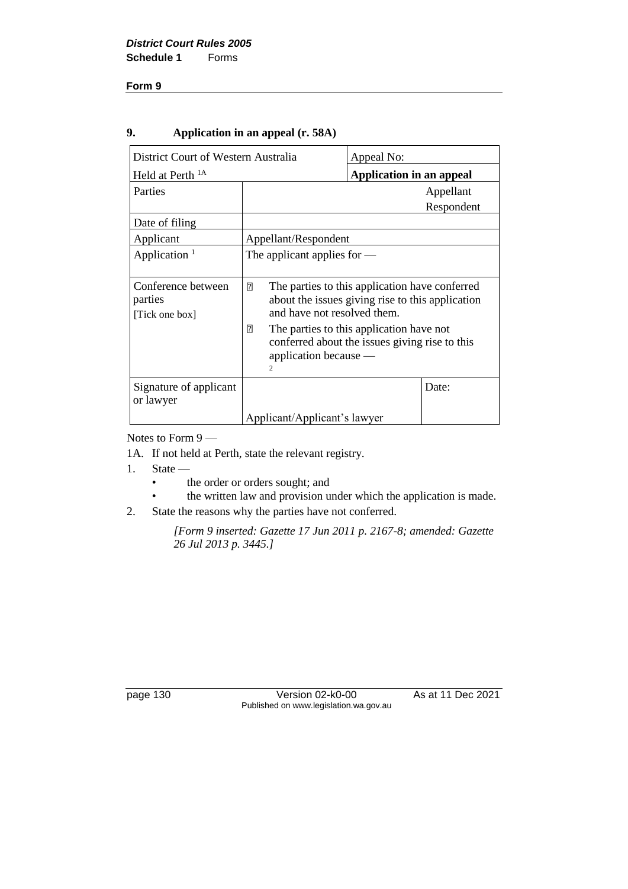**Form 9**

## 9. Application in an appeal (r. 58A)

| District Court of Western Australia | | Appeal No: |
|---|---|---|
| Held at Perth [1A] | | **Application in an appeal** |
| Parties | | Appellant<br>Respondent |
| Date of filing | | |
| Applicant | Appellant/Respondent | |
| Application [1] | The applicant applies for — | |
| Conference between parties<br>[Tick one box] | ☐ The parties to this application have conferred about the issues giving rise to this application and have not resolved them.<br>☐ The parties to this application have not conferred about the issues giving rise to this application because — [2] | |
| Signature of applicant or lawyer | Applicant/Applicant's lawyer | Date: |

Notes to Form 9 —

1A. If not held at Perth, state the relevant registry.

1. State —
   - the order or orders sought; and
   - the written law and provision under which the application is made.
2. State the reasons why the parties have not conferred.

*[Form 9 inserted: Gazette 17 Jun 2011 p. 2167-8; amended: Gazette 26 Jul 2013 p. 3445.]*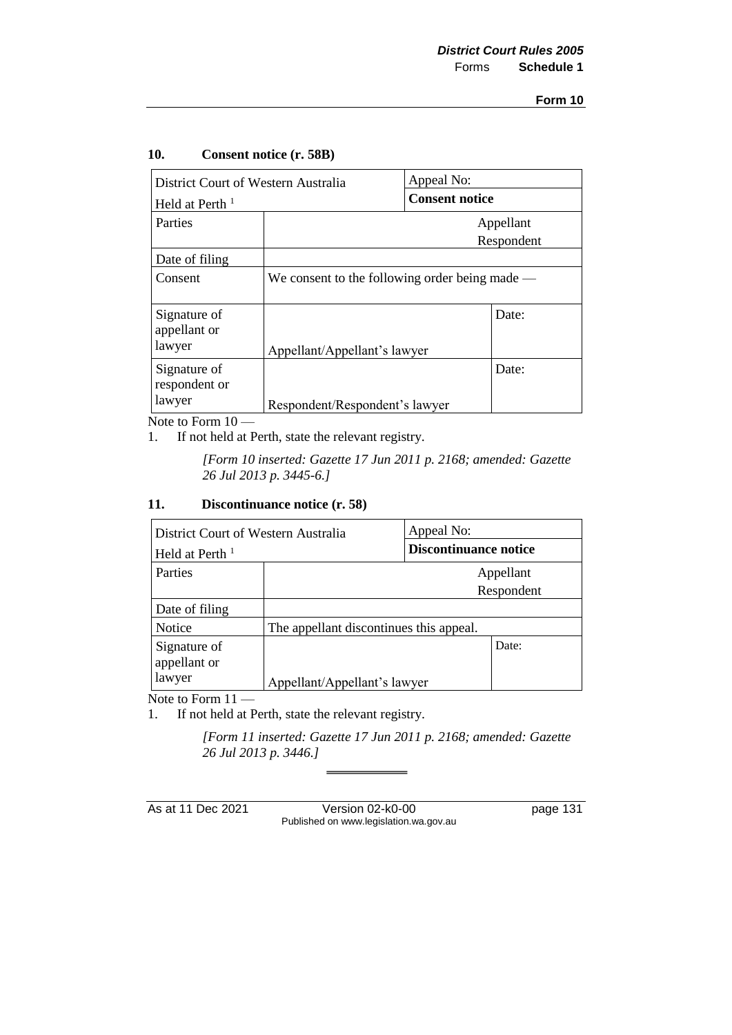## 10. Consent notice (r. 58B)

| District Court of Western Australia<br>Held at Perth [1] | | Appeal No:<br>**Consent notice** | |
|---|---|---|---|
| Parties | | Appellant<br>Respondent | |
| Date of filing | | | |
| Consent | We consent to the following order being made — | | |
| Signature of appellant or lawyer | Appellant/Appellant's lawyer | | Date: |
| Signature of respondent or lawyer | Respondent/Respondent's lawyer | | Date: |

Note to Form 10 —

1. If not held at Perth, state the relevant registry.

*[Form 10 inserted: Gazette 17 Jun 2011 p. 2168; amended: Gazette 26 Jul 2013 p. 3445-6.]*

## 11. Discontinuance notice (r. 58)

| District Court of Western Australia<br>Held at Perth [1] | | Appeal No:<br>**Discontinuance notice** | |
|---|---|---|---|
| Parties | | Appellant<br>Respondent | |
| Date of filing | | | |
| Notice | The appellant discontinues this appeal. | | |
| Signature of appellant or lawyer | Appellant/Appellant's lawyer | | Date: |

Note to Form 11 —

1. If not held at Perth, state the relevant registry.

*[Form 11 inserted: Gazette 17 Jun 2011 p. 2168; amended: Gazette 26 Jul 2013 p. 3446.]*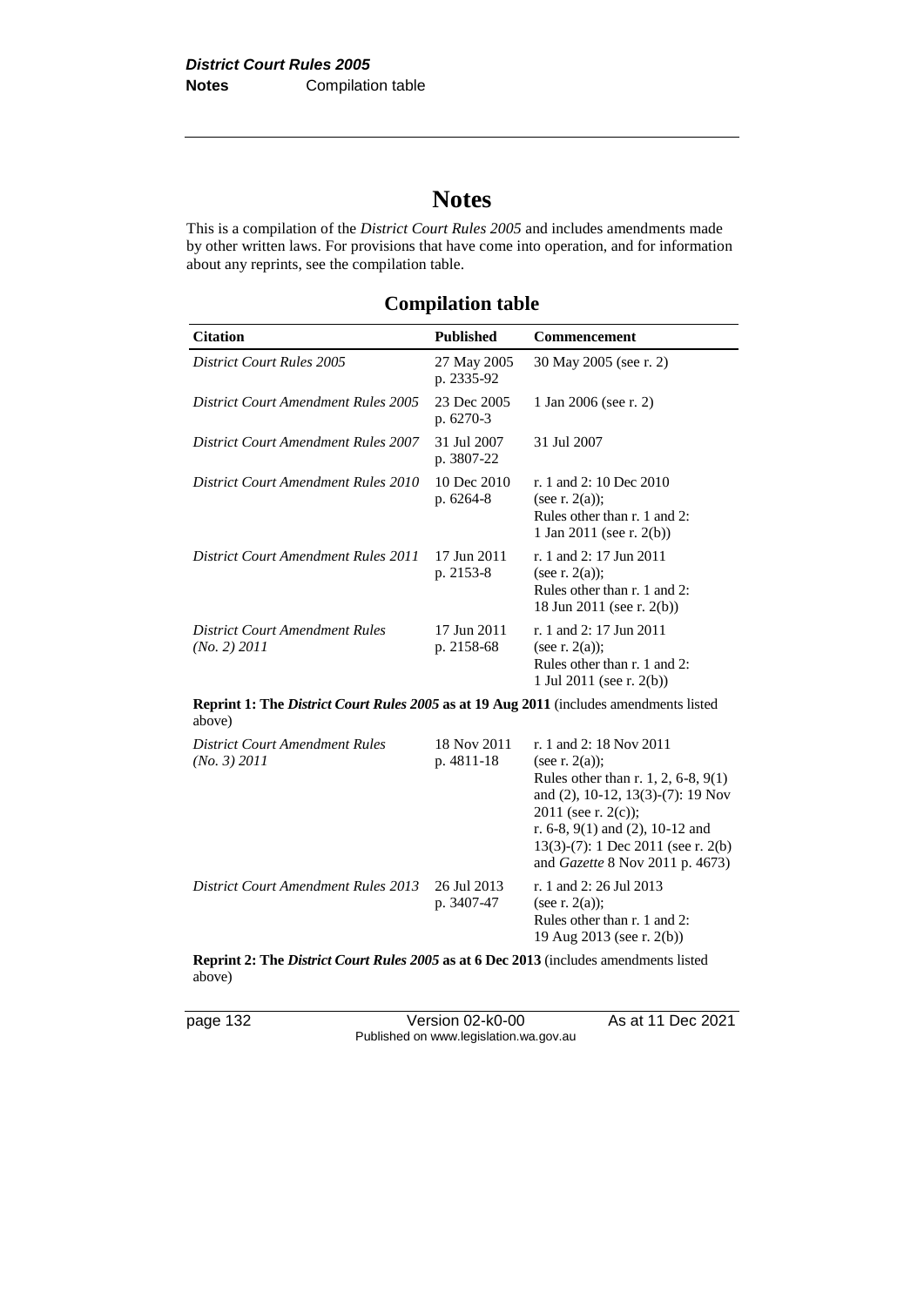# Notes

This is a compilation of the *District Court Rules 2005* and includes amendments made by other written laws. For provisions that have come into operation, and for information about any reprints, see the compilation table.

## Compilation table

| Citation | Published | Commencement |
|---|---|---|
| *District Court Rules 2005* | 27 May 2005 p. 2335-92 | 30 May 2005 (see r. 2) |
| *District Court Amendment Rules 2005* | 23 Dec 2005 p. 6270-3 | 1 Jan 2006 (see r. 2) |
| *District Court Amendment Rules 2007* | 31 Jul 2007 p. 3807-22 | 31 Jul 2007 |
| *District Court Amendment Rules 2010* | 10 Dec 2010 p. 6264-8 | r. 1 and 2: 10 Dec 2010 (see r. 2(a)); Rules other than r. 1 and 2: 1 Jan 2011 (see r. 2(b)) |
| *District Court Amendment Rules 2011* | 17 Jun 2011 p. 2153-8 | r. 1 and 2: 17 Jun 2011 (see r. 2(a)); Rules other than r. 1 and 2: 18 Jun 2011 (see r. 2(b)) |
| *District Court Amendment Rules (No. 2) 2011* | 17 Jun 2011 p. 2158-68 | r. 1 and 2: 17 Jun 2011 (see r. 2(a)); Rules other than r. 1 and 2: 1 Jul 2011 (see r. 2(b)) |
| **Reprint 1: The *District Court Rules 2005* as at 19 Aug 2011** (includes amendments listed above) | | |
| *District Court Amendment Rules (No. 3) 2011* | 18 Nov 2011 p. 4811-18 | r. 1 and 2: 18 Nov 2011 (see r. 2(a)); Rules other than r. 1, 2, 6-8, 9(1) and (2), 10-12, 13(3)-(7): 19 Nov 2011 (see r. 2(c)); r. 6-8, 9(1) and (2), 10-12 and 13(3)-(7): 1 Dec 2011 (see r. 2(b) and *Gazette* 8 Nov 2011 p. 4673) |
| *District Court Amendment Rules 2013* | 26 Jul 2013 p. 3407-47 | r. 1 and 2: 26 Jul 2013 (see r. 2(a)); Rules other than r. 1 and 2: 19 Aug 2013 (see r. 2(b)) |
| **Reprint 2: The *District Court Rules 2005* as at 6 Dec 2013** (includes amendments listed above) | | |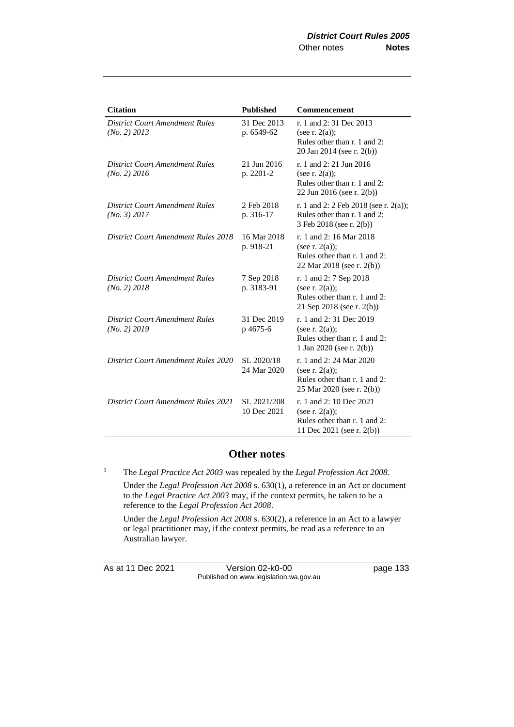| Citation | Published | Commencement |
|---|---|---|
| *District Court Amendment Rules (No. 2) 2013* | 31 Dec 2013 p. 6549-62 | r. 1 and 2: 31 Dec 2013 (see r. 2(a)); Rules other than r. 1 and 2: 20 Jan 2014 (see r. 2(b)) |
| *District Court Amendment Rules (No. 2) 2016* | 21 Jun 2016 p. 2201-2 | r. 1 and 2: 21 Jun 2016 (see r. 2(a)); Rules other than r. 1 and 2: 22 Jun 2016 (see r. 2(b)) |
| *District Court Amendment Rules (No. 3) 2017* | 2 Feb 2018 p. 316-17 | r. 1 and 2: 2 Feb 2018 (see r. 2(a)); Rules other than r. 1 and 2: 3 Feb 2018 (see r. 2(b)) |
| *District Court Amendment Rules 2018* | 16 Mar 2018 p. 918-21 | r. 1 and 2: 16 Mar 2018 (see r. 2(a)); Rules other than r. 1 and 2: 22 Mar 2018 (see r. 2(b)) |
| *District Court Amendment Rules (No. 2) 2018* | 7 Sep 2018 p. 3183-91 | r. 1 and 2: 7 Sep 2018 (see r. 2(a)); Rules other than r. 1 and 2: 21 Sep 2018 (see r. 2(b)) |
| *District Court Amendment Rules (No. 2) 2019* | 31 Dec 2019 p 4675-6 | r. 1 and 2: 31 Dec 2019 (see r. 2(a)); Rules other than r. 1 and 2: 1 Jan 2020 (see r. 2(b)) |
| *District Court Amendment Rules 2020* | SL 2020/18 24 Mar 2020 | r. 1 and 2: 24 Mar 2020 (see r. 2(a)); Rules other than r. 1 and 2: 25 Mar 2020 (see r. 2(b)) |
| *District Court Amendment Rules 2021* | SL 2021/208 10 Dec 2021 | r. 1 and 2: 10 Dec 2021 (see r. 2(a)); Rules other than r. 1 and 2: 11 Dec 2021 (see r. 2(b)) |

## Other notes

[1] The *Legal Practice Act 2003* was repealed by the *Legal Profession Act 2008*.

Under the *Legal Profession Act 2008* s. 630(1), a reference in an Act or document to the *Legal Practice Act 2003* may, if the context permits, be taken to be a reference to the *Legal Profession Act 2008*.

Under the *Legal Profession Act 2008* s. 630(2), a reference in an Act to a lawyer or legal practitioner may, if the context permits, be read as a reference to an Australian lawyer.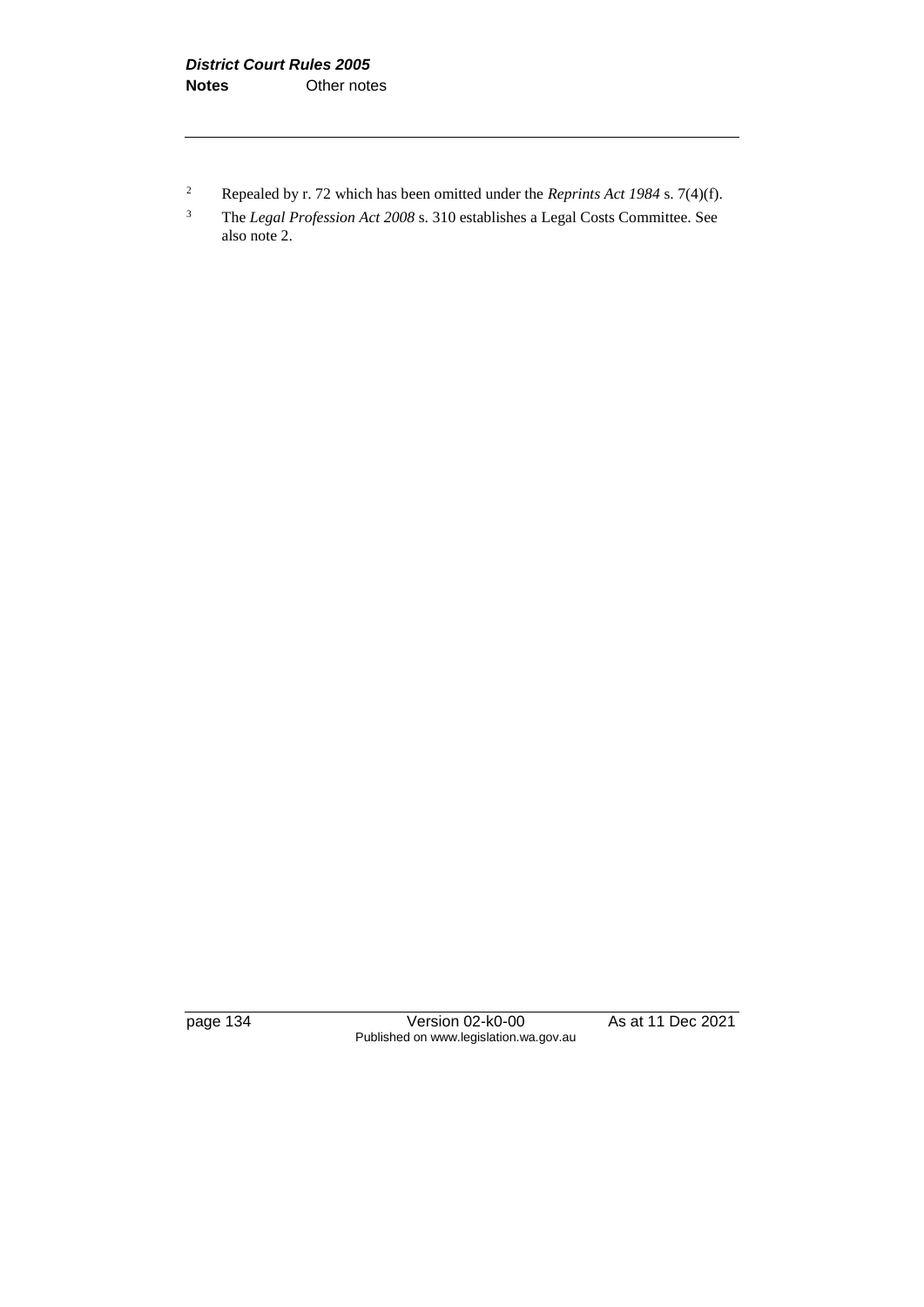[2] Repealed by r. 72 which has been omitted under the *Reprints Act 1984* s. 7(4)(f).

[3] The *Legal Profession Act 2008* s. 310 establishes a Legal Costs Committee. See also note 2.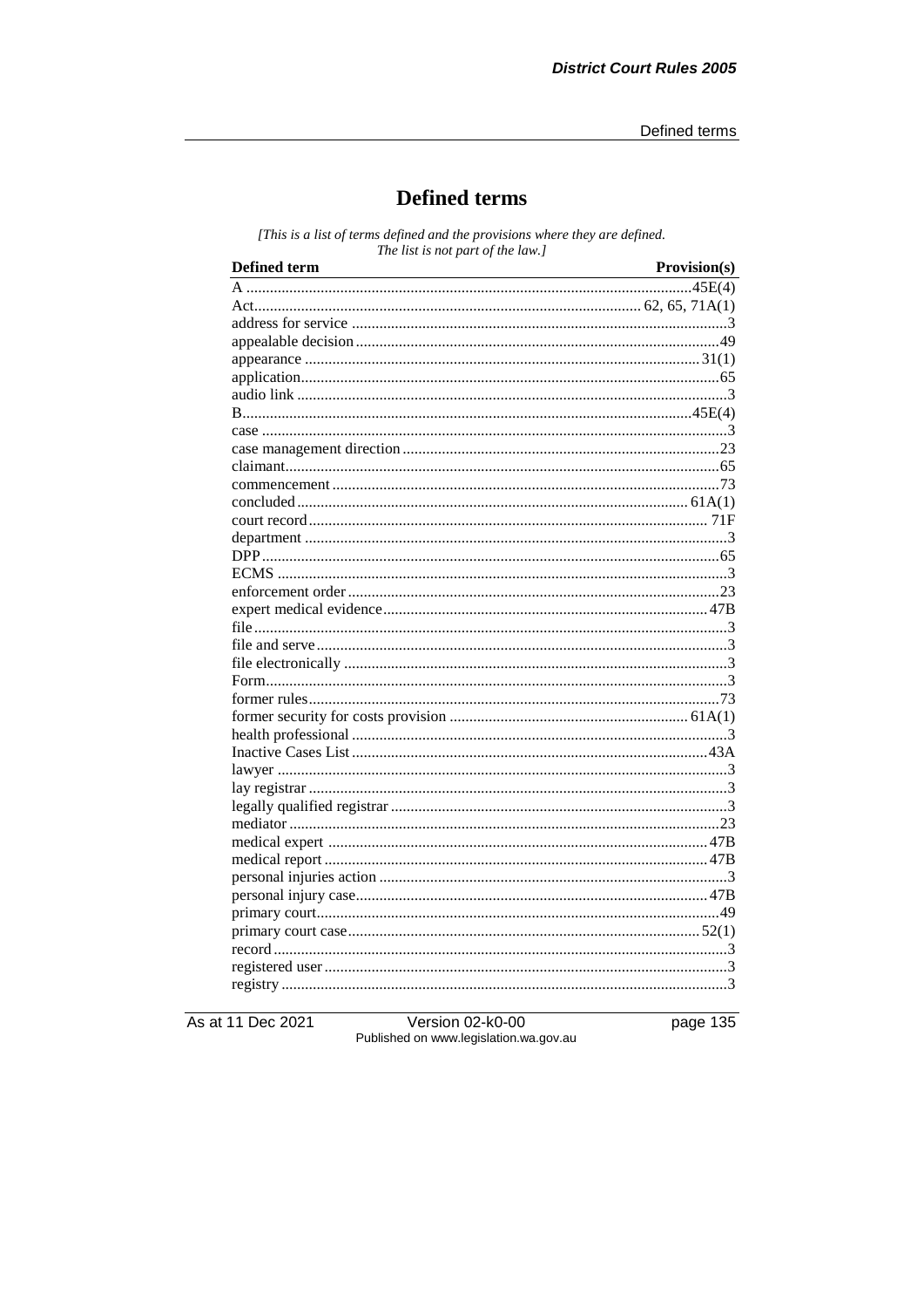# Defined terms

*[This is a list of terms defined and the provisions where they are defined. The list is not part of the law.]*

| Defined term | Provision(s) |
|---|---|
| A | 45E(4) |
| Act | 62, 65, 71A(1) |
| address for service | 3 |
| appealable decision | 49 |
| appearance | 31(1) |
| application | 65 |
| audio link | 3 |
| B | 45E(4) |
| case | 3 |
| case management direction | 23 |
| claimant | 65 |
| commencement | 73 |
| concluded | 61A(1) |
| court record | 71F |
| department | 3 |
| DPP | 65 |
| ECMS | 3 |
| enforcement order | 23 |
| expert medical evidence | 47B |
| file | 3 |
| file and serve | 3 |
| file electronically | 3 |
| Form | 3 |
| former rules | 73 |
| former security for costs provision | 61A(1) |
| health professional | 3 |
| Inactive Cases List | 43A |
| lawyer | 3 |
| lay registrar | 3 |
| legally qualified registrar | 3 |
| mediator | 23 |
| medical expert | 47B |
| medical report | 47B |
| personal injuries action | 3 |
| personal injury case | 47B |
| primary court | 49 |
| primary court case | 52(1) |
| record | 3 |
| registered user | 3 |
| registry | 3 |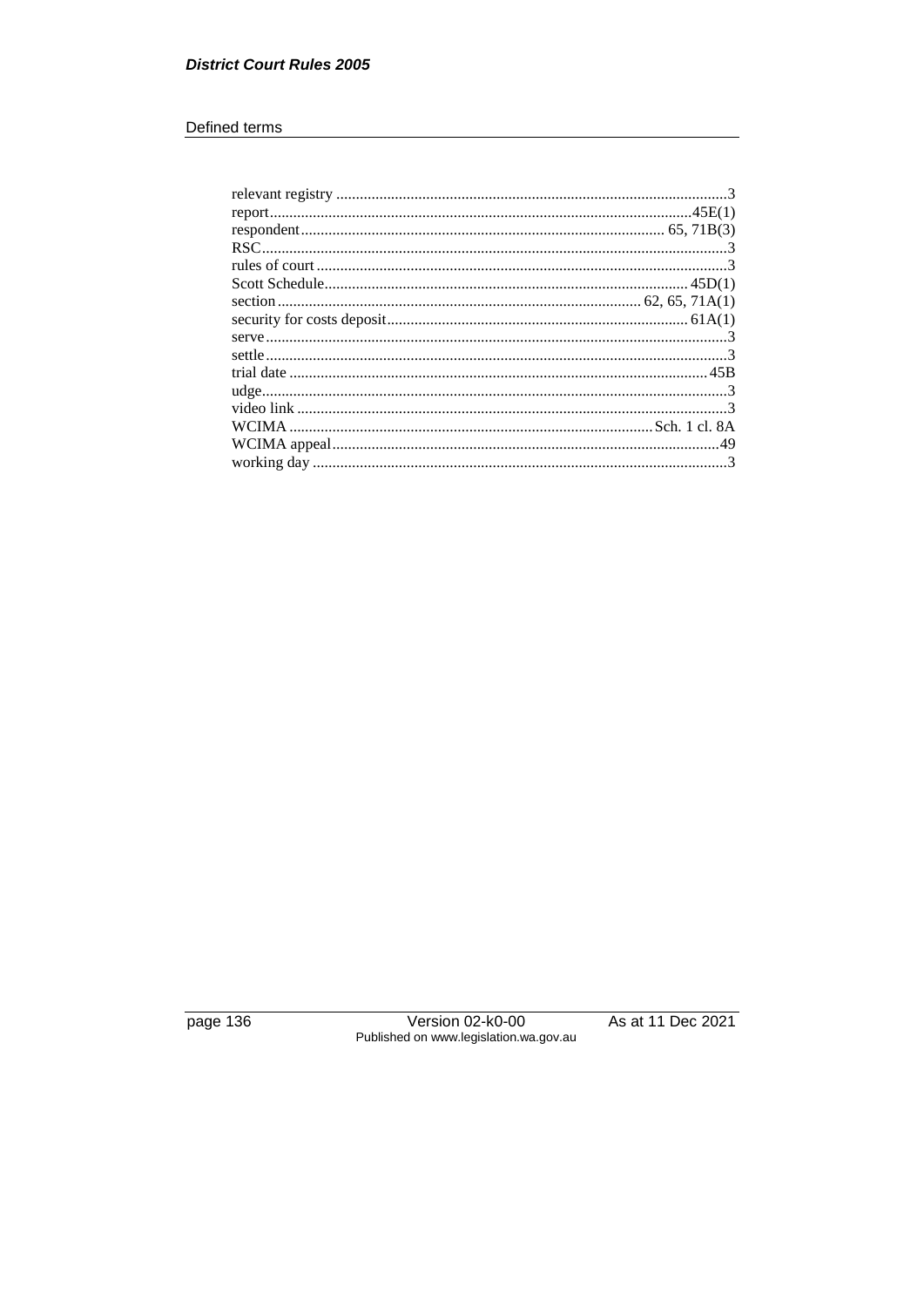## Defined terms

relevant registry ..................................................................................................3
report...........................................................................................................45E(1)
respondent............................................................................................ 65, 71B(3)
RSC.....................................................................................................................3
rules of court .......................................................................................................3
Scott Schedule............................................................................................ 45D(1)
section ........................................................................................... 62, 65, 71A(1)
security for costs deposit............................................................................ 61A(1)
serve....................................................................................................................3
settle....................................................................................................................3
trial date ........................................................................................................... 45B
udge....................................................................................................................3
video link ............................................................................................................3
WCIMA ............................................................................................ Sch. 1 cl. 8A
WCIMA appeal..................................................................................................49
working day ........................................................................................................3